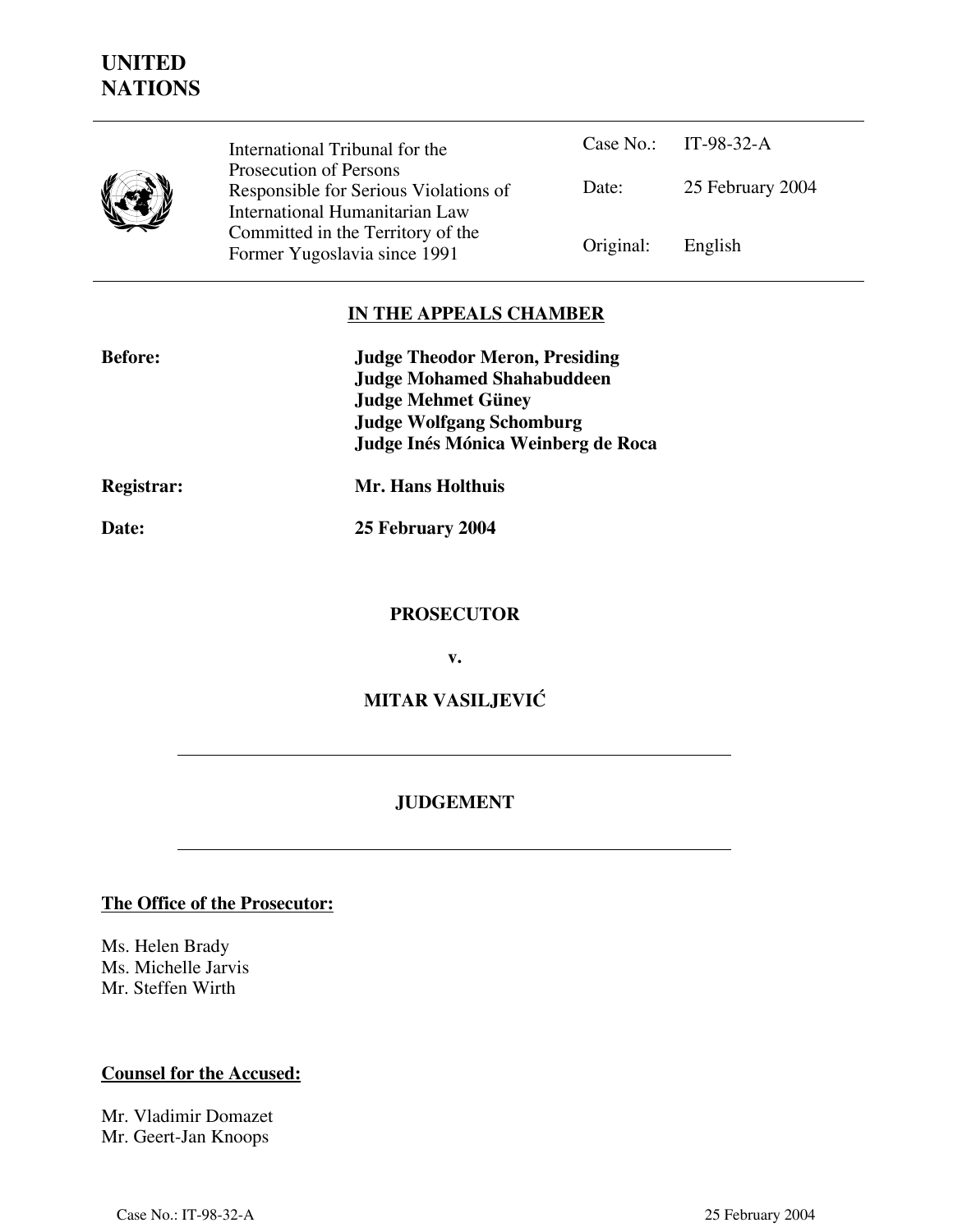# UNITED NATIONS

| | |
|---|---|
| International Tribunal for the Prosecution of Persons Responsible for Serious Violations of International Humanitarian Law Committed in the Territory of the Former Yugoslavia since 1991 | Case No.: IT-98-32-A<br>Date: 25 February 2004<br>Original: English |

## IN THE APPEALS CHAMBER

**Before:** **Judge Theodor Meron, Presiding**
**Judge Mohamed Shahabuddeen**
**Judge Mehmet Güney**
**Judge Wolfgang Schomburg**
**Judge Inés Mónica Weinberg de Roca**

**Registrar:** **Mr. Hans Holthuis**

**Date:** **25 February 2004**

**PROSECUTOR**

**v.**

**MITAR VASILJEVIĆ**

---

## JUDGEMENT

---

**The Office of the Prosecutor:**

Ms. Helen Brady
Ms. Michelle Jarvis
Mr. Steffen Wirth

**Counsel for the Accused:**

Mr. Vladimir Domazet
Mr. Geert-Jan Knoops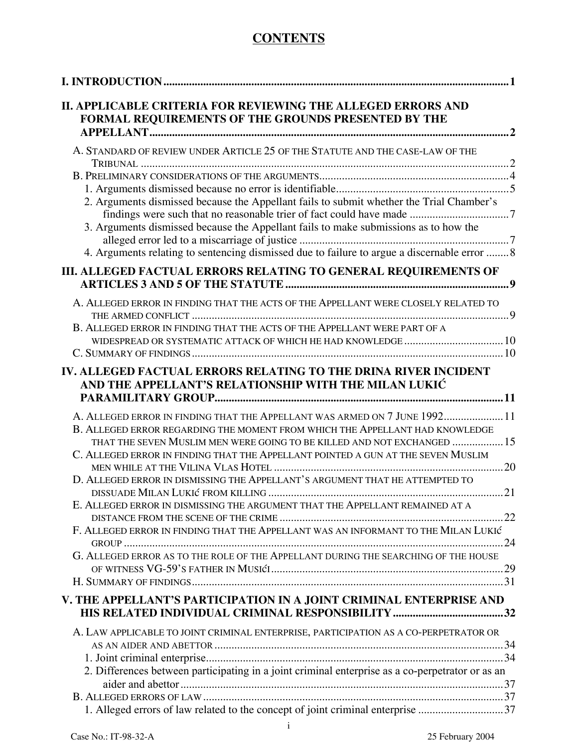# CONTENTS

**I. INTRODUCTION** .......... **1**

**II. APPLICABLE CRITERIA FOR REVIEWING THE ALLEGED ERRORS AND FORMAL REQUIREMENTS OF THE GROUNDS PRESENTED BY THE APPELLANT** .......... **2**

- A. STANDARD OF REVIEW UNDER ARTICLE 25 OF THE STATUTE AND THE CASE-LAW OF THE TRIBUNAL .......... 2
- B. PRELIMINARY CONSIDERATIONS OF THE ARGUMENTS .......... 4
  - 1. Arguments dismissed because no error is identifiable .......... 5
  - 2. Arguments dismissed because the Appellant fails to submit whether the Trial Chamber's findings were such that no reasonable trier of fact could have made .......... 7
  - 3. Arguments dismissed because the Appellant fails to make submissions as to how the alleged error led to a miscarriage of justice .......... 7
  - 4. Arguments relating to sentencing dismissed due to failure to argue a discernable error .......... 8

**III. ALLEGED FACTUAL ERRORS RELATING TO GENERAL REQUIREMENTS OF ARTICLES 3 AND 5 OF THE STATUTE** .......... **9**

- A. ALLEGED ERROR IN FINDING THAT THE ACTS OF THE APPELLANT WERE CLOSELY RELATED TO THE ARMED CONFLICT .......... 9
- B. ALLEGED ERROR IN FINDING THAT THE ACTS OF THE APPELLANT WERE PART OF A WIDESPREAD OR SYSTEMATIC ATTACK OF WHICH HE HAD KNOWLEDGE .......... 10
- C. SUMMARY OF FINDINGS .......... 10

**IV. ALLEGED FACTUAL ERRORS RELATING TO THE DRINA RIVER INCIDENT AND THE APPELLANT'S RELATIONSHIP WITH THE MILAN LUKIĆ PARAMILITARY GROUP** .......... **11**

- A. ALLEGED ERROR IN FINDING THAT THE APPELLANT WAS ARMED ON 7 JUNE 1992 .......... 11
- B. ALLEGED ERROR REGARDING THE MOMENT FROM WHICH THE APPELLANT HAD KNOWLEDGE THAT THE SEVEN MUSLIM MEN WERE GOING TO BE KILLED AND NOT EXCHANGED .......... 15
- C. ALLEGED ERROR IN FINDING THAT THE APPELLANT POINTED A GUN AT THE SEVEN MUSLIM MEN WHILE AT THE VILINA VLAS HOTEL .......... 20
- D. ALLEGED ERROR IN DISMISSING THE APPELLANT'S ARGUMENT THAT HE ATTEMPTED TO DISSUADE MILAN LUKIĆ FROM KILLING .......... 21
- E. ALLEGED ERROR IN DISMISSING THE ARGUMENT THAT THE APPELLANT REMAINED AT A DISTANCE FROM THE SCENE OF THE CRIME .......... 22
- F. ALLEGED ERROR IN FINDING THAT THE APPELLANT WAS AN INFORMANT TO THE MILAN LUKIĆ GROUP .......... 24
- G. ALLEGED ERROR AS TO THE ROLE OF THE APPELLANT DURING THE SEARCHING OF THE HOUSE OF WITNESS VG-59'S FATHER IN MUSIĆI .......... 29
- H. SUMMARY OF FINDINGS .......... 31

**V. THE APPELLANT'S PARTICIPATION IN A JOINT CRIMINAL ENTERPRISE AND HIS RELATED INDIVIDUAL CRIMINAL RESPONSIBILITY** .......... **32**

- A. LAW APPLICABLE TO JOINT CRIMINAL ENTERPRISE, PARTICIPATION AS A CO-PERPETRATOR OR AS AN AIDER AND ABETTOR .......... 34
  - 1. Joint criminal enterprise .......... 34
  - 2. Differences between participating in a joint criminal enterprise as a co-perpetrator or as an aider and abettor .......... 37
- B. ALLEGED ERRORS OF LAW .......... 37
  - 1. Alleged errors of law related to the concept of joint criminal enterprise .......... 37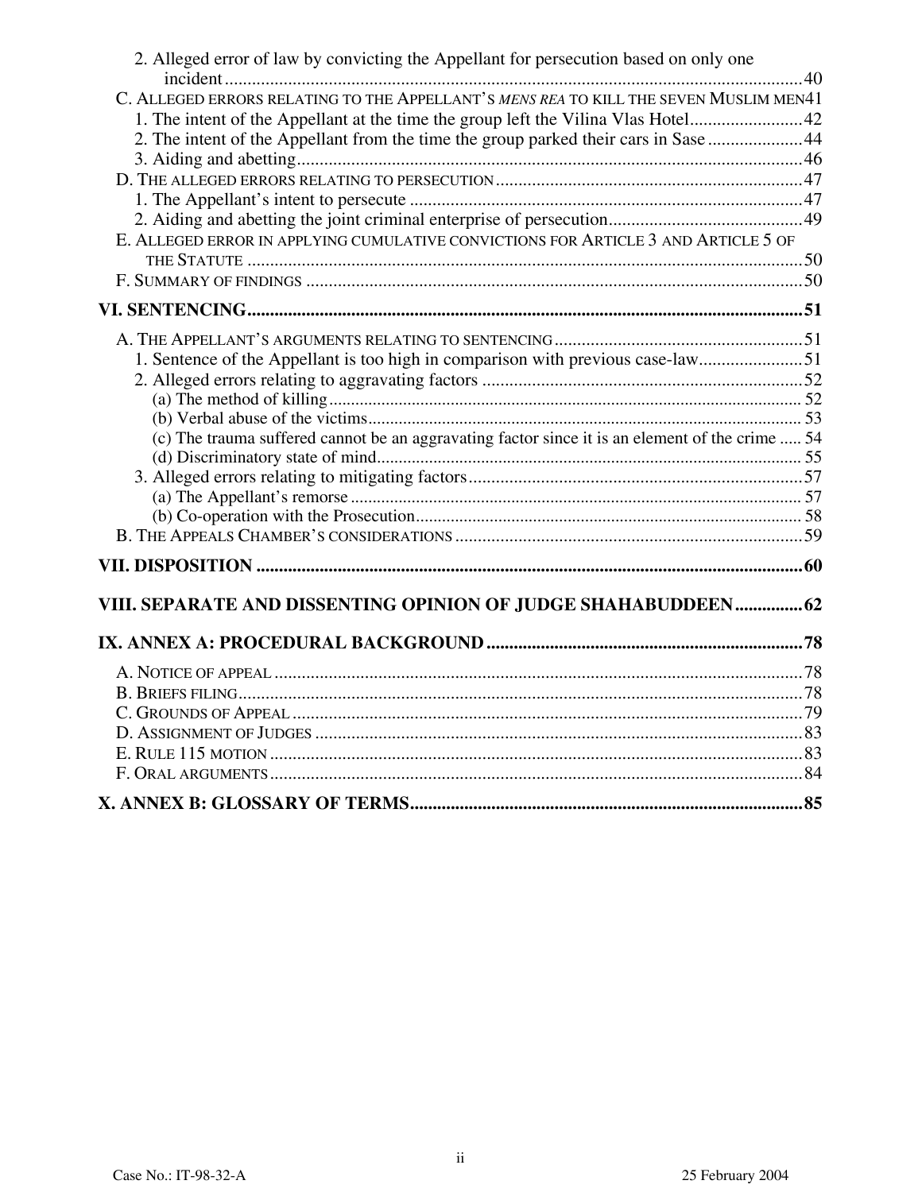2. Alleged error of law by convicting the Appellant for persecution based on only one incident ........ 40

C. ALLEGED ERRORS RELATING TO THE APPELLANT'S *MENS REA* TO KILL THE SEVEN MUSLIM MEN ........ 41

1. The intent of the Appellant at the time the group left the Vilina Vlas Hotel ........ 42
2. The intent of the Appellant from the time the group parked their cars in Sase ........ 44
3. Aiding and abetting ........ 46

D. THE ALLEGED ERRORS RELATING TO PERSECUTION ........ 47

1. The Appellant's intent to persecute ........ 47
2. Aiding and abetting the joint criminal enterprise of persecution ........ 49

E. ALLEGED ERROR IN APPLYING CUMULATIVE CONVICTIONS FOR ARTICLE 3 AND ARTICLE 5 OF THE STATUTE ........ 50

F. SUMMARY OF FINDINGS ........ 50

**VI. SENTENCING ........ 51**

A. THE APPELLANT'S ARGUMENTS RELATING TO SENTENCING ........ 51

1. Sentence of the Appellant is too high in comparison with previous case-law ........ 51
2. Alleged errors relating to aggravating factors ........ 52
   - (a) The method of killing ........ 52
   - (b) Verbal abuse of the victims ........ 53
   - (c) The trauma suffered cannot be an aggravating factor since it is an element of the crime ........ 54
   - (d) Discriminatory state of mind ........ 55
3. Alleged errors relating to mitigating factors ........ 57
   - (a) The Appellant's remorse ........ 57
   - (b) Co-operation with the Prosecution ........ 58

B. THE APPEALS CHAMBER'S CONSIDERATIONS ........ 59

**VII. DISPOSITION ........ 60**

**VIII. SEPARATE AND DISSENTING OPINION OF JUDGE SHAHABUDDEEN ........ 62**

**IX. ANNEX A: PROCEDURAL BACKGROUND ........ 78**

A. NOTICE OF APPEAL ........ 78

B. BRIEFS FILING ........ 78

C. GROUNDS OF APPEAL ........ 79

D. ASSIGNMENT OF JUDGES ........ 83

E. RULE 115 MOTION ........ 83

F. ORAL ARGUMENTS ........ 84

**X. ANNEX B: GLOSSARY OF TERMS ........ 85**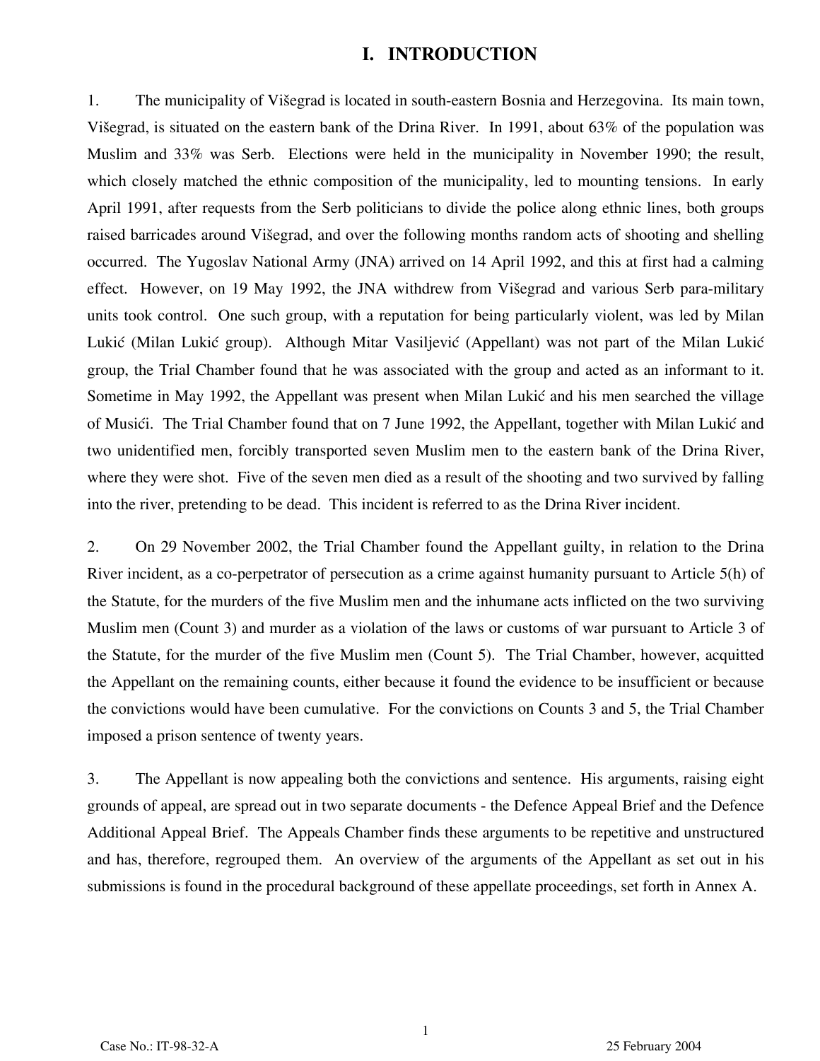# I. INTRODUCTION

1. The municipality of Višegrad is located in south-eastern Bosnia and Herzegovina. Its main town, Višegrad, is situated on the eastern bank of the Drina River. In 1991, about 63% of the population was Muslim and 33% was Serb. Elections were held in the municipality in November 1990; the result, which closely matched the ethnic composition of the municipality, led to mounting tensions. In early April 1991, after requests from the Serb politicians to divide the police along ethnic lines, both groups raised barricades around Višegrad, and over the following months random acts of shooting and shelling occurred. The Yugoslav National Army (JNA) arrived on 14 April 1992, and this at first had a calming effect. However, on 19 May 1992, the JNA withdrew from Višegrad and various Serb para-military units took control. One such group, with a reputation for being particularly violent, was led by Milan Lukić (Milan Lukić group). Although Mitar Vasiljević (Appellant) was not part of the Milan Lukić group, the Trial Chamber found that he was associated with the group and acted as an informant to it. Sometime in May 1992, the Appellant was present when Milan Lukić and his men searched the village of Musići. The Trial Chamber found that on 7 June 1992, the Appellant, together with Milan Lukić and two unidentified men, forcibly transported seven Muslim men to the eastern bank of the Drina River, where they were shot. Five of the seven men died as a result of the shooting and two survived by falling into the river, pretending to be dead. This incident is referred to as the Drina River incident.

2. On 29 November 2002, the Trial Chamber found the Appellant guilty, in relation to the Drina River incident, as a co-perpetrator of persecution as a crime against humanity pursuant to Article 5(h) of the Statute, for the murders of the five Muslim men and the inhumane acts inflicted on the two surviving Muslim men (Count 3) and murder as a violation of the laws or customs of war pursuant to Article 3 of the Statute, for the murder of the five Muslim men (Count 5). The Trial Chamber, however, acquitted the Appellant on the remaining counts, either because it found the evidence to be insufficient or because the convictions would have been cumulative. For the convictions on Counts 3 and 5, the Trial Chamber imposed a prison sentence of twenty years.

3. The Appellant is now appealing both the convictions and sentence. His arguments, raising eight grounds of appeal, are spread out in two separate documents - the Defence Appeal Brief and the Defence Additional Appeal Brief. The Appeals Chamber finds these arguments to be repetitive and unstructured and has, therefore, regrouped them. An overview of the arguments of the Appellant as set out in his submissions is found in the procedural background of these appellate proceedings, set forth in Annex A.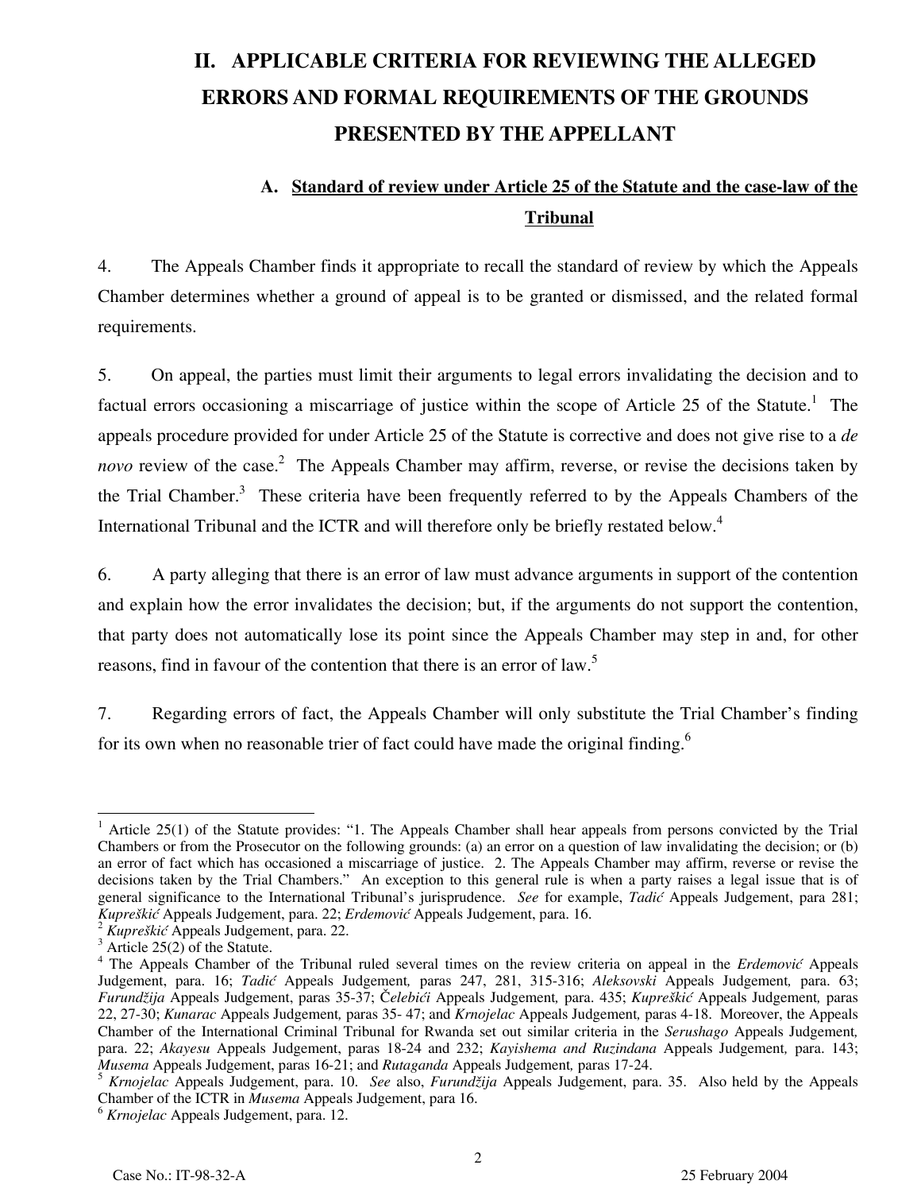## II. APPLICABLE CRITERIA FOR REVIEWING THE ALLEGED ERRORS AND FORMAL REQUIREMENTS OF THE GROUNDS PRESENTED BY THE APPELLANT

### A. <u>Standard of review under Article 25 of the Statute and the case-law of the Tribunal</u>

4. The Appeals Chamber finds it appropriate to recall the standard of review by which the Appeals Chamber determines whether a ground of appeal is to be granted or dismissed, and the related formal requirements.

5. On appeal, the parties must limit their arguments to legal errors invalidating the decision and to factual errors occasioning a miscarriage of justice within the scope of Article 25 of the Statute.[1] The appeals procedure provided for under Article 25 of the Statute is corrective and does not give rise to a *de novo* review of the case.[2] The Appeals Chamber may affirm, reverse, or revise the decisions taken by the Trial Chamber.[3] These criteria have been frequently referred to by the Appeals Chambers of the International Tribunal and the ICTR and will therefore only be briefly restated below.[4]

6. A party alleging that there is an error of law must advance arguments in support of the contention and explain how the error invalidates the decision; but, if the arguments do not support the contention, that party does not automatically lose its point since the Appeals Chamber may step in and, for other reasons, find in favour of the contention that there is an error of law.[5]

7. Regarding errors of fact, the Appeals Chamber will only substitute the Trial Chamber's finding for its own when no reasonable trier of fact could have made the original finding.[6]

---

[1] Article 25(1) of the Statute provides: "1. The Appeals Chamber shall hear appeals from persons convicted by the Trial Chambers or from the Prosecutor on the following grounds: (a) an error on a question of law invalidating the decision; or (b) an error of fact which has occasioned a miscarriage of justice. 2. The Appeals Chamber may affirm, reverse or revise the decisions taken by the Trial Chambers." An exception to this general rule is when a party raises a legal issue that is of general significance to the International Tribunal's jurisprudence. *See* for example, *Tadić* Appeals Judgement, para 281; *Kupreškić* Appeals Judgement, para. 22; *Erdemović* Appeals Judgement, para. 16.

[2] *Kupreškić* Appeals Judgement, para. 22.

[3] Article 25(2) of the Statute.

[4] The Appeals Chamber of the Tribunal ruled several times on the review criteria on appeal in the *Erdemović* Appeals Judgement, para. 16; *Tadić* Appeals Judgement, paras 247, 281, 315-316; *Aleksovski* Appeals Judgement, para. 63; *Furundžija* Appeals Judgement, paras 35-37; *Čelebići* Appeals Judgement, para. 435; *Kupreškić* Appeals Judgement, paras 22, 27-30; *Kunarac* Appeals Judgement, paras 35- 47; and *Krnojelac* Appeals Judgement, paras 4-18. Moreover, the Appeals Chamber of the International Criminal Tribunal for Rwanda set out similar criteria in the *Serushago* Appeals Judgement, para. 22; *Akayesu* Appeals Judgement, paras 18-24 and 232; *Kayishema and Ruzindana* Appeals Judgement, para. 143; *Musema* Appeals Judgement, paras 16-21; and *Rutaganda* Appeals Judgement, paras 17-24.

[5] *Krnojelac* Appeals Judgement, para. 10. *See* also, *Furundžija* Appeals Judgement, para. 35. Also held by the Appeals Chamber of the ICTR in *Musema* Appeals Judgement, para 16.

[6] *Krnojelac* Appeals Judgement, para. 12.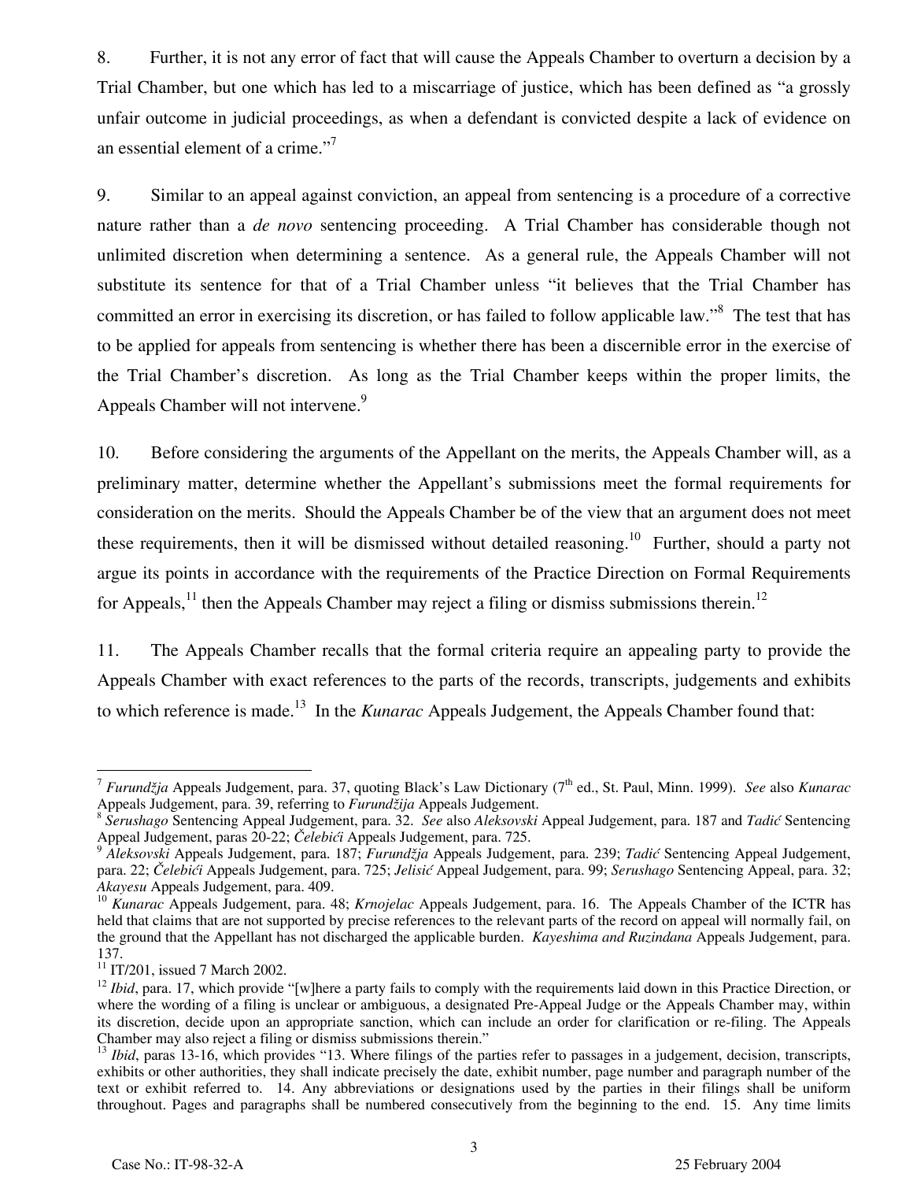8. Further, it is not any error of fact that will cause the Appeals Chamber to overturn a decision by a Trial Chamber, but one which has led to a miscarriage of justice, which has been defined as "a grossly unfair outcome in judicial proceedings, as when a defendant is convicted despite a lack of evidence on an essential element of a crime."[7]

9. Similar to an appeal against conviction, an appeal from sentencing is a procedure of a corrective nature rather than a *de novo* sentencing proceeding. A Trial Chamber has considerable though not unlimited discretion when determining a sentence. As a general rule, the Appeals Chamber will not substitute its sentence for that of a Trial Chamber unless "it believes that the Trial Chamber has committed an error in exercising its discretion, or has failed to follow applicable law."[8] The test that has to be applied for appeals from sentencing is whether there has been a discernible error in the exercise of the Trial Chamber's discretion. As long as the Trial Chamber keeps within the proper limits, the Appeals Chamber will not intervene.[9]

10. Before considering the arguments of the Appellant on the merits, the Appeals Chamber will, as a preliminary matter, determine whether the Appellant's submissions meet the formal requirements for consideration on the merits. Should the Appeals Chamber be of the view that an argument does not meet these requirements, then it will be dismissed without detailed reasoning.[10] Further, should a party not argue its points in accordance with the requirements of the Practice Direction on Formal Requirements for Appeals,[11] then the Appeals Chamber may reject a filing or dismiss submissions therein.[12]

11. The Appeals Chamber recalls that the formal criteria require an appealing party to provide the Appeals Chamber with exact references to the parts of the records, transcripts, judgements and exhibits to which reference is made.[13] In the *Kunarac* Appeals Judgement, the Appeals Chamber found that:

---

[7] *Furundžja* Appeals Judgement, para. 37, quoting Black's Law Dictionary (7th ed., St. Paul, Minn. 1999). *See* also *Kunarac* Appeals Judgement, para. 39, referring to *Furundžija* Appeals Judgement.

[8] *Serushago* Sentencing Appeal Judgement, para. 32. *See* also *Aleksovski* Appeal Judgement, para. 187 and *Tadić* Sentencing Appeal Judgement, paras 20-22; *Čelebići* Appeals Judgement, para. 725.

[9] *Aleksovski* Appeals Judgement, para. 187; *Furundžja* Appeals Judgement, para. 239; *Tadić* Sentencing Appeal Judgement, para. 22; *Čelebići* Appeals Judgement, para. 725; *Jelisić* Appeal Judgement, para. 99; *Serushago* Sentencing Appeal, para. 32; *Akayesu* Appeals Judgement, para. 409.

[10] *Kunarac* Appeals Judgement, para. 48; *Krnojelac* Appeals Judgement, para. 16. The Appeals Chamber of the ICTR has held that claims that are not supported by precise references to the relevant parts of the record on appeal will normally fail, on the ground that the Appellant has not discharged the applicable burden. *Kayeshima and Ruzindana* Appeals Judgement, para. 137.

[11] IT/201, issued 7 March 2002.

[12] *Ibid*, para. 17, which provide "[w]here a party fails to comply with the requirements laid down in this Practice Direction, or where the wording of a filing is unclear or ambiguous, a designated Pre-Appeal Judge or the Appeals Chamber may, within its discretion, decide upon an appropriate sanction, which can include an order for clarification or re-filing. The Appeals Chamber may also reject a filing or dismiss submissions therein."

[13] *Ibid*, paras 13-16, which provides "13. Where filings of the parties refer to passages in a judgement, decision, transcripts, exhibits or other authorities, they shall indicate precisely the date, exhibit number, page number and paragraph number of the text or exhibit referred to. 14. Any abbreviations or designations used by the parties in their filings shall be uniform throughout. Pages and paragraphs shall be numbered consecutively from the beginning to the end. 15. Any time limits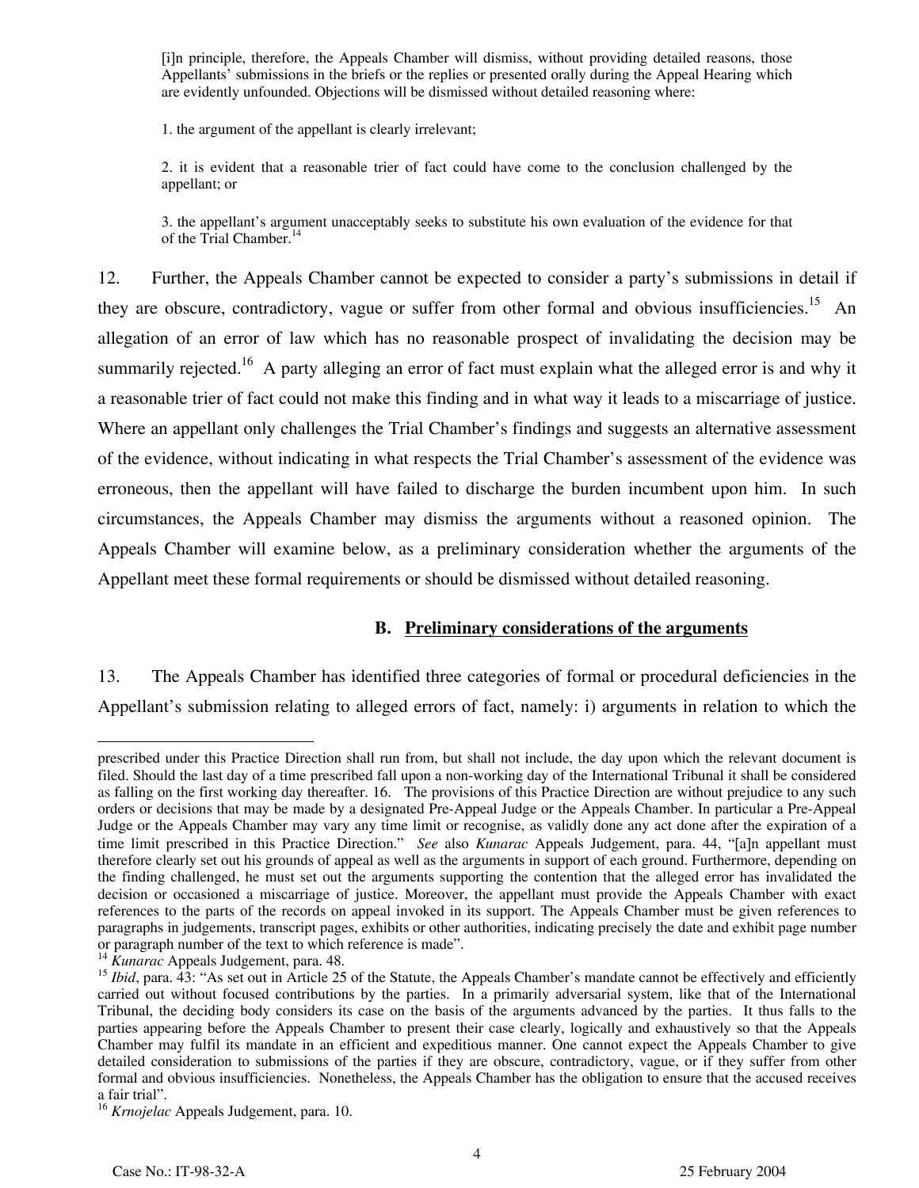> [i]n principle, therefore, the Appeals Chamber will dismiss, without providing detailed reasons, those Appellants' submissions in the briefs or the replies or presented orally during the Appeal Hearing which are evidently unfounded. Objections will be dismissed without detailed reasoning where:
>
> 1. the argument of the appellant is clearly irrelevant;
>
> 2. it is evident that a reasonable trier of fact could have come to the conclusion challenged by the appellant; or
>
> 3. the appellant's argument unacceptably seeks to substitute his own evaluation of the evidence for that of the Trial Chamber.[14]

12. Further, the Appeals Chamber cannot be expected to consider a party's submissions in detail if they are obscure, contradictory, vague or suffer from other formal and obvious insufficiencies.[15] An allegation of an error of law which has no reasonable prospect of invalidating the decision may be summarily rejected.[16] A party alleging an error of fact must explain what the alleged error is and why it a reasonable trier of fact could not make this finding and in what way it leads to a miscarriage of justice. Where an appellant only challenges the Trial Chamber's findings and suggests an alternative assessment of the evidence, without indicating in what respects the Trial Chamber's assessment of the evidence was erroneous, then the appellant will have failed to discharge the burden incumbent upon him. In such circumstances, the Appeals Chamber may dismiss the arguments without a reasoned opinion. The Appeals Chamber will examine below, as a preliminary consideration whether the arguments of the Appellant meet these formal requirements or should be dismissed without detailed reasoning.

## B. Preliminary considerations of the arguments

13. The Appeals Chamber has identified three categories of formal or procedural deficiencies in the Appellant's submission relating to alleged errors of fact, namely: i) arguments in relation to which the

---

prescribed under this Practice Direction shall run from, but shall not include, the day upon which the relevant document is filed. Should the last day of a time prescribed fall upon a non-working day of the International Tribunal it shall be considered as falling on the first working day thereafter. 16. The provisions of this Practice Direction are without prejudice to any such orders or decisions that may be made by a designated Pre-Appeal Judge or the Appeals Chamber. In particular a Pre-Appeal Judge or the Appeals Chamber may vary any time limit or recognise, as validly done any act done after the expiration of a time limit prescribed in this Practice Direction." *See* also *Kunarac* Appeals Judgement, para. 44, "[a]n appellant must therefore clearly set out his grounds of appeal as well as the arguments in support of each ground. Furthermore, depending on the finding challenged, he must set out the arguments supporting the contention that the alleged error has invalidated the decision or occasioned a miscarriage of justice. Moreover, the appellant must provide the Appeals Chamber with exact references to the parts of the records on appeal invoked in its support. The Appeals Chamber must be given references to paragraphs in judgements, transcript pages, exhibits or other authorities, indicating precisely the date and exhibit page number or paragraph number of the text to which reference is made".

[14] *Kunarac* Appeals Judgement, para. 48.

[15] *Ibid*, para. 43: "As set out in Article 25 of the Statute, the Appeals Chamber's mandate cannot be effectively and efficiently carried out without focused contributions by the parties. In a primarily adversarial system, like that of the International Tribunal, the deciding body considers its case on the basis of the arguments advanced by the parties. It thus falls to the parties appearing before the Appeals Chamber to present their case clearly, logically and exhaustively so that the Appeals Chamber may fulfil its mandate in an efficient and expeditious manner. One cannot expect the Appeals Chamber to give detailed consideration to submissions of the parties if they are obscure, contradictory, vague, or if they suffer from other formal and obvious insufficiencies. Nonetheless, the Appeals Chamber has the obligation to ensure that the accused receives a fair trial".

[16] *Krnojelac* Appeals Judgement, para. 10.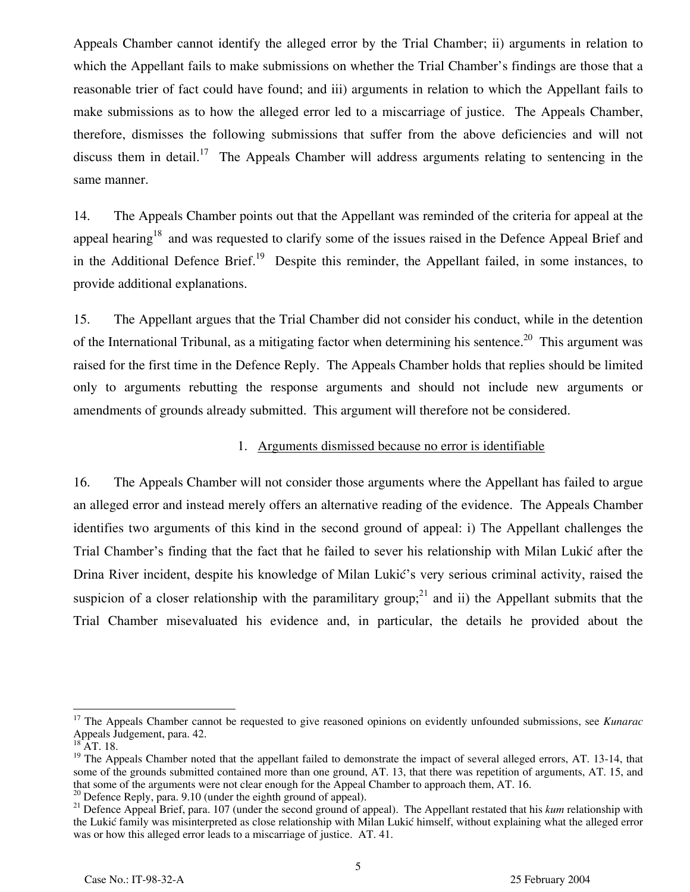Appeals Chamber cannot identify the alleged error by the Trial Chamber; ii) arguments in relation to which the Appellant fails to make submissions on whether the Trial Chamber's findings are those that a reasonable trier of fact could have found; and iii) arguments in relation to which the Appellant fails to make submissions as to how the alleged error led to a miscarriage of justice. The Appeals Chamber, therefore, dismisses the following submissions that suffer from the above deficiencies and will not discuss them in detail.[17] The Appeals Chamber will address arguments relating to sentencing in the same manner.

14. The Appeals Chamber points out that the Appellant was reminded of the criteria for appeal at the appeal hearing[18] and was requested to clarify some of the issues raised in the Defence Appeal Brief and in the Additional Defence Brief.[19] Despite this reminder, the Appellant failed, in some instances, to provide additional explanations.

15. The Appellant argues that the Trial Chamber did not consider his conduct, while in the detention of the International Tribunal, as a mitigating factor when determining his sentence.[20] This argument was raised for the first time in the Defence Reply. The Appeals Chamber holds that replies should be limited only to arguments rebutting the response arguments and should not include new arguments or amendments of grounds already submitted. This argument will therefore not be considered.

1. Arguments dismissed because no error is identifiable

16. The Appeals Chamber will not consider those arguments where the Appellant has failed to argue an alleged error and instead merely offers an alternative reading of the evidence. The Appeals Chamber identifies two arguments of this kind in the second ground of appeal: i) The Appellant challenges the Trial Chamber's finding that the fact that he failed to sever his relationship with Milan Lukić after the Drina River incident, despite his knowledge of Milan Lukić's very serious criminal activity, raised the suspicion of a closer relationship with the paramilitary group;[21] and ii) the Appellant submits that the Trial Chamber misevaluated his evidence and, in particular, the details he provided about the

---

[17] The Appeals Chamber cannot be requested to give reasoned opinions on evidently unfounded submissions, see *Kunarac* Appeals Judgement, para. 42.

[18] AT. 18.

[19] The Appeals Chamber noted that the appellant failed to demonstrate the impact of several alleged errors, AT. 13-14, that some of the grounds submitted contained more than one ground, AT. 13, that there was repetition of arguments, AT. 15, and that some of the arguments were not clear enough for the Appeal Chamber to approach them, AT. 16.

[20] Defence Reply, para. 9.10 (under the eighth ground of appeal).

[21] Defence Appeal Brief, para. 107 (under the second ground of appeal). The Appellant restated that his *kum* relationship with the Lukić family was misinterpreted as close relationship with Milan Lukić himself, without explaining what the alleged error was or how this alleged error leads to a miscarriage of justice. AT. 41.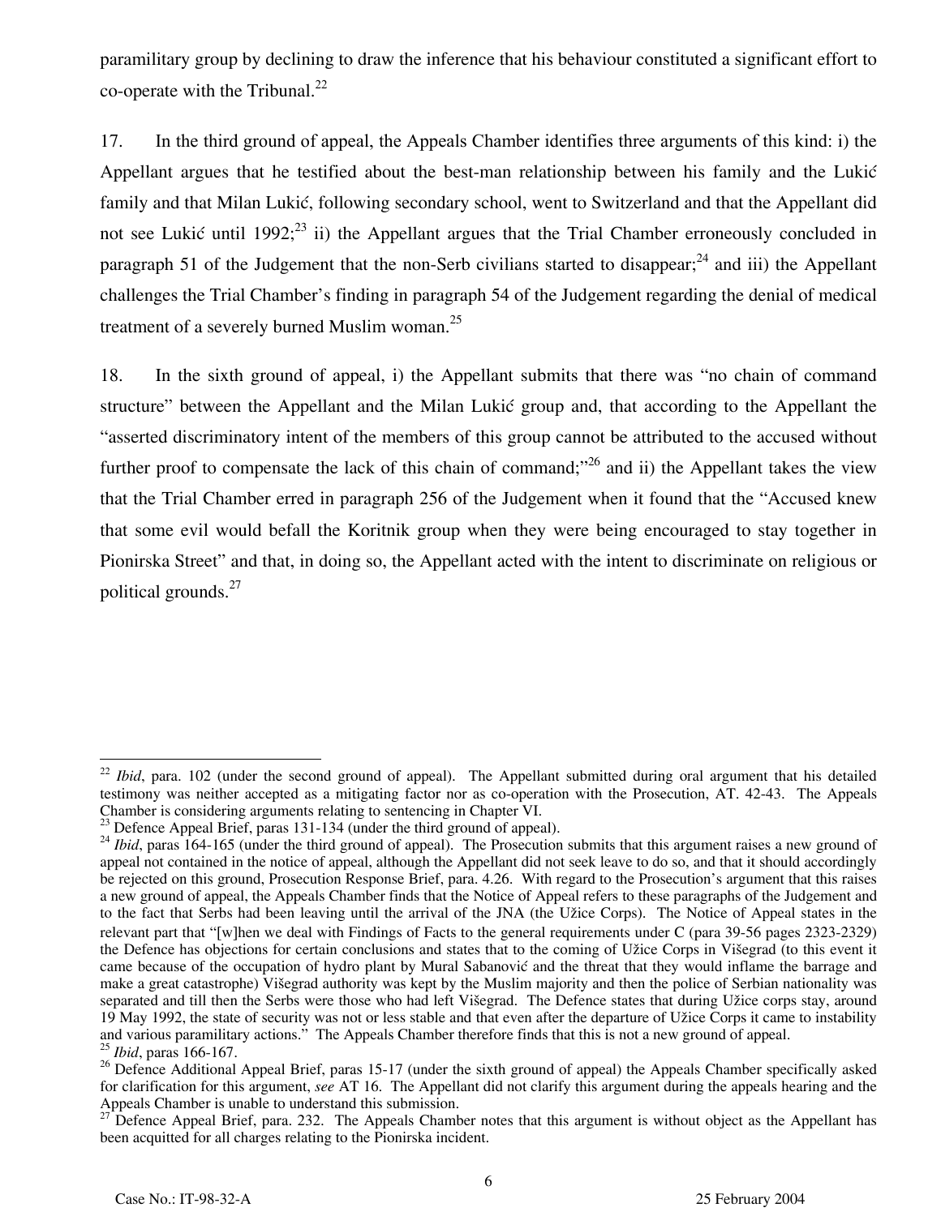paramilitary group by declining to draw the inference that his behaviour constituted a significant effort to co-operate with the Tribunal.[22]

17. In the third ground of appeal, the Appeals Chamber identifies three arguments of this kind: i) the Appellant argues that he testified about the best-man relationship between his family and the Lukić family and that Milan Lukić, following secondary school, went to Switzerland and that the Appellant did not see Lukić until 1992;[23] ii) the Appellant argues that the Trial Chamber erroneously concluded in paragraph 51 of the Judgement that the non-Serb civilians started to disappear;[24] and iii) the Appellant challenges the Trial Chamber's finding in paragraph 54 of the Judgement regarding the denial of medical treatment of a severely burned Muslim woman.[25]

18. In the sixth ground of appeal, i) the Appellant submits that there was "no chain of command structure" between the Appellant and the Milan Lukić group and, that according to the Appellant the "asserted discriminatory intent of the members of this group cannot be attributed to the accused without further proof to compensate the lack of this chain of command;"[26] and ii) the Appellant takes the view that the Trial Chamber erred in paragraph 256 of the Judgement when it found that the "Accused knew that some evil would befall the Koritnik group when they were being encouraged to stay together in Pionirska Street" and that, in doing so, the Appellant acted with the intent to discriminate on religious or political grounds.[27]

---

[22] *Ibid*, para. 102 (under the second ground of appeal). The Appellant submitted during oral argument that his detailed testimony was neither accepted as a mitigating factor nor as co-operation with the Prosecution, AT. 42-43. The Appeals Chamber is considering arguments relating to sentencing in Chapter VI.

[23] Defence Appeal Brief, paras 131-134 (under the third ground of appeal).

[24] *Ibid*, paras 164-165 (under the third ground of appeal). The Prosecution submits that this argument raises a new ground of appeal not contained in the notice of appeal, although the Appellant did not seek leave to do so, and that it should accordingly be rejected on this ground, Prosecution Response Brief, para. 4.26. With regard to the Prosecution's argument that this raises a new ground of appeal, the Appeals Chamber finds that the Notice of Appeal refers to these paragraphs of the Judgement and to the fact that Serbs had been leaving until the arrival of the JNA (the Užice Corps). The Notice of Appeal states in the relevant part that "[w]hen we deal with Findings of Facts to the general requirements under C (para 39-56 pages 2323-2329) the Defence has objections for certain conclusions and states that to the coming of Užice Corps in Višegrad (to this event it came because of the occupation of hydro plant by Mural Sabanović and the threat that they would inflame the barrage and make a great catastrophe) Višegrad authority was kept by the Muslim majority and then the police of Serbian nationality was separated and till then the Serbs were those who had left Višegrad. The Defence states that during Užice corps stay, around 19 May 1992, the state of security was not or less stable and that even after the departure of Užice Corps it came to instability and various paramilitary actions." The Appeals Chamber therefore finds that this is not a new ground of appeal.

[25] *Ibid*, paras 166-167.

[26] Defence Additional Appeal Brief, paras 15-17 (under the sixth ground of appeal) the Appeals Chamber specifically asked for clarification for this argument, *see* AT 16. The Appellant did not clarify this argument during the appeals hearing and the Appeals Chamber is unable to understand this submission.

[27] Defence Appeal Brief, para. 232. The Appeals Chamber notes that this argument is without object as the Appellant has been acquitted for all charges relating to the Pionirska incident.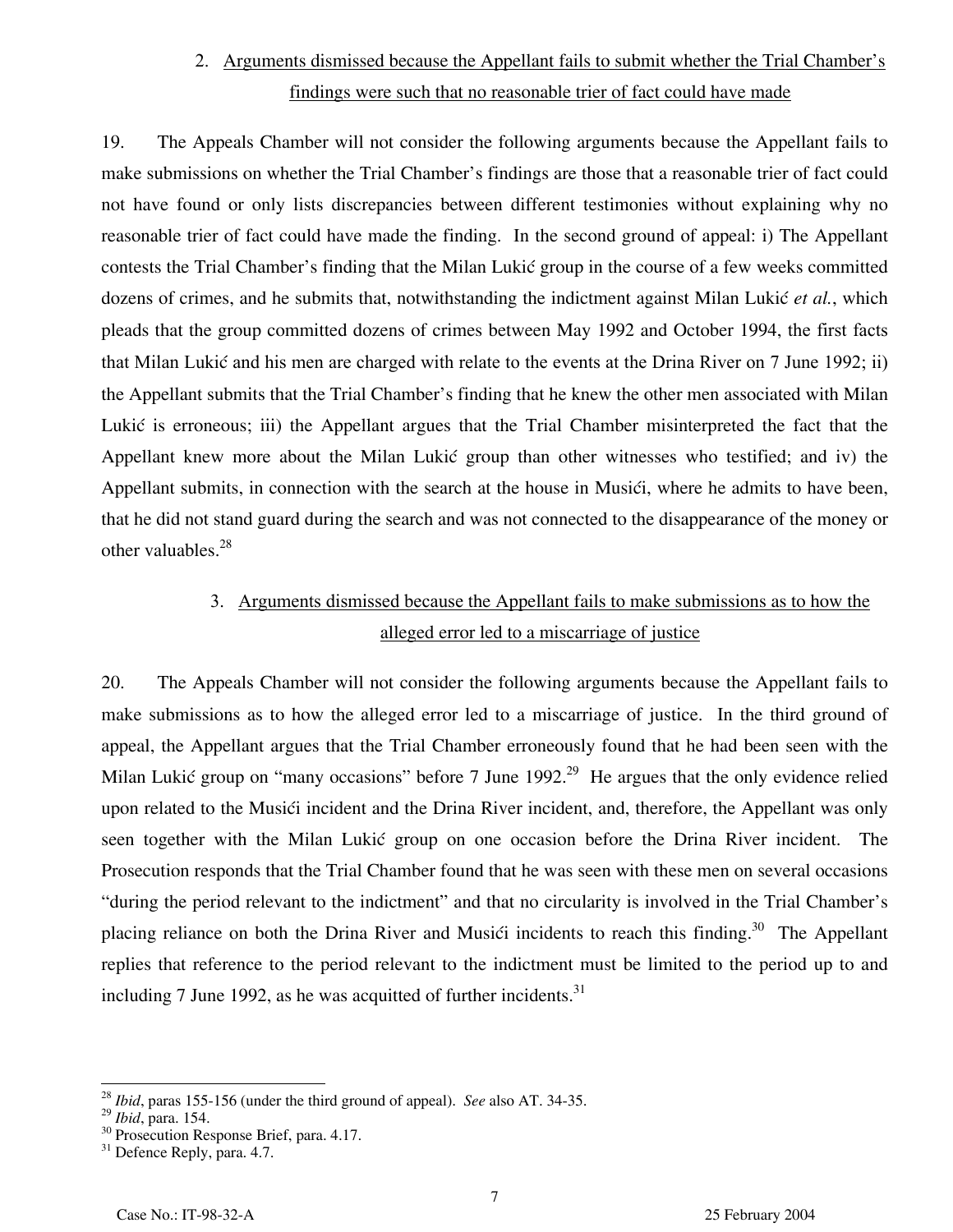### 2. Arguments dismissed because the Appellant fails to submit whether the Trial Chamber's findings were such that no reasonable trier of fact could have made

19. The Appeals Chamber will not consider the following arguments because the Appellant fails to make submissions on whether the Trial Chamber's findings are those that a reasonable trier of fact could not have found or only lists discrepancies between different testimonies without explaining why no reasonable trier of fact could have made the finding. In the second ground of appeal: i) The Appellant contests the Trial Chamber's finding that the Milan Lukić group in the course of a few weeks committed dozens of crimes, and he submits that, notwithstanding the indictment against Milan Lukić *et al.*, which pleads that the group committed dozens of crimes between May 1992 and October 1994, the first facts that Milan Lukić and his men are charged with relate to the events at the Drina River on 7 June 1992; ii) the Appellant submits that the Trial Chamber's finding that he knew the other men associated with Milan Lukić is erroneous; iii) the Appellant argues that the Trial Chamber misinterpreted the fact that the Appellant knew more about the Milan Lukić group than other witnesses who testified; and iv) the Appellant submits, in connection with the search at the house in Musići, where he admits to have been, that he did not stand guard during the search and was not connected to the disappearance of the money or other valuables.[28]

### 3. Arguments dismissed because the Appellant fails to make submissions as to how the alleged error led to a miscarriage of justice

20. The Appeals Chamber will not consider the following arguments because the Appellant fails to make submissions as to how the alleged error led to a miscarriage of justice. In the third ground of appeal, the Appellant argues that the Trial Chamber erroneously found that he had been seen with the Milan Lukić group on "many occasions" before 7 June 1992.[29] He argues that the only evidence relied upon related to the Musići incident and the Drina River incident, and, therefore, the Appellant was only seen together with the Milan Lukić group on one occasion before the Drina River incident. The Prosecution responds that the Trial Chamber found that he was seen with these men on several occasions "during the period relevant to the indictment" and that no circularity is involved in the Trial Chamber's placing reliance on both the Drina River and Musići incidents to reach this finding.[30] The Appellant replies that reference to the period relevant to the indictment must be limited to the period up to and including 7 June 1992, as he was acquitted of further incidents.[31]

---

[28] *Ibid*, paras 155-156 (under the third ground of appeal). *See* also AT. 34-35.

[29] *Ibid*, para. 154.

[30] Prosecution Response Brief, para. 4.17.

[31] Defence Reply, para. 4.7.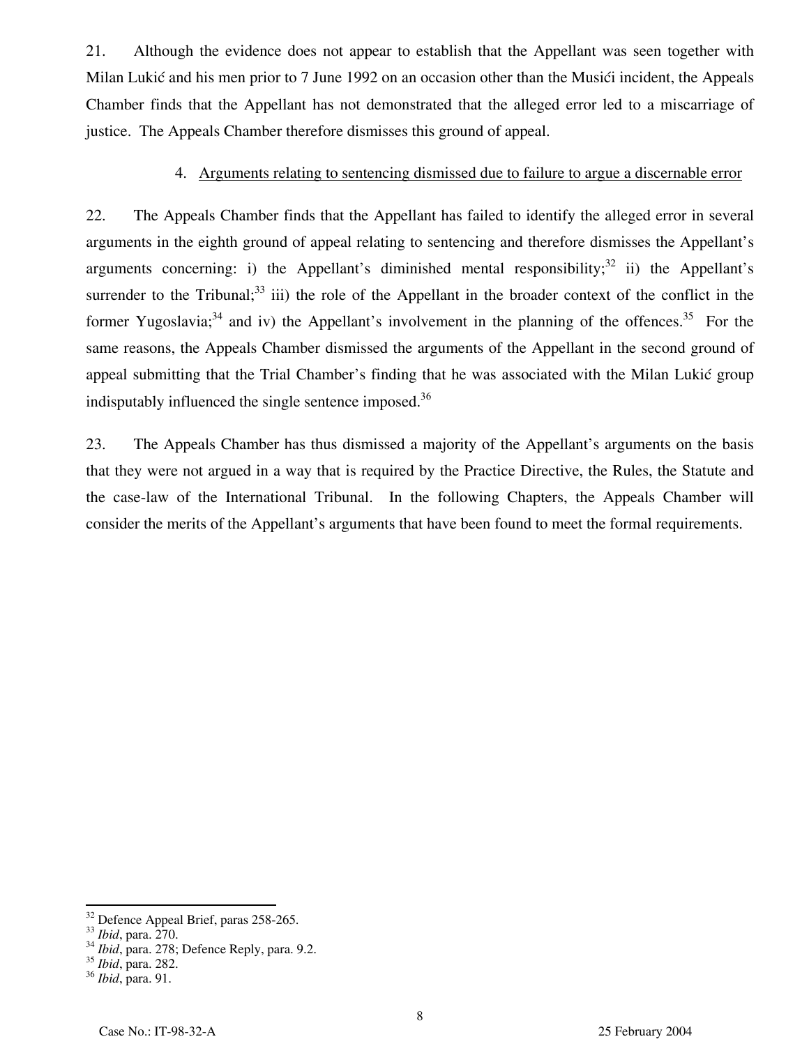21. Although the evidence does not appear to establish that the Appellant was seen together with Milan Lukić and his men prior to 7 June 1992 on an occasion other than the Musići incident, the Appeals Chamber finds that the Appellant has not demonstrated that the alleged error led to a miscarriage of justice. The Appeals Chamber therefore dismisses this ground of appeal.

4. Arguments relating to sentencing dismissed due to failure to argue a discernable error

22. The Appeals Chamber finds that the Appellant has failed to identify the alleged error in several arguments in the eighth ground of appeal relating to sentencing and therefore dismisses the Appellant's arguments concerning: i) the Appellant's diminished mental responsibility;[32] ii) the Appellant's surrender to the Tribunal;[33] iii) the role of the Appellant in the broader context of the conflict in the former Yugoslavia;[34] and iv) the Appellant's involvement in the planning of the offences.[35] For the same reasons, the Appeals Chamber dismissed the arguments of the Appellant in the second ground of appeal submitting that the Trial Chamber's finding that he was associated with the Milan Lukić group indisputably influenced the single sentence imposed.[36]

23. The Appeals Chamber has thus dismissed a majority of the Appellant's arguments on the basis that they were not argued in a way that is required by the Practice Directive, the Rules, the Statute and the case-law of the International Tribunal. In the following Chapters, the Appeals Chamber will consider the merits of the Appellant's arguments that have been found to meet the formal requirements.

[32] Defence Appeal Brief, paras 258-265.
[33] *Ibid*, para. 270.
[34] *Ibid*, para. 278; Defence Reply, para. 9.2.
[35] *Ibid*, para. 282.
[36] *Ibid*, para. 91.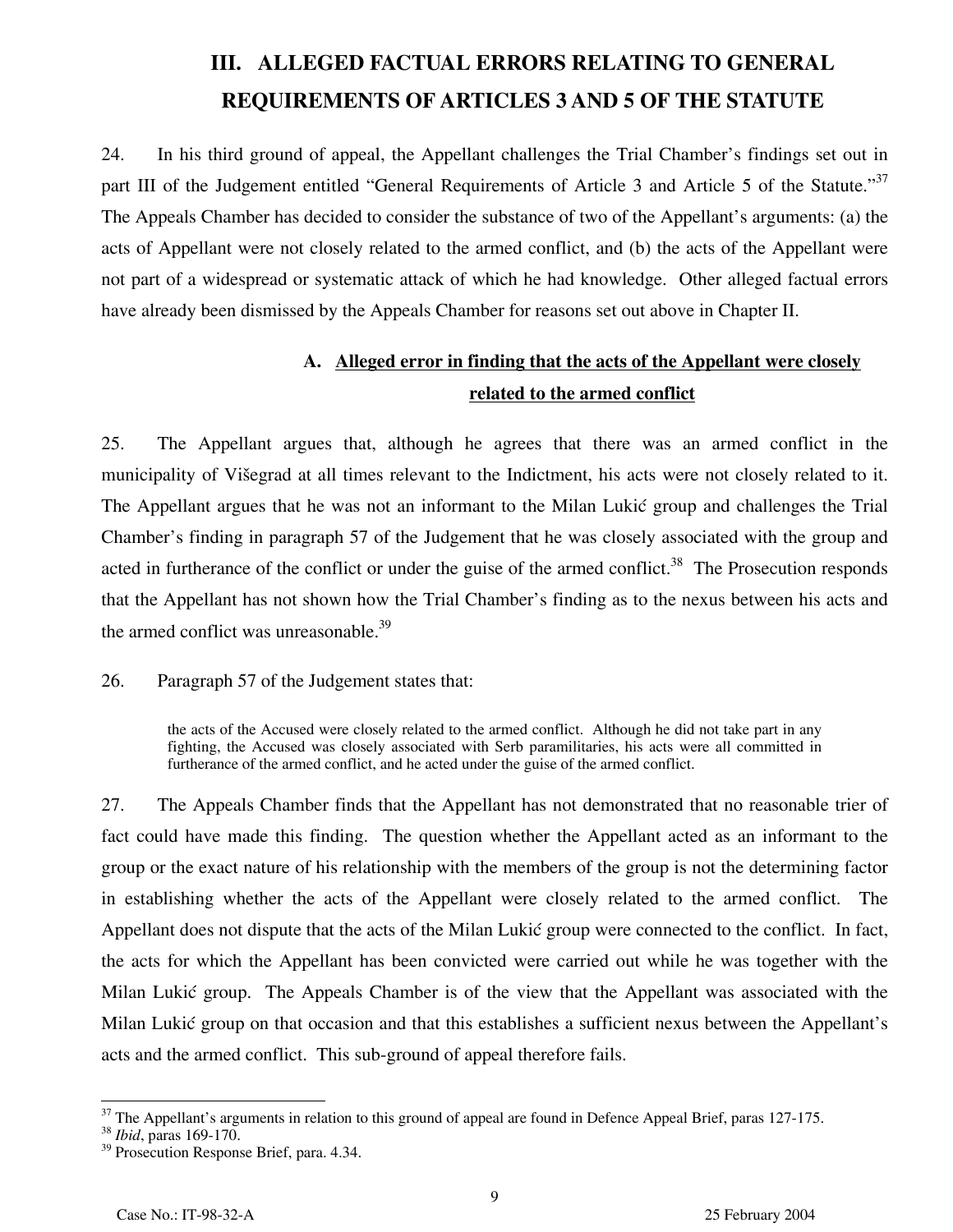# III. ALLEGED FACTUAL ERRORS RELATING TO GENERAL REQUIREMENTS OF ARTICLES 3 AND 5 OF THE STATUTE

24. In his third ground of appeal, the Appellant challenges the Trial Chamber's findings set out in part III of the Judgement entitled "General Requirements of Article 3 and Article 5 of the Statute."[37] The Appeals Chamber has decided to consider the substance of two of the Appellant's arguments: (a) the acts of Appellant were not closely related to the armed conflict, and (b) the acts of the Appellant were not part of a widespread or systematic attack of which he had knowledge. Other alleged factual errors have already been dismissed by the Appeals Chamber for reasons set out above in Chapter II.

## A. Alleged error in finding that the acts of the Appellant were closely related to the armed conflict

25. The Appellant argues that, although he agrees that there was an armed conflict in the municipality of Višegrad at all times relevant to the Indictment, his acts were not closely related to it. The Appellant argues that he was not an informant to the Milan Lukić group and challenges the Trial Chamber's finding in paragraph 57 of the Judgement that he was closely associated with the group and acted in furtherance of the conflict or under the guise of the armed conflict.[38] The Prosecution responds that the Appellant has not shown how the Trial Chamber's finding as to the nexus between his acts and the armed conflict was unreasonable.[39]

26. Paragraph 57 of the Judgement states that:

> the acts of the Accused were closely related to the armed conflict. Although he did not take part in any fighting, the Accused was closely associated with Serb paramilitaries, his acts were all committed in furtherance of the armed conflict, and he acted under the guise of the armed conflict.

27. The Appeals Chamber finds that the Appellant has not demonstrated that no reasonable trier of fact could have made this finding. The question whether the Appellant acted as an informant to the group or the exact nature of his relationship with the members of the group is not the determining factor in establishing whether the acts of the Appellant were closely related to the armed conflict. The Appellant does not dispute that the acts of the Milan Lukić group were connected to the conflict. In fact, the acts for which the Appellant has been convicted were carried out while he was together with the Milan Lukić group. The Appeals Chamber is of the view that the Appellant was associated with the Milan Lukić group on that occasion and that this establishes a sufficient nexus between the Appellant's acts and the armed conflict. This sub-ground of appeal therefore fails.

---

[37] The Appellant's arguments in relation to this ground of appeal are found in Defence Appeal Brief, paras 127-175.

[38] *Ibid*, paras 169-170.

[39] Prosecution Response Brief, para. 4.34.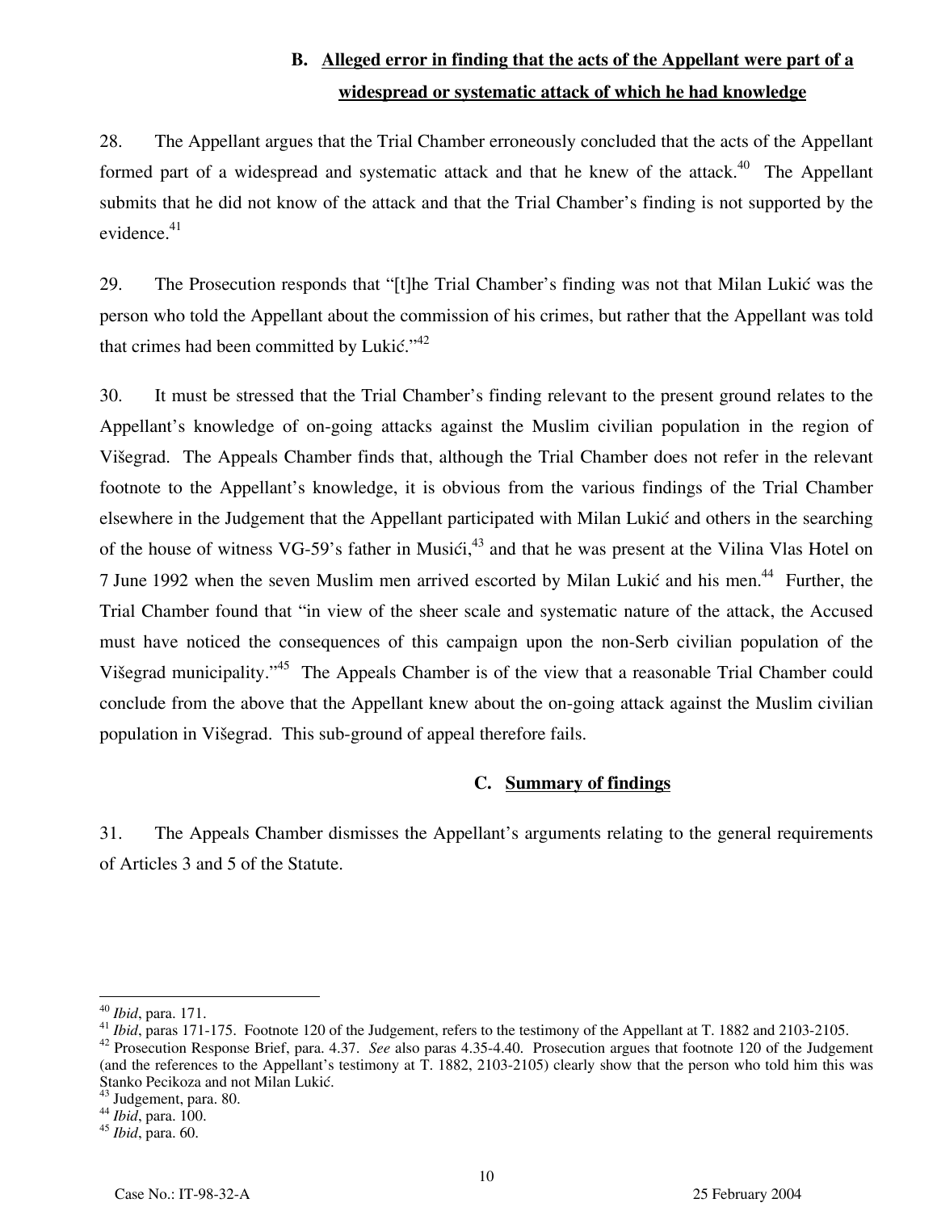### B. Alleged error in finding that the acts of the Appellant were part of a widespread or systematic attack of which he had knowledge

28. The Appellant argues that the Trial Chamber erroneously concluded that the acts of the Appellant formed part of a widespread and systematic attack and that he knew of the attack.[40] The Appellant submits that he did not know of the attack and that the Trial Chamber's finding is not supported by the evidence.[41]

29. The Prosecution responds that "[t]he Trial Chamber's finding was not that Milan Lukić was the person who told the Appellant about the commission of his crimes, but rather that the Appellant was told that crimes had been committed by Lukić."[42]

30. It must be stressed that the Trial Chamber's finding relevant to the present ground relates to the Appellant's knowledge of on-going attacks against the Muslim civilian population in the region of Višegrad. The Appeals Chamber finds that, although the Trial Chamber does not refer in the relevant footnote to the Appellant's knowledge, it is obvious from the various findings of the Trial Chamber elsewhere in the Judgement that the Appellant participated with Milan Lukić and others in the searching of the house of witness VG-59's father in Musići,[43] and that he was present at the Vilina Vlas Hotel on 7 June 1992 when the seven Muslim men arrived escorted by Milan Lukić and his men.[44] Further, the Trial Chamber found that "in view of the sheer scale and systematic nature of the attack, the Accused must have noticed the consequences of this campaign upon the non-Serb civilian population of the Višegrad municipality."[45] The Appeals Chamber is of the view that a reasonable Trial Chamber could conclude from the above that the Appellant knew about the on-going attack against the Muslim civilian population in Višegrad. This sub-ground of appeal therefore fails.

### C. Summary of findings

31. The Appeals Chamber dismisses the Appellant's arguments relating to the general requirements of Articles 3 and 5 of the Statute.

---

[40] *Ibid*, para. 171.

[41] *Ibid*, paras 171-175. Footnote 120 of the Judgement, refers to the testimony of the Appellant at T. 1882 and 2103-2105.

[42] Prosecution Response Brief, para. 4.37. *See* also paras 4.35-4.40. Prosecution argues that footnote 120 of the Judgement (and the references to the Appellant's testimony at T. 1882, 2103-2105) clearly show that the person who told him this was Stanko Pecikoza and not Milan Lukić.

[43] Judgement, para. 80.

[44] *Ibid*, para. 100.

[45] *Ibid*, para. 60.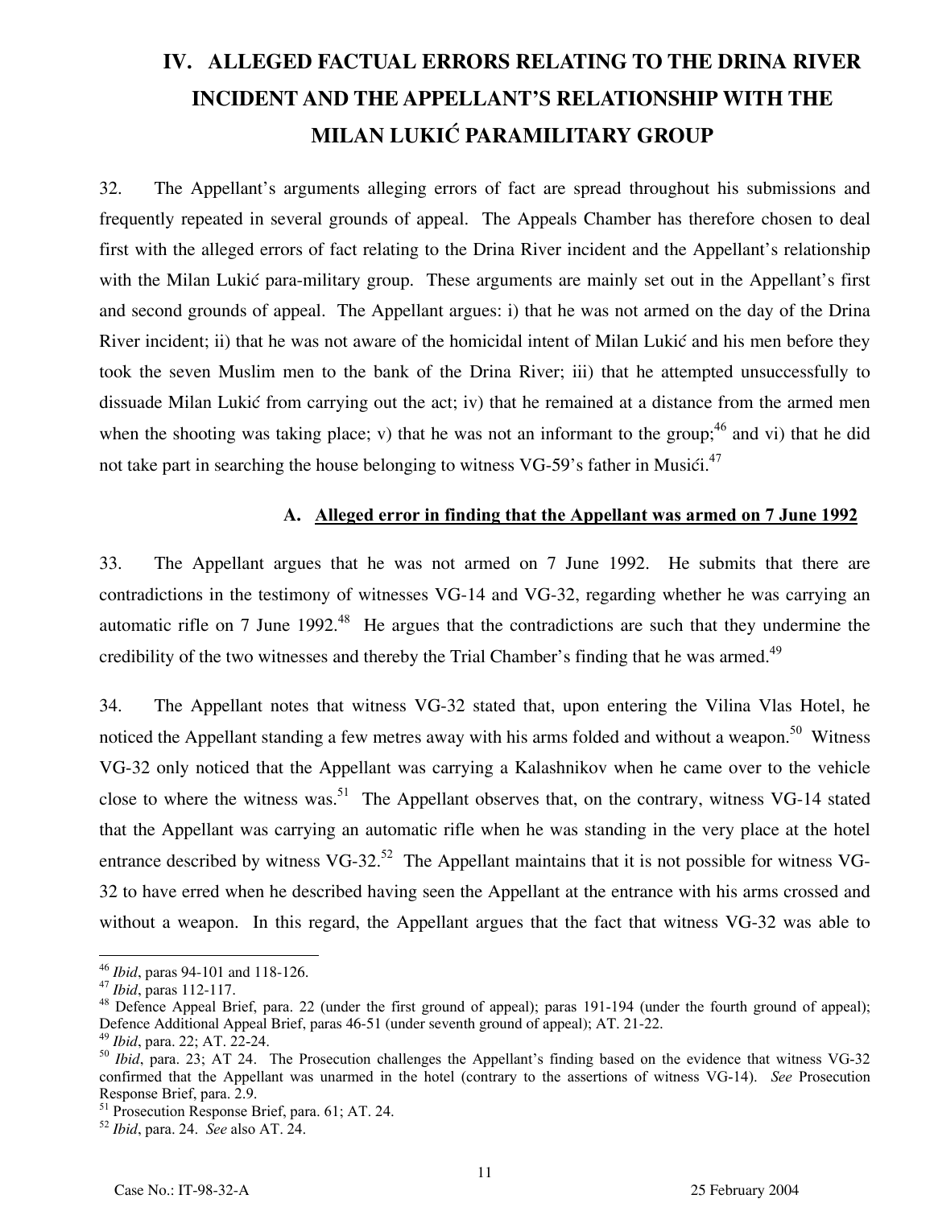# IV. ALLEGED FACTUAL ERRORS RELATING TO THE DRINA RIVER INCIDENT AND THE APPELLANT'S RELATIONSHIP WITH THE MILAN LUKIĆ PARAMILITARY GROUP

32. The Appellant's arguments alleging errors of fact are spread throughout his submissions and frequently repeated in several grounds of appeal. The Appeals Chamber has therefore chosen to deal first with the alleged errors of fact relating to the Drina River incident and the Appellant's relationship with the Milan Lukić para-military group. These arguments are mainly set out in the Appellant's first and second grounds of appeal. The Appellant argues: i) that he was not armed on the day of the Drina River incident; ii) that he was not aware of the homicidal intent of Milan Lukić and his men before they took the seven Muslim men to the bank of the Drina River; iii) that he attempted unsuccessfully to dissuade Milan Lukić from carrying out the act; iv) that he remained at a distance from the armed men when the shooting was taking place; v) that he was not an informant to the group;[46] and vi) that he did not take part in searching the house belonging to witness VG-59's father in Musići.[47]

### A. Alleged error in finding that the Appellant was armed on 7 June 1992

33. The Appellant argues that he was not armed on 7 June 1992. He submits that there are contradictions in the testimony of witnesses VG-14 and VG-32, regarding whether he was carrying an automatic rifle on 7 June 1992.[48] He argues that the contradictions are such that they undermine the credibility of the two witnesses and thereby the Trial Chamber's finding that he was armed.[49]

34. The Appellant notes that witness VG-32 stated that, upon entering the Vilina Vlas Hotel, he noticed the Appellant standing a few metres away with his arms folded and without a weapon.[50] Witness VG-32 only noticed that the Appellant was carrying a Kalashnikov when he came over to the vehicle close to where the witness was.[51] The Appellant observes that, on the contrary, witness VG-14 stated that the Appellant was carrying an automatic rifle when he was standing in the very place at the hotel entrance described by witness VG-32.[52] The Appellant maintains that it is not possible for witness VG-32 to have erred when he described having seen the Appellant at the entrance with his arms crossed and without a weapon. In this regard, the Appellant argues that the fact that witness VG-32 was able to

---

[46] *Ibid*, paras 94-101 and 118-126.

[47] *Ibid*, paras 112-117.

[48] Defence Appeal Brief, para. 22 (under the first ground of appeal); paras 191-194 (under the fourth ground of appeal); Defence Additional Appeal Brief, paras 46-51 (under seventh ground of appeal); AT. 21-22.

[49] *Ibid*, para. 22; AT. 22-24.

[50] *Ibid*, para. 23; AT 24. The Prosecution challenges the Appellant's finding based on the evidence that witness VG-32 confirmed that the Appellant was unarmed in the hotel (contrary to the assertions of witness VG-14). *See* Prosecution Response Brief, para. 2.9.

[51] Prosecution Response Brief, para. 61; AT. 24.

[52] *Ibid*, para. 24. *See* also AT. 24.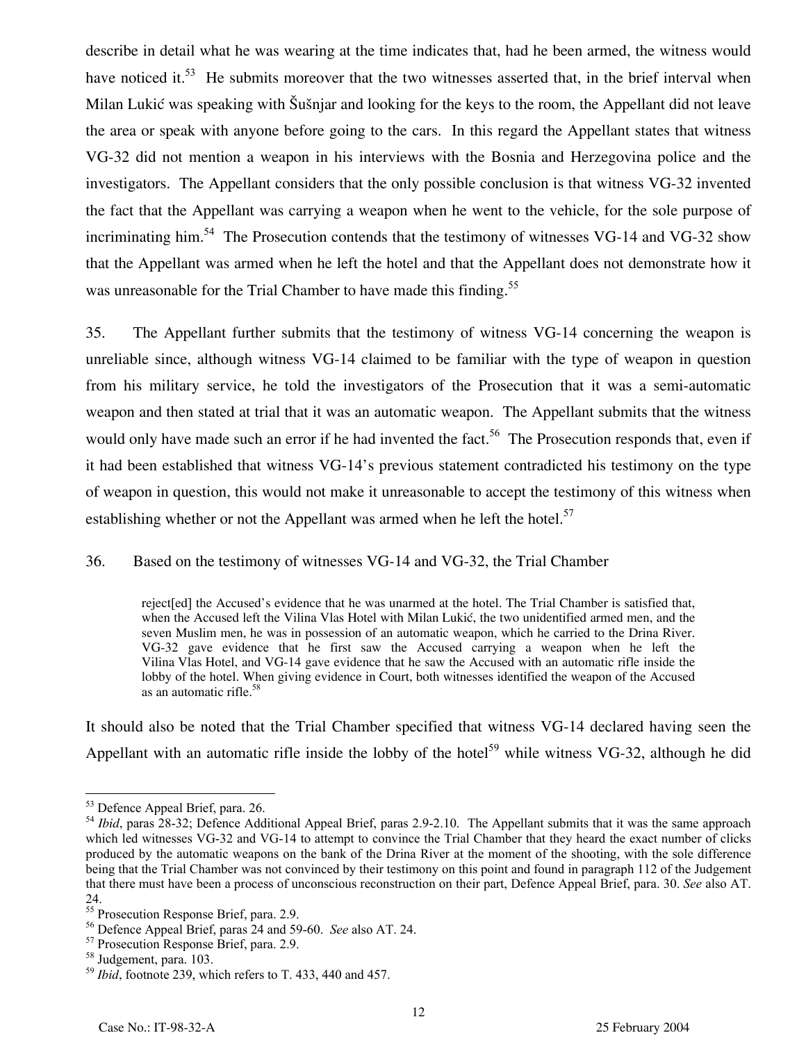describe in detail what he was wearing at the time indicates that, had he been armed, the witness would have noticed it.[53] He submits moreover that the two witnesses asserted that, in the brief interval when Milan Lukić was speaking with Šušnjar and looking for the keys to the room, the Appellant did not leave the area or speak with anyone before going to the cars. In this regard the Appellant states that witness VG-32 did not mention a weapon in his interviews with the Bosnia and Herzegovina police and the investigators. The Appellant considers that the only possible conclusion is that witness VG-32 invented the fact that the Appellant was carrying a weapon when he went to the vehicle, for the sole purpose of incriminating him.[54] The Prosecution contends that the testimony of witnesses VG-14 and VG-32 show that the Appellant was armed when he left the hotel and that the Appellant does not demonstrate how it was unreasonable for the Trial Chamber to have made this finding.[55]

35. The Appellant further submits that the testimony of witness VG-14 concerning the weapon is unreliable since, although witness VG-14 claimed to be familiar with the type of weapon in question from his military service, he told the investigators of the Prosecution that it was a semi-automatic weapon and then stated at trial that it was an automatic weapon. The Appellant submits that the witness would only have made such an error if he had invented the fact.[56] The Prosecution responds that, even if it had been established that witness VG-14's previous statement contradicted his testimony on the type of weapon in question, this would not make it unreasonable to accept the testimony of this witness when establishing whether or not the Appellant was armed when he left the hotel.[57]

36. Based on the testimony of witnesses VG-14 and VG-32, the Trial Chamber

> reject[ed] the Accused's evidence that he was unarmed at the hotel. The Trial Chamber is satisfied that, when the Accused left the Vilina Vlas Hotel with Milan Lukić, the two unidentified armed men, and the seven Muslim men, he was in possession of an automatic weapon, which he carried to the Drina River. VG-32 gave evidence that he first saw the Accused carrying a weapon when he left the Vilina Vlas Hotel, and VG-14 gave evidence that he saw the Accused with an automatic rifle inside the lobby of the hotel. When giving evidence in Court, both witnesses identified the weapon of the Accused as an automatic rifle.[58]

It should also be noted that the Trial Chamber specified that witness VG-14 declared having seen the Appellant with an automatic rifle inside the lobby of the hotel[59] while witness VG-32, although he did

---

[53] Defence Appeal Brief, para. 26.

[54] *Ibid*, paras 28-32; Defence Additional Appeal Brief, paras 2.9-2.10. The Appellant submits that it was the same approach which led witnesses VG-32 and VG-14 to attempt to convince the Trial Chamber that they heard the exact number of clicks produced by the automatic weapons on the bank of the Drina River at the moment of the shooting, with the sole difference being that the Trial Chamber was not convinced by their testimony on this point and found in paragraph 112 of the Judgement that there must have been a process of unconscious reconstruction on their part, Defence Appeal Brief, para. 30. *See* also AT. 24.

[55] Prosecution Response Brief, para. 2.9.

[56] Defence Appeal Brief, paras 24 and 59-60. *See* also AT. 24.

[57] Prosecution Response Brief, para. 2.9.

[58] Judgement, para. 103.

[59] *Ibid*, footnote 239, which refers to T. 433, 440 and 457.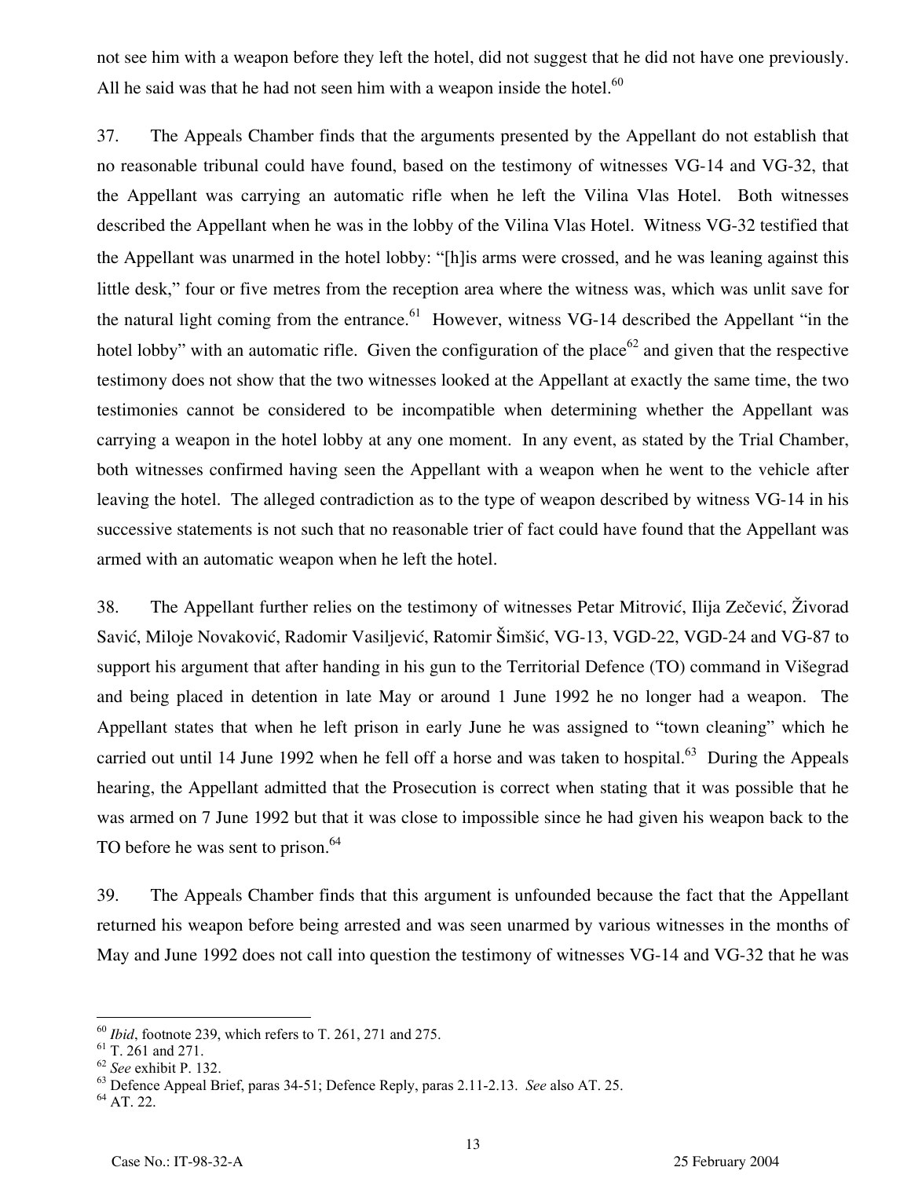not see him with a weapon before they left the hotel, did not suggest that he did not have one previously. All he said was that he had not seen him with a weapon inside the hotel.[60]

37. The Appeals Chamber finds that the arguments presented by the Appellant do not establish that no reasonable tribunal could have found, based on the testimony of witnesses VG-14 and VG-32, that the Appellant was carrying an automatic rifle when he left the Vilina Vlas Hotel. Both witnesses described the Appellant when he was in the lobby of the Vilina Vlas Hotel. Witness VG-32 testified that the Appellant was unarmed in the hotel lobby: "[h]is arms were crossed, and he was leaning against this little desk," four or five metres from the reception area where the witness was, which was unlit save for the natural light coming from the entrance.[61] However, witness VG-14 described the Appellant "in the hotel lobby" with an automatic rifle. Given the configuration of the place[62] and given that the respective testimony does not show that the two witnesses looked at the Appellant at exactly the same time, the two testimonies cannot be considered to be incompatible when determining whether the Appellant was carrying a weapon in the hotel lobby at any one moment. In any event, as stated by the Trial Chamber, both witnesses confirmed having seen the Appellant with a weapon when he went to the vehicle after leaving the hotel. The alleged contradiction as to the type of weapon described by witness VG-14 in his successive statements is not such that no reasonable trier of fact could have found that the Appellant was armed with an automatic weapon when he left the hotel.

38. The Appellant further relies on the testimony of witnesses Petar Mitrović, Ilija Zečević, Živorad Savić, Miloje Novaković, Radomir Vasiljević, Ratomir Šimšić, VG-13, VGD-22, VGD-24 and VG-87 to support his argument that after handing in his gun to the Territorial Defence (TO) command in Višegrad and being placed in detention in late May or around 1 June 1992 he no longer had a weapon. The Appellant states that when he left prison in early June he was assigned to "town cleaning" which he carried out until 14 June 1992 when he fell off a horse and was taken to hospital.[63] During the Appeals hearing, the Appellant admitted that the Prosecution is correct when stating that it was possible that he was armed on 7 June 1992 but that it was close to impossible since he had given his weapon back to the TO before he was sent to prison.[64]

39. The Appeals Chamber finds that this argument is unfounded because the fact that the Appellant returned his weapon before being arrested and was seen unarmed by various witnesses in the months of May and June 1992 does not call into question the testimony of witnesses VG-14 and VG-32 that he was

---

[60] *Ibid*, footnote 239, which refers to T. 261, 271 and 275.

[61] T. 261 and 271.

[62] *See* exhibit P. 132.

[63] Defence Appeal Brief, paras 34-51; Defence Reply, paras 2.11-2.13. *See* also AT. 25.

[64] AT. 22.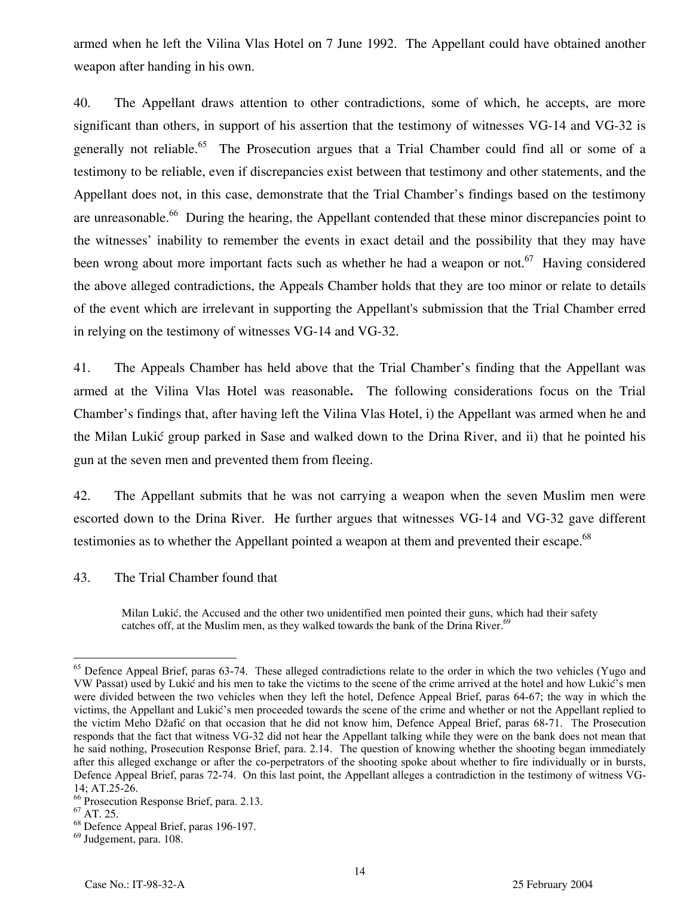armed when he left the Vilina Vlas Hotel on 7 June 1992. The Appellant could have obtained another weapon after handing in his own.

40. The Appellant draws attention to other contradictions, some of which, he accepts, are more significant than others, in support of his assertion that the testimony of witnesses VG-14 and VG-32 is generally not reliable.[65] The Prosecution argues that a Trial Chamber could find all or some of a testimony to be reliable, even if discrepancies exist between that testimony and other statements, and the Appellant does not, in this case, demonstrate that the Trial Chamber's findings based on the testimony are unreasonable.[66] During the hearing, the Appellant contended that these minor discrepancies point to the witnesses' inability to remember the events in exact detail and the possibility that they may have been wrong about more important facts such as whether he had a weapon or not.[67] Having considered the above alleged contradictions, the Appeals Chamber holds that they are too minor or relate to details of the event which are irrelevant in supporting the Appellant's submission that the Trial Chamber erred in relying on the testimony of witnesses VG-14 and VG-32.

41. The Appeals Chamber has held above that the Trial Chamber's finding that the Appellant was armed at the Vilina Vlas Hotel was reasonable**.** The following considerations focus on the Trial Chamber's findings that, after having left the Vilina Vlas Hotel, i) the Appellant was armed when he and the Milan Lukić group parked in Sase and walked down to the Drina River, and ii) that he pointed his gun at the seven men and prevented them from fleeing.

42. The Appellant submits that he was not carrying a weapon when the seven Muslim men were escorted down to the Drina River. He further argues that witnesses VG-14 and VG-32 gave different testimonies as to whether the Appellant pointed a weapon at them and prevented their escape.[68]

43. The Trial Chamber found that

> Milan Lukić, the Accused and the other two unidentified men pointed their guns, which had their safety catches off, at the Muslim men, as they walked towards the bank of the Drina River.[69]

---

[65] Defence Appeal Brief, paras 63-74. These alleged contradictions relate to the order in which the two vehicles (Yugo and VW Passat) used by Lukić and his men to take the victims to the scene of the crime arrived at the hotel and how Lukić's men were divided between the two vehicles when they left the hotel, Defence Appeal Brief, paras 64-67; the way in which the victims, the Appellant and Lukić's men proceeded towards the scene of the crime and whether or not the Appellant replied to the victim Meho Džafić on that occasion that he did not know him, Defence Appeal Brief, paras 68-71. The Prosecution responds that the fact that witness VG-32 did not hear the Appellant talking while they were on the bank does not mean that he said nothing, Prosecution Response Brief, para. 2.14. The question of knowing whether the shooting began immediately after this alleged exchange or after the co-perpetrators of the shooting spoke about whether to fire individually or in bursts, Defence Appeal Brief, paras 72-74. On this last point, the Appellant alleges a contradiction in the testimony of witness VG-14; AT.25-26.

[66] Prosecution Response Brief, para. 2.13.

[67] AT. 25.

[68] Defence Appeal Brief, paras 196-197.

[69] Judgement, para. 108.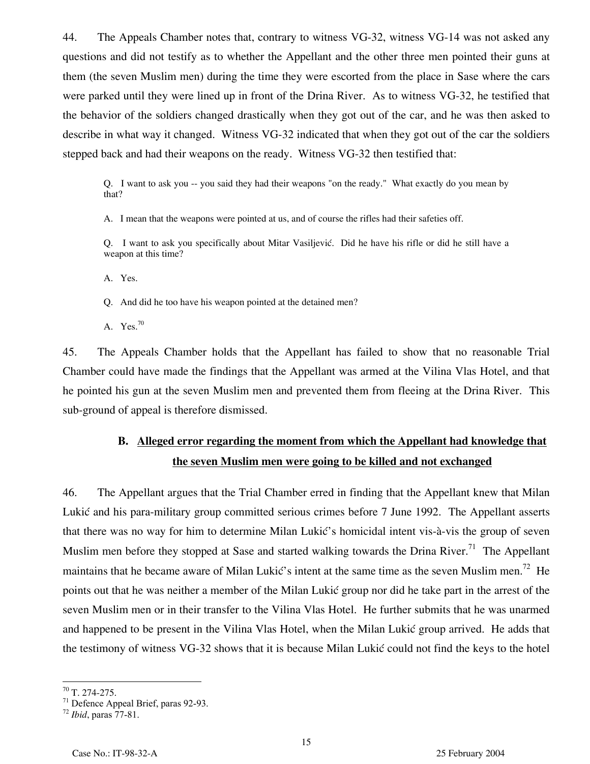44. The Appeals Chamber notes that, contrary to witness VG-32, witness VG-14 was not asked any questions and did not testify as to whether the Appellant and the other three men pointed their guns at them (the seven Muslim men) during the time they were escorted from the place in Sase where the cars were parked until they were lined up in front of the Drina River. As to witness VG-32, he testified that the behavior of the soldiers changed drastically when they got out of the car, and he was then asked to describe in what way it changed. Witness VG-32 indicated that when they got out of the car the soldiers stepped back and had their weapons on the ready. Witness VG-32 then testified that:

> Q. I want to ask you -- you said they had their weapons "on the ready." What exactly do you mean by that?
>
> A. I mean that the weapons were pointed at us, and of course the rifles had their safeties off.
>
> Q. I want to ask you specifically about Mitar Vasiljević. Did he have his rifle or did he still have a weapon at this time?
>
> A. Yes.
>
> Q. And did he too have his weapon pointed at the detained men?
>
> A. Yes.[70]

45. The Appeals Chamber holds that the Appellant has failed to show that no reasonable Trial Chamber could have made the findings that the Appellant was armed at the Vilina Vlas Hotel, and that he pointed his gun at the seven Muslim men and prevented them from fleeing at the Drina River. This sub-ground of appeal is therefore dismissed.

### B. Alleged error regarding the moment from which the Appellant had knowledge that the seven Muslim men were going to be killed and not exchanged

46. The Appellant argues that the Trial Chamber erred in finding that the Appellant knew that Milan Lukić and his para-military group committed serious crimes before 7 June 1992. The Appellant asserts that there was no way for him to determine Milan Lukić's homicidal intent vis-à-vis the group of seven Muslim men before they stopped at Sase and started walking towards the Drina River.[71] The Appellant maintains that he became aware of Milan Lukić's intent at the same time as the seven Muslim men.[72] He points out that he was neither a member of the Milan Lukić group nor did he take part in the arrest of the seven Muslim men or in their transfer to the Vilina Vlas Hotel. He further submits that he was unarmed and happened to be present in the Vilina Vlas Hotel, when the Milan Lukić group arrived. He adds that the testimony of witness VG-32 shows that it is because Milan Lukić could not find the keys to the hotel

---

[70] T. 274-275.

[71] Defence Appeal Brief, paras 92-93.

[72] *Ibid*, paras 77-81.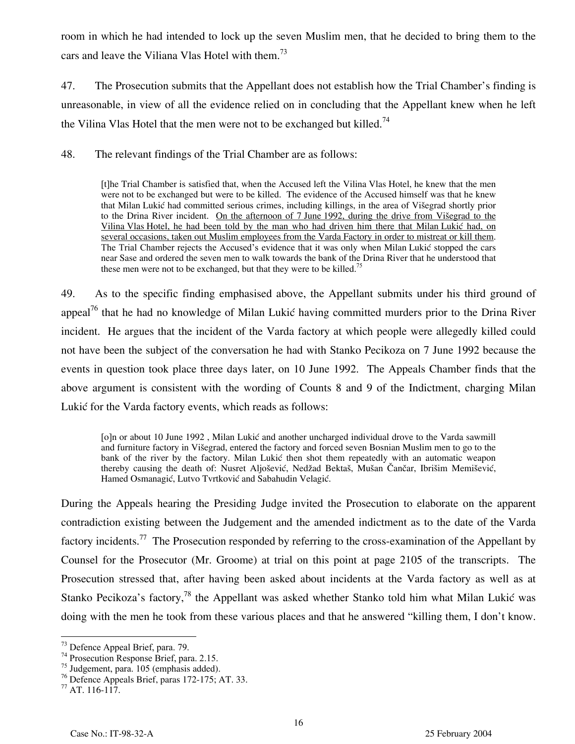room in which he had intended to lock up the seven Muslim men, that he decided to bring them to the cars and leave the Viliana Vlas Hotel with them.[73]

47. The Prosecution submits that the Appellant does not establish how the Trial Chamber's finding is unreasonable, in view of all the evidence relied on in concluding that the Appellant knew when he left the Vilina Vlas Hotel that the men were not to be exchanged but killed.[74]

48. The relevant findings of the Trial Chamber are as follows:

> [t]he Trial Chamber is satisfied that, when the Accused left the Vilina Vlas Hotel, he knew that the men were not to be exchanged but were to be killed. The evidence of the Accused himself was that he knew that Milan Lukić had committed serious crimes, including killings, in the area of Višegrad shortly prior to the Drina River incident. <u>On the afternoon of 7 June 1992, during the drive from Višegrad to the Vilina Vlas Hotel, he had been told by the man who had driven him there that Milan Lukić had, on several occasions, taken out Muslim employees from the Varda Factory in order to mistreat or kill them</u>. The Trial Chamber rejects the Accused's evidence that it was only when Milan Lukić stopped the cars near Sase and ordered the seven men to walk towards the bank of the Drina River that he understood that these men were not to be exchanged, but that they were to be killed.[75]

49. As to the specific finding emphasised above, the Appellant submits under his third ground of appeal[76] that he had no knowledge of Milan Lukić having committed murders prior to the Drina River incident. He argues that the incident of the Varda factory at which people were allegedly killed could not have been the subject of the conversation he had with Stanko Pecikoza on 7 June 1992 because the events in question took place three days later, on 10 June 1992. The Appeals Chamber finds that the above argument is consistent with the wording of Counts 8 and 9 of the Indictment, charging Milan Lukić for the Varda factory events, which reads as follows:

> [o]n or about 10 June 1992 , Milan Lukić and another uncharged individual drove to the Varda sawmill and furniture factory in Višegrad, entered the factory and forced seven Bosnian Muslim men to go to the bank of the river by the factory. Milan Lukić then shot them repeatedly with an automatic weapon thereby causing the death of: Nusret Aljošević, Nedžad Bektaš, Mušan Čančar, Ibrišim Memišević, Hamed Osmanagić, Lutvo Tvrtković and Sabahudin Velagić.

During the Appeals hearing the Presiding Judge invited the Prosecution to elaborate on the apparent contradiction existing between the Judgement and the amended indictment as to the date of the Varda factory incidents.[77] The Prosecution responded by referring to the cross-examination of the Appellant by Counsel for the Prosecutor (Mr. Groome) at trial on this point at page 2105 of the transcripts. The Prosecution stressed that, after having been asked about incidents at the Varda factory as well as at Stanko Pecikoza's factory,[78] the Appellant was asked whether Stanko told him what Milan Lukić was doing with the men he took from these various places and that he answered "killing them, I don't know.

---

[73] Defence Appeal Brief, para. 79.
[74] Prosecution Response Brief, para. 2.15.
[75] Judgement, para. 105 (emphasis added).
[76] Defence Appeals Brief, paras 172-175; AT. 33.
[77] AT. 116-117.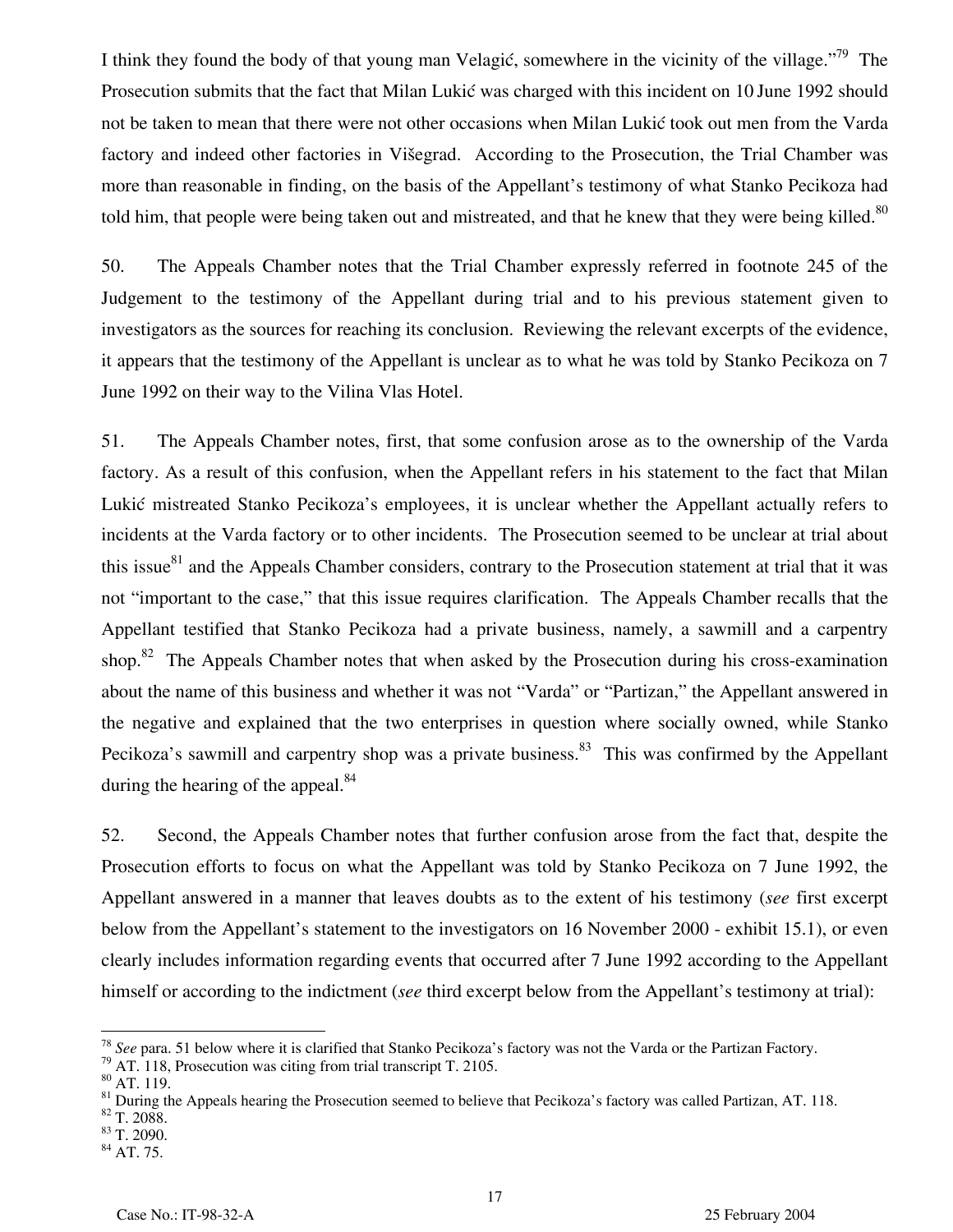I think they found the body of that young man Velagić, somewhere in the vicinity of the village."[79] The Prosecution submits that the fact that Milan Lukić was charged with this incident on 10 June 1992 should not be taken to mean that there were not other occasions when Milan Lukić took out men from the Varda factory and indeed other factories in Višegrad. According to the Prosecution, the Trial Chamber was more than reasonable in finding, on the basis of the Appellant's testimony of what Stanko Pecikoza had told him, that people were being taken out and mistreated, and that he knew that they were being killed.[80]

50. The Appeals Chamber notes that the Trial Chamber expressly referred in footnote 245 of the Judgement to the testimony of the Appellant during trial and to his previous statement given to investigators as the sources for reaching its conclusion. Reviewing the relevant excerpts of the evidence, it appears that the testimony of the Appellant is unclear as to what he was told by Stanko Pecikoza on 7 June 1992 on their way to the Vilina Vlas Hotel.

51. The Appeals Chamber notes, first, that some confusion arose as to the ownership of the Varda factory. As a result of this confusion, when the Appellant refers in his statement to the fact that Milan Lukić mistreated Stanko Pecikoza's employees, it is unclear whether the Appellant actually refers to incidents at the Varda factory or to other incidents. The Prosecution seemed to be unclear at trial about this issue[81] and the Appeals Chamber considers, contrary to the Prosecution statement at trial that it was not "important to the case," that this issue requires clarification. The Appeals Chamber recalls that the Appellant testified that Stanko Pecikoza had a private business, namely, a sawmill and a carpentry shop.[82] The Appeals Chamber notes that when asked by the Prosecution during his cross-examination about the name of this business and whether it was not "Varda" or "Partizan," the Appellant answered in the negative and explained that the two enterprises in question where socially owned, while Stanko Pecikoza's sawmill and carpentry shop was a private business.[83] This was confirmed by the Appellant during the hearing of the appeal.[84]

52. Second, the Appeals Chamber notes that further confusion arose from the fact that, despite the Prosecution efforts to focus on what the Appellant was told by Stanko Pecikoza on 7 June 1992, the Appellant answered in a manner that leaves doubts as to the extent of his testimony (*see* first excerpt below from the Appellant's statement to the investigators on 16 November 2000 - exhibit 15.1), or even clearly includes information regarding events that occurred after 7 June 1992 according to the Appellant himself or according to the indictment (*see* third excerpt below from the Appellant's testimony at trial):

---

[78] *See* para. 51 below where it is clarified that Stanko Pecikoza's factory was not the Varda or the Partizan Factory.

[79] AT. 118, Prosecution was citing from trial transcript T. 2105.

[80] AT. 119.

[81] During the Appeals hearing the Prosecution seemed to believe that Pecikoza's factory was called Partizan, AT. 118.

[82] T. 2088.

[83] T. 2090.

[84] AT. 75.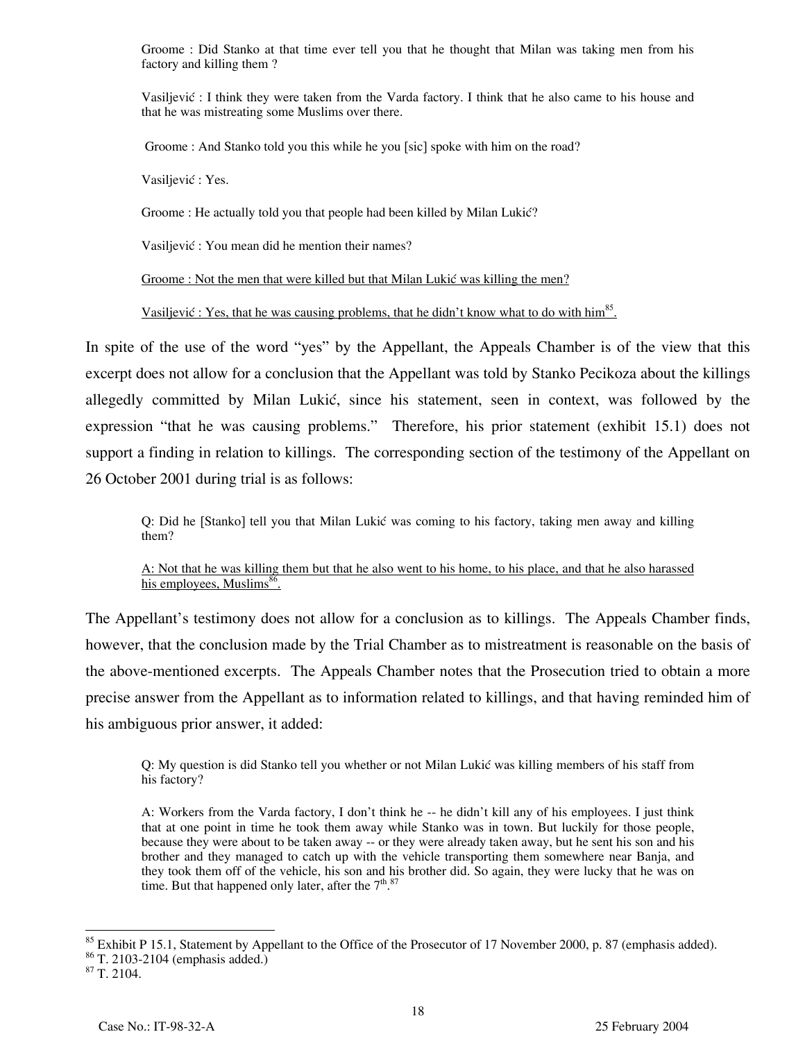> Groome : Did Stanko at that time ever tell you that he thought that Milan was taking men from his factory and killing them ?
>
> Vasiljević : I think they were taken from the Varda factory. I think that he also came to his house and that he was mistreating some Muslims over there.
>
> Groome : And Stanko told you this while he you [sic] spoke with him on the road?
>
> Vasiljević : Yes.
>
> Groome : He actually told you that people had been killed by Milan Lukić?
>
> Vasiljević : You mean did he mention their names?
>
> <u>Groome : Not the men that were killed but that Milan Lukić was killing the men?</u>
>
> <u>Vasiljević : Yes, that he was causing problems, that he didn't know what to do with him</u>[85].

In spite of the use of the word "yes" by the Appellant, the Appeals Chamber is of the view that this excerpt does not allow for a conclusion that the Appellant was told by Stanko Pecikoza about the killings allegedly committed by Milan Lukić, since his statement, seen in context, was followed by the expression "that he was causing problems." Therefore, his prior statement (exhibit 15.1) does not support a finding in relation to killings. The corresponding section of the testimony of the Appellant on 26 October 2001 during trial is as follows:

> Q: Did he [Stanko] tell you that Milan Lukić was coming to his factory, taking men away and killing them?
>
> <u>A: Not that he was killing them but that he also went to his home, to his place, and that he also harassed his employees, Muslims</u>[86].

The Appellant's testimony does not allow for a conclusion as to killings. The Appeals Chamber finds, however, that the conclusion made by the Trial Chamber as to mistreatment is reasonable on the basis of the above-mentioned excerpts. The Appeals Chamber notes that the Prosecution tried to obtain a more precise answer from the Appellant as to information related to killings, and that having reminded him of his ambiguous prior answer, it added:

> Q: My question is did Stanko tell you whether or not Milan Lukić was killing members of his staff from his factory?
>
> A: Workers from the Varda factory, I don't think he -- he didn't kill any of his employees. I just think that at one point in time he took them away while Stanko was in town. But luckily for those people, because they were about to be taken away -- or they were already taken away, but he sent his son and his brother and they managed to catch up with the vehicle transporting them somewhere near Banja, and they took them off of the vehicle, his son and his brother did. So again, they were lucky that he was on time. But that happened only later, after the 7th.[87]

---

[85] Exhibit P 15.1, Statement by Appellant to the Office of the Prosecutor of 17 November 2000, p. 87 (emphasis added).

[86] T. 2103-2104 (emphasis added.)

[87] T. 2104.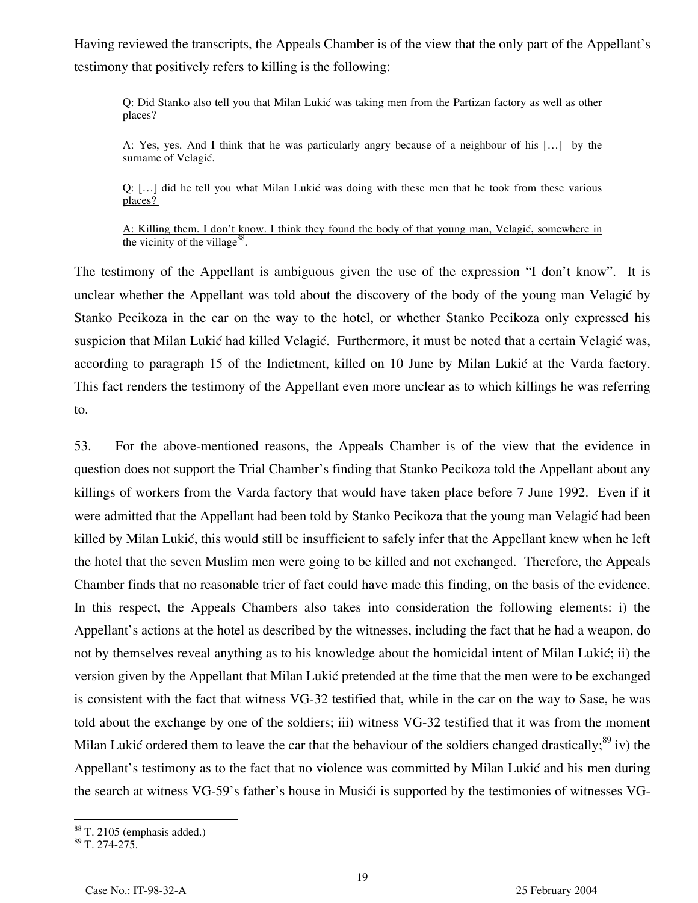Having reviewed the transcripts, the Appeals Chamber is of the view that the only part of the Appellant's testimony that positively refers to killing is the following:

> Q: Did Stanko also tell you that Milan Lukić was taking men from the Partizan factory as well as other places?
>
> A: Yes, yes. And I think that he was particularly angry because of a neighbour of his […] by the surname of Velagić.
>
> <u>Q: […] did he tell you what Milan Lukić was doing with these men that he took from these various places?</u>
>
> <u>A: Killing them. I don't know. I think they found the body of that young man, Velagić, somewhere in the vicinity of the village[88].</u>

The testimony of the Appellant is ambiguous given the use of the expression "I don't know". It is unclear whether the Appellant was told about the discovery of the body of the young man Velagić by Stanko Pecikoza in the car on the way to the hotel, or whether Stanko Pecikoza only expressed his suspicion that Milan Lukić had killed Velagić. Furthermore, it must be noted that a certain Velagić was, according to paragraph 15 of the Indictment, killed on 10 June by Milan Lukić at the Varda factory. This fact renders the testimony of the Appellant even more unclear as to which killings he was referring to.

53. For the above-mentioned reasons, the Appeals Chamber is of the view that the evidence in question does not support the Trial Chamber's finding that Stanko Pecikoza told the Appellant about any killings of workers from the Varda factory that would have taken place before 7 June 1992. Even if it were admitted that the Appellant had been told by Stanko Pecikoza that the young man Velagić had been killed by Milan Lukić, this would still be insufficient to safely infer that the Appellant knew when he left the hotel that the seven Muslim men were going to be killed and not exchanged. Therefore, the Appeals Chamber finds that no reasonable trier of fact could have made this finding, on the basis of the evidence. In this respect, the Appeals Chambers also takes into consideration the following elements: i) the Appellant's actions at the hotel as described by the witnesses, including the fact that he had a weapon, do not by themselves reveal anything as to his knowledge about the homicidal intent of Milan Lukić; ii) the version given by the Appellant that Milan Lukić pretended at the time that the men were to be exchanged is consistent with the fact that witness VG-32 testified that, while in the car on the way to Sase, he was told about the exchange by one of the soldiers; iii) witness VG-32 testified that it was from the moment Milan Lukić ordered them to leave the car that the behaviour of the soldiers changed drastically;[89] iv) the Appellant's testimony as to the fact that no violence was committed by Milan Lukić and his men during the search at witness VG-59's father's house in Musići is supported by the testimonies of witnesses VG-

---

[88] T. 2105 (emphasis added.)

[89] T. 274-275.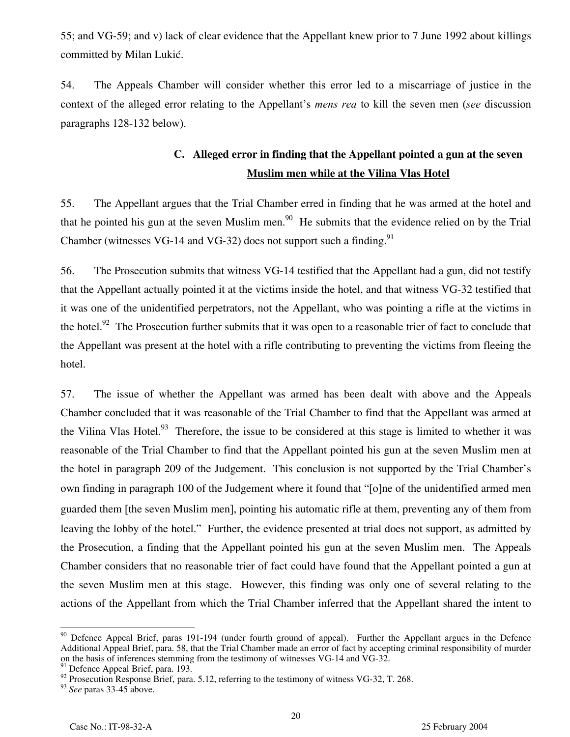55; and VG-59; and v) lack of clear evidence that the Appellant knew prior to 7 June 1992 about killings committed by Milan Lukić.

54. The Appeals Chamber will consider whether this error led to a miscarriage of justice in the context of the alleged error relating to the Appellant's *mens rea* to kill the seven men (*see* discussion paragraphs 128-132 below).

### C. Alleged error in finding that the Appellant pointed a gun at the seven Muslim men while at the Vilina Vlas Hotel

55. The Appellant argues that the Trial Chamber erred in finding that he was armed at the hotel and that he pointed his gun at the seven Muslim men.[90] He submits that the evidence relied on by the Trial Chamber (witnesses VG-14 and VG-32) does not support such a finding.[91]

56. The Prosecution submits that witness VG-14 testified that the Appellant had a gun, did not testify that the Appellant actually pointed it at the victims inside the hotel, and that witness VG-32 testified that it was one of the unidentified perpetrators, not the Appellant, who was pointing a rifle at the victims in the hotel.[92] The Prosecution further submits that it was open to a reasonable trier of fact to conclude that the Appellant was present at the hotel with a rifle contributing to preventing the victims from fleeing the hotel.

57. The issue of whether the Appellant was armed has been dealt with above and the Appeals Chamber concluded that it was reasonable of the Trial Chamber to find that the Appellant was armed at the Vilina Vlas Hotel.[93] Therefore, the issue to be considered at this stage is limited to whether it was reasonable of the Trial Chamber to find that the Appellant pointed his gun at the seven Muslim men at the hotel in paragraph 209 of the Judgement. This conclusion is not supported by the Trial Chamber's own finding in paragraph 100 of the Judgement where it found that "[o]ne of the unidentified armed men guarded them [the seven Muslim men], pointing his automatic rifle at them, preventing any of them from leaving the lobby of the hotel." Further, the evidence presented at trial does not support, as admitted by the Prosecution, a finding that the Appellant pointed his gun at the seven Muslim men. The Appeals Chamber considers that no reasonable trier of fact could have found that the Appellant pointed a gun at the seven Muslim men at this stage. However, this finding was only one of several relating to the actions of the Appellant from which the Trial Chamber inferred that the Appellant shared the intent to

---

[90] Defence Appeal Brief, paras 191-194 (under fourth ground of appeal). Further the Appellant argues in the Defence Additional Appeal Brief, para. 58, that the Trial Chamber made an error of fact by accepting criminal responsibility of murder on the basis of inferences stemming from the testimony of witnesses VG-14 and VG-32.

[91] Defence Appeal Brief, para. 193.

[92] Prosecution Response Brief, para. 5.12, referring to the testimony of witness VG-32, T. 268.

[93] *See* paras 33-45 above.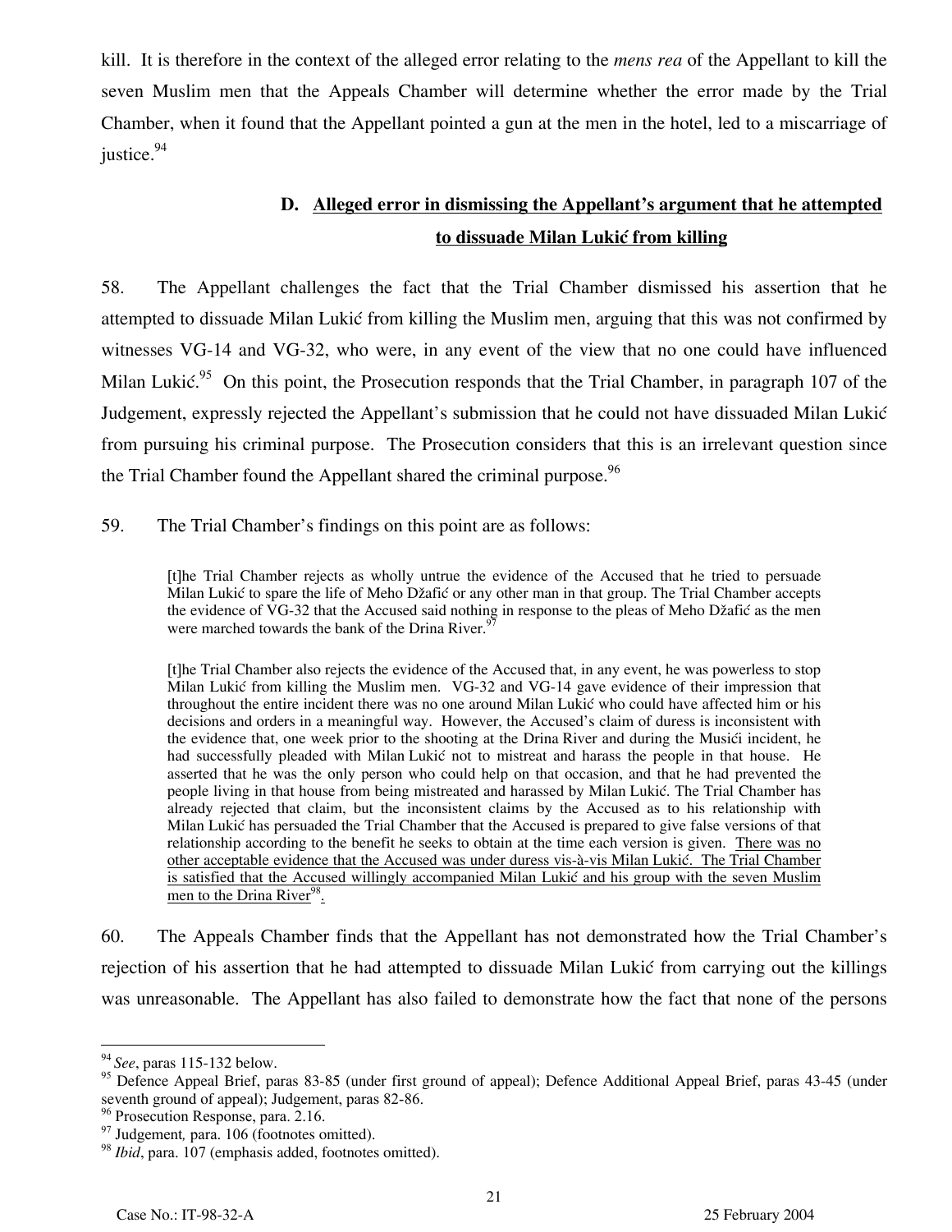kill. It is therefore in the context of the alleged error relating to the *mens rea* of the Appellant to kill the seven Muslim men that the Appeals Chamber will determine whether the error made by the Trial Chamber, when it found that the Appellant pointed a gun at the men in the hotel, led to a miscarriage of justice.[94]

### D. Alleged error in dismissing the Appellant's argument that he attempted to dissuade Milan Lukić from killing

58. The Appellant challenges the fact that the Trial Chamber dismissed his assertion that he attempted to dissuade Milan Lukić from killing the Muslim men, arguing that this was not confirmed by witnesses VG-14 and VG-32, who were, in any event of the view that no one could have influenced Milan Lukić.[95] On this point, the Prosecution responds that the Trial Chamber, in paragraph 107 of the Judgement, expressly rejected the Appellant's submission that he could not have dissuaded Milan Lukić from pursuing his criminal purpose. The Prosecution considers that this is an irrelevant question since the Trial Chamber found the Appellant shared the criminal purpose.[96]

59. The Trial Chamber's findings on this point are as follows:

> [t]he Trial Chamber rejects as wholly untrue the evidence of the Accused that he tried to persuade Milan Lukić to spare the life of Meho Džafić or any other man in that group. The Trial Chamber accepts the evidence of VG-32 that the Accused said nothing in response to the pleas of Meho Džafić as the men were marched towards the bank of the Drina River.[97]
>
> [t]he Trial Chamber also rejects the evidence of the Accused that, in any event, he was powerless to stop Milan Lukić from killing the Muslim men. VG-32 and VG-14 gave evidence of their impression that throughout the entire incident there was no one around Milan Lukić who could have affected him or his decisions and orders in a meaningful way. However, the Accused's claim of duress is inconsistent with the evidence that, one week prior to the shooting at the Drina River and during the Musići incident, he had successfully pleaded with Milan Lukić not to mistreat and harass the people in that house. He asserted that he was the only person who could help on that occasion, and that he had prevented the people living in that house from being mistreated and harassed by Milan Lukić. The Trial Chamber has already rejected that claim, but the inconsistent claims by the Accused as to his relationship with Milan Lukić has persuaded the Trial Chamber that the Accused is prepared to give false versions of that relationship according to the benefit he seeks to obtain at the time each version is given. <u>There was no other acceptable evidence that the Accused was under duress vis-à-vis Milan Lukić. The Trial Chamber is satisfied that the Accused willingly accompanied Milan Lukić and his group with the seven Muslim men to the Drina River</u>[98].

60. The Appeals Chamber finds that the Appellant has not demonstrated how the Trial Chamber's rejection of his assertion that he had attempted to dissuade Milan Lukić from carrying out the killings was unreasonable. The Appellant has also failed to demonstrate how the fact that none of the persons

---

[94] *See*, paras 115-132 below.

[95] Defence Appeal Brief, paras 83-85 (under first ground of appeal); Defence Additional Appeal Brief, paras 43-45 (under seventh ground of appeal); Judgement, paras 82-86.

[96] Prosecution Response, para. 2.16.

[97] Judgement*,* para. 106 (footnotes omitted).

[98] *Ibid*, para. 107 (emphasis added, footnotes omitted).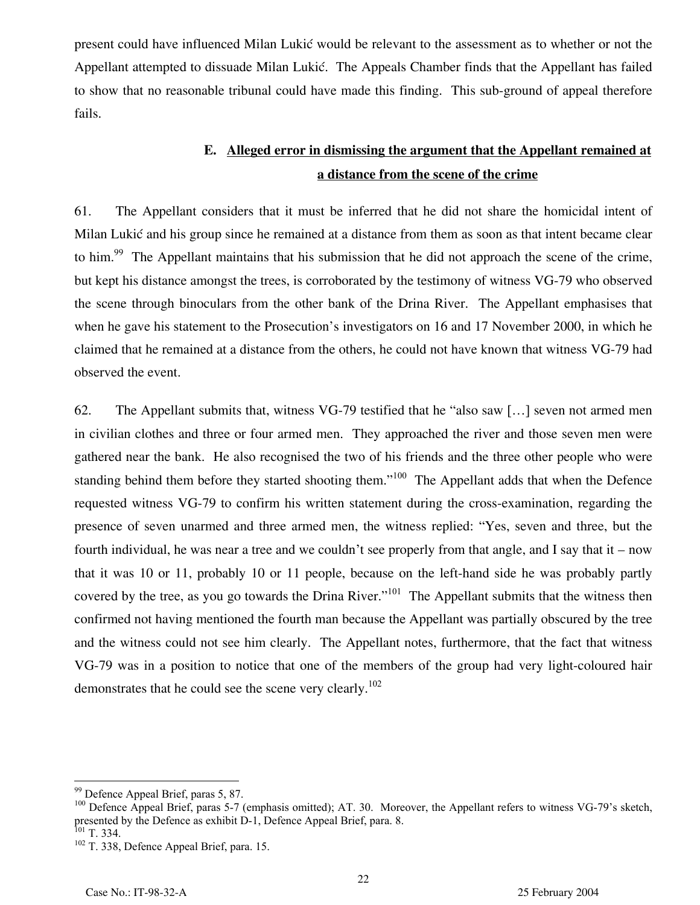present could have influenced Milan Lukić would be relevant to the assessment as to whether or not the Appellant attempted to dissuade Milan Lukić. The Appeals Chamber finds that the Appellant has failed to show that no reasonable tribunal could have made this finding. This sub-ground of appeal therefore fails.

### E. Alleged error in dismissing the argument that the Appellant remained at a distance from the scene of the crime

61. The Appellant considers that it must be inferred that he did not share the homicidal intent of Milan Lukić and his group since he remained at a distance from them as soon as that intent became clear to him.[99] The Appellant maintains that his submission that he did not approach the scene of the crime, but kept his distance amongst the trees, is corroborated by the testimony of witness VG-79 who observed the scene through binoculars from the other bank of the Drina River. The Appellant emphasises that when he gave his statement to the Prosecution's investigators on 16 and 17 November 2000, in which he claimed that he remained at a distance from the others, he could not have known that witness VG-79 had observed the event.

62. The Appellant submits that, witness VG-79 testified that he "also saw […] seven not armed men in civilian clothes and three or four armed men. They approached the river and those seven men were gathered near the bank. He also recognised the two of his friends and the three other people who were standing behind them before they started shooting them."[100] The Appellant adds that when the Defence requested witness VG-79 to confirm his written statement during the cross-examination, regarding the presence of seven unarmed and three armed men, the witness replied: "Yes, seven and three, but the fourth individual, he was near a tree and we couldn't see properly from that angle, and I say that it – now that it was 10 or 11, probably 10 or 11 people, because on the left-hand side he was probably partly covered by the tree, as you go towards the Drina River."[101] The Appellant submits that the witness then confirmed not having mentioned the fourth man because the Appellant was partially obscured by the tree and the witness could not see him clearly. The Appellant notes, furthermore, that the fact that witness VG-79 was in a position to notice that one of the members of the group had very light-coloured hair demonstrates that he could see the scene very clearly.[102]

---

[99] Defence Appeal Brief, paras 5, 87.

[100] Defence Appeal Brief, paras 5-7 (emphasis omitted); AT. 30. Moreover, the Appellant refers to witness VG-79's sketch, presented by the Defence as exhibit D-1, Defence Appeal Brief, para. 8.

[101] T. 334.

[102] T. 338, Defence Appeal Brief, para. 15.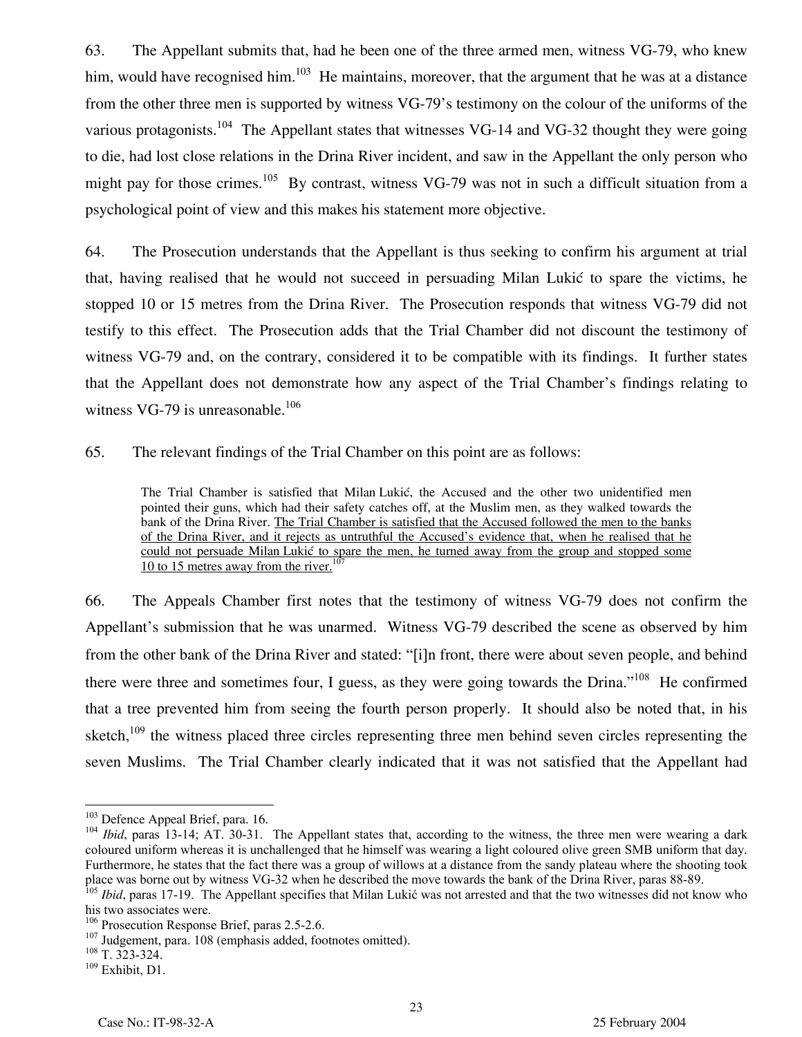63. The Appellant submits that, had he been one of the three armed men, witness VG-79, who knew him, would have recognised him.[103] He maintains, moreover, that the argument that he was at a distance from the other three men is supported by witness VG-79's testimony on the colour of the uniforms of the various protagonists.[104] The Appellant states that witnesses VG-14 and VG-32 thought they were going to die, had lost close relations in the Drina River incident, and saw in the Appellant the only person who might pay for those crimes.[105] By contrast, witness VG-79 was not in such a difficult situation from a psychological point of view and this makes his statement more objective.

64. The Prosecution understands that the Appellant is thus seeking to confirm his argument at trial that, having realised that he would not succeed in persuading Milan Lukić to spare the victims, he stopped 10 or 15 metres from the Drina River. The Prosecution responds that witness VG-79 did not testify to this effect. The Prosecution adds that the Trial Chamber did not discount the testimony of witness VG-79 and, on the contrary, considered it to be compatible with its findings. It further states that the Appellant does not demonstrate how any aspect of the Trial Chamber's findings relating to witness VG-79 is unreasonable.[106]

65. The relevant findings of the Trial Chamber on this point are as follows:

> The Trial Chamber is satisfied that Milan Lukić, the Accused and the other two unidentified men pointed their guns, which had their safety catches off, at the Muslim men, as they walked towards the bank of the Drina River. <u>The Trial Chamber is satisfied that the Accused followed the men to the banks of the Drina River, and it rejects as untruthful the Accused's evidence that, when he realised that he could not persuade Milan Lukić to spare the men, he turned away from the group and stopped some 10 to 15 metres away from the river.</u>[107]

66. The Appeals Chamber first notes that the testimony of witness VG-79 does not confirm the Appellant's submission that he was unarmed. Witness VG-79 described the scene as observed by him from the other bank of the Drina River and stated: "[i]n front, there were about seven people, and behind there were three and sometimes four, I guess, as they were going towards the Drina."[108] He confirmed that a tree prevented him from seeing the fourth person properly. It should also be noted that, in his sketch,[109] the witness placed three circles representing three men behind seven circles representing the seven Muslims. The Trial Chamber clearly indicated that it was not satisfied that the Appellant had

---

[103] Defence Appeal Brief, para. 16.

[104] *Ibid*, paras 13-14; AT. 30-31. The Appellant states that, according to the witness, the three men were wearing a dark coloured uniform whereas it is unchallenged that he himself was wearing a light coloured olive green SMB uniform that day. Furthermore, he states that the fact there was a group of willows at a distance from the sandy plateau where the shooting took place was borne out by witness VG-32 when he described the move towards the bank of the Drina River, paras 88-89.

[105] *Ibid*, paras 17-19. The Appellant specifies that Milan Lukić was not arrested and that the two witnesses did not know who his two associates were.

[106] Prosecution Response Brief, paras 2.5-2.6.

[107] Judgement, para. 108 (emphasis added, footnotes omitted).

[108] T. 323-324.

[109] Exhibit, D1.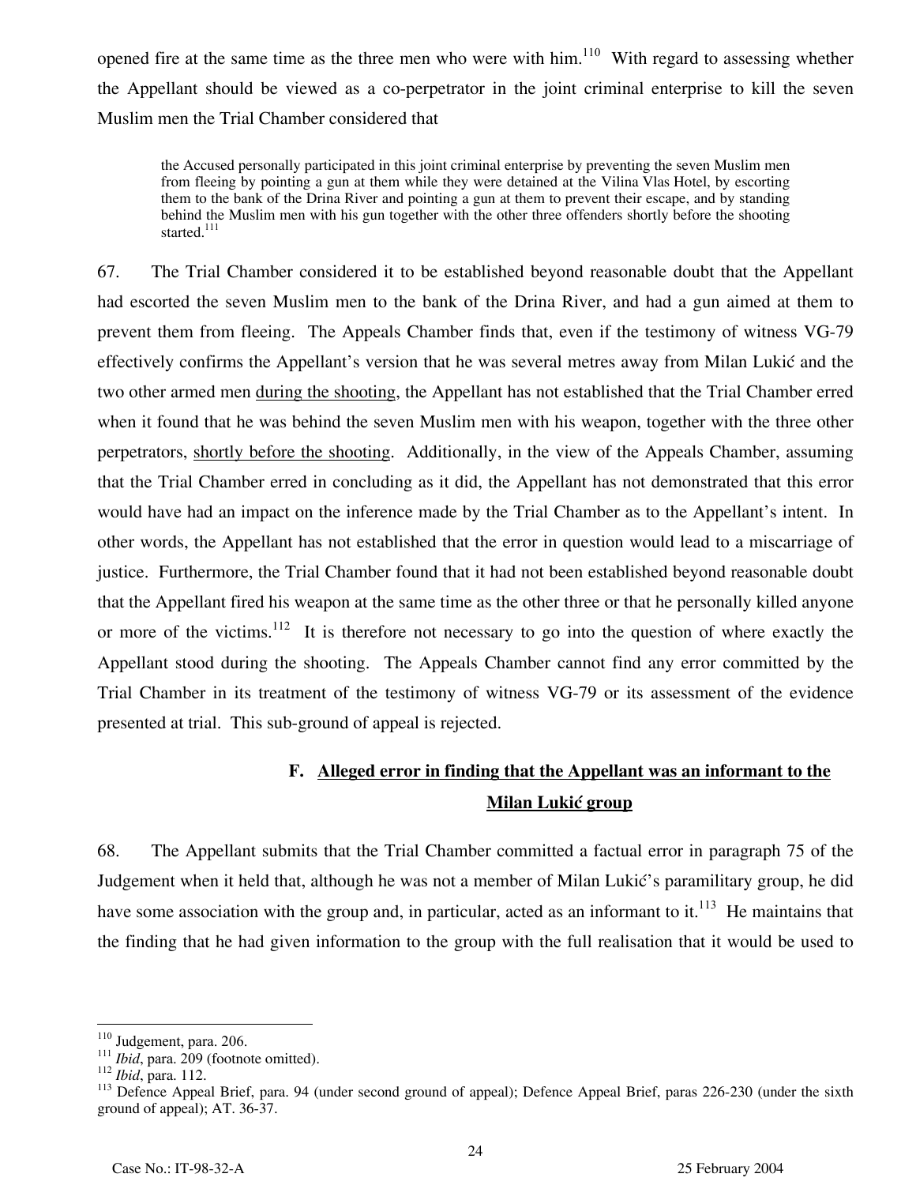opened fire at the same time as the three men who were with him.[110] With regard to assessing whether the Appellant should be viewed as a co-perpetrator in the joint criminal enterprise to kill the seven Muslim men the Trial Chamber considered that

> the Accused personally participated in this joint criminal enterprise by preventing the seven Muslim men from fleeing by pointing a gun at them while they were detained at the Vilina Vlas Hotel, by escorting them to the bank of the Drina River and pointing a gun at them to prevent their escape, and by standing behind the Muslim men with his gun together with the other three offenders shortly before the shooting started.[111]

67. The Trial Chamber considered it to be established beyond reasonable doubt that the Appellant had escorted the seven Muslim men to the bank of the Drina River, and had a gun aimed at them to prevent them from fleeing. The Appeals Chamber finds that, even if the testimony of witness VG-79 effectively confirms the Appellant's version that he was several metres away from Milan Lukić and the two other armed men <u>during the shooting</u>, the Appellant has not established that the Trial Chamber erred when it found that he was behind the seven Muslim men with his weapon, together with the three other perpetrators, <u>shortly before the shooting</u>. Additionally, in the view of the Appeals Chamber, assuming that the Trial Chamber erred in concluding as it did, the Appellant has not demonstrated that this error would have had an impact on the inference made by the Trial Chamber as to the Appellant's intent. In other words, the Appellant has not established that the error in question would lead to a miscarriage of justice. Furthermore, the Trial Chamber found that it had not been established beyond reasonable doubt that the Appellant fired his weapon at the same time as the other three or that he personally killed anyone or more of the victims.[112] It is therefore not necessary to go into the question of where exactly the Appellant stood during the shooting. The Appeals Chamber cannot find any error committed by the Trial Chamber in its treatment of the testimony of witness VG-79 or its assessment of the evidence presented at trial. This sub-ground of appeal is rejected.

### F. <u>Alleged error in finding that the Appellant was an informant to the Milan Lukić group</u>

68. The Appellant submits that the Trial Chamber committed a factual error in paragraph 75 of the Judgement when it held that, although he was not a member of Milan Lukić's paramilitary group, he did have some association with the group and, in particular, acted as an informant to it.[113] He maintains that the finding that he had given information to the group with the full realisation that it would be used to

---

[110] Judgement, para. 206.

[111] *Ibid*, para. 209 (footnote omitted).

[112] *Ibid*, para. 112.

[113] Defence Appeal Brief, para. 94 (under second ground of appeal); Defence Appeal Brief, paras 226-230 (under the sixth ground of appeal); AT. 36-37.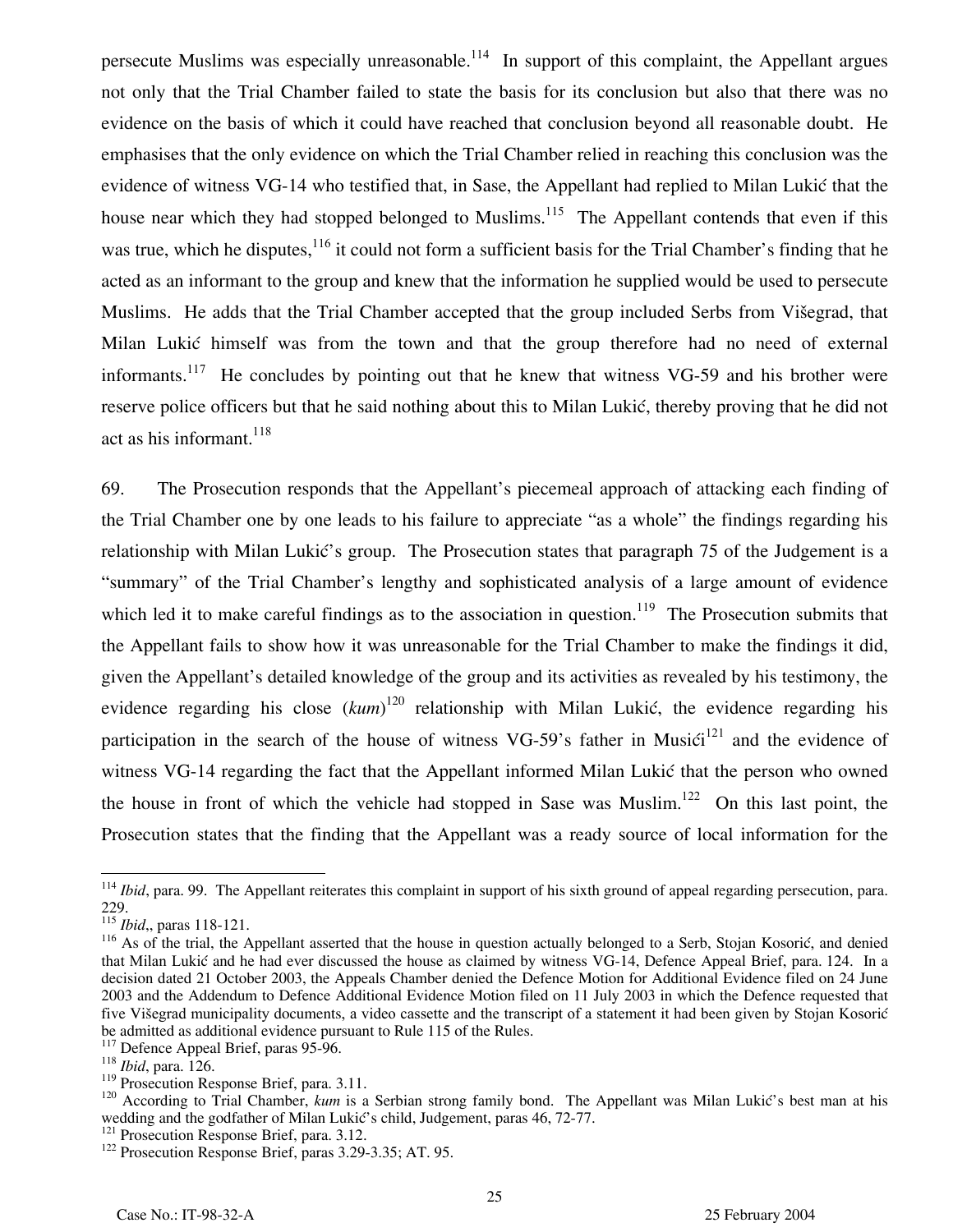persecute Muslims was especially unreasonable.[114] In support of this complaint, the Appellant argues not only that the Trial Chamber failed to state the basis for its conclusion but also that there was no evidence on the basis of which it could have reached that conclusion beyond all reasonable doubt. He emphasises that the only evidence on which the Trial Chamber relied in reaching this conclusion was the evidence of witness VG-14 who testified that, in Sase, the Appellant had replied to Milan Lukić that the house near which they had stopped belonged to Muslims.[115] The Appellant contends that even if this was true, which he disputes,[116] it could not form a sufficient basis for the Trial Chamber's finding that he acted as an informant to the group and knew that the information he supplied would be used to persecute Muslims. He adds that the Trial Chamber accepted that the group included Serbs from Višegrad, that Milan Lukić himself was from the town and that the group therefore had no need of external informants.[117] He concludes by pointing out that he knew that witness VG-59 and his brother were reserve police officers but that he said nothing about this to Milan Lukić, thereby proving that he did not act as his informant.[118]

69. The Prosecution responds that the Appellant's piecemeal approach of attacking each finding of the Trial Chamber one by one leads to his failure to appreciate "as a whole" the findings regarding his relationship with Milan Lukić's group. The Prosecution states that paragraph 75 of the Judgement is a "summary" of the Trial Chamber's lengthy and sophisticated analysis of a large amount of evidence which led it to make careful findings as to the association in question.[119] The Prosecution submits that the Appellant fails to show how it was unreasonable for the Trial Chamber to make the findings it did, given the Appellant's detailed knowledge of the group and its activities as revealed by his testimony, the evidence regarding his close (*kum*)[120] relationship with Milan Lukić, the evidence regarding his participation in the search of the house of witness VG-59's father in Musići[121] and the evidence of witness VG-14 regarding the fact that the Appellant informed Milan Lukić that the person who owned the house in front of which the vehicle had stopped in Sase was Muslim.[122] On this last point, the Prosecution states that the finding that the Appellant was a ready source of local information for the

---

[114] *Ibid*, para. 99. The Appellant reiterates this complaint in support of his sixth ground of appeal regarding persecution, para. 229.

[115] *Ibid*,, paras 118-121.

[116] As of the trial, the Appellant asserted that the house in question actually belonged to a Serb, Stojan Kosorić, and denied that Milan Lukić and he had ever discussed the house as claimed by witness VG-14, Defence Appeal Brief, para. 124. In a decision dated 21 October 2003, the Appeals Chamber denied the Defence Motion for Additional Evidence filed on 24 June 2003 and the Addendum to Defence Additional Evidence Motion filed on 11 July 2003 in which the Defence requested that five Višegrad municipality documents, a video cassette and the transcript of a statement it had been given by Stojan Kosorić be admitted as additional evidence pursuant to Rule 115 of the Rules.

[117] Defence Appeal Brief, paras 95-96.

[118] *Ibid*, para. 126.

[119] Prosecution Response Brief, para. 3.11.

[120] According to Trial Chamber, *kum* is a Serbian strong family bond. The Appellant was Milan Lukić's best man at his wedding and the godfather of Milan Lukić's child, Judgement, paras 46, 72-77.

[121] Prosecution Response Brief, para. 3.12.

[122] Prosecution Response Brief, paras 3.29-3.35; AT. 95.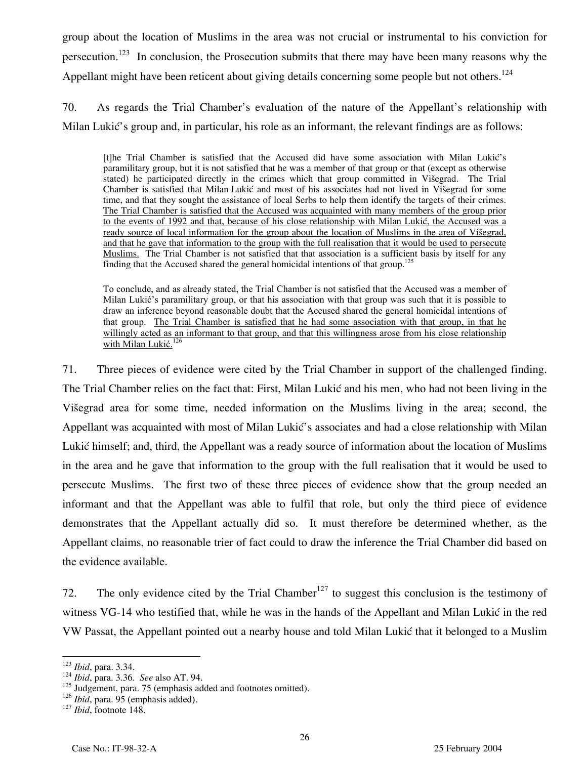group about the location of Muslims in the area was not crucial or instrumental to his conviction for persecution.[123] In conclusion, the Prosecution submits that there may have been many reasons why the Appellant might have been reticent about giving details concerning some people but not others.[124]

70. As regards the Trial Chamber's evaluation of the nature of the Appellant's relationship with Milan Lukić's group and, in particular, his role as an informant, the relevant findings are as follows:

> [t]he Trial Chamber is satisfied that the Accused did have some association with Milan Lukić's paramilitary group, but it is not satisfied that he was a member of that group or that (except as otherwise stated) he participated directly in the crimes which that group committed in Višegrad. The Trial Chamber is satisfied that Milan Lukić and most of his associates had not lived in Višegrad for some time, and that they sought the assistance of local Serbs to help them identify the targets of their crimes. <u>The Trial Chamber is satisfied that the Accused was acquainted with many members of the group prior to the events of 1992 and that, because of his close relationship with Milan Lukić, the Accused was a ready source of local information for the group about the location of Muslims in the area of Višegrad, and that he gave that information to the group with the full realisation that it would be used to persecute Muslims.</u> The Trial Chamber is not satisfied that that association is a sufficient basis by itself for any finding that the Accused shared the general homicidal intentions of that group.[125]
>
> To conclude, and as already stated, the Trial Chamber is not satisfied that the Accused was a member of Milan Lukić's paramilitary group, or that his association with that group was such that it is possible to draw an inference beyond reasonable doubt that the Accused shared the general homicidal intentions of that group. <u>The Trial Chamber is satisfied that he had some association with that group, in that he willingly acted as an informant to that group, and that this willingness arose from his close relationship with Milan Lukić.</u>[126]

71. Three pieces of evidence were cited by the Trial Chamber in support of the challenged finding. The Trial Chamber relies on the fact that: First, Milan Lukić and his men, who had not been living in the Višegrad area for some time, needed information on the Muslims living in the area; second, the Appellant was acquainted with most of Milan Lukić's associates and had a close relationship with Milan Lukić himself; and, third, the Appellant was a ready source of information about the location of Muslims in the area and he gave that information to the group with the full realisation that it would be used to persecute Muslims. The first two of these three pieces of evidence show that the group needed an informant and that the Appellant was able to fulfil that role, but only the third piece of evidence demonstrates that the Appellant actually did so. It must therefore be determined whether, as the Appellant claims, no reasonable trier of fact could to draw the inference the Trial Chamber did based on the evidence available.

72. The only evidence cited by the Trial Chamber[127] to suggest this conclusion is the testimony of witness VG-14 who testified that, while he was in the hands of the Appellant and Milan Lukić in the red VW Passat, the Appellant pointed out a nearby house and told Milan Lukić that it belonged to a Muslim

[123] *Ibid*, para. 3.34.
[124] *Ibid*, para. 3.36. *See* also AT. 94.
[125] Judgement, para. 75 (emphasis added and footnotes omitted).
[126] *Ibid*, para. 95 (emphasis added).
[127] *Ibid*, footnote 148.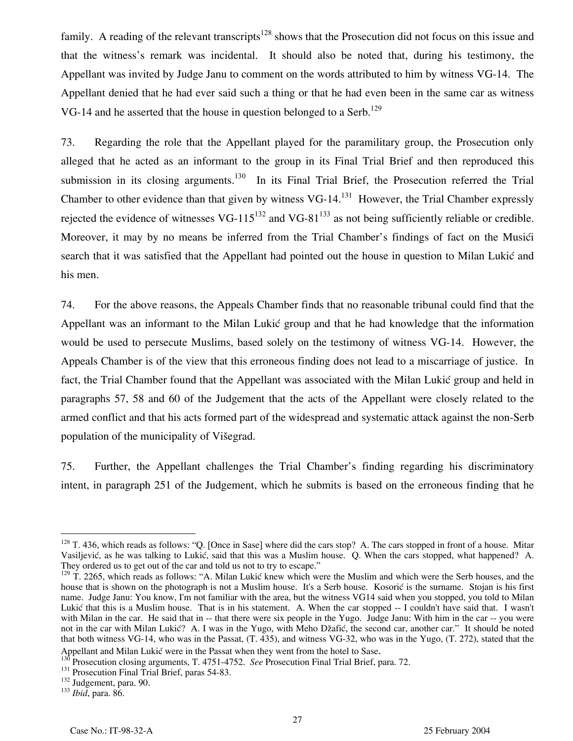family. A reading of the relevant transcripts[128] shows that the Prosecution did not focus on this issue and that the witness's remark was incidental. It should also be noted that, during his testimony, the Appellant was invited by Judge Janu to comment on the words attributed to him by witness VG-14. The Appellant denied that he had ever said such a thing or that he had even been in the same car as witness VG-14 and he asserted that the house in question belonged to a Serb.[129]

73. Regarding the role that the Appellant played for the paramilitary group, the Prosecution only alleged that he acted as an informant to the group in its Final Trial Brief and then reproduced this submission in its closing arguments.[130] In its Final Trial Brief, the Prosecution referred the Trial Chamber to other evidence than that given by witness VG-14.[131] However, the Trial Chamber expressly rejected the evidence of witnesses VG-115[132] and VG-81[133] as not being sufficiently reliable or credible. Moreover, it may by no means be inferred from the Trial Chamber's findings of fact on the Musići search that it was satisfied that the Appellant had pointed out the house in question to Milan Lukić and his men.

74. For the above reasons, the Appeals Chamber finds that no reasonable tribunal could find that the Appellant was an informant to the Milan Lukić group and that he had knowledge that the information would be used to persecute Muslims, based solely on the testimony of witness VG-14. However, the Appeals Chamber is of the view that this erroneous finding does not lead to a miscarriage of justice. In fact, the Trial Chamber found that the Appellant was associated with the Milan Lukić group and held in paragraphs 57, 58 and 60 of the Judgement that the acts of the Appellant were closely related to the armed conflict and that his acts formed part of the widespread and systematic attack against the non-Serb population of the municipality of Višegrad.

75. Further, the Appellant challenges the Trial Chamber's finding regarding his discriminatory intent, in paragraph 251 of the Judgement, which he submits is based on the erroneous finding that he

---

[128] T. 436, which reads as follows: "Q. [Once in Sase] where did the cars stop? A. The cars stopped in front of a house. Mitar Vasiljević, as he was talking to Lukić, said that this was a Muslim house. Q. When the cars stopped, what happened? A. They ordered us to get out of the car and told us not to try to escape."

[129] T. 2265, which reads as follows: "A. Milan Lukić knew which were the Muslim and which were the Serb houses, and the house that is shown on the photograph is not a Muslim house. It's a Serb house. Kosorić is the surname. Stojan is his first name. Judge Janu: You know, I'm not familiar with the area, but the witness VG14 said when you stopped, you told to Milan Lukić that this is a Muslim house. That is in his statement. A. When the car stopped -- I couldn't have said that. I wasn't with Milan in the car. He said that in -- that there were six people in the Yugo. Judge Janu: With him in the car -- you were not in the car with Milan Lukić? A. I was in the Yugo, with Meho Džafić, the second car, another car." It should be noted that both witness VG-14, who was in the Passat, (T. 435), and witness VG-32, who was in the Yugo, (T. 272), stated that the Appellant and Milan Lukić were in the Passat when they went from the hotel to Sase.

[130] Prosecution closing arguments, T. 4751-4752. *See* Prosecution Final Trial Brief, para. 72.

[131] Prosecution Final Trial Brief, paras 54-83.

[132] Judgement, para. 90.

[133] *Ibid*, para. 86.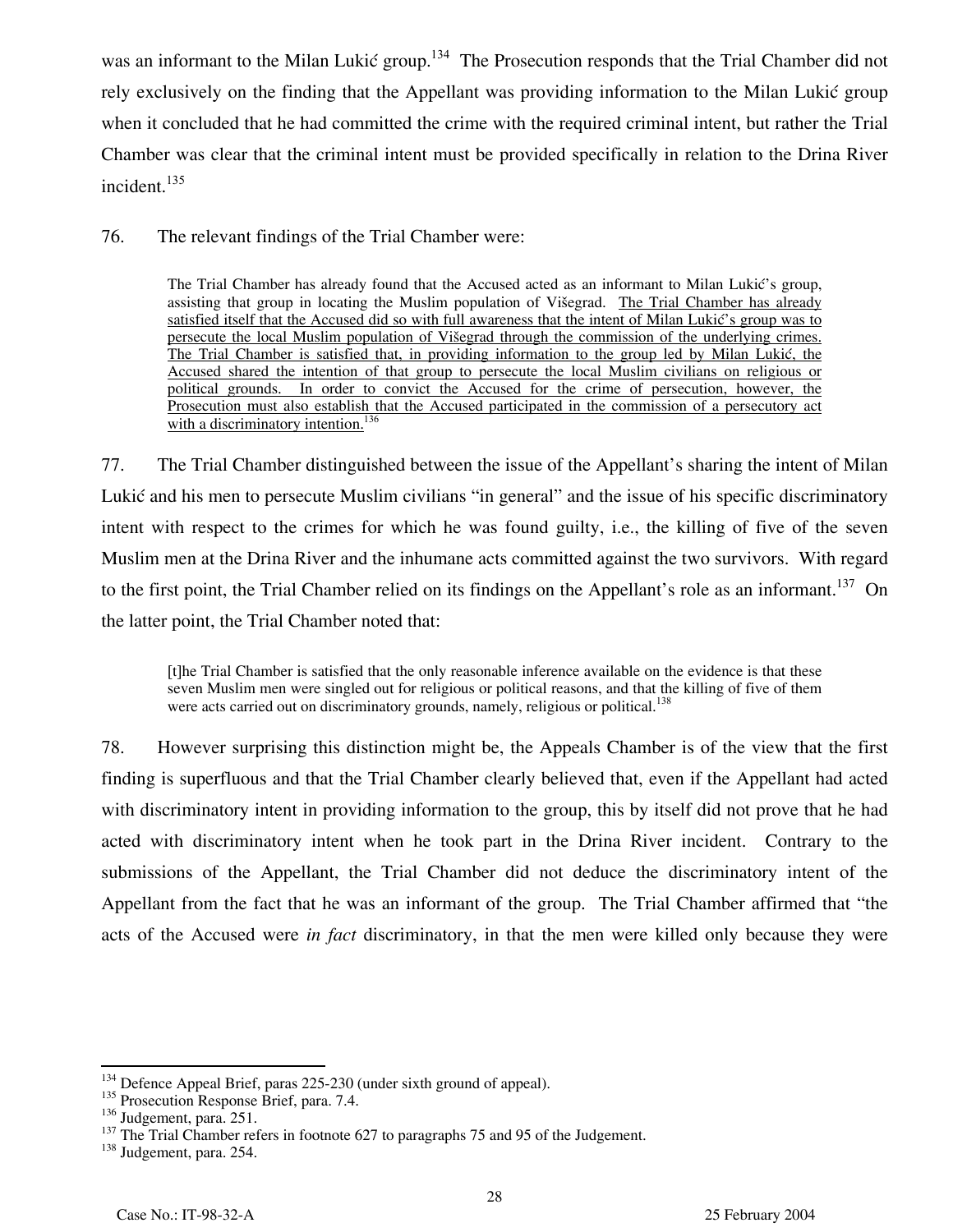was an informant to the Milan Lukić group.[134] The Prosecution responds that the Trial Chamber did not rely exclusively on the finding that the Appellant was providing information to the Milan Lukić group when it concluded that he had committed the crime with the required criminal intent, but rather the Trial Chamber was clear that the criminal intent must be provided specifically in relation to the Drina River incident.[135]

76. The relevant findings of the Trial Chamber were:

> The Trial Chamber has already found that the Accused acted as an informant to Milan Lukić's group, assisting that group in locating the Muslim population of Višegrad. <u>The Trial Chamber has already satisfied itself that the Accused did so with full awareness that the intent of Milan Lukić's group was to persecute the local Muslim population of Višegrad through the commission of the underlying crimes. The Trial Chamber is satisfied that, in providing information to the group led by Milan Lukić, the Accused shared the intention of that group to persecute the local Muslim civilians on religious or political grounds. In order to convict the Accused for the crime of persecution, however, the Prosecution must also establish that the Accused participated in the commission of a persecutory act with a discriminatory intention.</u>[136]

77. The Trial Chamber distinguished between the issue of the Appellant's sharing the intent of Milan Lukić and his men to persecute Muslim civilians "in general" and the issue of his specific discriminatory intent with respect to the crimes for which he was found guilty, i.e., the killing of five of the seven Muslim men at the Drina River and the inhumane acts committed against the two survivors. With regard to the first point, the Trial Chamber relied on its findings on the Appellant's role as an informant.[137] On the latter point, the Trial Chamber noted that:

> [t]he Trial Chamber is satisfied that the only reasonable inference available on the evidence is that these seven Muslim men were singled out for religious or political reasons, and that the killing of five of them were acts carried out on discriminatory grounds, namely, religious or political.[138]

78. However surprising this distinction might be, the Appeals Chamber is of the view that the first finding is superfluous and that the Trial Chamber clearly believed that, even if the Appellant had acted with discriminatory intent in providing information to the group, this by itself did not prove that he had acted with discriminatory intent when he took part in the Drina River incident. Contrary to the submissions of the Appellant, the Trial Chamber did not deduce the discriminatory intent of the Appellant from the fact that he was an informant of the group. The Trial Chamber affirmed that "the acts of the Accused were *in fact* discriminatory, in that the men were killed only because they were

---

[134] Defence Appeal Brief, paras 225-230 (under sixth ground of appeal).
[135] Prosecution Response Brief, para. 7.4.
[136] Judgement, para. 251.
[137] The Trial Chamber refers in footnote 627 to paragraphs 75 and 95 of the Judgement.
[138] Judgement, para. 254.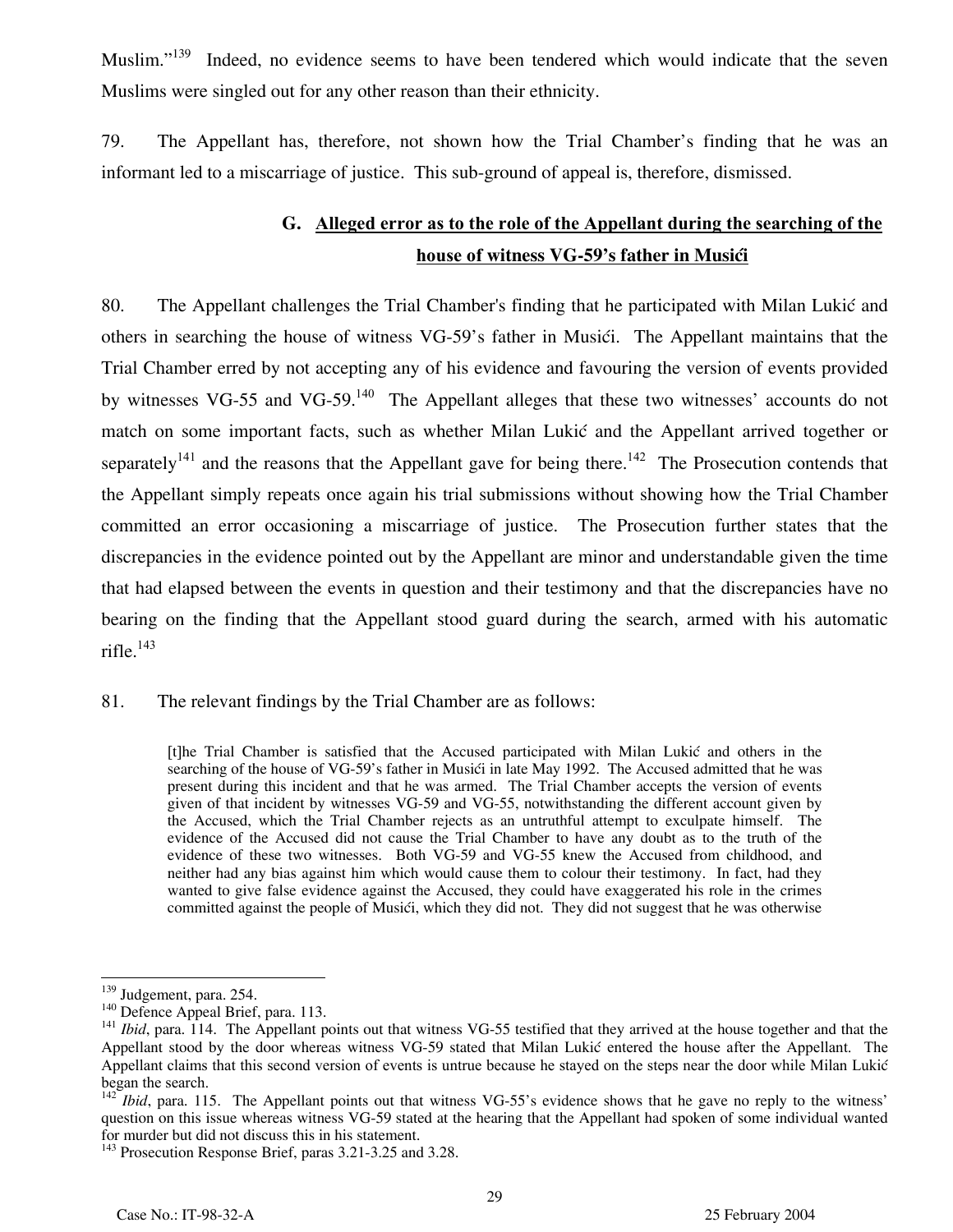Muslim."[139] Indeed, no evidence seems to have been tendered which would indicate that the seven Muslims were singled out for any other reason than their ethnicity.

79. The Appellant has, therefore, not shown how the Trial Chamber's finding that he was an informant led to a miscarriage of justice. This sub-ground of appeal is, therefore, dismissed.

### G. Alleged error as to the role of the Appellant during the searching of the house of witness VG-59's father in Musići

80. The Appellant challenges the Trial Chamber's finding that he participated with Milan Lukić and others in searching the house of witness VG-59's father in Musići. The Appellant maintains that the Trial Chamber erred by not accepting any of his evidence and favouring the version of events provided by witnesses VG-55 and VG-59.[140] The Appellant alleges that these two witnesses' accounts do not match on some important facts, such as whether Milan Lukić and the Appellant arrived together or separately[141] and the reasons that the Appellant gave for being there.[142] The Prosecution contends that the Appellant simply repeats once again his trial submissions without showing how the Trial Chamber committed an error occasioning a miscarriage of justice. The Prosecution further states that the discrepancies in the evidence pointed out by the Appellant are minor and understandable given the time that had elapsed between the events in question and their testimony and that the discrepancies have no bearing on the finding that the Appellant stood guard during the search, armed with his automatic rifle.[143]

81. The relevant findings by the Trial Chamber are as follows:

> [t]he Trial Chamber is satisfied that the Accused participated with Milan Lukić and others in the searching of the house of VG-59's father in Musići in late May 1992. The Accused admitted that he was present during this incident and that he was armed. The Trial Chamber accepts the version of events given of that incident by witnesses VG-59 and VG-55, notwithstanding the different account given by the Accused, which the Trial Chamber rejects as an untruthful attempt to exculpate himself. The evidence of the Accused did not cause the Trial Chamber to have any doubt as to the truth of the evidence of these two witnesses. Both VG-59 and VG-55 knew the Accused from childhood, and neither had any bias against him which would cause them to colour their testimony. In fact, had they wanted to give false evidence against the Accused, they could have exaggerated his role in the crimes committed against the people of Musići, which they did not. They did not suggest that he was otherwise

---

[139] Judgement, para. 254.

[140] Defence Appeal Brief, para. 113.

[141] *Ibid*, para. 114. The Appellant points out that witness VG-55 testified that they arrived at the house together and that the Appellant stood by the door whereas witness VG-59 stated that Milan Lukić entered the house after the Appellant. The Appellant claims that this second version of events is untrue because he stayed on the steps near the door while Milan Lukić began the search.

[142] *Ibid*, para. 115. The Appellant points out that witness VG-55's evidence shows that he gave no reply to the witness' question on this issue whereas witness VG-59 stated at the hearing that the Appellant had spoken of some individual wanted for murder but did not discuss this in his statement.

[143] Prosecution Response Brief, paras 3.21-3.25 and 3.28.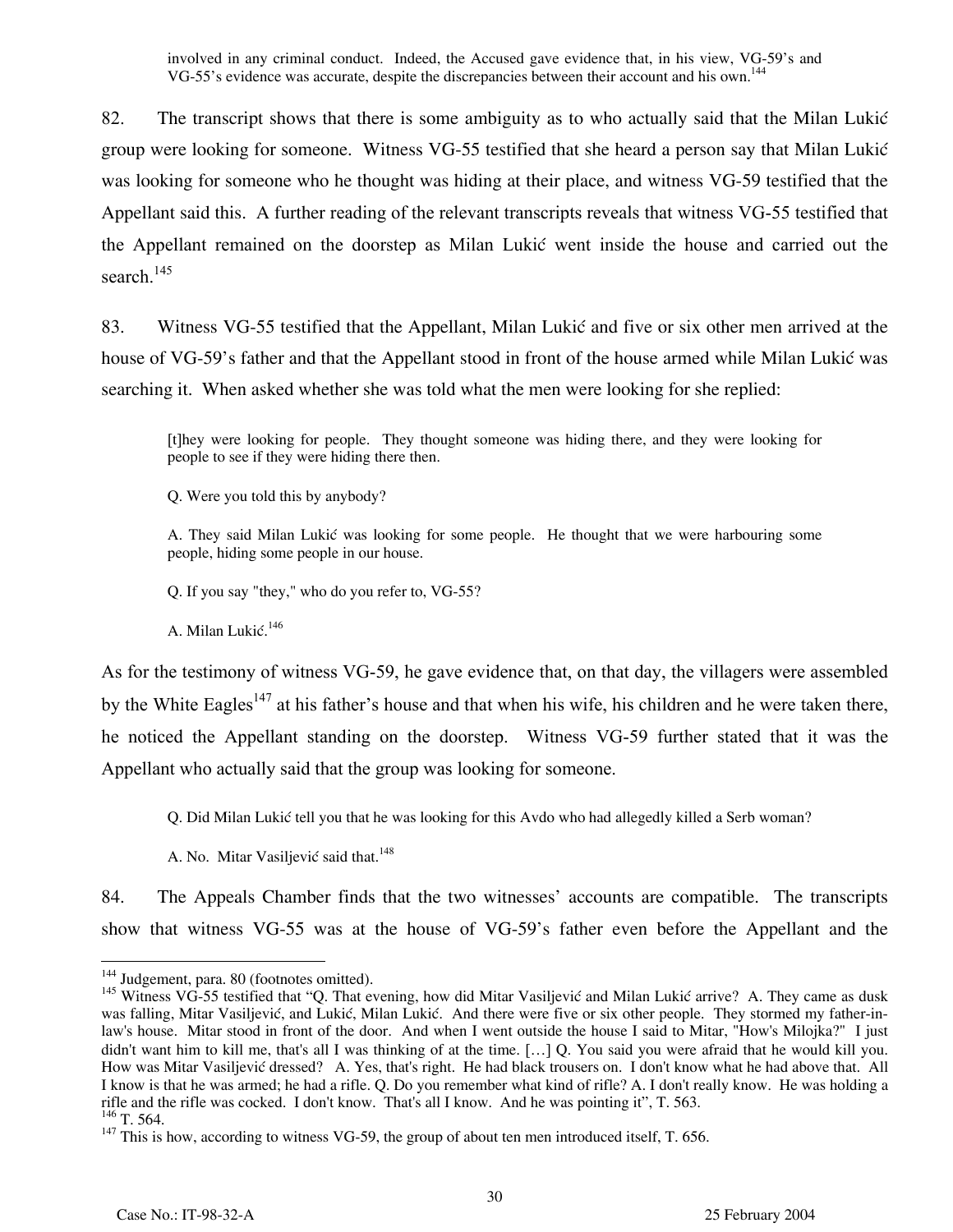> involved in any criminal conduct. Indeed, the Accused gave evidence that, in his view, VG-59's and VG-55's evidence was accurate, despite the discrepancies between their account and his own.[144]

82. The transcript shows that there is some ambiguity as to who actually said that the Milan Lukić group were looking for someone. Witness VG-55 testified that she heard a person say that Milan Lukić was looking for someone who he thought was hiding at their place, and witness VG-59 testified that the Appellant said this. A further reading of the relevant transcripts reveals that witness VG-55 testified that the Appellant remained on the doorstep as Milan Lukić went inside the house and carried out the search.[145]

83. Witness VG-55 testified that the Appellant, Milan Lukić and five or six other men arrived at the house of VG-59's father and that the Appellant stood in front of the house armed while Milan Lukić was searching it. When asked whether she was told what the men were looking for she replied:

> [t]hey were looking for people. They thought someone was hiding there, and they were looking for people to see if they were hiding there then.
>
> Q. Were you told this by anybody?
>
> A. They said Milan Lukić was looking for some people. He thought that we were harbouring some people, hiding some people in our house.
>
> Q. If you say "they," who do you refer to, VG-55?
>
> A. Milan Lukić.[146]

As for the testimony of witness VG-59, he gave evidence that, on that day, the villagers were assembled by the White Eagles[147] at his father's house and that when his wife, his children and he were taken there, he noticed the Appellant standing on the doorstep. Witness VG-59 further stated that it was the Appellant who actually said that the group was looking for someone.

> Q. Did Milan Lukić tell you that he was looking for this Avdo who had allegedly killed a Serb woman?
>
> A. No. Mitar Vasiljević said that.[148]

84. The Appeals Chamber finds that the two witnesses' accounts are compatible. The transcripts show that witness VG-55 was at the house of VG-59's father even before the Appellant and the

---

[144] Judgement, para. 80 (footnotes omitted).

[145] Witness VG-55 testified that "Q. That evening, how did Mitar Vasiljević and Milan Lukić arrive? A. They came as dusk was falling, Mitar Vasiljević, and Lukić, Milan Lukić. And there were five or six other people. They stormed my father-in-law's house. Mitar stood in front of the door. And when I went outside the house I said to Mitar, "How's Milojka?" I just didn't want him to kill me, that's all I was thinking of at the time. […] Q. You said you were afraid that he would kill you. How was Mitar Vasiljević dressed? A. Yes, that's right. He had black trousers on. I don't know what he had above that. All I know is that he was armed; he had a rifle. Q. Do you remember what kind of rifle? A. I don't really know. He was holding a rifle and the rifle was cocked. I don't know. That's all I know. And he was pointing it", T. 563.

[146] T. 564.

[147] This is how, according to witness VG-59, the group of about ten men introduced itself, T. 656.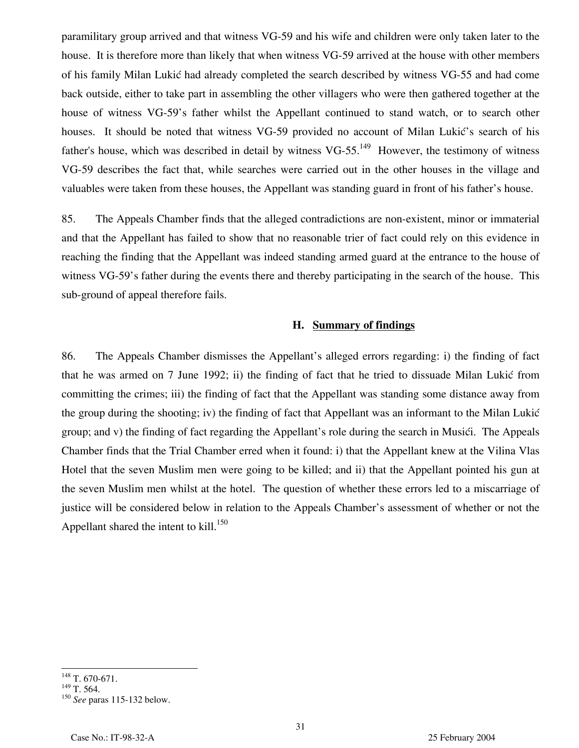paramilitary group arrived and that witness VG-59 and his wife and children were only taken later to the house. It is therefore more than likely that when witness VG-59 arrived at the house with other members of his family Milan Lukić had already completed the search described by witness VG-55 and had come back outside, either to take part in assembling the other villagers who were then gathered together at the house of witness VG-59's father whilst the Appellant continued to stand watch, or to search other houses. It should be noted that witness VG-59 provided no account of Milan Lukić's search of his father's house, which was described in detail by witness VG-55.[149] However, the testimony of witness VG-59 describes the fact that, while searches were carried out in the other houses in the village and valuables were taken from these houses, the Appellant was standing guard in front of his father's house.

85. The Appeals Chamber finds that the alleged contradictions are non-existent, minor or immaterial and that the Appellant has failed to show that no reasonable trier of fact could rely on this evidence in reaching the finding that the Appellant was indeed standing armed guard at the entrance to the house of witness VG-59's father during the events there and thereby participating in the search of the house. This sub-ground of appeal therefore fails.

### H. Summary of findings

86. The Appeals Chamber dismisses the Appellant's alleged errors regarding: i) the finding of fact that he was armed on 7 June 1992; ii) the finding of fact that he tried to dissuade Milan Lukić from committing the crimes; iii) the finding of fact that the Appellant was standing some distance away from the group during the shooting; iv) the finding of fact that Appellant was an informant to the Milan Lukić group; and v) the finding of fact regarding the Appellant's role during the search in Musići. The Appeals Chamber finds that the Trial Chamber erred when it found: i) that the Appellant knew at the Vilina Vlas Hotel that the seven Muslim men were going to be killed; and ii) that the Appellant pointed his gun at the seven Muslim men whilst at the hotel. The question of whether these errors led to a miscarriage of justice will be considered below in relation to the Appeals Chamber's assessment of whether or not the Appellant shared the intent to kill.[150]

---

[148] T. 670-671.

[149] T. 564.

[150] *See* paras 115-132 below.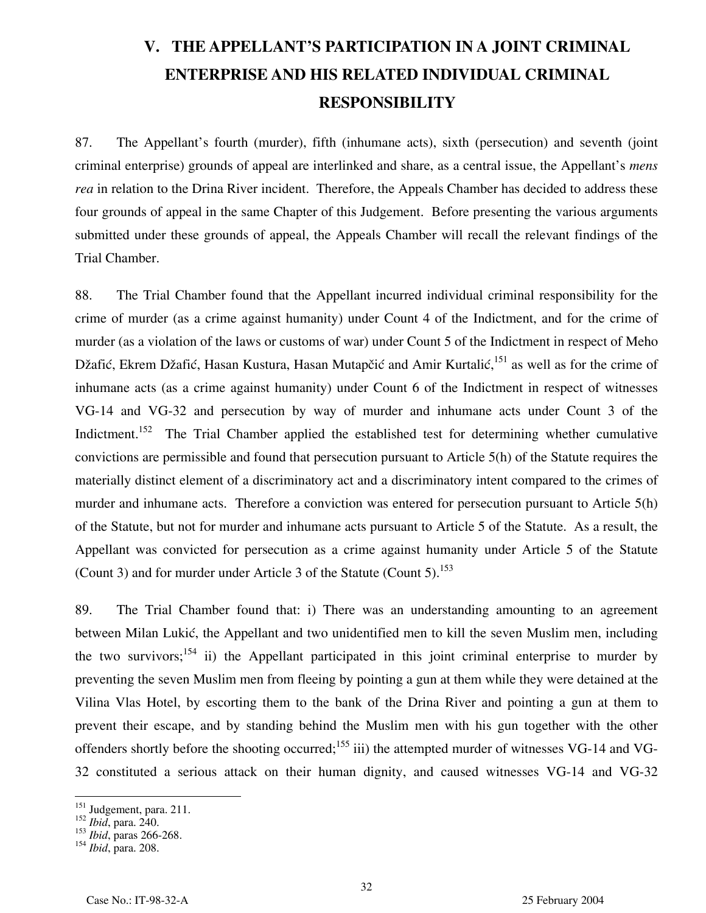# V. THE APPELLANT'S PARTICIPATION IN A JOINT CRIMINAL ENTERPRISE AND HIS RELATED INDIVIDUAL CRIMINAL RESPONSIBILITY

87. The Appellant's fourth (murder), fifth (inhumane acts), sixth (persecution) and seventh (joint criminal enterprise) grounds of appeal are interlinked and share, as a central issue, the Appellant's *mens rea* in relation to the Drina River incident. Therefore, the Appeals Chamber has decided to address these four grounds of appeal in the same Chapter of this Judgement. Before presenting the various arguments submitted under these grounds of appeal, the Appeals Chamber will recall the relevant findings of the Trial Chamber.

88. The Trial Chamber found that the Appellant incurred individual criminal responsibility for the crime of murder (as a crime against humanity) under Count 4 of the Indictment, and for the crime of murder (as a violation of the laws or customs of war) under Count 5 of the Indictment in respect of Meho Džafić, Ekrem Džafić, Hasan Kustura, Hasan Mutapčić and Amir Kurtalić,[151] as well as for the crime of inhumane acts (as a crime against humanity) under Count 6 of the Indictment in respect of witnesses VG-14 and VG-32 and persecution by way of murder and inhumane acts under Count 3 of the Indictment.[152] The Trial Chamber applied the established test for determining whether cumulative convictions are permissible and found that persecution pursuant to Article 5(h) of the Statute requires the materially distinct element of a discriminatory act and a discriminatory intent compared to the crimes of murder and inhumane acts. Therefore a conviction was entered for persecution pursuant to Article 5(h) of the Statute, but not for murder and inhumane acts pursuant to Article 5 of the Statute. As a result, the Appellant was convicted for persecution as a crime against humanity under Article 5 of the Statute (Count 3) and for murder under Article 3 of the Statute (Count 5).[153]

89. The Trial Chamber found that: i) There was an understanding amounting to an agreement between Milan Lukić, the Appellant and two unidentified men to kill the seven Muslim men, including the two survivors;[154] ii) the Appellant participated in this joint criminal enterprise to murder by preventing the seven Muslim men from fleeing by pointing a gun at them while they were detained at the Vilina Vlas Hotel, by escorting them to the bank of the Drina River and pointing a gun at them to prevent their escape, and by standing behind the Muslim men with his gun together with the other offenders shortly before the shooting occurred;[155] iii) the attempted murder of witnesses VG-14 and VG-32 constituted a serious attack on their human dignity, and caused witnesses VG-14 and VG-32

---

[151] Judgement, para. 211.
[152] *Ibid*, para. 240.
[153] *Ibid*, paras 266-268.
[154] *Ibid*, para. 208.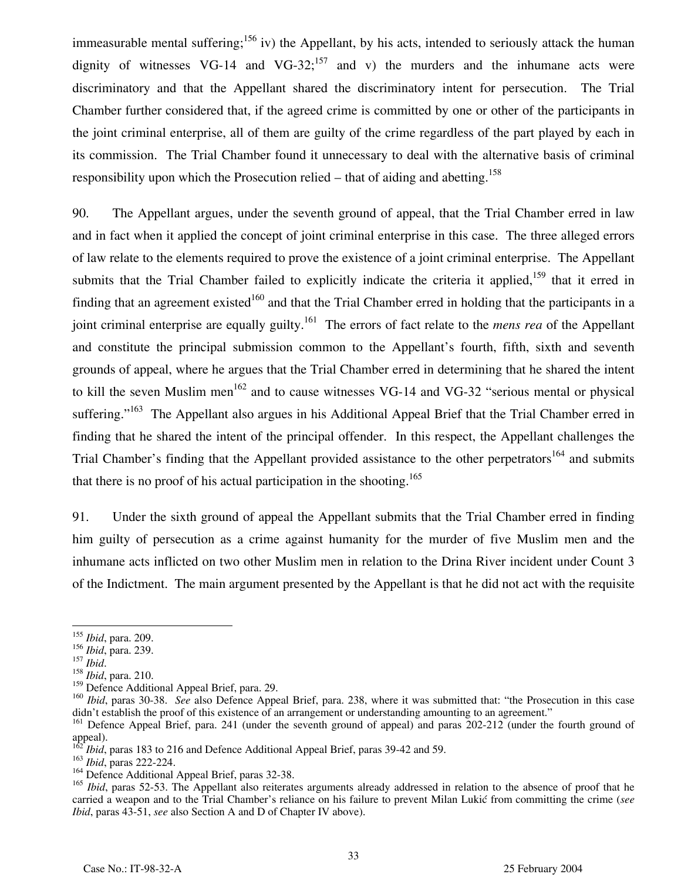immeasurable mental suffering;[156] iv) the Appellant, by his acts, intended to seriously attack the human dignity of witnesses VG-14 and VG-32;[157] and v) the murders and the inhumane acts were discriminatory and that the Appellant shared the discriminatory intent for persecution. The Trial Chamber further considered that, if the agreed crime is committed by one or other of the participants in the joint criminal enterprise, all of them are guilty of the crime regardless of the part played by each in its commission. The Trial Chamber found it unnecessary to deal with the alternative basis of criminal responsibility upon which the Prosecution relied – that of aiding and abetting.[158]

90. The Appellant argues, under the seventh ground of appeal, that the Trial Chamber erred in law and in fact when it applied the concept of joint criminal enterprise in this case. The three alleged errors of law relate to the elements required to prove the existence of a joint criminal enterprise. The Appellant submits that the Trial Chamber failed to explicitly indicate the criteria it applied,[159] that it erred in finding that an agreement existed[160] and that the Trial Chamber erred in holding that the participants in a joint criminal enterprise are equally guilty.[161] The errors of fact relate to the *mens rea* of the Appellant and constitute the principal submission common to the Appellant's fourth, fifth, sixth and seventh grounds of appeal, where he argues that the Trial Chamber erred in determining that he shared the intent to kill the seven Muslim men[162] and to cause witnesses VG-14 and VG-32 "serious mental or physical suffering."[163] The Appellant also argues in his Additional Appeal Brief that the Trial Chamber erred in finding that he shared the intent of the principal offender. In this respect, the Appellant challenges the Trial Chamber's finding that the Appellant provided assistance to the other perpetrators[164] and submits that there is no proof of his actual participation in the shooting.[165]

91. Under the sixth ground of appeal the Appellant submits that the Trial Chamber erred in finding him guilty of persecution as a crime against humanity for the murder of five Muslim men and the inhumane acts inflicted on two other Muslim men in relation to the Drina River incident under Count 3 of the Indictment. The main argument presented by the Appellant is that he did not act with the requisite

---

[155] *Ibid*, para. 209.
[156] *Ibid*, para. 239.
[157] *Ibid*.
[158] *Ibid*, para. 210.
[159] Defence Additional Appeal Brief, para. 29.
[160] *Ibid*, paras 30-38. *See* also Defence Appeal Brief, para. 238, where it was submitted that: "the Prosecution in this case didn't establish the proof of this existence of an arrangement or understanding amounting to an agreement."
[161] Defence Appeal Brief, para. 241 (under the seventh ground of appeal) and paras 202-212 (under the fourth ground of appeal).
[162] *Ibid*, paras 183 to 216 and Defence Additional Appeal Brief, paras 39-42 and 59.
[163] *Ibid*, paras 222-224.
[164] Defence Additional Appeal Brief, paras 32-38.
[165] *Ibid*, paras 52-53. The Appellant also reiterates arguments already addressed in relation to the absence of proof that he carried a weapon and to the Trial Chamber's reliance on his failure to prevent Milan Lukić from committing the crime (*see Ibid*, paras 43-51, *see* also Section A and D of Chapter IV above).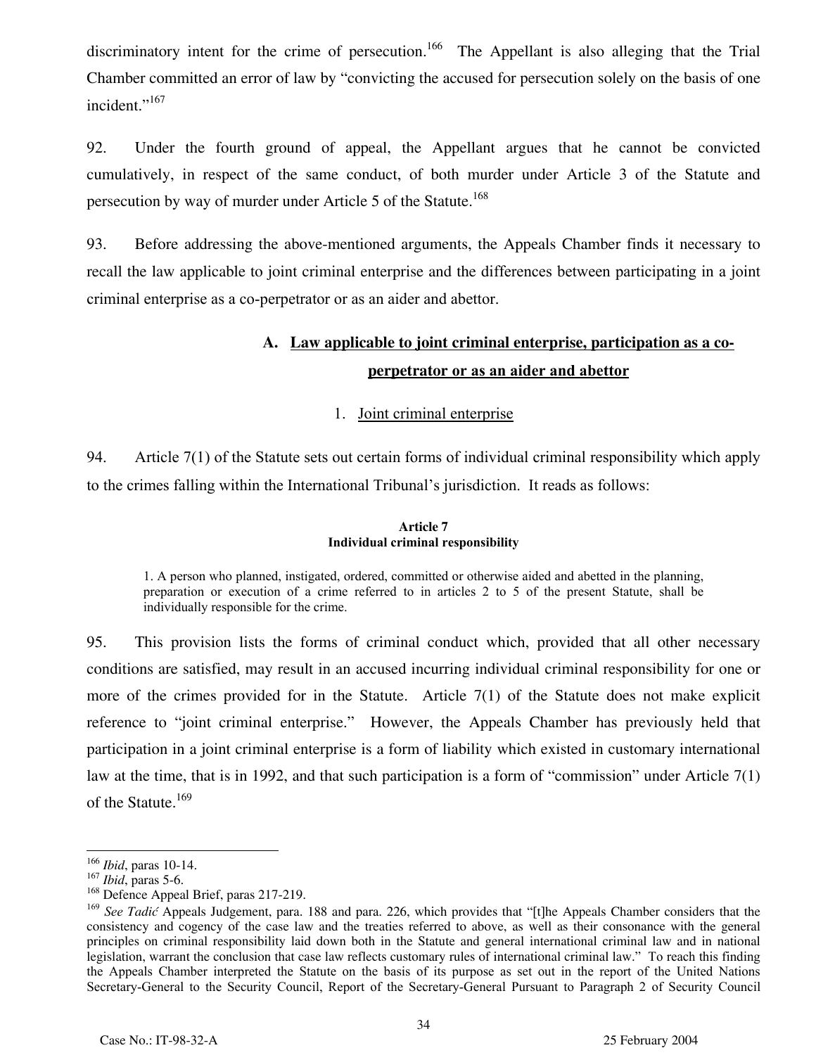discriminatory intent for the crime of persecution.[166] The Appellant is also alleging that the Trial Chamber committed an error of law by "convicting the accused for persecution solely on the basis of one incident."[167]

92. Under the fourth ground of appeal, the Appellant argues that he cannot be convicted cumulatively, in respect of the same conduct, of both murder under Article 3 of the Statute and persecution by way of murder under Article 5 of the Statute.[168]

93. Before addressing the above-mentioned arguments, the Appeals Chamber finds it necessary to recall the law applicable to joint criminal enterprise and the differences between participating in a joint criminal enterprise as a co-perpetrator or as an aider and abettor.

## A. Law applicable to joint criminal enterprise, participation as a co-perpetrator or as an aider and abettor

### 1. Joint criminal enterprise

94. Article 7(1) of the Statute sets out certain forms of individual criminal responsibility which apply to the crimes falling within the International Tribunal's jurisdiction. It reads as follows:

> **Article 7**
> **Individual criminal responsibility**
>
> 1. A person who planned, instigated, ordered, committed or otherwise aided and abetted in the planning, preparation or execution of a crime referred to in articles 2 to 5 of the present Statute, shall be individually responsible for the crime.

95. This provision lists the forms of criminal conduct which, provided that all other necessary conditions are satisfied, may result in an accused incurring individual criminal responsibility for one or more of the crimes provided for in the Statute. Article 7(1) of the Statute does not make explicit reference to "joint criminal enterprise." However, the Appeals Chamber has previously held that participation in a joint criminal enterprise is a form of liability which existed in customary international law at the time, that is in 1992, and that such participation is a form of "commission" under Article 7(1) of the Statute.[169]

---

[166] *Ibid*, paras 10-14.

[167] *Ibid*, paras 5-6.

[168] Defence Appeal Brief, paras 217-219.

[169] *See Tadić* Appeals Judgement, para. 188 and para. 226, which provides that "[t]he Appeals Chamber considers that the consistency and cogency of the case law and the treaties referred to above, as well as their consonance with the general principles on criminal responsibility laid down both in the Statute and general international criminal law and in national legislation, warrant the conclusion that case law reflects customary rules of international criminal law." To reach this finding the Appeals Chamber interpreted the Statute on the basis of its purpose as set out in the report of the United Nations Secretary-General to the Security Council, Report of the Secretary-General Pursuant to Paragraph 2 of Security Council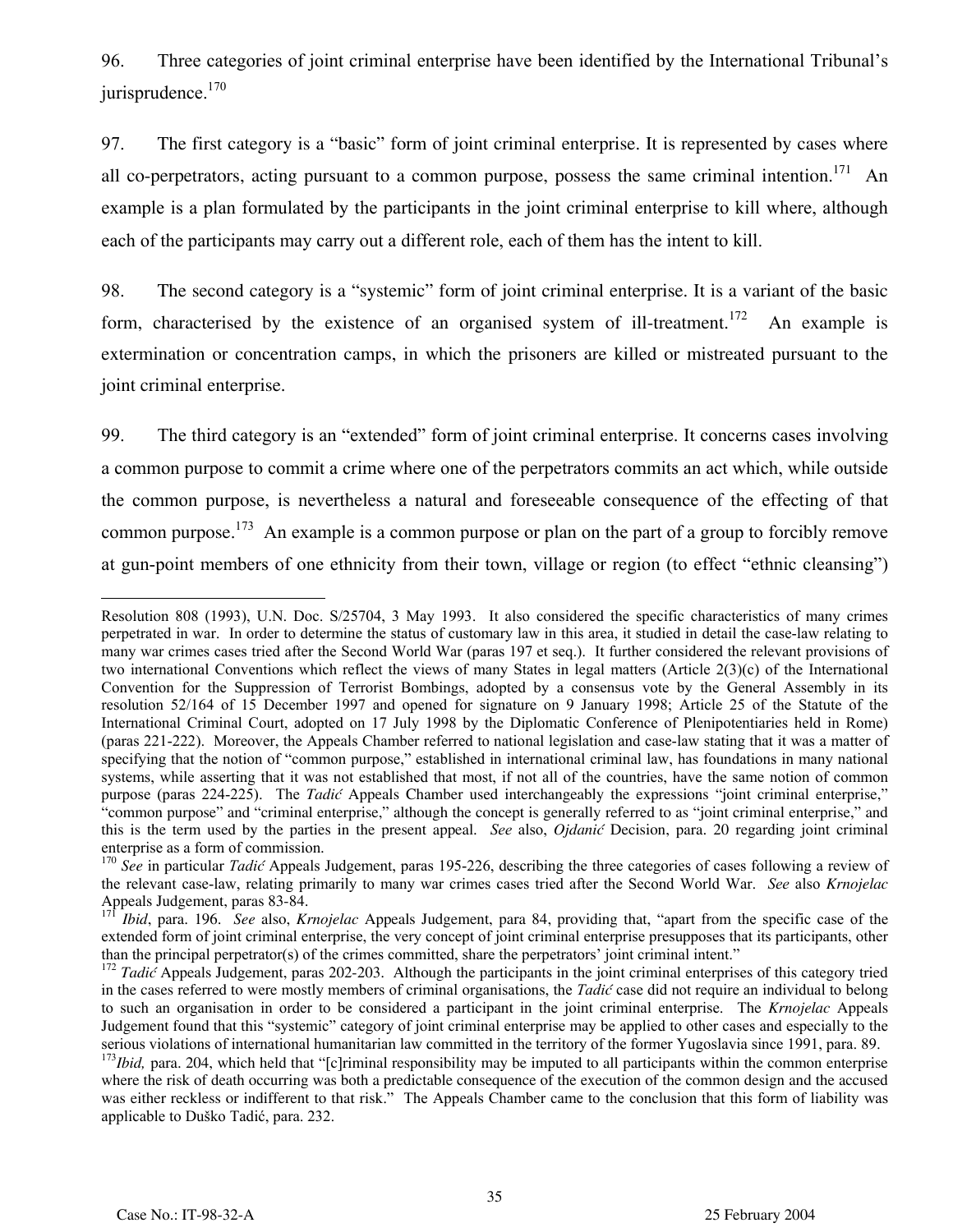96. Three categories of joint criminal enterprise have been identified by the International Tribunal's jurisprudence.[170]

97. The first category is a "basic" form of joint criminal enterprise. It is represented by cases where all co-perpetrators, acting pursuant to a common purpose, possess the same criminal intention.[171] An example is a plan formulated by the participants in the joint criminal enterprise to kill where, although each of the participants may carry out a different role, each of them has the intent to kill.

98. The second category is a "systemic" form of joint criminal enterprise. It is a variant of the basic form, characterised by the existence of an organised system of ill-treatment.[172] An example is extermination or concentration camps, in which the prisoners are killed or mistreated pursuant to the joint criminal enterprise.

99. The third category is an "extended" form of joint criminal enterprise. It concerns cases involving a common purpose to commit a crime where one of the perpetrators commits an act which, while outside the common purpose, is nevertheless a natural and foreseeable consequence of the effecting of that common purpose.[173] An example is a common purpose or plan on the part of a group to forcibly remove at gun-point members of one ethnicity from their town, village or region (to effect "ethnic cleansing")

---

Resolution 808 (1993), U.N. Doc. S/25704, 3 May 1993. It also considered the specific characteristics of many crimes perpetrated in war. In order to determine the status of customary law in this area, it studied in detail the case-law relating to many war crimes cases tried after the Second World War (paras 197 et seq.). It further considered the relevant provisions of two international Conventions which reflect the views of many States in legal matters (Article 2(3)(c) of the International Convention for the Suppression of Terrorist Bombings, adopted by a consensus vote by the General Assembly in its resolution 52/164 of 15 December 1997 and opened for signature on 9 January 1998; Article 25 of the Statute of the International Criminal Court, adopted on 17 July 1998 by the Diplomatic Conference of Plenipotentiaries held in Rome) (paras 221-222). Moreover, the Appeals Chamber referred to national legislation and case-law stating that it was a matter of specifying that the notion of "common purpose," established in international criminal law, has foundations in many national systems, while asserting that it was not established that most, if not all of the countries, have the same notion of common purpose (paras 224-225). The *Tadić* Appeals Chamber used interchangeably the expressions "joint criminal enterprise," "common purpose" and "criminal enterprise," although the concept is generally referred to as "joint criminal enterprise," and this is the term used by the parties in the present appeal. *See* also, *Ojdanić* Decision, para. 20 regarding joint criminal enterprise as a form of commission.

[170] *See* in particular *Tadić* Appeals Judgement, paras 195-226, describing the three categories of cases following a review of the relevant case-law, relating primarily to many war crimes cases tried after the Second World War. *See* also *Krnojelac* Appeals Judgement, paras 83-84.

[171] *Ibid*, para. 196. *See* also, *Krnojelac* Appeals Judgement, para 84, providing that, "apart from the specific case of the extended form of joint criminal enterprise, the very concept of joint criminal enterprise presupposes that its participants, other than the principal perpetrator(s) of the crimes committed, share the perpetrators' joint criminal intent."

[172] *Tadić* Appeals Judgement, paras 202-203. Although the participants in the joint criminal enterprises of this category tried in the cases referred to were mostly members of criminal organisations, the *Tadić* case did not require an individual to belong to such an organisation in order to be considered a participant in the joint criminal enterprise. The *Krnojelac* Appeals Judgement found that this "systemic" category of joint criminal enterprise may be applied to other cases and especially to the serious violations of international humanitarian law committed in the territory of the former Yugoslavia since 1991, para. 89.

[173] *Ibid,* para. 204, which held that "[c]riminal responsibility may be imputed to all participants within the common enterprise where the risk of death occurring was both a predictable consequence of the execution of the common design and the accused was either reckless or indifferent to that risk." The Appeals Chamber came to the conclusion that this form of liability was applicable to Duško Tadić, para. 232.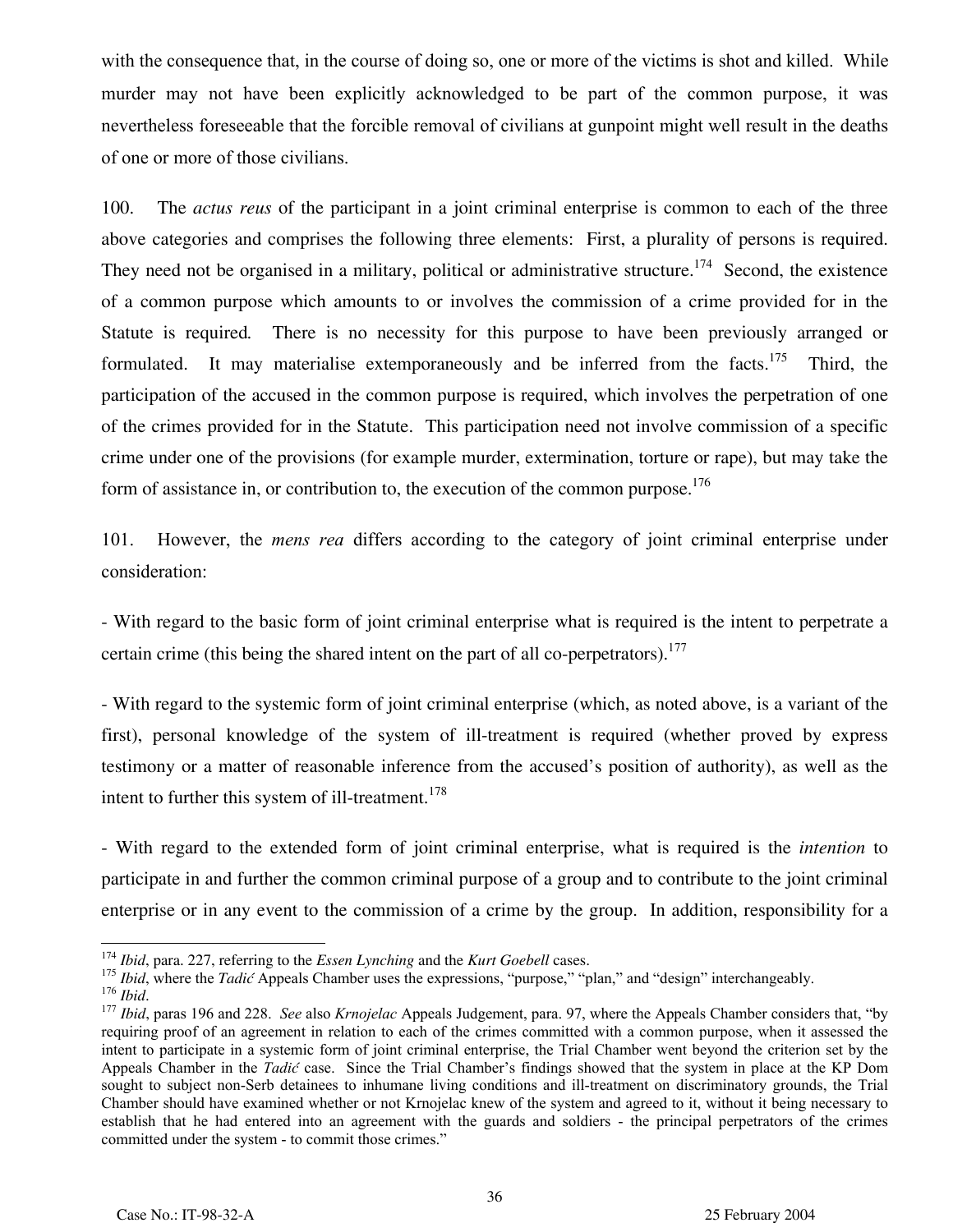with the consequence that, in the course of doing so, one or more of the victims is shot and killed. While murder may not have been explicitly acknowledged to be part of the common purpose, it was nevertheless foreseeable that the forcible removal of civilians at gunpoint might well result in the deaths of one or more of those civilians.

100. The *actus reus* of the participant in a joint criminal enterprise is common to each of the three above categories and comprises the following three elements: First, a plurality of persons is required. They need not be organised in a military, political or administrative structure.[174] Second, the existence of a common purpose which amounts to or involves the commission of a crime provided for in the Statute is required. There is no necessity for this purpose to have been previously arranged or formulated. It may materialise extemporaneously and be inferred from the facts.[175] Third, the participation of the accused in the common purpose is required, which involves the perpetration of one of the crimes provided for in the Statute. This participation need not involve commission of a specific crime under one of the provisions (for example murder, extermination, torture or rape), but may take the form of assistance in, or contribution to, the execution of the common purpose.[176]

101. However, the *mens rea* differs according to the category of joint criminal enterprise under consideration:

- With regard to the basic form of joint criminal enterprise what is required is the intent to perpetrate a certain crime (this being the shared intent on the part of all co-perpetrators).[177]

- With regard to the systemic form of joint criminal enterprise (which, as noted above, is a variant of the first), personal knowledge of the system of ill-treatment is required (whether proved by express testimony or a matter of reasonable inference from the accused's position of authority), as well as the intent to further this system of ill-treatment.[178]

- With regard to the extended form of joint criminal enterprise, what is required is the *intention* to participate in and further the common criminal purpose of a group and to contribute to the joint criminal enterprise or in any event to the commission of a crime by the group. In addition, responsibility for a

---

[174] *Ibid*, para. 227, referring to the *Essen Lynching* and the *Kurt Goebell* cases.

[175] *Ibid*, where the *Tadić* Appeals Chamber uses the expressions, "purpose," "plan," and "design" interchangeably.

[176] *Ibid*.

[177] *Ibid*, paras 196 and 228. *See* also *Krnojelac* Appeals Judgement, para. 97, where the Appeals Chamber considers that, "by requiring proof of an agreement in relation to each of the crimes committed with a common purpose, when it assessed the intent to participate in a systemic form of joint criminal enterprise, the Trial Chamber went beyond the criterion set by the Appeals Chamber in the *Tadić* case. Since the Trial Chamber's findings showed that the system in place at the KP Dom sought to subject non-Serb detainees to inhumane living conditions and ill-treatment on discriminatory grounds, the Trial Chamber should have examined whether or not Krnojelac knew of the system and agreed to it, without it being necessary to establish that he had entered into an agreement with the guards and soldiers - the principal perpetrators of the crimes committed under the system - to commit those crimes."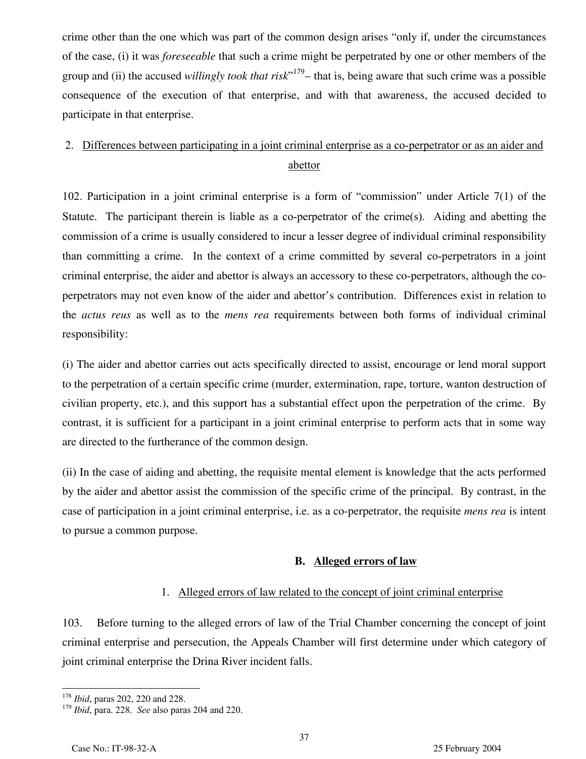crime other than the one which was part of the common design arises "only if, under the circumstances of the case, (i) it was *foreseeable* that such a crime might be perpetrated by one or other members of the group and (ii) the accused *willingly took that risk*"[179]– that is, being aware that such crime was a possible consequence of the execution of that enterprise, and with that awareness, the accused decided to participate in that enterprise.

### 2. Differences between participating in a joint criminal enterprise as a co-perpetrator or as an aider and abettor

102. Participation in a joint criminal enterprise is a form of "commission" under Article 7(1) of the Statute. The participant therein is liable as a co-perpetrator of the crime(s). Aiding and abetting the commission of a crime is usually considered to incur a lesser degree of individual criminal responsibility than committing a crime. In the context of a crime committed by several co-perpetrators in a joint criminal enterprise, the aider and abettor is always an accessory to these co-perpetrators, although the co-perpetrators may not even know of the aider and abettor's contribution. Differences exist in relation to the *actus reus* as well as to the *mens rea* requirements between both forms of individual criminal responsibility:

(i) The aider and abettor carries out acts specifically directed to assist, encourage or lend moral support to the perpetration of a certain specific crime (murder, extermination, rape, torture, wanton destruction of civilian property, etc.), and this support has a substantial effect upon the perpetration of the crime. By contrast, it is sufficient for a participant in a joint criminal enterprise to perform acts that in some way are directed to the furtherance of the common design.

(ii) In the case of aiding and abetting, the requisite mental element is knowledge that the acts performed by the aider and abettor assist the commission of the specific crime of the principal. By contrast, in the case of participation in a joint criminal enterprise, i.e. as a co-perpetrator, the requisite *mens rea* is intent to pursue a common purpose.

## B. Alleged errors of law

### 1. Alleged errors of law related to the concept of joint criminal enterprise

103. Before turning to the alleged errors of law of the Trial Chamber concerning the concept of joint criminal enterprise and persecution, the Appeals Chamber will first determine under which category of joint criminal enterprise the Drina River incident falls.

---

[178] *Ibid*, paras 202, 220 and 228.

[179] *Ibid*, para. 228. *See* also paras 204 and 220.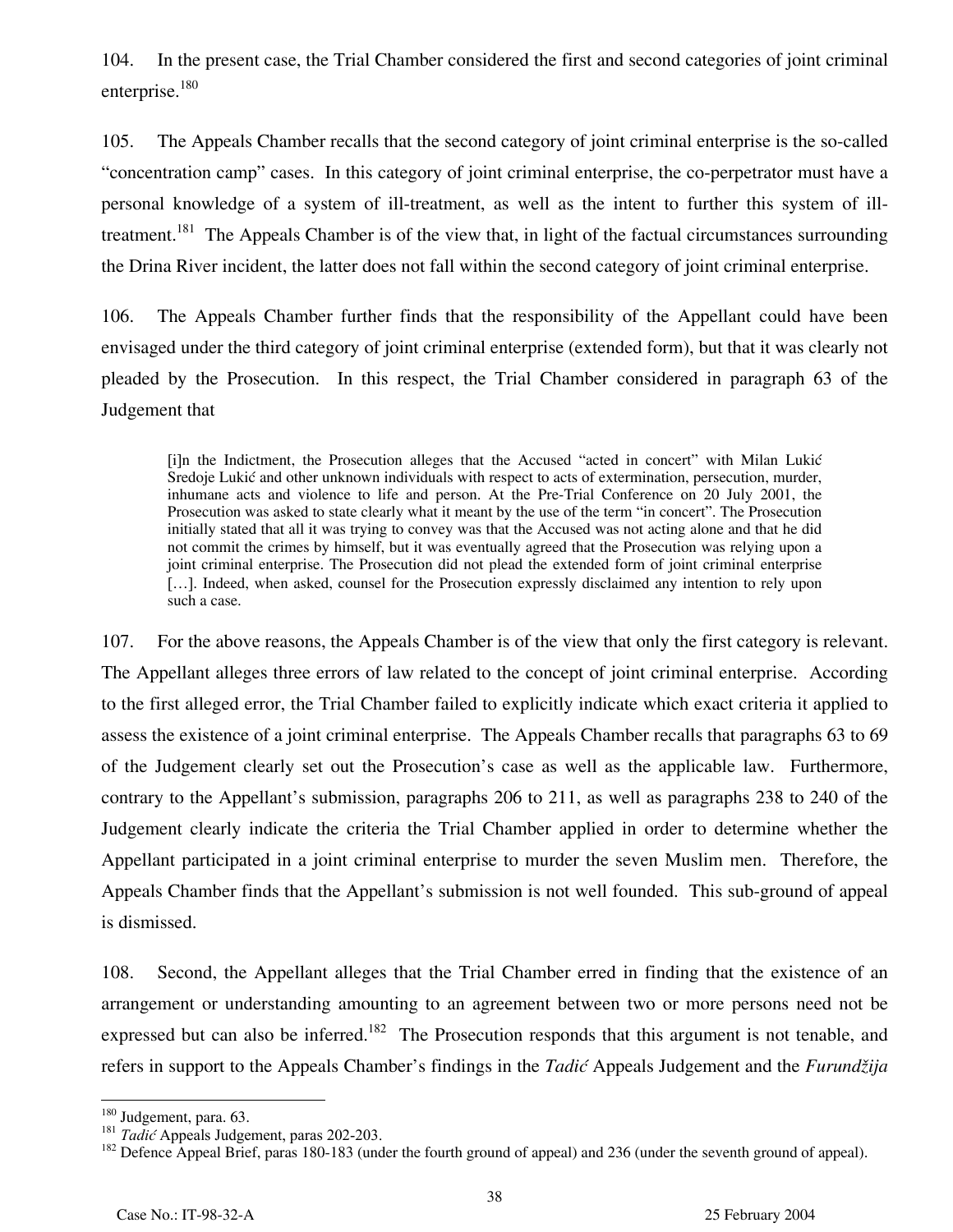104. In the present case, the Trial Chamber considered the first and second categories of joint criminal enterprise.[180]

105. The Appeals Chamber recalls that the second category of joint criminal enterprise is the so-called "concentration camp" cases. In this category of joint criminal enterprise, the co-perpetrator must have a personal knowledge of a system of ill-treatment, as well as the intent to further this system of ill-treatment.[181] The Appeals Chamber is of the view that, in light of the factual circumstances surrounding the Drina River incident, the latter does not fall within the second category of joint criminal enterprise.

106. The Appeals Chamber further finds that the responsibility of the Appellant could have been envisaged under the third category of joint criminal enterprise (extended form), but that it was clearly not pleaded by the Prosecution. In this respect, the Trial Chamber considered in paragraph 63 of the Judgement that

> [i]n the Indictment, the Prosecution alleges that the Accused "acted in concert" with Milan Lukić Sredoje Lukić and other unknown individuals with respect to acts of extermination, persecution, murder, inhumane acts and violence to life and person. At the Pre-Trial Conference on 20 July 2001, the Prosecution was asked to state clearly what it meant by the use of the term "in concert". The Prosecution initially stated that all it was trying to convey was that the Accused was not acting alone and that he did not commit the crimes by himself, but it was eventually agreed that the Prosecution was relying upon a joint criminal enterprise. The Prosecution did not plead the extended form of joint criminal enterprise […]. Indeed, when asked, counsel for the Prosecution expressly disclaimed any intention to rely upon such a case.

107. For the above reasons, the Appeals Chamber is of the view that only the first category is relevant. The Appellant alleges three errors of law related to the concept of joint criminal enterprise. According to the first alleged error, the Trial Chamber failed to explicitly indicate which exact criteria it applied to assess the existence of a joint criminal enterprise. The Appeals Chamber recalls that paragraphs 63 to 69 of the Judgement clearly set out the Prosecution's case as well as the applicable law. Furthermore, contrary to the Appellant's submission, paragraphs 206 to 211, as well as paragraphs 238 to 240 of the Judgement clearly indicate the criteria the Trial Chamber applied in order to determine whether the Appellant participated in a joint criminal enterprise to murder the seven Muslim men. Therefore, the Appeals Chamber finds that the Appellant's submission is not well founded. This sub-ground of appeal is dismissed.

108. Second, the Appellant alleges that the Trial Chamber erred in finding that the existence of an arrangement or understanding amounting to an agreement between two or more persons need not be expressed but can also be inferred.[182] The Prosecution responds that this argument is not tenable, and refers in support to the Appeals Chamber's findings in the *Tadić* Appeals Judgement and the *Furundžija*

---

[180] Judgement, para. 63.

[181] *Tadić* Appeals Judgement, paras 202-203.

[182] Defence Appeal Brief, paras 180-183 (under the fourth ground of appeal) and 236 (under the seventh ground of appeal).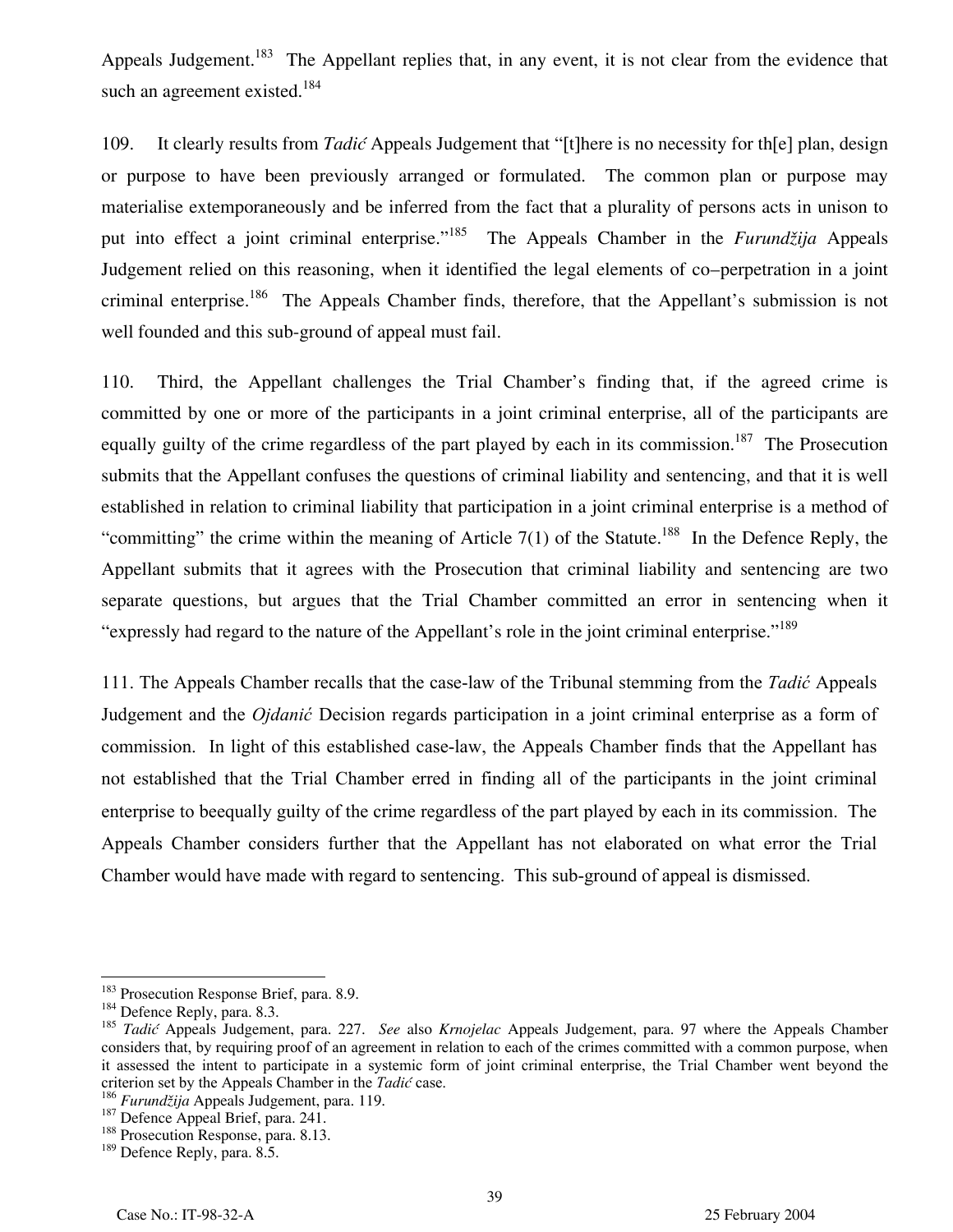Appeals Judgement.[183] The Appellant replies that, in any event, it is not clear from the evidence that such an agreement existed.[184]

109. It clearly results from *Tadić* Appeals Judgement that "[t]here is no necessity for th[e] plan, design or purpose to have been previously arranged or formulated. The common plan or purpose may materialise extemporaneously and be inferred from the fact that a plurality of persons acts in unison to put into effect a joint criminal enterprise."[185] The Appeals Chamber in the *Furundžija* Appeals Judgement relied on this reasoning, when it identified the legal elements of co–perpetration in a joint criminal enterprise.[186] The Appeals Chamber finds, therefore, that the Appellant's submission is not well founded and this sub-ground of appeal must fail.

110. Third, the Appellant challenges the Trial Chamber's finding that, if the agreed crime is committed by one or more of the participants in a joint criminal enterprise, all of the participants are equally guilty of the crime regardless of the part played by each in its commission.[187] The Prosecution submits that the Appellant confuses the questions of criminal liability and sentencing, and that it is well established in relation to criminal liability that participation in a joint criminal enterprise is a method of "committing" the crime within the meaning of Article 7(1) of the Statute.[188] In the Defence Reply, the Appellant submits that it agrees with the Prosecution that criminal liability and sentencing are two separate questions, but argues that the Trial Chamber committed an error in sentencing when it "expressly had regard to the nature of the Appellant's role in the joint criminal enterprise."[189]

111. The Appeals Chamber recalls that the case-law of the Tribunal stemming from the *Tadić* Appeals Judgement and the *Ojdanić* Decision regards participation in a joint criminal enterprise as a form of commission. In light of this established case-law, the Appeals Chamber finds that the Appellant has not established that the Trial Chamber erred in finding all of the participants in the joint criminal enterprise to beequally guilty of the crime regardless of the part played by each in its commission. The Appeals Chamber considers further that the Appellant has not elaborated on what error the Trial Chamber would have made with regard to sentencing. This sub-ground of appeal is dismissed.

---

[183] Prosecution Response Brief, para. 8.9.

[184] Defence Reply, para. 8.3.

[185] *Tadić* Appeals Judgement, para. 227. *See* also *Krnojelac* Appeals Judgement, para. 97 where the Appeals Chamber considers that, by requiring proof of an agreement in relation to each of the crimes committed with a common purpose, when it assessed the intent to participate in a systemic form of joint criminal enterprise, the Trial Chamber went beyond the criterion set by the Appeals Chamber in the *Tadić* case.

[186] *Furundžija* Appeals Judgement, para. 119.

[187] Defence Appeal Brief, para. 241.

[188] Prosecution Response, para. 8.13.

[189] Defence Reply, para. 8.5.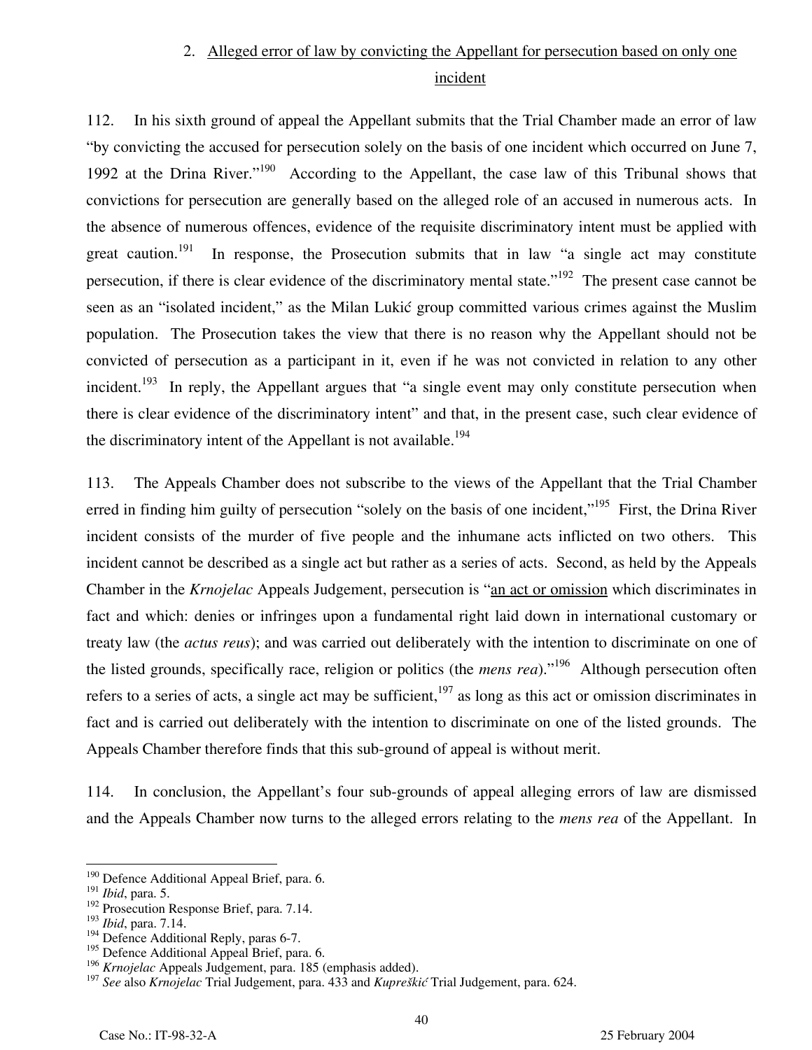### 2. Alleged error of law by convicting the Appellant for persecution based on only one incident

112. In his sixth ground of appeal the Appellant submits that the Trial Chamber made an error of law "by convicting the accused for persecution solely on the basis of one incident which occurred on June 7, 1992 at the Drina River."[190] According to the Appellant, the case law of this Tribunal shows that convictions for persecution are generally based on the alleged role of an accused in numerous acts. In the absence of numerous offences, evidence of the requisite discriminatory intent must be applied with great caution.[191] In response, the Prosecution submits that in law "a single act may constitute persecution, if there is clear evidence of the discriminatory mental state."[192] The present case cannot be seen as an "isolated incident," as the Milan Lukić group committed various crimes against the Muslim population. The Prosecution takes the view that there is no reason why the Appellant should not be convicted of persecution as a participant in it, even if he was not convicted in relation to any other incident.[193] In reply, the Appellant argues that "a single event may only constitute persecution when there is clear evidence of the discriminatory intent" and that, in the present case, such clear evidence of the discriminatory intent of the Appellant is not available.[194]

113. The Appeals Chamber does not subscribe to the views of the Appellant that the Trial Chamber erred in finding him guilty of persecution "solely on the basis of one incident,"[195] First, the Drina River incident consists of the murder of five people and the inhumane acts inflicted on two others. This incident cannot be described as a single act but rather as a series of acts. Second, as held by the Appeals Chamber in the *Krnojelac* Appeals Judgement, persecution is "an act or omission which discriminates in fact and which: denies or infringes upon a fundamental right laid down in international customary or treaty law (the *actus reus*); and was carried out deliberately with the intention to discriminate on one of the listed grounds, specifically race, religion or politics (the *mens rea*)."[196] Although persecution often refers to a series of acts, a single act may be sufficient,[197] as long as this act or omission discriminates in fact and is carried out deliberately with the intention to discriminate on one of the listed grounds. The Appeals Chamber therefore finds that this sub-ground of appeal is without merit.

114. In conclusion, the Appellant's four sub-grounds of appeal alleging errors of law are dismissed and the Appeals Chamber now turns to the alleged errors relating to the *mens rea* of the Appellant. In

---

[190] Defence Additional Appeal Brief, para. 6.
[191] *Ibid*, para. 5.
[192] Prosecution Response Brief, para. 7.14.
[193] *Ibid*, para. 7.14.
[194] Defence Additional Reply, paras 6-7.
[195] Defence Additional Appeal Brief, para. 6.
[196] *Krnojelac* Appeals Judgement, para. 185 (emphasis added).
[197] *See* also *Krnojelac* Trial Judgement, para. 433 and *Kupreškić* Trial Judgement, para. 624.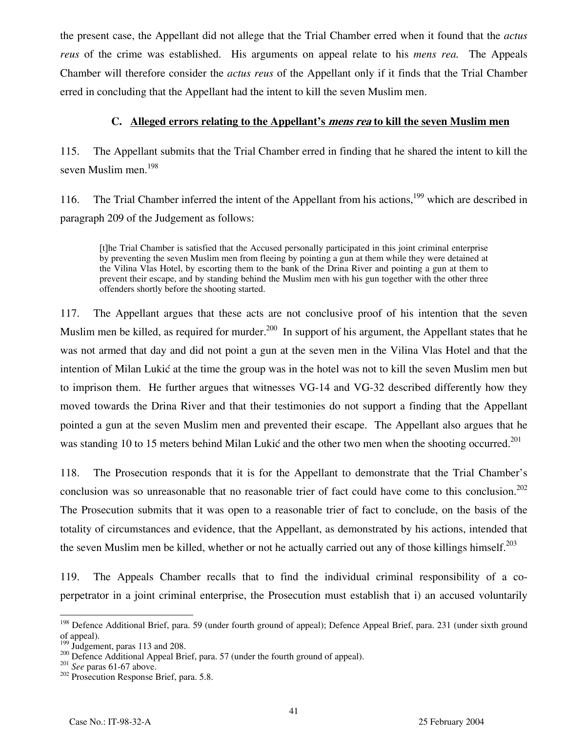the present case, the Appellant did not allege that the Trial Chamber erred when it found that the *actus reus* of the crime was established. His arguments on appeal relate to his *mens rea.* The Appeals Chamber will therefore consider the *actus reus* of the Appellant only if it finds that the Trial Chamber erred in concluding that the Appellant had the intent to kill the seven Muslim men.

### C. Alleged errors relating to the Appellant's *mens rea* to kill the seven Muslim men

115. The Appellant submits that the Trial Chamber erred in finding that he shared the intent to kill the seven Muslim men.[198]

116. The Trial Chamber inferred the intent of the Appellant from his actions,[199] which are described in paragraph 209 of the Judgement as follows:

> [t]he Trial Chamber is satisfied that the Accused personally participated in this joint criminal enterprise by preventing the seven Muslim men from fleeing by pointing a gun at them while they were detained at the Vilina Vlas Hotel, by escorting them to the bank of the Drina River and pointing a gun at them to prevent their escape, and by standing behind the Muslim men with his gun together with the other three offenders shortly before the shooting started.

117. The Appellant argues that these acts are not conclusive proof of his intention that the seven Muslim men be killed, as required for murder.[200] In support of his argument, the Appellant states that he was not armed that day and did not point a gun at the seven men in the Vilina Vlas Hotel and that the intention of Milan Lukić at the time the group was in the hotel was not to kill the seven Muslim men but to imprison them. He further argues that witnesses VG-14 and VG-32 described differently how they moved towards the Drina River and that their testimonies do not support a finding that the Appellant pointed a gun at the seven Muslim men and prevented their escape. The Appellant also argues that he was standing 10 to 15 meters behind Milan Lukić and the other two men when the shooting occurred.[201]

118. The Prosecution responds that it is for the Appellant to demonstrate that the Trial Chamber's conclusion was so unreasonable that no reasonable trier of fact could have come to this conclusion.[202] The Prosecution submits that it was open to a reasonable trier of fact to conclude, on the basis of the totality of circumstances and evidence, that the Appellant, as demonstrated by his actions, intended that the seven Muslim men be killed, whether or not he actually carried out any of those killings himself.[203]

119. The Appeals Chamber recalls that to find the individual criminal responsibility of a co-perpetrator in a joint criminal enterprise, the Prosecution must establish that i) an accused voluntarily

---

[198] Defence Additional Brief, para. 59 (under fourth ground of appeal); Defence Appeal Brief, para. 231 (under sixth ground of appeal).

[199] Judgement, paras 113 and 208.

[200] Defence Additional Appeal Brief, para. 57 (under the fourth ground of appeal).

[201] *See* paras 61-67 above.

[202] Prosecution Response Brief, para. 5.8.

Case No.: IT-98-32-A 25 February 2004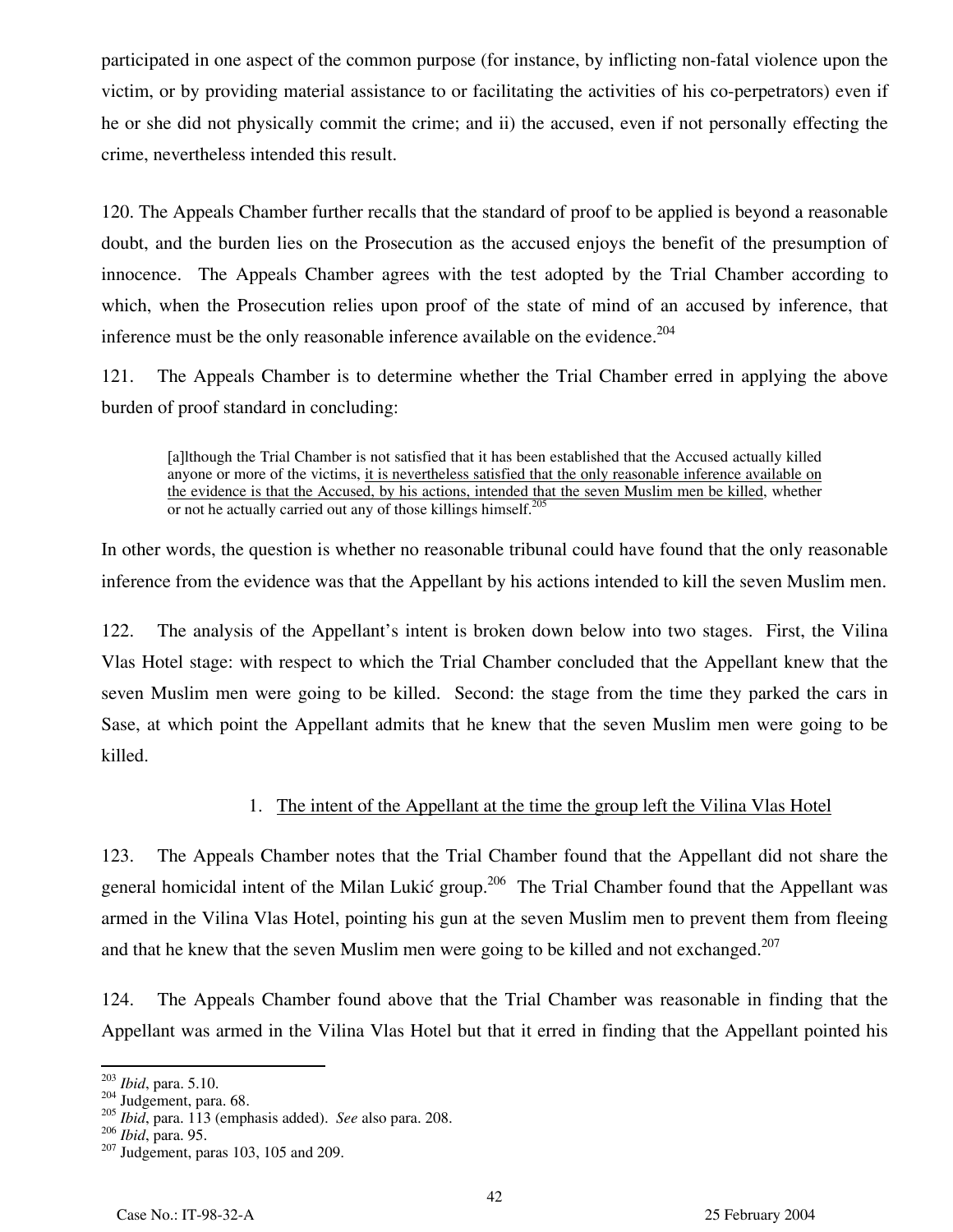participated in one aspect of the common purpose (for instance, by inflicting non-fatal violence upon the victim, or by providing material assistance to or facilitating the activities of his co-perpetrators) even if he or she did not physically commit the crime; and ii) the accused, even if not personally effecting the crime, nevertheless intended this result.

120. The Appeals Chamber further recalls that the standard of proof to be applied is beyond a reasonable doubt, and the burden lies on the Prosecution as the accused enjoys the benefit of the presumption of innocence. The Appeals Chamber agrees with the test adopted by the Trial Chamber according to which, when the Prosecution relies upon proof of the state of mind of an accused by inference, that inference must be the only reasonable inference available on the evidence.[204]

121. The Appeals Chamber is to determine whether the Trial Chamber erred in applying the above burden of proof standard in concluding:

> [a]lthough the Trial Chamber is not satisfied that it has been established that the Accused actually killed anyone or more of the victims, <u>it is nevertheless satisfied that the only reasonable inference available on the evidence is that the Accused, by his actions, intended that the seven Muslim men be killed</u>, whether or not he actually carried out any of those killings himself.[205]

In other words, the question is whether no reasonable tribunal could have found that the only reasonable inference from the evidence was that the Appellant by his actions intended to kill the seven Muslim men.

122. The analysis of the Appellant's intent is broken down below into two stages. First, the Vilina Vlas Hotel stage: with respect to which the Trial Chamber concluded that the Appellant knew that the seven Muslim men were going to be killed. Second: the stage from the time they parked the cars in Sase, at which point the Appellant admits that he knew that the seven Muslim men were going to be killed.

### 1. <u>The intent of the Appellant at the time the group left the Vilina Vlas Hotel</u>

123. The Appeals Chamber notes that the Trial Chamber found that the Appellant did not share the general homicidal intent of the Milan Lukić group.[206] The Trial Chamber found that the Appellant was armed in the Vilina Vlas Hotel, pointing his gun at the seven Muslim men to prevent them from fleeing and that he knew that the seven Muslim men were going to be killed and not exchanged.[207]

124. The Appeals Chamber found above that the Trial Chamber was reasonable in finding that the Appellant was armed in the Vilina Vlas Hotel but that it erred in finding that the Appellant pointed his

---

[203] *Ibid*, para. 5.10.
[204] Judgement, para. 68.
[205] *Ibid*, para. 113 (emphasis added). *See* also para. 208.
[206] *Ibid*, para. 95.
[207] Judgement, paras 103, 105 and 209.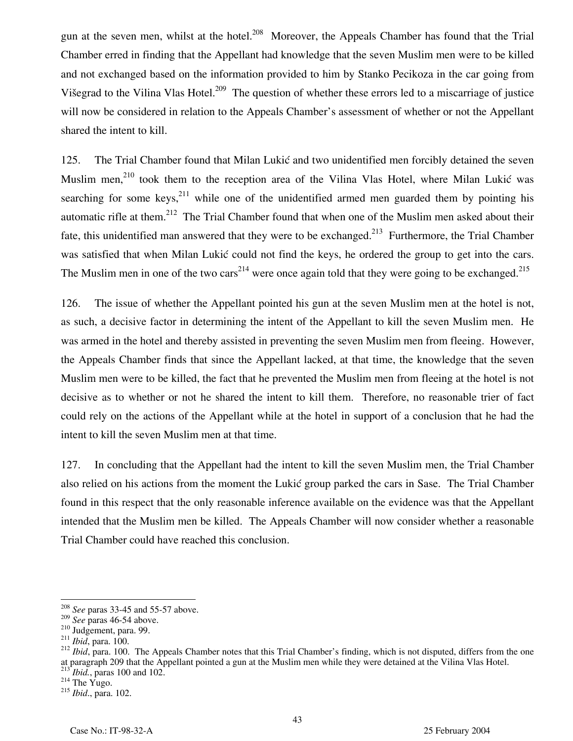gun at the seven men, whilst at the hotel.[208] Moreover, the Appeals Chamber has found that the Trial Chamber erred in finding that the Appellant had knowledge that the seven Muslim men were to be killed and not exchanged based on the information provided to him by Stanko Pecikoza in the car going from Višegrad to the Vilina Vlas Hotel.[209] The question of whether these errors led to a miscarriage of justice will now be considered in relation to the Appeals Chamber's assessment of whether or not the Appellant shared the intent to kill.

125. The Trial Chamber found that Milan Lukić and two unidentified men forcibly detained the seven Muslim men,[210] took them to the reception area of the Vilina Vlas Hotel, where Milan Lukić was searching for some keys,[211] while one of the unidentified armed men guarded them by pointing his automatic rifle at them.[212] The Trial Chamber found that when one of the Muslim men asked about their fate, this unidentified man answered that they were to be exchanged.[213] Furthermore, the Trial Chamber was satisfied that when Milan Lukić could not find the keys, he ordered the group to get into the cars. The Muslim men in one of the two cars[214] were once again told that they were going to be exchanged.[215]

126. The issue of whether the Appellant pointed his gun at the seven Muslim men at the hotel is not, as such, a decisive factor in determining the intent of the Appellant to kill the seven Muslim men. He was armed in the hotel and thereby assisted in preventing the seven Muslim men from fleeing. However, the Appeals Chamber finds that since the Appellant lacked, at that time, the knowledge that the seven Muslim men were to be killed, the fact that he prevented the Muslim men from fleeing at the hotel is not decisive as to whether or not he shared the intent to kill them. Therefore, no reasonable trier of fact could rely on the actions of the Appellant while at the hotel in support of a conclusion that he had the intent to kill the seven Muslim men at that time.

127. In concluding that the Appellant had the intent to kill the seven Muslim men, the Trial Chamber also relied on his actions from the moment the Lukić group parked the cars in Sase. The Trial Chamber found in this respect that the only reasonable inference available on the evidence was that the Appellant intended that the Muslim men be killed. The Appeals Chamber will now consider whether a reasonable Trial Chamber could have reached this conclusion.

---

[208] *See* paras 33-45 and 55-57 above.
[209] *See* paras 46-54 above.
[210] Judgement, para. 99.
[211] *Ibid*, para. 100.
[212] *Ibid*, para. 100. The Appeals Chamber notes that this Trial Chamber's finding, which is not disputed, differs from the one at paragraph 209 that the Appellant pointed a gun at the Muslim men while they were detained at the Vilina Vlas Hotel.
[213] *Ibid.*, paras 100 and 102.
[214] The Yugo.
[215] *Ibid*., para. 102.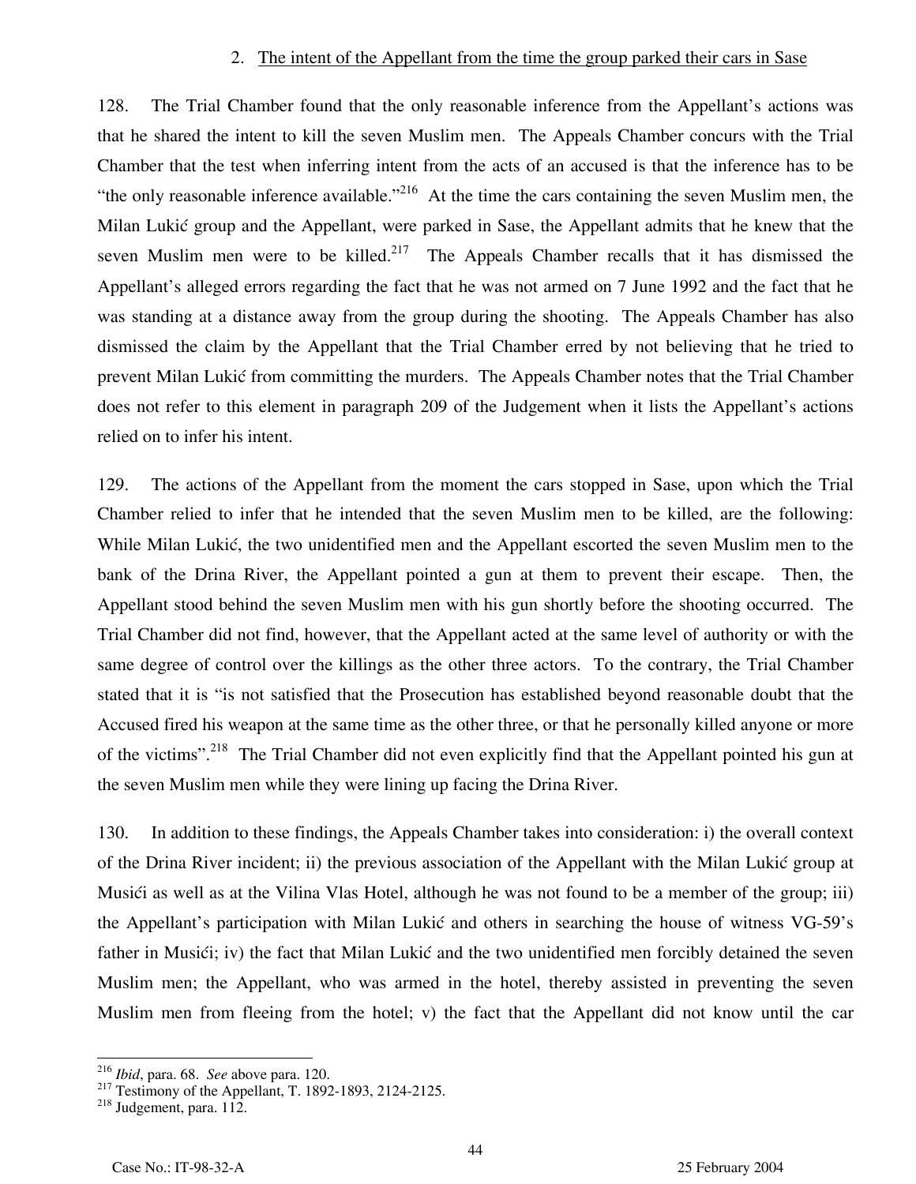### 2. The intent of the Appellant from the time the group parked their cars in Sase

128. The Trial Chamber found that the only reasonable inference from the Appellant's actions was that he shared the intent to kill the seven Muslim men. The Appeals Chamber concurs with the Trial Chamber that the test when inferring intent from the acts of an accused is that the inference has to be "the only reasonable inference available."[216] At the time the cars containing the seven Muslim men, the Milan Lukić group and the Appellant, were parked in Sase, the Appellant admits that he knew that the seven Muslim men were to be killed.[217] The Appeals Chamber recalls that it has dismissed the Appellant's alleged errors regarding the fact that he was not armed on 7 June 1992 and the fact that he was standing at a distance away from the group during the shooting. The Appeals Chamber has also dismissed the claim by the Appellant that the Trial Chamber erred by not believing that he tried to prevent Milan Lukić from committing the murders. The Appeals Chamber notes that the Trial Chamber does not refer to this element in paragraph 209 of the Judgement when it lists the Appellant's actions relied on to infer his intent.

129. The actions of the Appellant from the moment the cars stopped in Sase, upon which the Trial Chamber relied to infer that he intended that the seven Muslim men to be killed, are the following: While Milan Lukić, the two unidentified men and the Appellant escorted the seven Muslim men to the bank of the Drina River, the Appellant pointed a gun at them to prevent their escape. Then, the Appellant stood behind the seven Muslim men with his gun shortly before the shooting occurred. The Trial Chamber did not find, however, that the Appellant acted at the same level of authority or with the same degree of control over the killings as the other three actors. To the contrary, the Trial Chamber stated that it is "is not satisfied that the Prosecution has established beyond reasonable doubt that the Accused fired his weapon at the same time as the other three, or that he personally killed anyone or more of the victims".[218] The Trial Chamber did not even explicitly find that the Appellant pointed his gun at the seven Muslim men while they were lining up facing the Drina River.

130. In addition to these findings, the Appeals Chamber takes into consideration: i) the overall context of the Drina River incident; ii) the previous association of the Appellant with the Milan Lukić group at Musići as well as at the Vilina Vlas Hotel, although he was not found to be a member of the group; iii) the Appellant's participation with Milan Lukić and others in searching the house of witness VG-59's father in Musići; iv) the fact that Milan Lukić and the two unidentified men forcibly detained the seven Muslim men; the Appellant, who was armed in the hotel, thereby assisted in preventing the seven Muslim men from fleeing from the hotel; v) the fact that the Appellant did not know until the car

---

[216] *Ibid*, para. 68. *See* above para. 120.

[217] Testimony of the Appellant, T. 1892-1893, 2124-2125.

[218] Judgement, para. 112.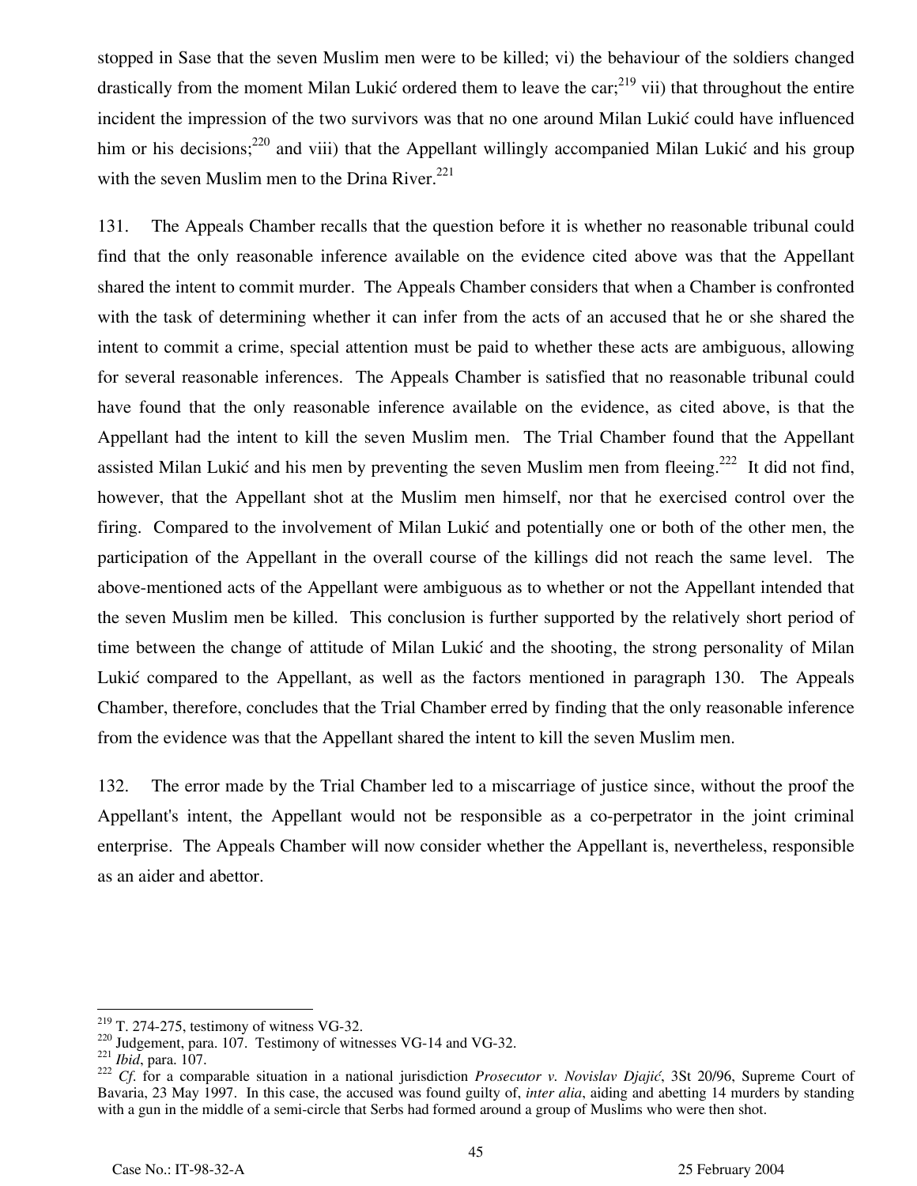stopped in Sase that the seven Muslim men were to be killed; vi) the behaviour of the soldiers changed drastically from the moment Milan Lukić ordered them to leave the car;[219] vii) that throughout the entire incident the impression of the two survivors was that no one around Milan Lukić could have influenced him or his decisions;[220] and viii) that the Appellant willingly accompanied Milan Lukić and his group with the seven Muslim men to the Drina River.[221]

131. The Appeals Chamber recalls that the question before it is whether no reasonable tribunal could find that the only reasonable inference available on the evidence cited above was that the Appellant shared the intent to commit murder. The Appeals Chamber considers that when a Chamber is confronted with the task of determining whether it can infer from the acts of an accused that he or she shared the intent to commit a crime, special attention must be paid to whether these acts are ambiguous, allowing for several reasonable inferences. The Appeals Chamber is satisfied that no reasonable tribunal could have found that the only reasonable inference available on the evidence, as cited above, is that the Appellant had the intent to kill the seven Muslim men. The Trial Chamber found that the Appellant assisted Milan Lukić and his men by preventing the seven Muslim men from fleeing.[222] It did not find, however, that the Appellant shot at the Muslim men himself, nor that he exercised control over the firing. Compared to the involvement of Milan Lukić and potentially one or both of the other men, the participation of the Appellant in the overall course of the killings did not reach the same level. The above-mentioned acts of the Appellant were ambiguous as to whether or not the Appellant intended that the seven Muslim men be killed. This conclusion is further supported by the relatively short period of time between the change of attitude of Milan Lukić and the shooting, the strong personality of Milan Lukić compared to the Appellant, as well as the factors mentioned in paragraph 130. The Appeals Chamber, therefore, concludes that the Trial Chamber erred by finding that the only reasonable inference from the evidence was that the Appellant shared the intent to kill the seven Muslim men.

132. The error made by the Trial Chamber led to a miscarriage of justice since, without the proof the Appellant's intent, the Appellant would not be responsible as a co-perpetrator in the joint criminal enterprise. The Appeals Chamber will now consider whether the Appellant is, nevertheless, responsible as an aider and abettor.

---

[219] T. 274-275, testimony of witness VG-32.

[220] Judgement, para. 107. Testimony of witnesses VG-14 and VG-32.

[221] *Ibid*, para. 107.

[222] *Cf.* for a comparable situation in a national jurisdiction *Prosecutor v. Novislav Djajić*, 3St 20/96, Supreme Court of Bavaria, 23 May 1997. In this case, the accused was found guilty of, *inter alia*, aiding and abetting 14 murders by standing with a gun in the middle of a semi-circle that Serbs had formed around a group of Muslims who were then shot.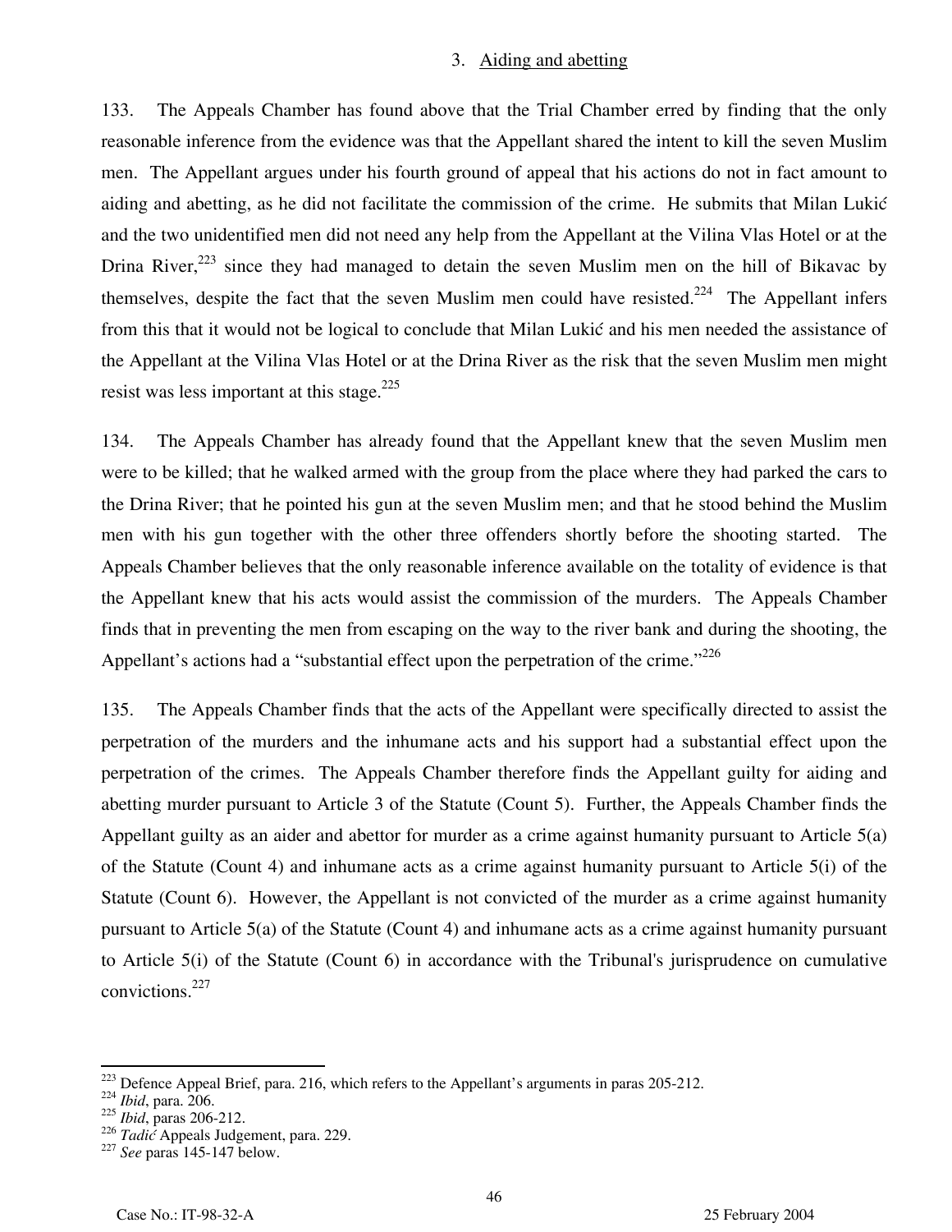### 3. Aiding and abetting

133. The Appeals Chamber has found above that the Trial Chamber erred by finding that the only reasonable inference from the evidence was that the Appellant shared the intent to kill the seven Muslim men. The Appellant argues under his fourth ground of appeal that his actions do not in fact amount to aiding and abetting, as he did not facilitate the commission of the crime. He submits that Milan Lukić and the two unidentified men did not need any help from the Appellant at the Vilina Vlas Hotel or at the Drina River,[223] since they had managed to detain the seven Muslim men on the hill of Bikavac by themselves, despite the fact that the seven Muslim men could have resisted.[224] The Appellant infers from this that it would not be logical to conclude that Milan Lukić and his men needed the assistance of the Appellant at the Vilina Vlas Hotel or at the Drina River as the risk that the seven Muslim men might resist was less important at this stage.[225]

134. The Appeals Chamber has already found that the Appellant knew that the seven Muslim men were to be killed; that he walked armed with the group from the place where they had parked the cars to the Drina River; that he pointed his gun at the seven Muslim men; and that he stood behind the Muslim men with his gun together with the other three offenders shortly before the shooting started. The Appeals Chamber believes that the only reasonable inference available on the totality of evidence is that the Appellant knew that his acts would assist the commission of the murders. The Appeals Chamber finds that in preventing the men from escaping on the way to the river bank and during the shooting, the Appellant's actions had a "substantial effect upon the perpetration of the crime."[226]

135. The Appeals Chamber finds that the acts of the Appellant were specifically directed to assist the perpetration of the murders and the inhumane acts and his support had a substantial effect upon the perpetration of the crimes. The Appeals Chamber therefore finds the Appellant guilty for aiding and abetting murder pursuant to Article 3 of the Statute (Count 5). Further, the Appeals Chamber finds the Appellant guilty as an aider and abettor for murder as a crime against humanity pursuant to Article 5(a) of the Statute (Count 4) and inhumane acts as a crime against humanity pursuant to Article 5(i) of the Statute (Count 6). However, the Appellant is not convicted of the murder as a crime against humanity pursuant to Article 5(a) of the Statute (Count 4) and inhumane acts as a crime against humanity pursuant to Article 5(i) of the Statute (Count 6) in accordance with the Tribunal's jurisprudence on cumulative convictions.[227]

---

[223] Defence Appeal Brief, para. 216, which refers to the Appellant's arguments in paras 205-212.

[224] *Ibid*, para. 206.

[225] *Ibid*, paras 206-212.

[226] *Tadić* Appeals Judgement, para. 229.

[227] *See* paras 145-147 below.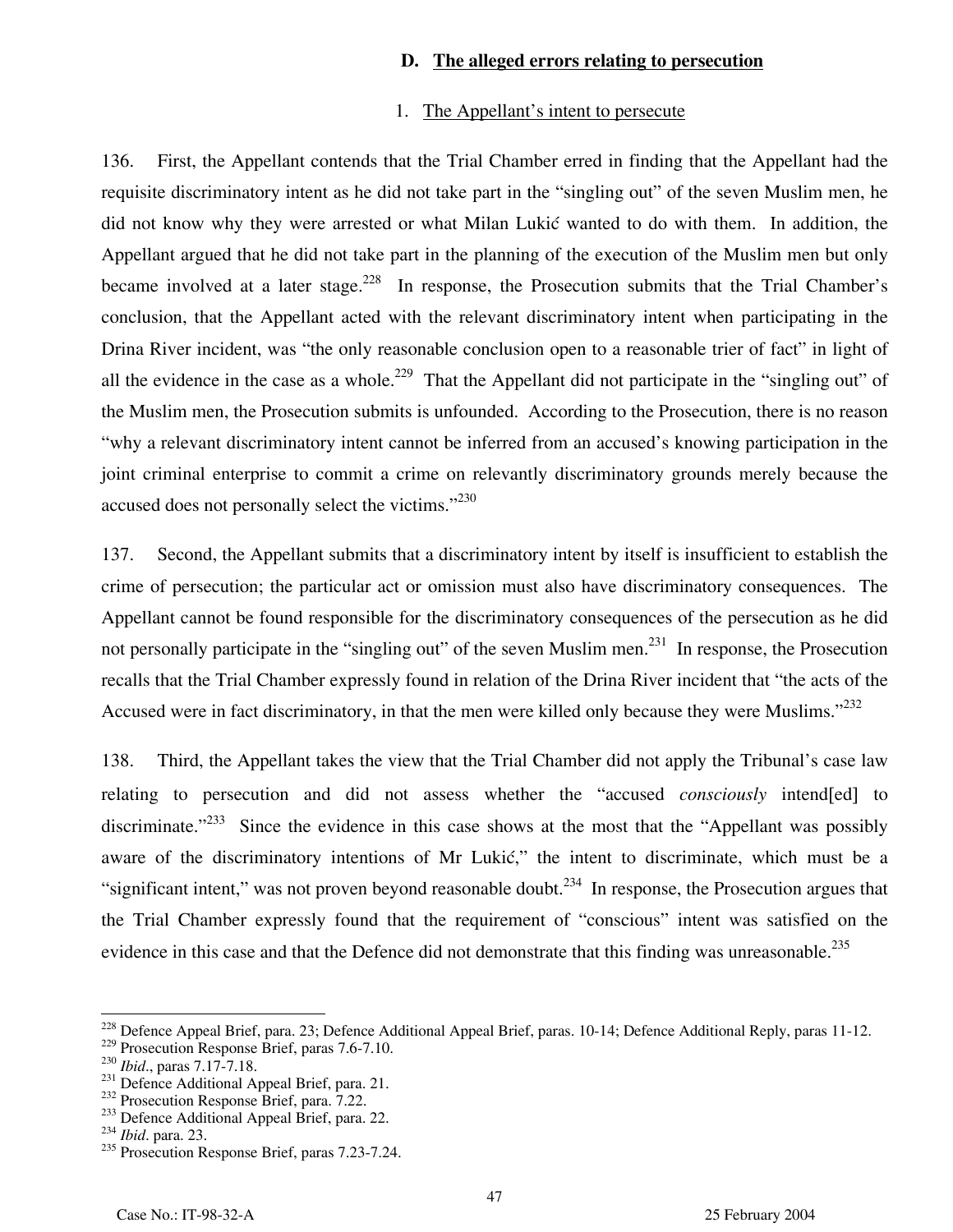### D. The alleged errors relating to persecution

#### 1. The Appellant's intent to persecute

136. First, the Appellant contends that the Trial Chamber erred in finding that the Appellant had the requisite discriminatory intent as he did not take part in the "singling out" of the seven Muslim men, he did not know why they were arrested or what Milan Lukić wanted to do with them. In addition, the Appellant argued that he did not take part in the planning of the execution of the Muslim men but only became involved at a later stage.[228] In response, the Prosecution submits that the Trial Chamber's conclusion, that the Appellant acted with the relevant discriminatory intent when participating in the Drina River incident, was "the only reasonable conclusion open to a reasonable trier of fact" in light of all the evidence in the case as a whole.[229] That the Appellant did not participate in the "singling out" of the Muslim men, the Prosecution submits is unfounded. According to the Prosecution, there is no reason "why a relevant discriminatory intent cannot be inferred from an accused's knowing participation in the joint criminal enterprise to commit a crime on relevantly discriminatory grounds merely because the accused does not personally select the victims."[230]

137. Second, the Appellant submits that a discriminatory intent by itself is insufficient to establish the crime of persecution; the particular act or omission must also have discriminatory consequences. The Appellant cannot be found responsible for the discriminatory consequences of the persecution as he did not personally participate in the "singling out" of the seven Muslim men.[231] In response, the Prosecution recalls that the Trial Chamber expressly found in relation of the Drina River incident that "the acts of the Accused were in fact discriminatory, in that the men were killed only because they were Muslims."[232]

138. Third, the Appellant takes the view that the Trial Chamber did not apply the Tribunal's case law relating to persecution and did not assess whether the "accused *consciously* intend[ed] to discriminate."[233] Since the evidence in this case shows at the most that the "Appellant was possibly aware of the discriminatory intentions of Mr Lukić," the intent to discriminate, which must be a "significant intent," was not proven beyond reasonable doubt.[234] In response, the Prosecution argues that the Trial Chamber expressly found that the requirement of "conscious" intent was satisfied on the evidence in this case and that the Defence did not demonstrate that this finding was unreasonable.[235]

---

[228] Defence Appeal Brief, para. 23; Defence Additional Appeal Brief, paras. 10-14; Defence Additional Reply, paras 11-12.
[229] Prosecution Response Brief, paras 7.6-7.10.
[230] *Ibid*., paras 7.17-7.18.
[231] Defence Additional Appeal Brief, para. 21.
[232] Prosecution Response Brief, para. 7.22.
[233] Defence Additional Appeal Brief, para. 22.
[234] *Ibid*. para. 23.
[235] Prosecution Response Brief, paras 7.23-7.24.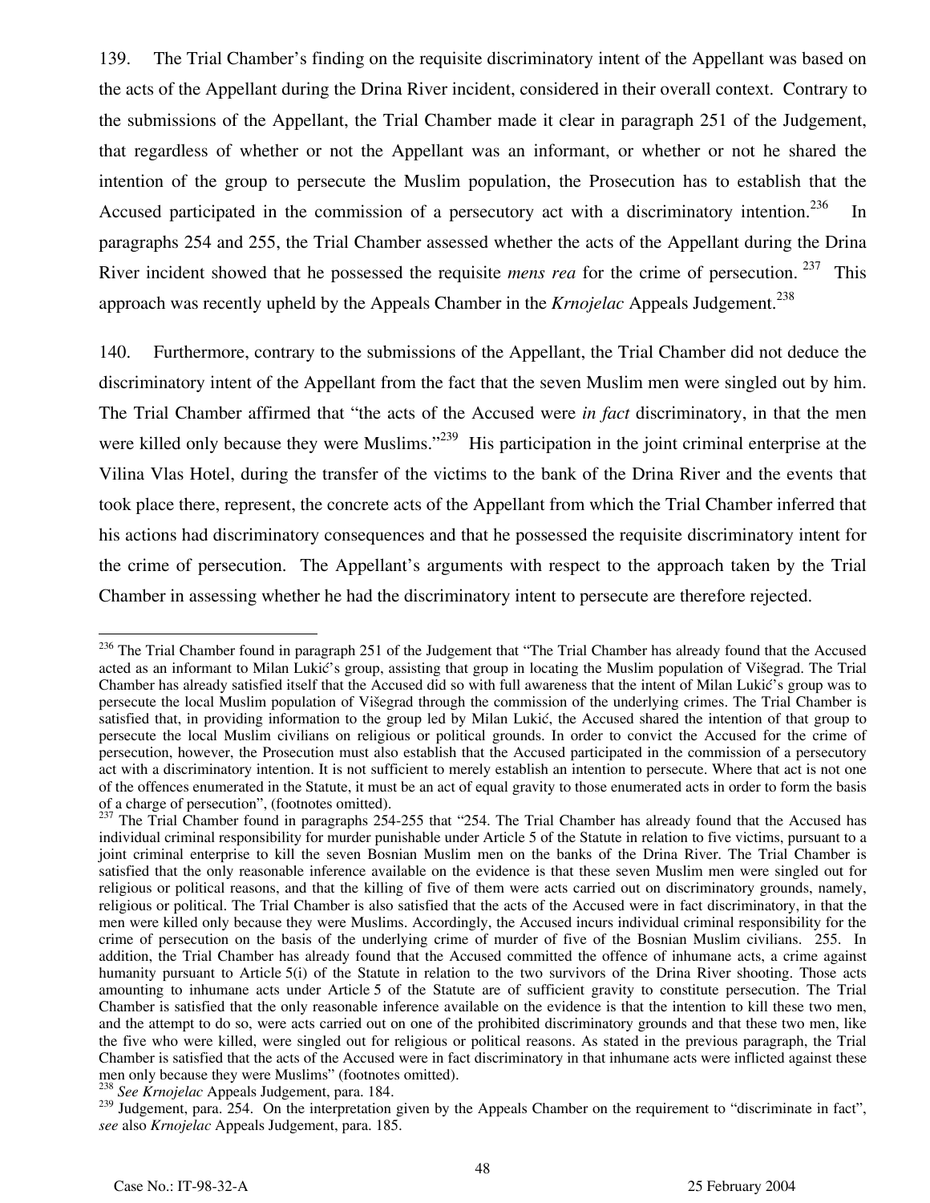139. The Trial Chamber's finding on the requisite discriminatory intent of the Appellant was based on the acts of the Appellant during the Drina River incident, considered in their overall context. Contrary to the submissions of the Appellant, the Trial Chamber made it clear in paragraph 251 of the Judgement, that regardless of whether or not the Appellant was an informant, or whether or not he shared the intention of the group to persecute the Muslim population, the Prosecution has to establish that the Accused participated in the commission of a persecutory act with a discriminatory intention.[236] In paragraphs 254 and 255, the Trial Chamber assessed whether the acts of the Appellant during the Drina River incident showed that he possessed the requisite *mens rea* for the crime of persecution.[237] This approach was recently upheld by the Appeals Chamber in the *Krnojelac* Appeals Judgement.[238]

140. Furthermore, contrary to the submissions of the Appellant, the Trial Chamber did not deduce the discriminatory intent of the Appellant from the fact that the seven Muslim men were singled out by him. The Trial Chamber affirmed that "the acts of the Accused were *in fact* discriminatory, in that the men were killed only because they were Muslims."[239] His participation in the joint criminal enterprise at the Vilina Vlas Hotel, during the transfer of the victims to the bank of the Drina River and the events that took place there, represent, the concrete acts of the Appellant from which the Trial Chamber inferred that his actions had discriminatory consequences and that he possessed the requisite discriminatory intent for the crime of persecution. The Appellant's arguments with respect to the approach taken by the Trial Chamber in assessing whether he had the discriminatory intent to persecute are therefore rejected.

---

[236] The Trial Chamber found in paragraph 251 of the Judgement that "The Trial Chamber has already found that the Accused acted as an informant to Milan Lukić's group, assisting that group in locating the Muslim population of Višegrad. The Trial Chamber has already satisfied itself that the Accused did so with full awareness that the intent of Milan Lukić's group was to persecute the local Muslim population of Višegrad through the commission of the underlying crimes. The Trial Chamber is satisfied that, in providing information to the group led by Milan Lukić, the Accused shared the intention of that group to persecute the local Muslim civilians on religious or political grounds. In order to convict the Accused for the crime of persecution, however, the Prosecution must also establish that the Accused participated in the commission of a persecutory act with a discriminatory intention. It is not sufficient to merely establish an intention to persecute. Where that act is not one of the offences enumerated in the Statute, it must be an act of equal gravity to those enumerated acts in order to form the basis of a charge of persecution", (footnotes omitted).

[237] The Trial Chamber found in paragraphs 254-255 that "254. The Trial Chamber has already found that the Accused has individual criminal responsibility for murder punishable under Article 5 of the Statute in relation to five victims, pursuant to a joint criminal enterprise to kill the seven Bosnian Muslim men on the banks of the Drina River. The Trial Chamber is satisfied that the only reasonable inference available on the evidence is that these seven Muslim men were singled out for religious or political reasons, and that the killing of five of them were acts carried out on discriminatory grounds, namely, religious or political. The Trial Chamber is also satisfied that the acts of the Accused were in fact discriminatory, in that the men were killed only because they were Muslims. Accordingly, the Accused incurs individual criminal responsibility for the crime of persecution on the basis of the underlying crime of murder of five of the Bosnian Muslim civilians. 255. In addition, the Trial Chamber has already found that the Accused committed the offence of inhumane acts, a crime against humanity pursuant to Article 5(i) of the Statute in relation to the two survivors of the Drina River shooting. Those acts amounting to inhumane acts under Article 5 of the Statute are of sufficient gravity to constitute persecution. The Trial Chamber is satisfied that the only reasonable inference available on the evidence is that the intention to kill these two men, and the attempt to do so, were acts carried out on one of the prohibited discriminatory grounds and that these two men, like the five who were killed, were singled out for religious or political reasons. As stated in the previous paragraph, the Trial Chamber is satisfied that the acts of the Accused were in fact discriminatory in that inhumane acts were inflicted against these men only because they were Muslims" (footnotes omitted).

[238] *See Krnojelac* Appeals Judgement, para. 184.

[239] Judgement, para. 254. On the interpretation given by the Appeals Chamber on the requirement to "discriminate in fact", *see* also *Krnojelac* Appeals Judgement, para. 185.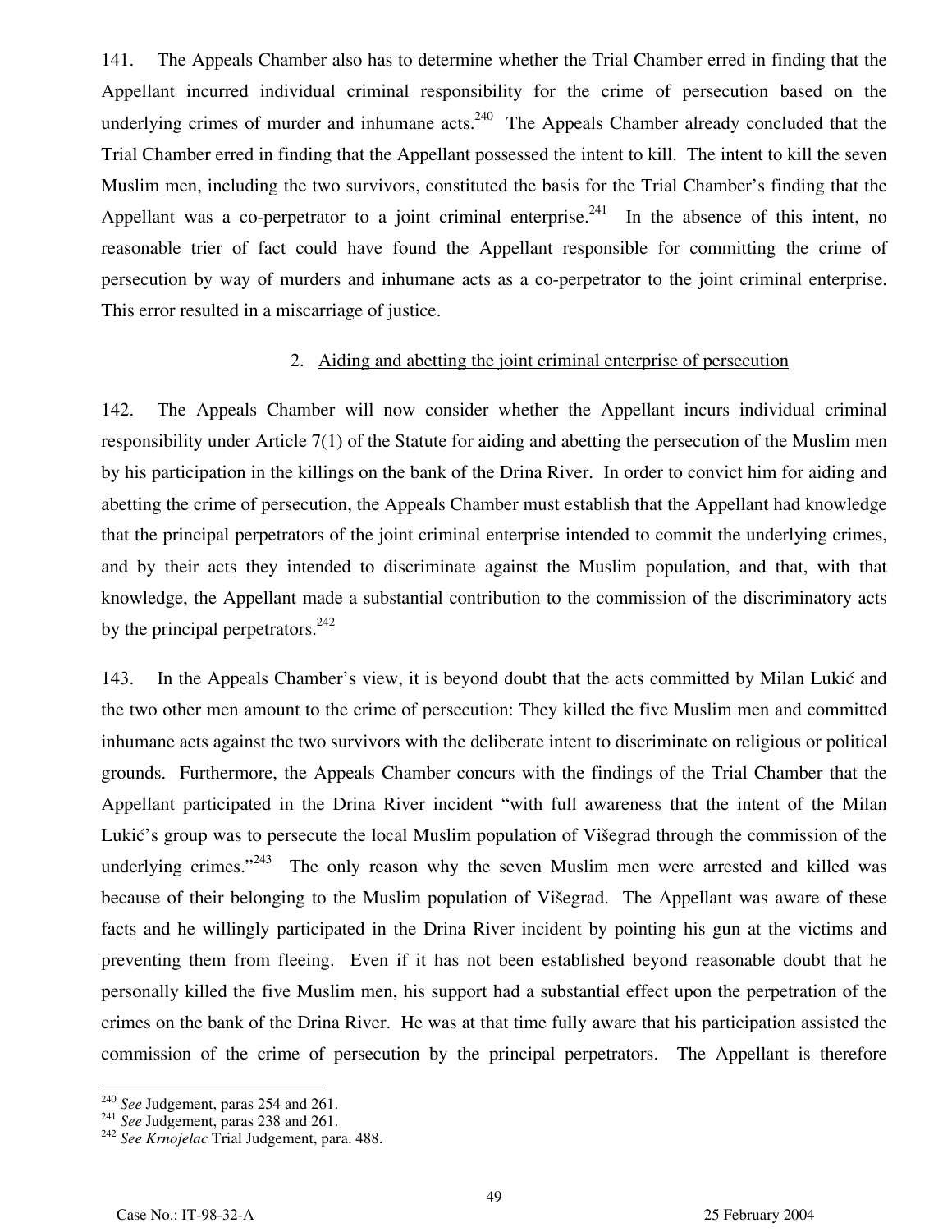141. The Appeals Chamber also has to determine whether the Trial Chamber erred in finding that the Appellant incurred individual criminal responsibility for the crime of persecution based on the underlying crimes of murder and inhumane acts.[240] The Appeals Chamber already concluded that the Trial Chamber erred in finding that the Appellant possessed the intent to kill. The intent to kill the seven Muslim men, including the two survivors, constituted the basis for the Trial Chamber's finding that the Appellant was a co-perpetrator to a joint criminal enterprise.[241] In the absence of this intent, no reasonable trier of fact could have found the Appellant responsible for committing the crime of persecution by way of murders and inhumane acts as a co-perpetrator to the joint criminal enterprise. This error resulted in a miscarriage of justice.

2. Aiding and abetting the joint criminal enterprise of persecution

142. The Appeals Chamber will now consider whether the Appellant incurs individual criminal responsibility under Article 7(1) of the Statute for aiding and abetting the persecution of the Muslim men by his participation in the killings on the bank of the Drina River. In order to convict him for aiding and abetting the crime of persecution, the Appeals Chamber must establish that the Appellant had knowledge that the principal perpetrators of the joint criminal enterprise intended to commit the underlying crimes, and by their acts they intended to discriminate against the Muslim population, and that, with that knowledge, the Appellant made a substantial contribution to the commission of the discriminatory acts by the principal perpetrators.[242]

143. In the Appeals Chamber's view, it is beyond doubt that the acts committed by Milan Lukić and the two other men amount to the crime of persecution: They killed the five Muslim men and committed inhumane acts against the two survivors with the deliberate intent to discriminate on religious or political grounds. Furthermore, the Appeals Chamber concurs with the findings of the Trial Chamber that the Appellant participated in the Drina River incident "with full awareness that the intent of the Milan Lukić's group was to persecute the local Muslim population of Višegrad through the commission of the underlying crimes."[243] The only reason why the seven Muslim men were arrested and killed was because of their belonging to the Muslim population of Višegrad. The Appellant was aware of these facts and he willingly participated in the Drina River incident by pointing his gun at the victims and preventing them from fleeing. Even if it has not been established beyond reasonable doubt that he personally killed the five Muslim men, his support had a substantial effect upon the perpetration of the crimes on the bank of the Drina River. He was at that time fully aware that his participation assisted the commission of the crime of persecution by the principal perpetrators. The Appellant is therefore

---

[240] *See* Judgement, paras 254 and 261.

[241] *See* Judgement, paras 238 and 261.

[242] *See Krnojelac* Trial Judgement, para. 488.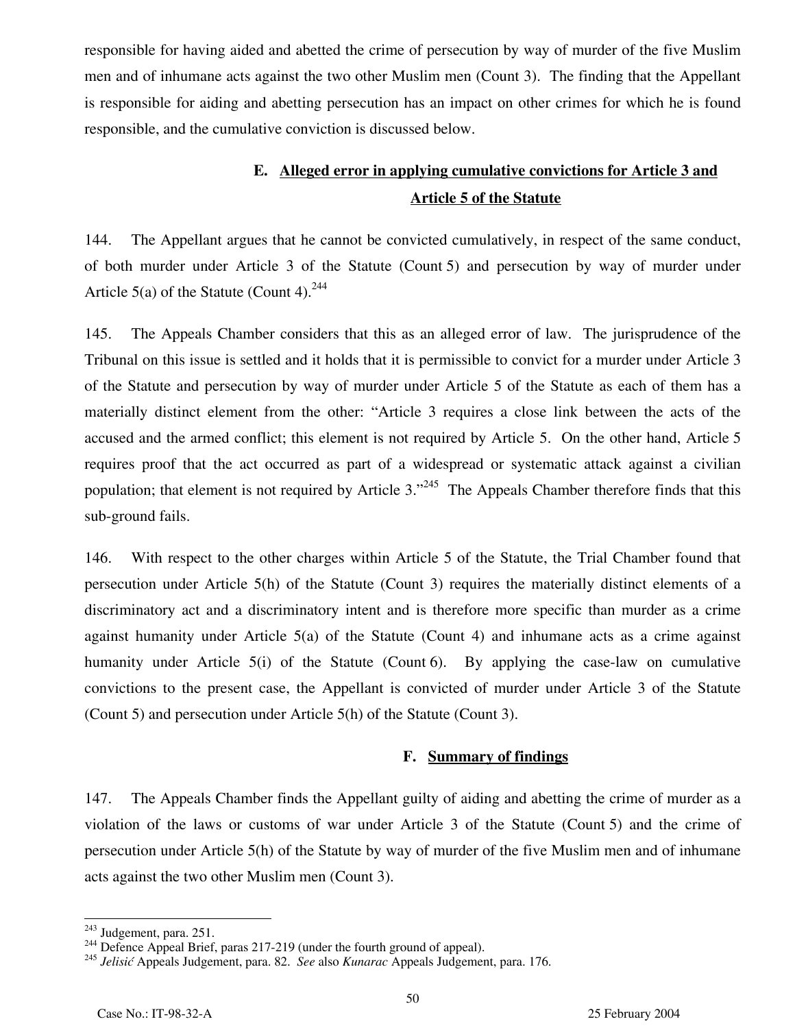responsible for having aided and abetted the crime of persecution by way of murder of the five Muslim men and of inhumane acts against the two other Muslim men (Count 3). The finding that the Appellant is responsible for aiding and abetting persecution has an impact on other crimes for which he is found responsible, and the cumulative conviction is discussed below.

## E. Alleged error in applying cumulative convictions for Article 3 and Article 5 of the Statute

144. The Appellant argues that he cannot be convicted cumulatively, in respect of the same conduct, of both murder under Article 3 of the Statute (Count 5) and persecution by way of murder under Article 5(a) of the Statute (Count 4).[244]

145. The Appeals Chamber considers that this as an alleged error of law. The jurisprudence of the Tribunal on this issue is settled and it holds that it is permissible to convict for a murder under Article 3 of the Statute and persecution by way of murder under Article 5 of the Statute as each of them has a materially distinct element from the other: "Article 3 requires a close link between the acts of the accused and the armed conflict; this element is not required by Article 5. On the other hand, Article 5 requires proof that the act occurred as part of a widespread or systematic attack against a civilian population; that element is not required by Article 3."[245] The Appeals Chamber therefore finds that this sub-ground fails.

146. With respect to the other charges within Article 5 of the Statute, the Trial Chamber found that persecution under Article 5(h) of the Statute (Count 3) requires the materially distinct elements of a discriminatory act and a discriminatory intent and is therefore more specific than murder as a crime against humanity under Article 5(a) of the Statute (Count 4) and inhumane acts as a crime against humanity under Article 5(i) of the Statute (Count 6). By applying the case-law on cumulative convictions to the present case, the Appellant is convicted of murder under Article 3 of the Statute (Count 5) and persecution under Article 5(h) of the Statute (Count 3).

## F. Summary of findings

147. The Appeals Chamber finds the Appellant guilty of aiding and abetting the crime of murder as a violation of the laws or customs of war under Article 3 of the Statute (Count 5) and the crime of persecution under Article 5(h) of the Statute by way of murder of the five Muslim men and of inhumane acts against the two other Muslim men (Count 3).

---

[243] Judgement, para. 251.

[244] Defence Appeal Brief, paras 217-219 (under the fourth ground of appeal).

[245] *Jelisić* Appeals Judgement, para. 82. *See* also *Kunarac* Appeals Judgement, para. 176.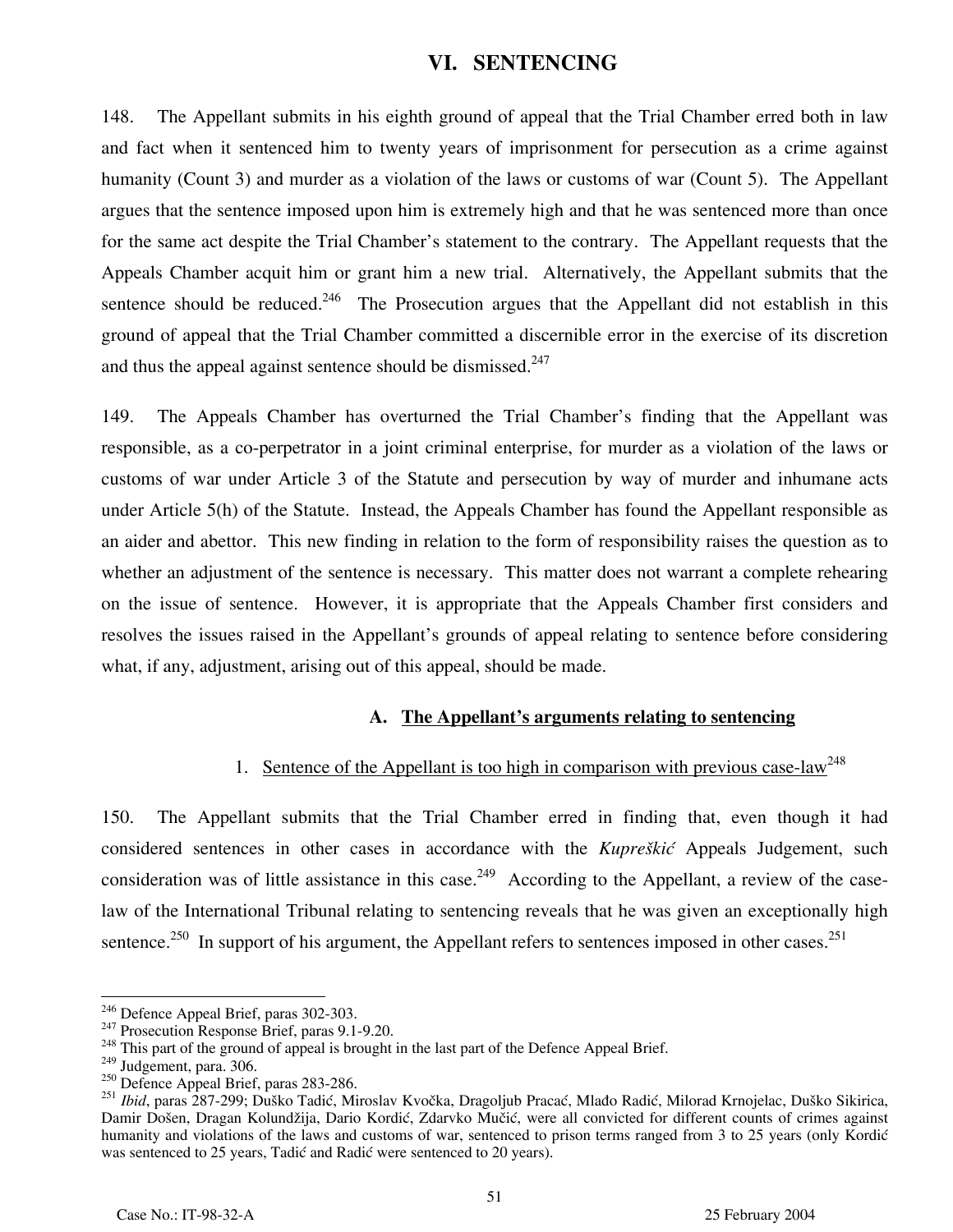# VI. SENTENCING

148. The Appellant submits in his eighth ground of appeal that the Trial Chamber erred both in law and fact when it sentenced him to twenty years of imprisonment for persecution as a crime against humanity (Count 3) and murder as a violation of the laws or customs of war (Count 5). The Appellant argues that the sentence imposed upon him is extremely high and that he was sentenced more than once for the same act despite the Trial Chamber's statement to the contrary. The Appellant requests that the Appeals Chamber acquit him or grant him a new trial. Alternatively, the Appellant submits that the sentence should be reduced.[246] The Prosecution argues that the Appellant did not establish in this ground of appeal that the Trial Chamber committed a discernible error in the exercise of its discretion and thus the appeal against sentence should be dismissed.[247]

149. The Appeals Chamber has overturned the Trial Chamber's finding that the Appellant was responsible, as a co-perpetrator in a joint criminal enterprise, for murder as a violation of the laws or customs of war under Article 3 of the Statute and persecution by way of murder and inhumane acts under Article 5(h) of the Statute. Instead, the Appeals Chamber has found the Appellant responsible as an aider and abettor. This new finding in relation to the form of responsibility raises the question as to whether an adjustment of the sentence is necessary. This matter does not warrant a complete rehearing on the issue of sentence. However, it is appropriate that the Appeals Chamber first considers and resolves the issues raised in the Appellant's grounds of appeal relating to sentence before considering what, if any, adjustment, arising out of this appeal, should be made.

## A. The Appellant's arguments relating to sentencing

### 1. Sentence of the Appellant is too high in comparison with previous case-law[248]

150. The Appellant submits that the Trial Chamber erred in finding that, even though it had considered sentences in other cases in accordance with the *Kupreškić* Appeals Judgement, such consideration was of little assistance in this case.[249] According to the Appellant, a review of the case-law of the International Tribunal relating to sentencing reveals that he was given an exceptionally high sentence.[250] In support of his argument, the Appellant refers to sentences imposed in other cases.[251]

---

[246] Defence Appeal Brief, paras 302-303.

[247] Prosecution Response Brief, paras 9.1-9.20.

[248] This part of the ground of appeal is brought in the last part of the Defence Appeal Brief.

[249] Judgement, para. 306.

[250] Defence Appeal Brief, paras 283-286.

[251] *Ibid*, paras 287-299; Duško Tadić, Miroslav Kvočka, Dragoljub Pracać, Mlađo Radić, Milorad Krnojelac, Duško Sikirica, Damir Došen, Dragan Kolundžija, Dario Kordić, Zdarvko Mučić, were all convicted for different counts of crimes against humanity and violations of the laws and customs of war, sentenced to prison terms ranged from 3 to 25 years (only Kordić was sentenced to 25 years, Tadić and Radić were sentenced to 20 years).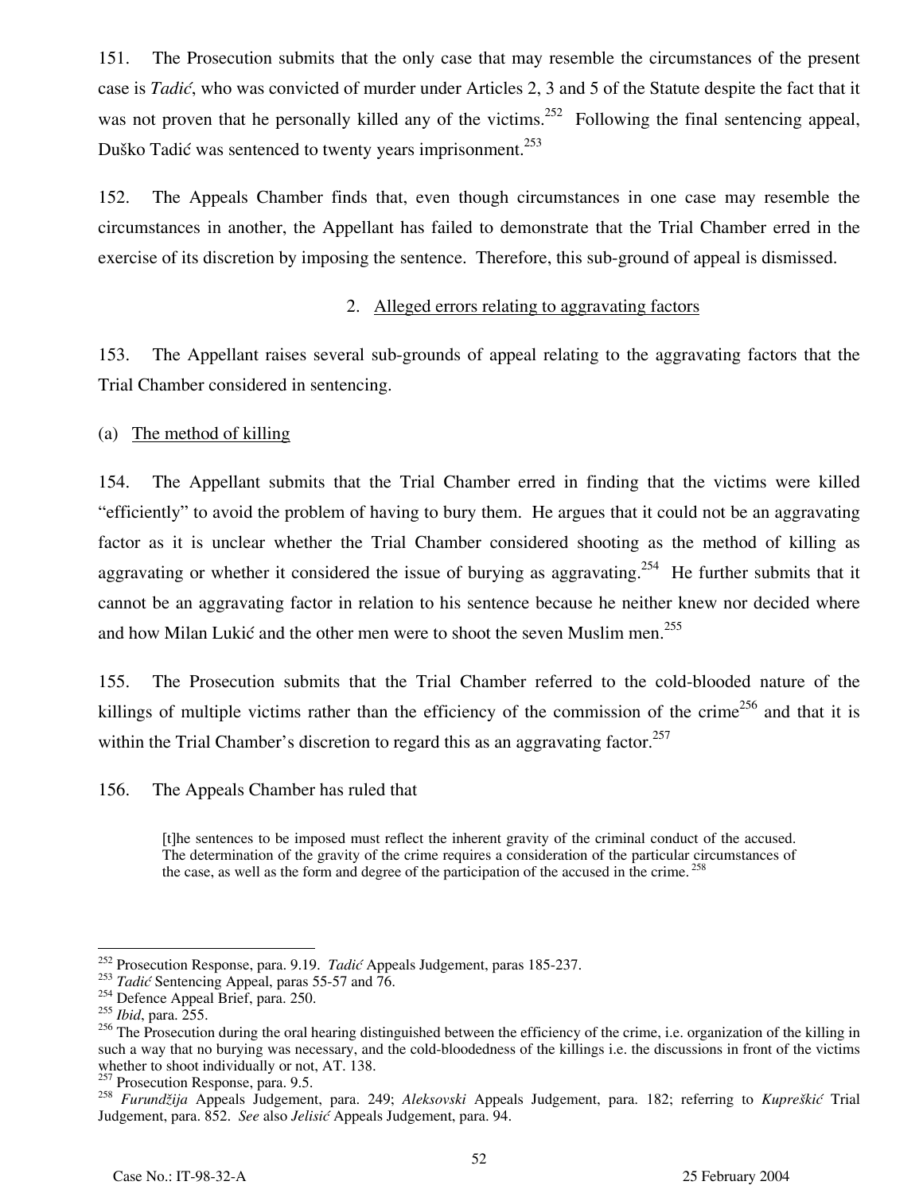151. The Prosecution submits that the only case that may resemble the circumstances of the present case is *Tadić*, who was convicted of murder under Articles 2, 3 and 5 of the Statute despite the fact that it was not proven that he personally killed any of the victims.[252] Following the final sentencing appeal, Duško Tadić was sentenced to twenty years imprisonment.[253]

152. The Appeals Chamber finds that, even though circumstances in one case may resemble the circumstances in another, the Appellant has failed to demonstrate that the Trial Chamber erred in the exercise of its discretion by imposing the sentence. Therefore, this sub-ground of appeal is dismissed.

### 2. Alleged errors relating to aggravating factors

153. The Appellant raises several sub-grounds of appeal relating to the aggravating factors that the Trial Chamber considered in sentencing.

#### (a) The method of killing

154. The Appellant submits that the Trial Chamber erred in finding that the victims were killed "efficiently" to avoid the problem of having to bury them. He argues that it could not be an aggravating factor as it is unclear whether the Trial Chamber considered shooting as the method of killing as aggravating or whether it considered the issue of burying as aggravating.[254] He further submits that it cannot be an aggravating factor in relation to his sentence because he neither knew nor decided where and how Milan Lukić and the other men were to shoot the seven Muslim men.[255]

155. The Prosecution submits that the Trial Chamber referred to the cold-blooded nature of the killings of multiple victims rather than the efficiency of the commission of the crime[256] and that it is within the Trial Chamber's discretion to regard this as an aggravating factor.[257]

156. The Appeals Chamber has ruled that

> [t]he sentences to be imposed must reflect the inherent gravity of the criminal conduct of the accused. The determination of the gravity of the crime requires a consideration of the particular circumstances of the case, as well as the form and degree of the participation of the accused in the crime.[258]

---

[252] Prosecution Response, para. 9.19. *Tadić* Appeals Judgement, paras 185-237.

[253] *Tadić* Sentencing Appeal, paras 55-57 and 76.

[254] Defence Appeal Brief, para. 250.

[255] *Ibid*, para. 255.

[256] The Prosecution during the oral hearing distinguished between the efficiency of the crime, i.e. organization of the killing in such a way that no burying was necessary, and the cold-bloodedness of the killings i.e. the discussions in front of the victims whether to shoot individually or not, AT. 138.

[257] Prosecution Response, para. 9.5.

[258] *Furundžija* Appeals Judgement, para. 249; *Aleksovski* Appeals Judgement, para. 182; referring to *Kupreškić* Trial Judgement, para. 852. *See* also *Jelisić* Appeals Judgement, para. 94.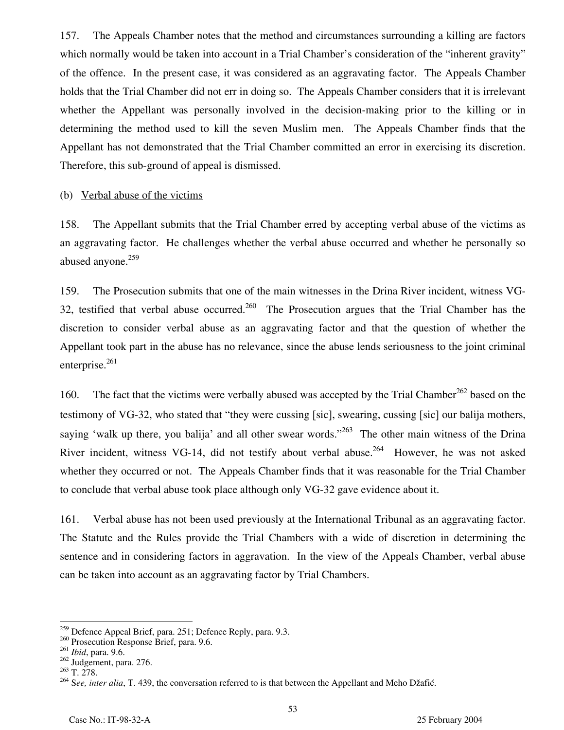157. The Appeals Chamber notes that the method and circumstances surrounding a killing are factors which normally would be taken into account in a Trial Chamber's consideration of the "inherent gravity" of the offence. In the present case, it was considered as an aggravating factor. The Appeals Chamber holds that the Trial Chamber did not err in doing so. The Appeals Chamber considers that it is irrelevant whether the Appellant was personally involved in the decision-making prior to the killing or in determining the method used to kill the seven Muslim men. The Appeals Chamber finds that the Appellant has not demonstrated that the Trial Chamber committed an error in exercising its discretion. Therefore, this sub-ground of appeal is dismissed.

(b) Verbal abuse of the victims

158. The Appellant submits that the Trial Chamber erred by accepting verbal abuse of the victims as an aggravating factor. He challenges whether the verbal abuse occurred and whether he personally so abused anyone.[259]

159. The Prosecution submits that one of the main witnesses in the Drina River incident, witness VG-32, testified that verbal abuse occurred.[260] The Prosecution argues that the Trial Chamber has the discretion to consider verbal abuse as an aggravating factor and that the question of whether the Appellant took part in the abuse has no relevance, since the abuse lends seriousness to the joint criminal enterprise.[261]

160. The fact that the victims were verbally abused was accepted by the Trial Chamber[262] based on the testimony of VG-32, who stated that "they were cussing [sic], swearing, cussing [sic] our balija mothers, saying 'walk up there, you balija' and all other swear words."[263] The other main witness of the Drina River incident, witness VG-14, did not testify about verbal abuse.[264] However, he was not asked whether they occurred or not. The Appeals Chamber finds that it was reasonable for the Trial Chamber to conclude that verbal abuse took place although only VG-32 gave evidence about it.

161. Verbal abuse has not been used previously at the International Tribunal as an aggravating factor. The Statute and the Rules provide the Trial Chambers with a wide of discretion in determining the sentence and in considering factors in aggravation. In the view of the Appeals Chamber, verbal abuse can be taken into account as an aggravating factor by Trial Chambers.

---

[259] Defence Appeal Brief, para. 251; Defence Reply, para. 9.3.

[260] Prosecution Response Brief, para. 9.6.

[261] *Ibid*, para. 9.6.

[262] Judgement, para. 276.

[263] T. 278.

[264] S*ee, inter alia*, T. 439, the conversation referred to is that between the Appellant and Meho Džafić.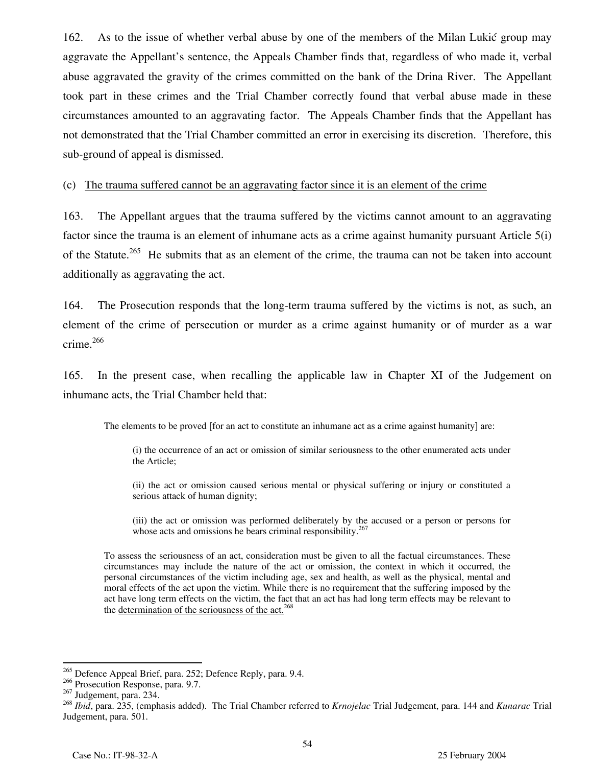162. As to the issue of whether verbal abuse by one of the members of the Milan Lukić group may aggravate the Appellant's sentence, the Appeals Chamber finds that, regardless of who made it, verbal abuse aggravated the gravity of the crimes committed on the bank of the Drina River. The Appellant took part in these crimes and the Trial Chamber correctly found that verbal abuse made in these circumstances amounted to an aggravating factor. The Appeals Chamber finds that the Appellant has not demonstrated that the Trial Chamber committed an error in exercising its discretion. Therefore, this sub-ground of appeal is dismissed.

(c) <u>The trauma suffered cannot be an aggravating factor since it is an element of the crime</u>

163. The Appellant argues that the trauma suffered by the victims cannot amount to an aggravating factor since the trauma is an element of inhumane acts as a crime against humanity pursuant Article 5(i) of the Statute.[265] He submits that as an element of the crime, the trauma can not be taken into account additionally as aggravating the act.

164. The Prosecution responds that the long-term trauma suffered by the victims is not, as such, an element of the crime of persecution or murder as a crime against humanity or of murder as a war crime.[266]

165. In the present case, when recalling the applicable law in Chapter XI of the Judgement on inhumane acts, the Trial Chamber held that:

> The elements to be proved [for an act to constitute an inhumane act as a crime against humanity] are:
>
> > (i) the occurrence of an act or omission of similar seriousness to the other enumerated acts under the Article;
> >
> > (ii) the act or omission caused serious mental or physical suffering or injury or constituted a serious attack of human dignity;
> >
> > (iii) the act or omission was performed deliberately by the accused or a person or persons for whose acts and omissions he bears criminal responsibility.[267]
>
> To assess the seriousness of an act, consideration must be given to all the factual circumstances. These circumstances may include the nature of the act or omission, the context in which it occurred, the personal circumstances of the victim including age, sex and health, as well as the physical, mental and moral effects of the act upon the victim. While there is no requirement that the suffering imposed by the act have long term effects on the victim, the fact that an act has had long term effects may be relevant to the <u>determination of the seriousness of the act.</u>[268]

---

[265] Defence Appeal Brief, para. 252; Defence Reply, para. 9.4.

[266] Prosecution Response, para. 9.7.

[267] Judgement, para. 234.

[268] *Ibid*, para. 235, (emphasis added). The Trial Chamber referred to *Krnojelac* Trial Judgement, para. 144 and *Kunarac* Trial Judgement, para. 501.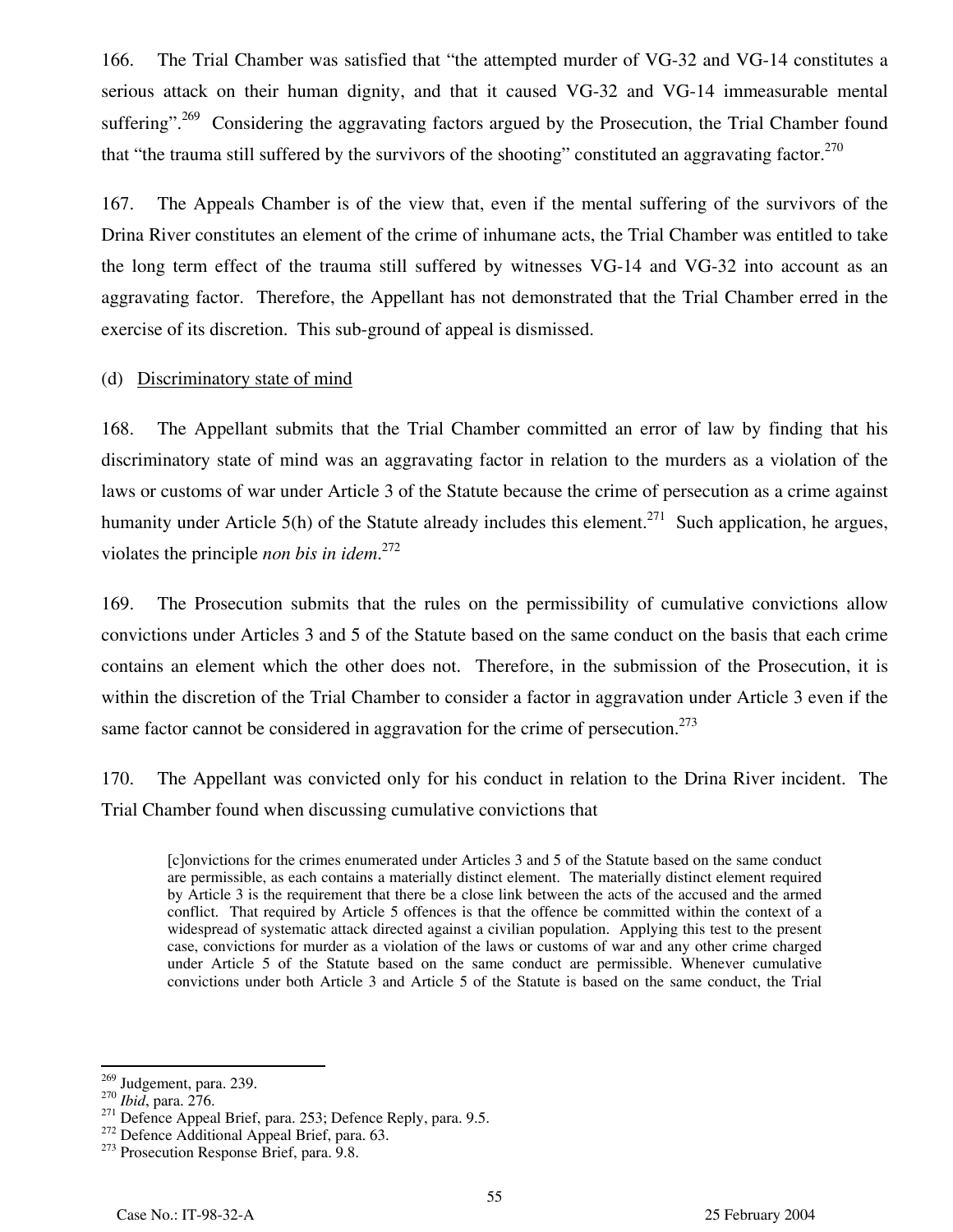166. The Trial Chamber was satisfied that "the attempted murder of VG-32 and VG-14 constitutes a serious attack on their human dignity, and that it caused VG-32 and VG-14 immeasurable mental suffering".[269] Considering the aggravating factors argued by the Prosecution, the Trial Chamber found that "the trauma still suffered by the survivors of the shooting" constituted an aggravating factor.[270]

167. The Appeals Chamber is of the view that, even if the mental suffering of the survivors of the Drina River constitutes an element of the crime of inhumane acts, the Trial Chamber was entitled to take the long term effect of the trauma still suffered by witnesses VG-14 and VG-32 into account as an aggravating factor. Therefore, the Appellant has not demonstrated that the Trial Chamber erred in the exercise of its discretion. This sub-ground of appeal is dismissed.

(d) Discriminatory state of mind

168. The Appellant submits that the Trial Chamber committed an error of law by finding that his discriminatory state of mind was an aggravating factor in relation to the murders as a violation of the laws or customs of war under Article 3 of the Statute because the crime of persecution as a crime against humanity under Article 5(h) of the Statute already includes this element.[271] Such application, he argues, violates the principle *non bis in idem*.[272]

169. The Prosecution submits that the rules on the permissibility of cumulative convictions allow convictions under Articles 3 and 5 of the Statute based on the same conduct on the basis that each crime contains an element which the other does not. Therefore, in the submission of the Prosecution, it is within the discretion of the Trial Chamber to consider a factor in aggravation under Article 3 even if the same factor cannot be considered in aggravation for the crime of persecution.[273]

170. The Appellant was convicted only for his conduct in relation to the Drina River incident. The Trial Chamber found when discussing cumulative convictions that

> [c]onvictions for the crimes enumerated under Articles 3 and 5 of the Statute based on the same conduct are permissible, as each contains a materially distinct element. The materially distinct element required by Article 3 is the requirement that there be a close link between the acts of the accused and the armed conflict. That required by Article 5 offences is that the offence be committed within the context of a widespread of systematic attack directed against a civilian population. Applying this test to the present case, convictions for murder as a violation of the laws or customs of war and any other crime charged under Article 5 of the Statute based on the same conduct are permissible. Whenever cumulative convictions under both Article 3 and Article 5 of the Statute is based on the same conduct, the Trial

---

[269] Judgement, para. 239.
[270] *Ibid*, para. 276.
[271] Defence Appeal Brief, para. 253; Defence Reply, para. 9.5.
[272] Defence Additional Appeal Brief, para. 63.
[273] Prosecution Response Brief, para. 9.8.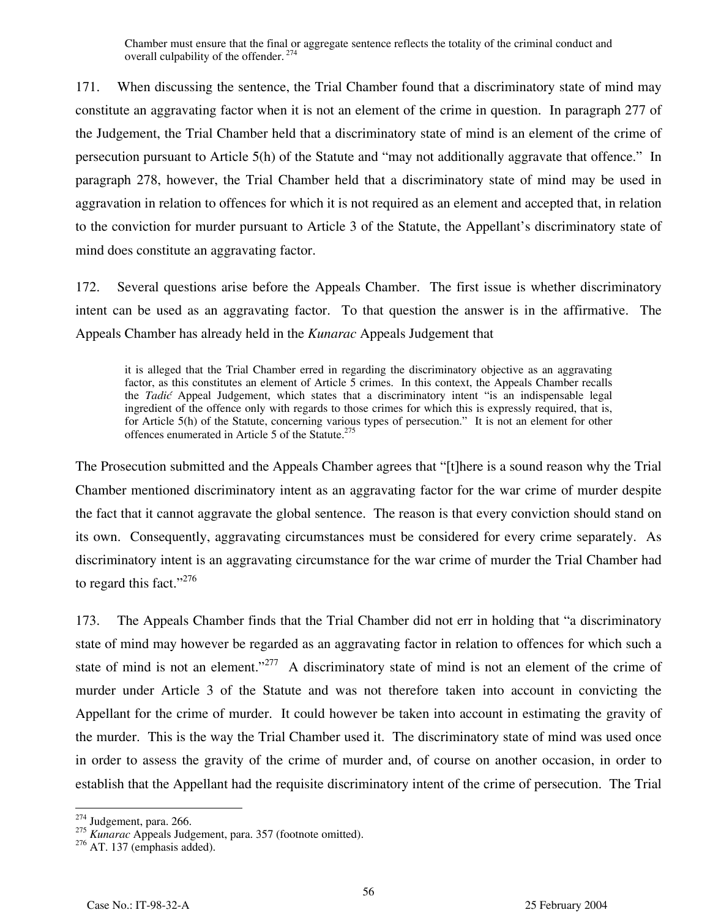> Chamber must ensure that the final or aggregate sentence reflects the totality of the criminal conduct and overall culpability of the offender. [274]

171. When discussing the sentence, the Trial Chamber found that a discriminatory state of mind may constitute an aggravating factor when it is not an element of the crime in question. In paragraph 277 of the Judgement, the Trial Chamber held that a discriminatory state of mind is an element of the crime of persecution pursuant to Article 5(h) of the Statute and "may not additionally aggravate that offence." In paragraph 278, however, the Trial Chamber held that a discriminatory state of mind may be used in aggravation in relation to offences for which it is not required as an element and accepted that, in relation to the conviction for murder pursuant to Article 3 of the Statute, the Appellant's discriminatory state of mind does constitute an aggravating factor.

172. Several questions arise before the Appeals Chamber. The first issue is whether discriminatory intent can be used as an aggravating factor. To that question the answer is in the affirmative. The Appeals Chamber has already held in the *Kunarac* Appeals Judgement that

> it is alleged that the Trial Chamber erred in regarding the discriminatory objective as an aggravating factor, as this constitutes an element of Article 5 crimes. In this context, the Appeals Chamber recalls the *Tadić* Appeal Judgement, which states that a discriminatory intent "is an indispensable legal ingredient of the offence only with regards to those crimes for which this is expressly required, that is, for Article 5(h) of the Statute, concerning various types of persecution." It is not an element for other offences enumerated in Article 5 of the Statute.[275]

The Prosecution submitted and the Appeals Chamber agrees that "[t]here is a sound reason why the Trial Chamber mentioned discriminatory intent as an aggravating factor for the war crime of murder despite the fact that it cannot aggravate the global sentence. The reason is that every conviction should stand on its own. Consequently, aggravating circumstances must be considered for every crime separately. As discriminatory intent is an aggravating circumstance for the war crime of murder the Trial Chamber had to regard this fact."[276]

173. The Appeals Chamber finds that the Trial Chamber did not err in holding that "a discriminatory state of mind may however be regarded as an aggravating factor in relation to offences for which such a state of mind is not an element."[277] A discriminatory state of mind is not an element of the crime of murder under Article 3 of the Statute and was not therefore taken into account in convicting the Appellant for the crime of murder. It could however be taken into account in estimating the gravity of the murder. This is the way the Trial Chamber used it. The discriminatory state of mind was used once in order to assess the gravity of the crime of murder and, of course on another occasion, in order to establish that the Appellant had the requisite discriminatory intent of the crime of persecution. The Trial

---

[274] Judgement, para. 266.
[275] *Kunarac* Appeals Judgement, para. 357 (footnote omitted).
[276] AT. 137 (emphasis added).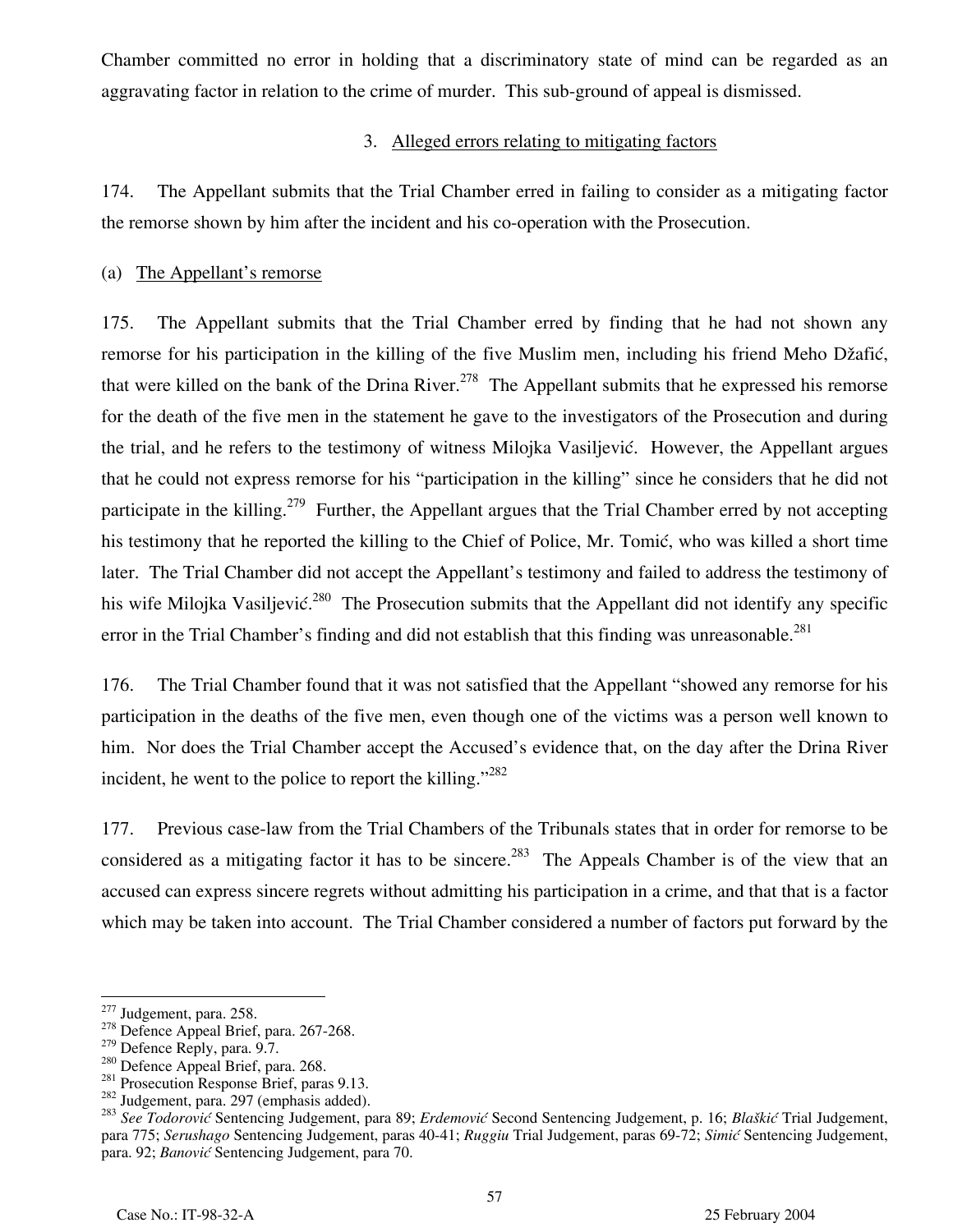Chamber committed no error in holding that a discriminatory state of mind can be regarded as an aggravating factor in relation to the crime of murder. This sub-ground of appeal is dismissed.

### 3. Alleged errors relating to mitigating factors

174. The Appellant submits that the Trial Chamber erred in failing to consider as a mitigating factor the remorse shown by him after the incident and his co-operation with the Prosecution.

#### (a) The Appellant's remorse

175. The Appellant submits that the Trial Chamber erred by finding that he had not shown any remorse for his participation in the killing of the five Muslim men, including his friend Meho Džafić, that were killed on the bank of the Drina River.[278] The Appellant submits that he expressed his remorse for the death of the five men in the statement he gave to the investigators of the Prosecution and during the trial, and he refers to the testimony of witness Milojka Vasiljević. However, the Appellant argues that he could not express remorse for his "participation in the killing" since he considers that he did not participate in the killing.[279] Further, the Appellant argues that the Trial Chamber erred by not accepting his testimony that he reported the killing to the Chief of Police, Mr. Tomić, who was killed a short time later. The Trial Chamber did not accept the Appellant's testimony and failed to address the testimony of his wife Milojka Vasiljević.[280] The Prosecution submits that the Appellant did not identify any specific error in the Trial Chamber's finding and did not establish that this finding was unreasonable.[281]

176. The Trial Chamber found that it was not satisfied that the Appellant "showed any remorse for his participation in the deaths of the five men, even though one of the victims was a person well known to him. Nor does the Trial Chamber accept the Accused's evidence that, on the day after the Drina River incident, he went to the police to report the killing."[282]

177. Previous case-law from the Trial Chambers of the Tribunals states that in order for remorse to be considered as a mitigating factor it has to be sincere.[283] The Appeals Chamber is of the view that an accused can express sincere regrets without admitting his participation in a crime, and that that is a factor which may be taken into account. The Trial Chamber considered a number of factors put forward by the

---

[277] Judgement, para. 258.
[278] Defence Appeal Brief, para. 267-268.
[279] Defence Reply, para. 9.7.
[280] Defence Appeal Brief, para. 268.
[281] Prosecution Response Brief, paras 9.13.
[282] Judgement, para. 297 (emphasis added).
[283] *See Todorović* Sentencing Judgement, para 89; *Erdemović* Second Sentencing Judgement, p. 16; *Blaškić* Trial Judgement, para 775; *Serushago* Sentencing Judgement, paras 40-41; *Ruggiu* Trial Judgement, paras 69-72; *Simić* Sentencing Judgement, para. 92; *Banović* Sentencing Judgement, para 70.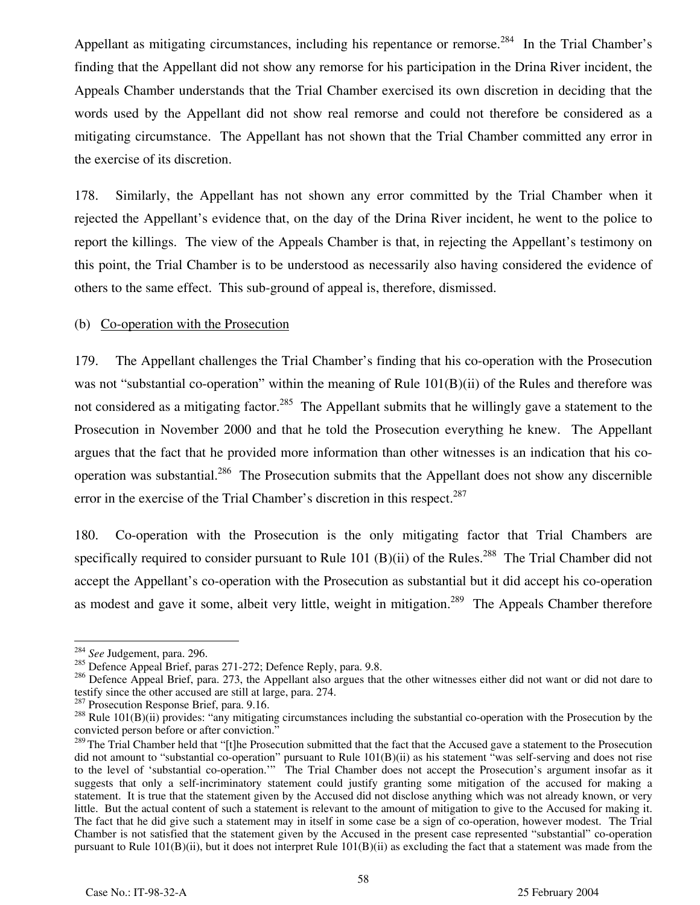Appellant as mitigating circumstances, including his repentance or remorse.[284] In the Trial Chamber's finding that the Appellant did not show any remorse for his participation in the Drina River incident, the Appeals Chamber understands that the Trial Chamber exercised its own discretion in deciding that the words used by the Appellant did not show real remorse and could not therefore be considered as a mitigating circumstance. The Appellant has not shown that the Trial Chamber committed any error in the exercise of its discretion.

178. Similarly, the Appellant has not shown any error committed by the Trial Chamber when it rejected the Appellant's evidence that, on the day of the Drina River incident, he went to the police to report the killings. The view of the Appeals Chamber is that, in rejecting the Appellant's testimony on this point, the Trial Chamber is to be understood as necessarily also having considered the evidence of others to the same effect. This sub-ground of appeal is, therefore, dismissed.

(b) Co-operation with the Prosecution

179. The Appellant challenges the Trial Chamber's finding that his co-operation with the Prosecution was not "substantial co-operation" within the meaning of Rule 101(B)(ii) of the Rules and therefore was not considered as a mitigating factor.[285] The Appellant submits that he willingly gave a statement to the Prosecution in November 2000 and that he told the Prosecution everything he knew. The Appellant argues that the fact that he provided more information than other witnesses is an indication that his co-operation was substantial.[286] The Prosecution submits that the Appellant does not show any discernible error in the exercise of the Trial Chamber's discretion in this respect.[287]

180. Co-operation with the Prosecution is the only mitigating factor that Trial Chambers are specifically required to consider pursuant to Rule 101 (B)(ii) of the Rules.[288] The Trial Chamber did not accept the Appellant's co-operation with the Prosecution as substantial but it did accept his co-operation as modest and gave it some, albeit very little, weight in mitigation.[289] The Appeals Chamber therefore

---

[284] *See* Judgement, para. 296.

[285] Defence Appeal Brief, paras 271-272; Defence Reply, para. 9.8.

[286] Defence Appeal Brief, para. 273, the Appellant also argues that the other witnesses either did not want or did not dare to testify since the other accused are still at large, para. 274.

[287] Prosecution Response Brief, para. 9.16.

[288] Rule 101(B)(ii) provides: "any mitigating circumstances including the substantial co-operation with the Prosecution by the convicted person before or after conviction."

[289] The Trial Chamber held that "[t]he Prosecution submitted that the fact that the Accused gave a statement to the Prosecution did not amount to "substantial co-operation" pursuant to Rule 101(B)(ii) as his statement "was self-serving and does not rise to the level of 'substantial co-operation.'" The Trial Chamber does not accept the Prosecution's argument insofar as it suggests that only a self-incriminatory statement could justify granting some mitigation of the accused for making a statement. It is true that the statement given by the Accused did not disclose anything which was not already known, or very little. But the actual content of such a statement is relevant to the amount of mitigation to give to the Accused for making it. The fact that he did give such a statement may in itself in some case be a sign of co-operation, however modest. The Trial Chamber is not satisfied that the statement given by the Accused in the present case represented "substantial" co-operation pursuant to Rule 101(B)(ii), but it does not interpret Rule 101(B)(ii) as excluding the fact that a statement was made from the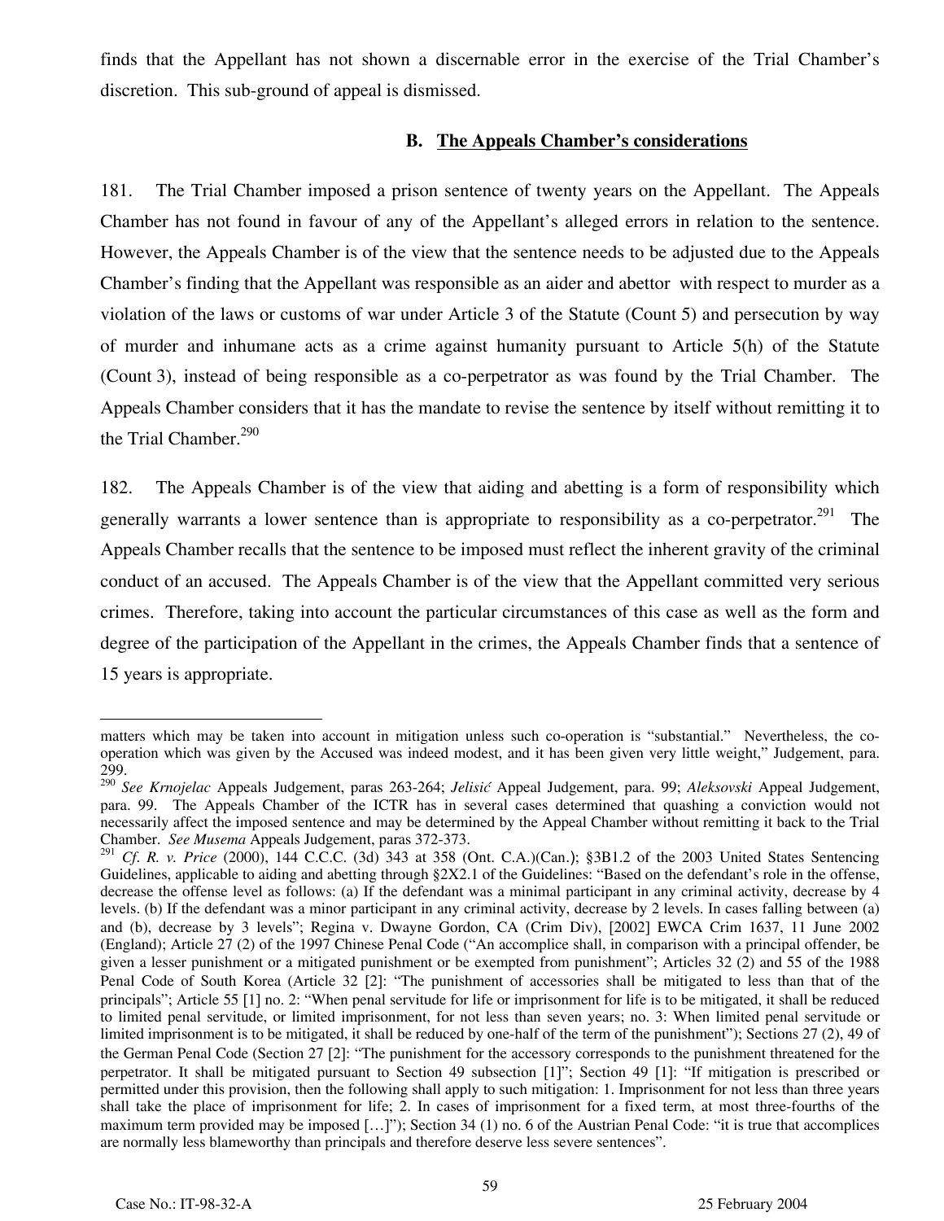finds that the Appellant has not shown a discernable error in the exercise of the Trial Chamber's discretion. This sub-ground of appeal is dismissed.

## B. The Appeals Chamber's considerations

181. The Trial Chamber imposed a prison sentence of twenty years on the Appellant. The Appeals Chamber has not found in favour of any of the Appellant's alleged errors in relation to the sentence. However, the Appeals Chamber is of the view that the sentence needs to be adjusted due to the Appeals Chamber's finding that the Appellant was responsible as an aider and abettor with respect to murder as a violation of the laws or customs of war under Article 3 of the Statute (Count 5) and persecution by way of murder and inhumane acts as a crime against humanity pursuant to Article 5(h) of the Statute (Count 3), instead of being responsible as a co-perpetrator as was found by the Trial Chamber. The Appeals Chamber considers that it has the mandate to revise the sentence by itself without remitting it to the Trial Chamber.[290]

182. The Appeals Chamber is of the view that aiding and abetting is a form of responsibility which generally warrants a lower sentence than is appropriate to responsibility as a co-perpetrator.[291] The Appeals Chamber recalls that the sentence to be imposed must reflect the inherent gravity of the criminal conduct of an accused. The Appeals Chamber is of the view that the Appellant committed very serious crimes. Therefore, taking into account the particular circumstances of this case as well as the form and degree of the participation of the Appellant in the crimes, the Appeals Chamber finds that a sentence of 15 years is appropriate.

---

matters which may be taken into account in mitigation unless such co-operation is "substantial." Nevertheless, the co-operation which was given by the Accused was indeed modest, and it has been given very little weight," Judgement, para. 299.

[290] *See Krnojelac* Appeals Judgement, paras 263-264; *Jelisić* Appeal Judgement, para. 99; *Aleksovski* Appeal Judgement, para. 99. The Appeals Chamber of the ICTR has in several cases determined that quashing a conviction would not necessarily affect the imposed sentence and may be determined by the Appeal Chamber without remitting it back to the Trial Chamber. *See Musema* Appeals Judgement, paras 372-373.

[291] *Cf. R. v. Price* (2000), 144 C.C.C. (3d) 343 at 358 (Ont. C.A.)(Can.); §3B1.2 of the 2003 United States Sentencing Guidelines, applicable to aiding and abetting through §2X2.1 of the Guidelines: "Based on the defendant's role in the offense, decrease the offense level as follows: (a) If the defendant was a minimal participant in any criminal activity, decrease by 4 levels. (b) If the defendant was a minor participant in any criminal activity, decrease by 2 levels. In cases falling between (a) and (b), decrease by 3 levels"; Regina v. Dwayne Gordon, CA (Crim Div), [2002] EWCA Crim 1637, 11 June 2002 (England); Article 27 (2) of the 1997 Chinese Penal Code ("An accomplice shall, in comparison with a principal offender, be given a lesser punishment or a mitigated punishment or be exempted from punishment"; Articles 32 (2) and 55 of the 1988 Penal Code of South Korea (Article 32 [2]: "The punishment of accessories shall be mitigated to less than that of the principals"; Article 55 [1] no. 2: "When penal servitude for life or imprisonment for life is to be mitigated, it shall be reduced to limited penal servitude, or limited imprisonment, for not less than seven years; no. 3: When limited penal servitude or limited imprisonment is to be mitigated, it shall be reduced by one-half of the term of the punishment"); Sections 27 (2), 49 of the German Penal Code (Section 27 [2]: "The punishment for the accessory corresponds to the punishment threatened for the perpetrator. It shall be mitigated pursuant to Section 49 subsection [1]"; Section 49 [1]: "If mitigation is prescribed or permitted under this provision, then the following shall apply to such mitigation: 1. Imprisonment for not less than three years shall take the place of imprisonment for life; 2. In cases of imprisonment for a fixed term, at most three-fourths of the maximum term provided may be imposed […]"); Section 34 (1) no. 6 of the Austrian Penal Code: "it is true that accomplices are normally less blameworthy than principals and therefore deserve less severe sentences".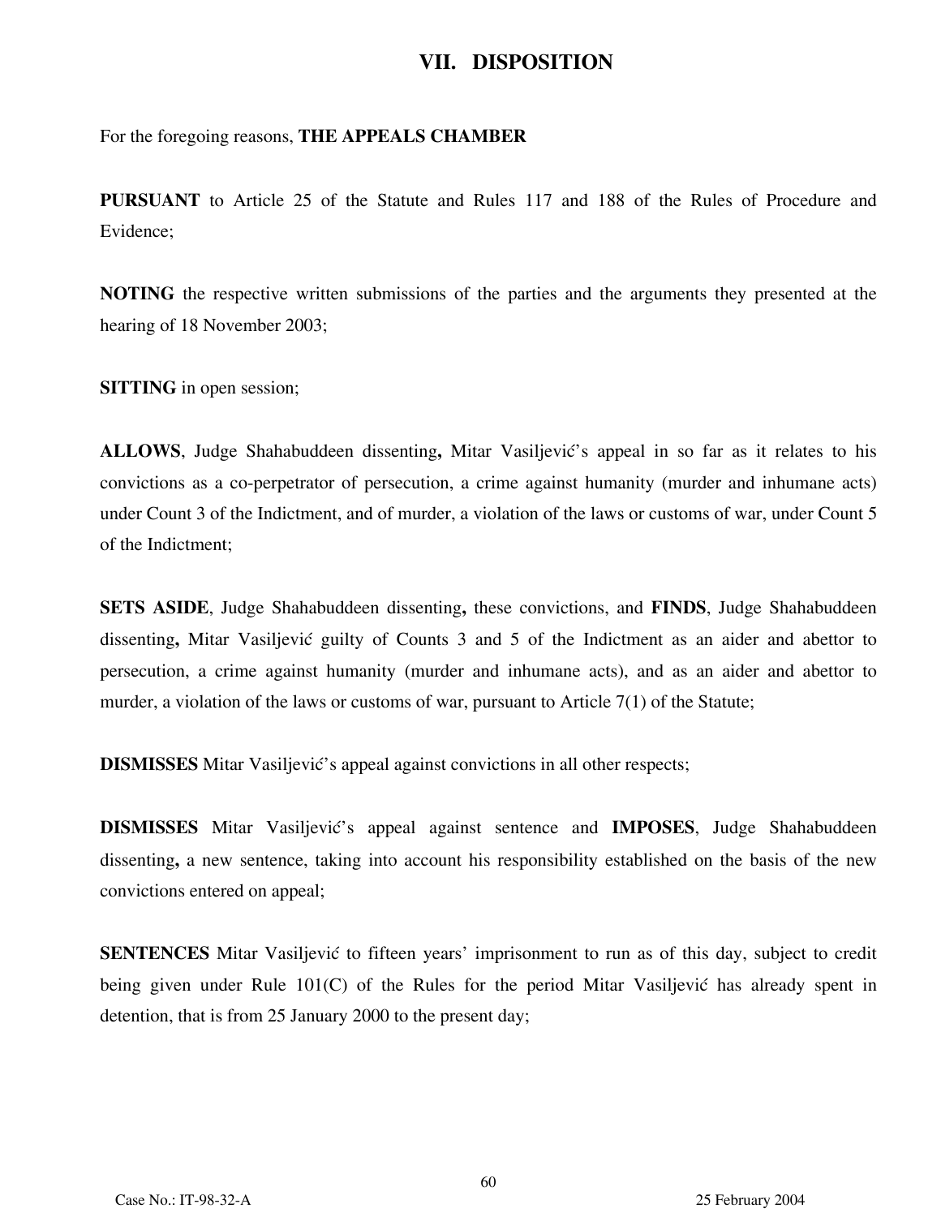# VII. DISPOSITION

For the foregoing reasons, **THE APPEALS CHAMBER**

**PURSUANT** to Article 25 of the Statute and Rules 117 and 188 of the Rules of Procedure and Evidence;

**NOTING** the respective written submissions of the parties and the arguments they presented at the hearing of 18 November 2003;

**SITTING** in open session;

**ALLOWS**, Judge Shahabuddeen dissenting**,** Mitar Vasiljević's appeal in so far as it relates to his convictions as a co-perpetrator of persecution, a crime against humanity (murder and inhumane acts) under Count 3 of the Indictment, and of murder, a violation of the laws or customs of war, under Count 5 of the Indictment;

**SETS ASIDE**, Judge Shahabuddeen dissenting**,** these convictions, and **FINDS**, Judge Shahabuddeen dissenting**,** Mitar Vasiljević guilty of Counts 3 and 5 of the Indictment as an aider and abettor to persecution, a crime against humanity (murder and inhumane acts), and as an aider and abettor to murder, a violation of the laws or customs of war, pursuant to Article 7(1) of the Statute;

**DISMISSES** Mitar Vasiljević's appeal against convictions in all other respects;

**DISMISSES** Mitar Vasiljević's appeal against sentence and **IMPOSES**, Judge Shahabuddeen dissenting**,** a new sentence, taking into account his responsibility established on the basis of the new convictions entered on appeal;

**SENTENCES** Mitar Vasiljević to fifteen years' imprisonment to run as of this day, subject to credit being given under Rule 101(C) of the Rules for the period Mitar Vasiljević has already spent in detention, that is from 25 January 2000 to the present day;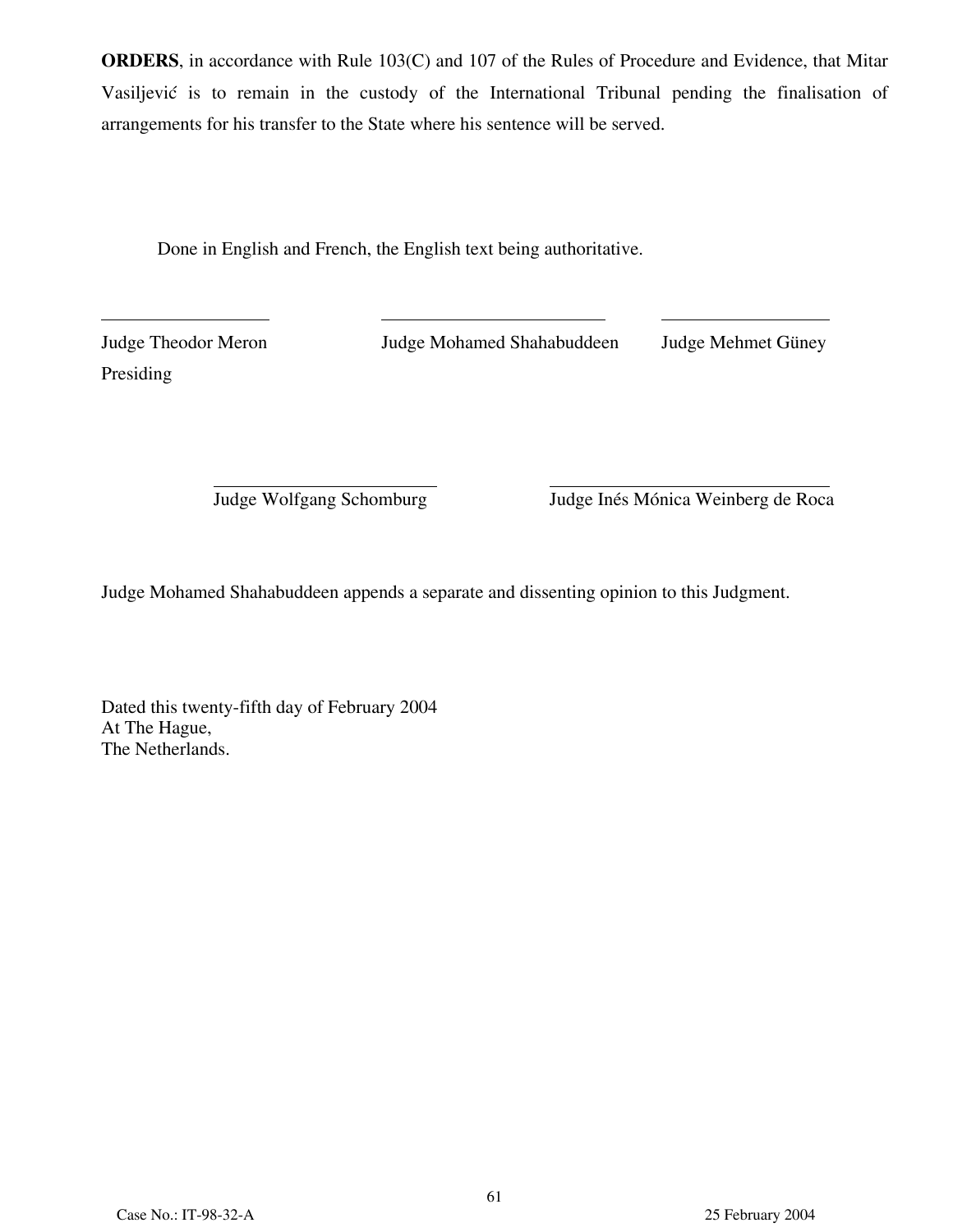**ORDERS**, in accordance with Rule 103(C) and 107 of the Rules of Procedure and Evidence, that Mitar Vasiljević is to remain in the custody of the International Tribunal pending the finalisation of arrangements for his transfer to the State where his sentence will be served.

Done in English and French, the English text being authoritative.

\_\_\_\_\_\_\_\_\_\_\_\_\_\_\_\_\_\_\_\_ \_\_\_\_\_\_\_\_\_\_\_\_\_\_\_\_\_\_\_\_ \_\_\_\_\_\_\_\_\_\_\_\_\_\_\_\_\_\_\_\_

Judge Theodor Meron
Presiding

Judge Mohamed Shahabuddeen

Judge Mehmet Güney

\_\_\_\_\_\_\_\_\_\_\_\_\_\_\_\_\_\_\_\_ \_\_\_\_\_\_\_\_\_\_\_\_\_\_\_\_\_\_\_\_

Judge Wolfgang Schomburg

Judge Inés Mónica Weinberg de Roca

Judge Mohamed Shahabuddeen appends a separate and dissenting opinion to this Judgment.

Dated this twenty-fifth day of February 2004
At The Hague,
The Netherlands.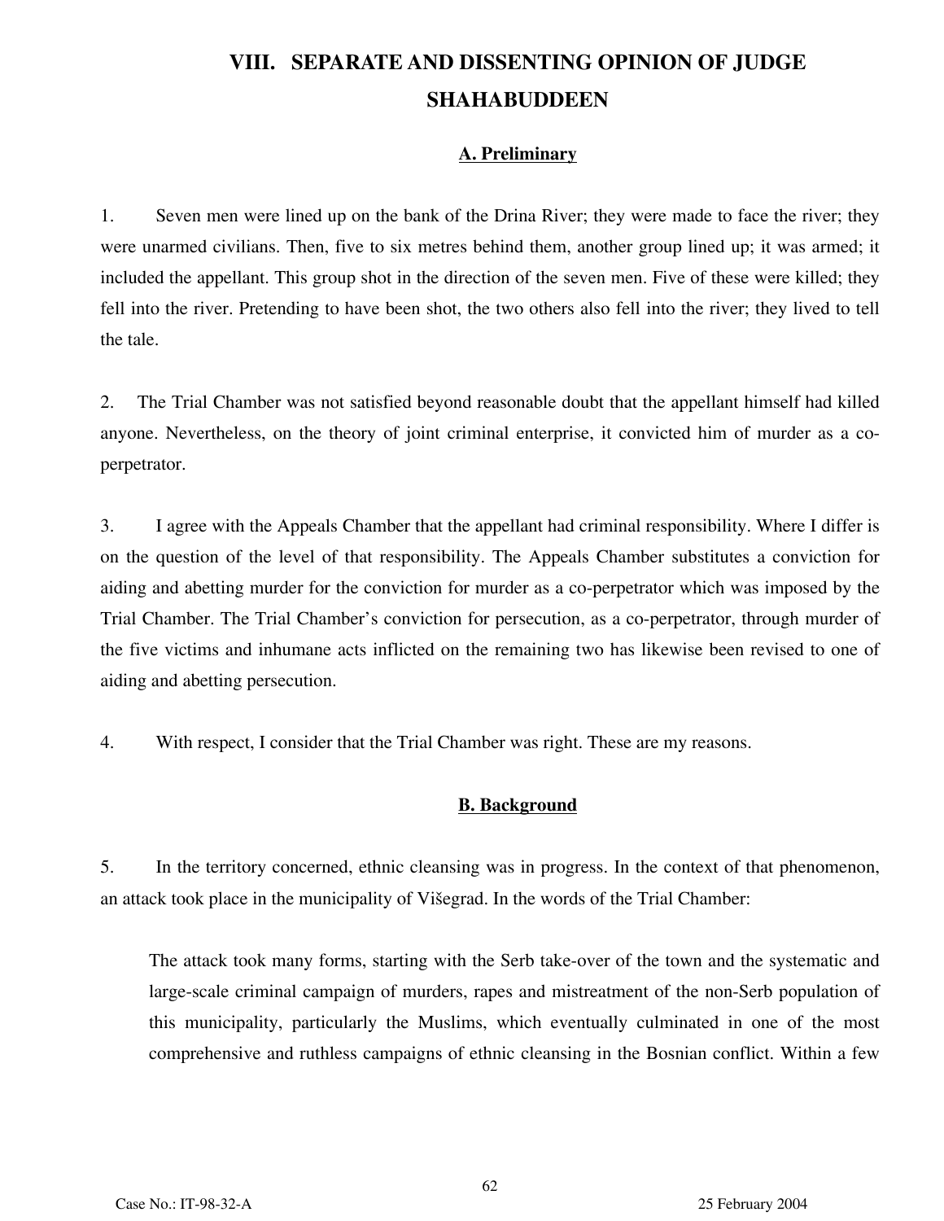# VIII. SEPARATE AND DISSENTING OPINION OF JUDGE SHAHABUDDEEN

## A. Preliminary

1. Seven men were lined up on the bank of the Drina River; they were made to face the river; they were unarmed civilians. Then, five to six metres behind them, another group lined up; it was armed; it included the appellant. This group shot in the direction of the seven men. Five of these were killed; they fell into the river. Pretending to have been shot, the two others also fell into the river; they lived to tell the tale.

2. The Trial Chamber was not satisfied beyond reasonable doubt that the appellant himself had killed anyone. Nevertheless, on the theory of joint criminal enterprise, it convicted him of murder as a co-perpetrator.

3. I agree with the Appeals Chamber that the appellant had criminal responsibility. Where I differ is on the question of the level of that responsibility. The Appeals Chamber substitutes a conviction for aiding and abetting murder for the conviction for murder as a co-perpetrator which was imposed by the Trial Chamber. The Trial Chamber's conviction for persecution, as a co-perpetrator, through murder of the five victims and inhumane acts inflicted on the remaining two has likewise been revised to one of aiding and abetting persecution.

4. With respect, I consider that the Trial Chamber was right. These are my reasons.

## B. Background

5. In the territory concerned, ethnic cleansing was in progress. In the context of that phenomenon, an attack took place in the municipality of Višegrad. In the words of the Trial Chamber:

> The attack took many forms, starting with the Serb take-over of the town and the systematic and large-scale criminal campaign of murders, rapes and mistreatment of the non-Serb population of this municipality, particularly the Muslims, which eventually culminated in one of the most comprehensive and ruthless campaigns of ethnic cleansing in the Bosnian conflict. Within a few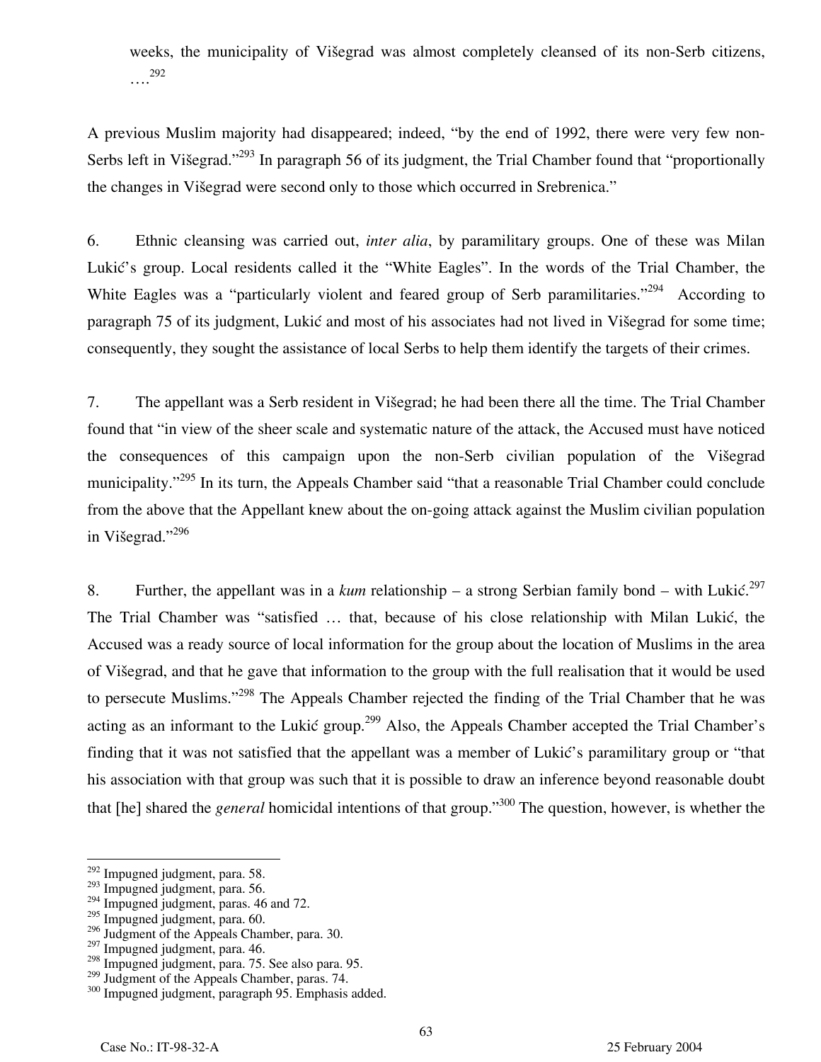weeks, the municipality of Višegrad was almost completely cleansed of its non-Serb citizens, ….[292]

A previous Muslim majority had disappeared; indeed, "by the end of 1992, there were very few non-Serbs left in Višegrad."[293] In paragraph 56 of its judgment, the Trial Chamber found that "proportionally the changes in Višegrad were second only to those which occurred in Srebrenica."

6. Ethnic cleansing was carried out, *inter alia*, by paramilitary groups. One of these was Milan Lukić's group. Local residents called it the "White Eagles". In the words of the Trial Chamber, the White Eagles was a "particularly violent and feared group of Serb paramilitaries."[294] According to paragraph 75 of its judgment, Lukić and most of his associates had not lived in Višegrad for some time; consequently, they sought the assistance of local Serbs to help them identify the targets of their crimes.

7. The appellant was a Serb resident in Višegrad; he had been there all the time. The Trial Chamber found that "in view of the sheer scale and systematic nature of the attack, the Accused must have noticed the consequences of this campaign upon the non-Serb civilian population of the Višegrad municipality."[295] In its turn, the Appeals Chamber said "that a reasonable Trial Chamber could conclude from the above that the Appellant knew about the on-going attack against the Muslim civilian population in Višegrad."[296]

8. Further, the appellant was in a *kum* relationship – a strong Serbian family bond – with Lukić.[297] The Trial Chamber was "satisfied … that, because of his close relationship with Milan Lukić, the Accused was a ready source of local information for the group about the location of Muslims in the area of Višegrad, and that he gave that information to the group with the full realisation that it would be used to persecute Muslims."[298] The Appeals Chamber rejected the finding of the Trial Chamber that he was acting as an informant to the Lukić group.[299] Also, the Appeals Chamber accepted the Trial Chamber's finding that it was not satisfied that the appellant was a member of Lukić's paramilitary group or "that his association with that group was such that it is possible to draw an inference beyond reasonable doubt that [he] shared the *general* homicidal intentions of that group."[300] The question, however, is whether the

---

[292] Impugned judgment, para. 58.
[293] Impugned judgment, para. 56.
[294] Impugned judgment, paras. 46 and 72.
[295] Impugned judgment, para. 60.
[296] Judgment of the Appeals Chamber, para. 30.
[297] Impugned judgment, para. 46.
[298] Impugned judgment, para. 75. See also para. 95.
[299] Judgment of the Appeals Chamber, paras. 74.
[300] Impugned judgment, paragraph 95. Emphasis added.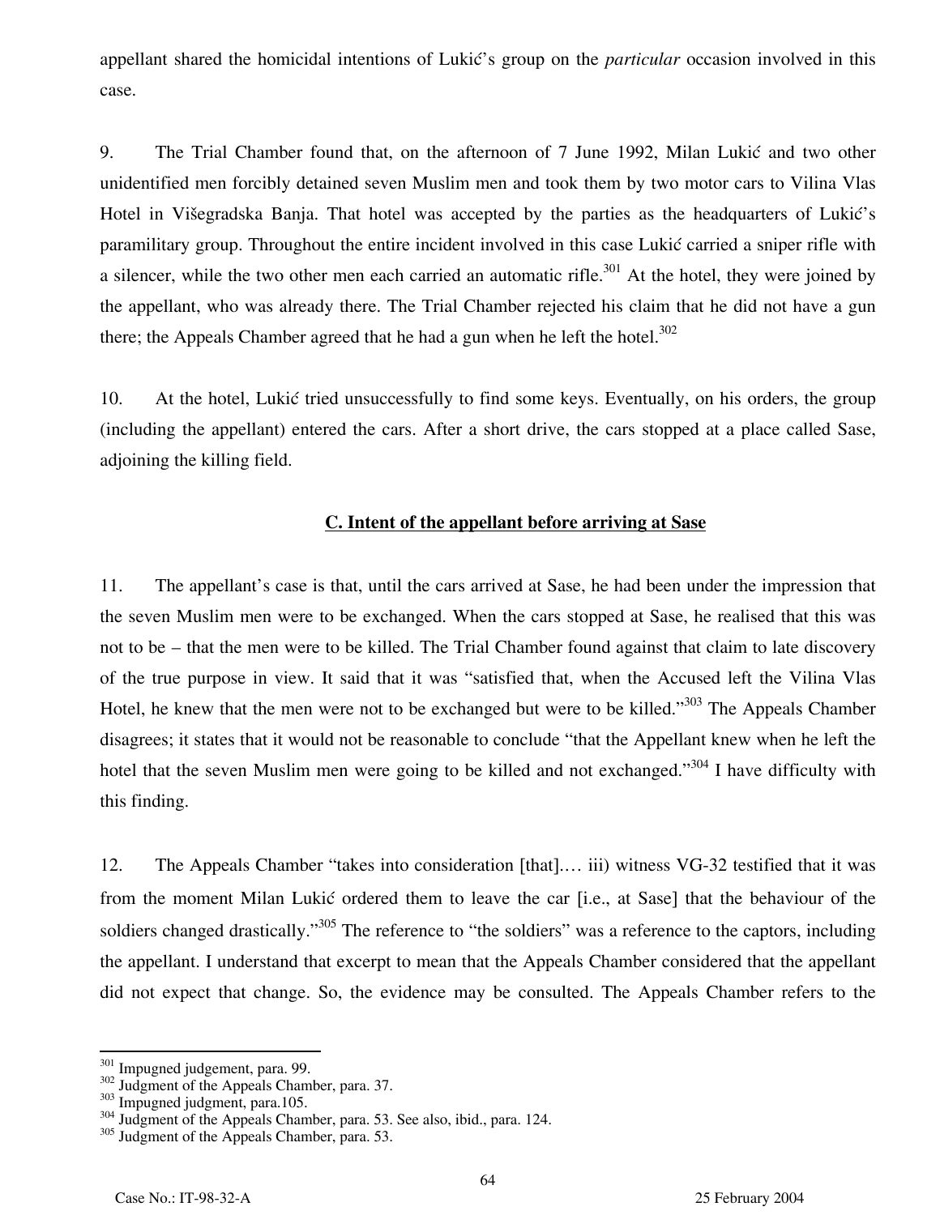appellant shared the homicidal intentions of Lukić's group on the *particular* occasion involved in this case.

9. The Trial Chamber found that, on the afternoon of 7 June 1992, Milan Lukić and two other unidentified men forcibly detained seven Muslim men and took them by two motor cars to Vilina Vlas Hotel in Višegradska Banja. That hotel was accepted by the parties as the headquarters of Lukić's paramilitary group. Throughout the entire incident involved in this case Lukić carried a sniper rifle with a silencer, while the two other men each carried an automatic rifle.[301] At the hotel, they were joined by the appellant, who was already there. The Trial Chamber rejected his claim that he did not have a gun there; the Appeals Chamber agreed that he had a gun when he left the hotel.[302]

10. At the hotel, Lukić tried unsuccessfully to find some keys. Eventually, on his orders, the group (including the appellant) entered the cars. After a short drive, the cars stopped at a place called Sase, adjoining the killing field.

## C. Intent of the appellant before arriving at Sase

11. The appellant's case is that, until the cars arrived at Sase, he had been under the impression that the seven Muslim men were to be exchanged. When the cars stopped at Sase, he realised that this was not to be – that the men were to be killed. The Trial Chamber found against that claim to late discovery of the true purpose in view. It said that it was "satisfied that, when the Accused left the Vilina Vlas Hotel, he knew that the men were not to be exchanged but were to be killed."[303] The Appeals Chamber disagrees; it states that it would not be reasonable to conclude "that the Appellant knew when he left the hotel that the seven Muslim men were going to be killed and not exchanged."[304] I have difficulty with this finding.

12. The Appeals Chamber "takes into consideration [that].… iii) witness VG-32 testified that it was from the moment Milan Lukić ordered them to leave the car [i.e., at Sase] that the behaviour of the soldiers changed drastically."[305] The reference to "the soldiers" was a reference to the captors, including the appellant. I understand that excerpt to mean that the Appeals Chamber considered that the appellant did not expect that change. So, the evidence may be consulted. The Appeals Chamber refers to the

---

[301] Impugned judgement, para. 99.
[302] Judgment of the Appeals Chamber, para. 37.
[303] Impugned judgment, para.105.
[304] Judgment of the Appeals Chamber, para. 53. See also, ibid., para. 124.
[305] Judgment of the Appeals Chamber, para. 53.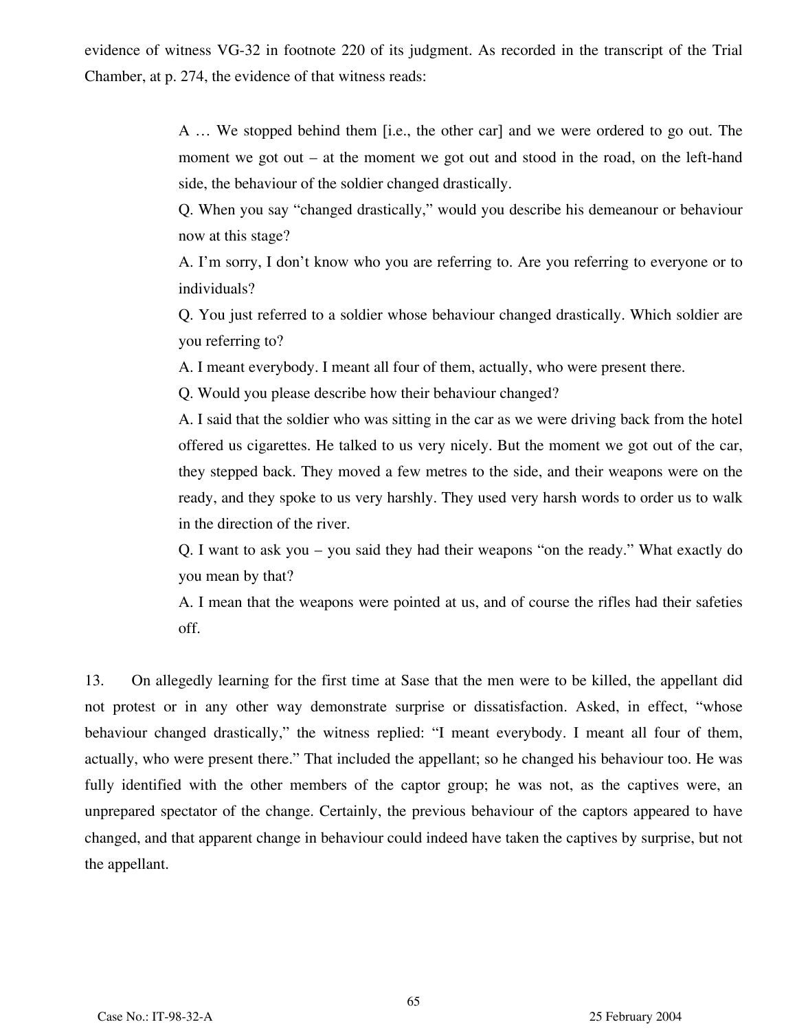evidence of witness VG-32 in footnote 220 of its judgment. As recorded in the transcript of the Trial Chamber, at p. 274, the evidence of that witness reads:

> A … We stopped behind them [i.e., the other car] and we were ordered to go out. The moment we got out – at the moment we got out and stood in the road, on the left-hand side, the behaviour of the soldier changed drastically.
>
> Q. When you say "changed drastically," would you describe his demeanour or behaviour now at this stage?
>
> A. I'm sorry, I don't know who you are referring to. Are you referring to everyone or to individuals?
>
> Q. You just referred to a soldier whose behaviour changed drastically. Which soldier are you referring to?
>
> A. I meant everybody. I meant all four of them, actually, who were present there.
>
> Q. Would you please describe how their behaviour changed?
>
> A. I said that the soldier who was sitting in the car as we were driving back from the hotel offered us cigarettes. He talked to us very nicely. But the moment we got out of the car, they stepped back. They moved a few metres to the side, and their weapons were on the ready, and they spoke to us very harshly. They used very harsh words to order us to walk in the direction of the river.
>
> Q. I want to ask you – you said they had their weapons "on the ready." What exactly do you mean by that?
>
> A. I mean that the weapons were pointed at us, and of course the rifles had their safeties off.

13. On allegedly learning for the first time at Sase that the men were to be killed, the appellant did not protest or in any other way demonstrate surprise or dissatisfaction. Asked, in effect, "whose behaviour changed drastically," the witness replied: "I meant everybody. I meant all four of them, actually, who were present there." That included the appellant; so he changed his behaviour too. He was fully identified with the other members of the captor group; he was not, as the captives were, an unprepared spectator of the change. Certainly, the previous behaviour of the captors appeared to have changed, and that apparent change in behaviour could indeed have taken the captives by surprise, but not the appellant.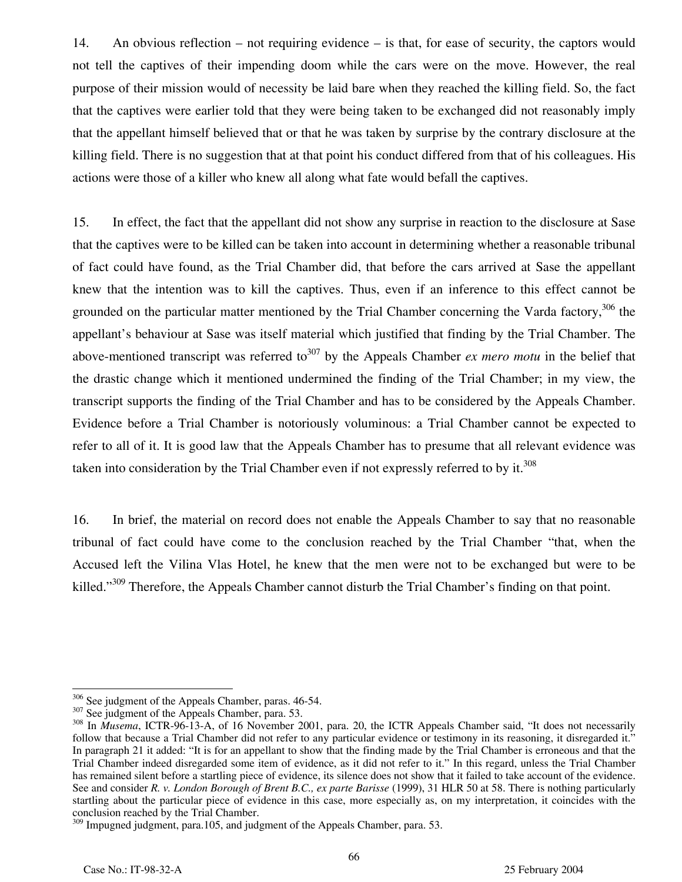14. An obvious reflection – not requiring evidence – is that, for ease of security, the captors would not tell the captives of their impending doom while the cars were on the move. However, the real purpose of their mission would of necessity be laid bare when they reached the killing field. So, the fact that the captives were earlier told that they were being taken to be exchanged did not reasonably imply that the appellant himself believed that or that he was taken by surprise by the contrary disclosure at the killing field. There is no suggestion that at that point his conduct differed from that of his colleagues. His actions were those of a killer who knew all along what fate would befall the captives.

15. In effect, the fact that the appellant did not show any surprise in reaction to the disclosure at Sase that the captives were to be killed can be taken into account in determining whether a reasonable tribunal of fact could have found, as the Trial Chamber did, that before the cars arrived at Sase the appellant knew that the intention was to kill the captives. Thus, even if an inference to this effect cannot be grounded on the particular matter mentioned by the Trial Chamber concerning the Varda factory,[306] the appellant's behaviour at Sase was itself material which justified that finding by the Trial Chamber. The above-mentioned transcript was referred to[307] by the Appeals Chamber *ex mero motu* in the belief that the drastic change which it mentioned undermined the finding of the Trial Chamber; in my view, the transcript supports the finding of the Trial Chamber and has to be considered by the Appeals Chamber. Evidence before a Trial Chamber is notoriously voluminous: a Trial Chamber cannot be expected to refer to all of it. It is good law that the Appeals Chamber has to presume that all relevant evidence was taken into consideration by the Trial Chamber even if not expressly referred to by it.[308]

16. In brief, the material on record does not enable the Appeals Chamber to say that no reasonable tribunal of fact could have come to the conclusion reached by the Trial Chamber "that, when the Accused left the Vilina Vlas Hotel, he knew that the men were not to be exchanged but were to be killed."[309] Therefore, the Appeals Chamber cannot disturb the Trial Chamber's finding on that point.

---

[306] See judgment of the Appeals Chamber, paras. 46-54.

[307] See judgment of the Appeals Chamber, para. 53.

[308] In *Musema*, ICTR-96-13-A, of 16 November 2001, para. 20, the ICTR Appeals Chamber said, "It does not necessarily follow that because a Trial Chamber did not refer to any particular evidence or testimony in its reasoning, it disregarded it." In paragraph 21 it added: "It is for an appellant to show that the finding made by the Trial Chamber is erroneous and that the Trial Chamber indeed disregarded some item of evidence, as it did not refer to it." In this regard, unless the Trial Chamber has remained silent before a startling piece of evidence, its silence does not show that it failed to take account of the evidence. See and consider *R. v. London Borough of Brent B.C., ex parte Barisse* (1999), 31 HLR 50 at 58. There is nothing particularly startling about the particular piece of evidence in this case, more especially as, on my interpretation, it coincides with the conclusion reached by the Trial Chamber.

[309] Impugned judgment, para.105, and judgment of the Appeals Chamber, para. 53.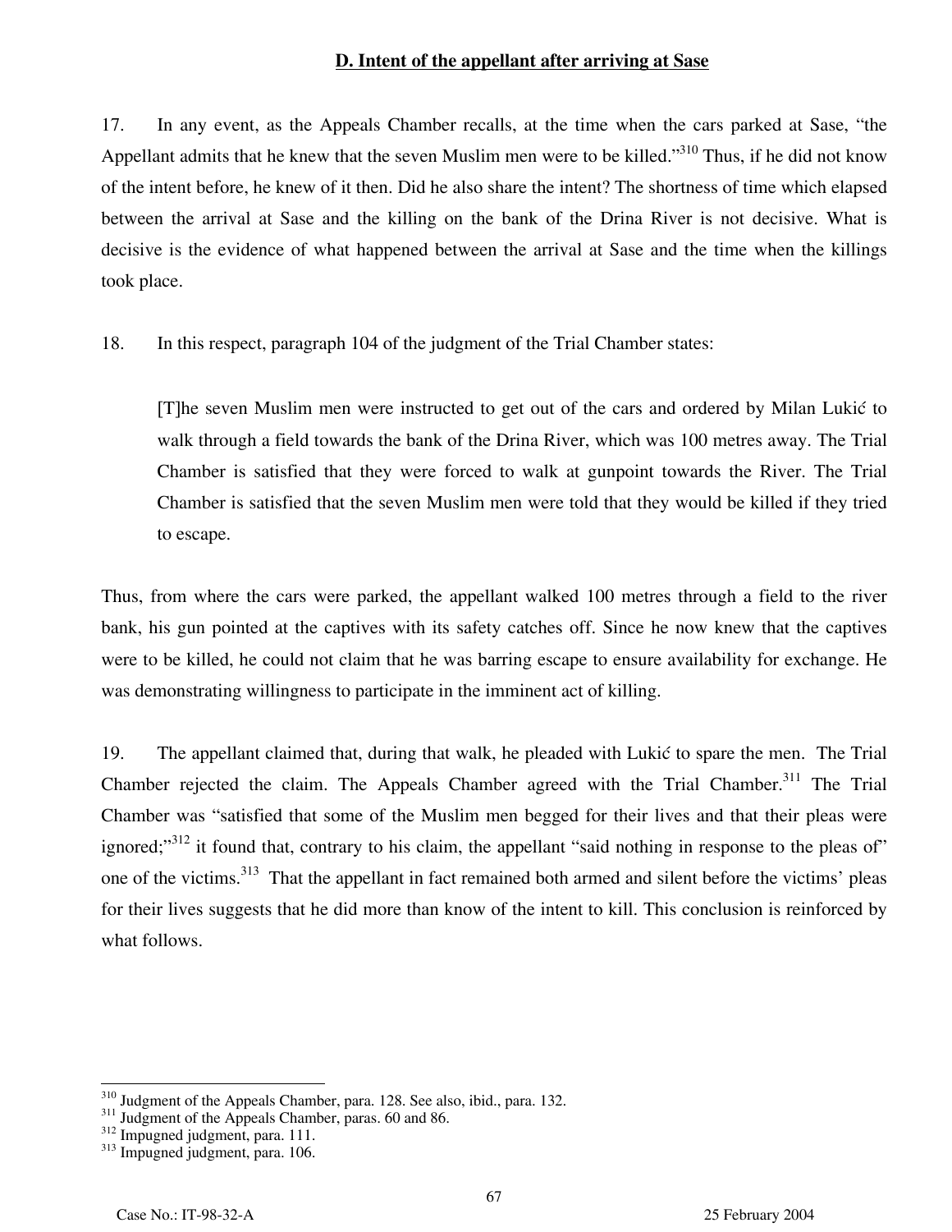## D. Intent of the appellant after arriving at Sase

17. In any event, as the Appeals Chamber recalls, at the time when the cars parked at Sase, "the Appellant admits that he knew that the seven Muslim men were to be killed."[310] Thus, if he did not know of the intent before, he knew of it then. Did he also share the intent? The shortness of time which elapsed between the arrival at Sase and the killing on the bank of the Drina River is not decisive. What is decisive is the evidence of what happened between the arrival at Sase and the time when the killings took place.

18. In this respect, paragraph 104 of the judgment of the Trial Chamber states:

> [T]he seven Muslim men were instructed to get out of the cars and ordered by Milan Lukić to walk through a field towards the bank of the Drina River, which was 100 metres away. The Trial Chamber is satisfied that they were forced to walk at gunpoint towards the River. The Trial Chamber is satisfied that the seven Muslim men were told that they would be killed if they tried to escape.

Thus, from where the cars were parked, the appellant walked 100 metres through a field to the river bank, his gun pointed at the captives with its safety catches off. Since he now knew that the captives were to be killed, he could not claim that he was barring escape to ensure availability for exchange. He was demonstrating willingness to participate in the imminent act of killing.

19. The appellant claimed that, during that walk, he pleaded with Lukić to spare the men. The Trial Chamber rejected the claim. The Appeals Chamber agreed with the Trial Chamber.[311] The Trial Chamber was "satisfied that some of the Muslim men begged for their lives and that their pleas were ignored;"[312] it found that, contrary to his claim, the appellant "said nothing in response to the pleas of" one of the victims.[313] That the appellant in fact remained both armed and silent before the victims' pleas for their lives suggests that he did more than know of the intent to kill. This conclusion is reinforced by what follows.

---

[310] Judgment of the Appeals Chamber, para. 128. See also, ibid., para. 132.

[311] Judgment of the Appeals Chamber, paras. 60 and 86.

[312] Impugned judgment, para. 111.

[313] Impugned judgment, para. 106.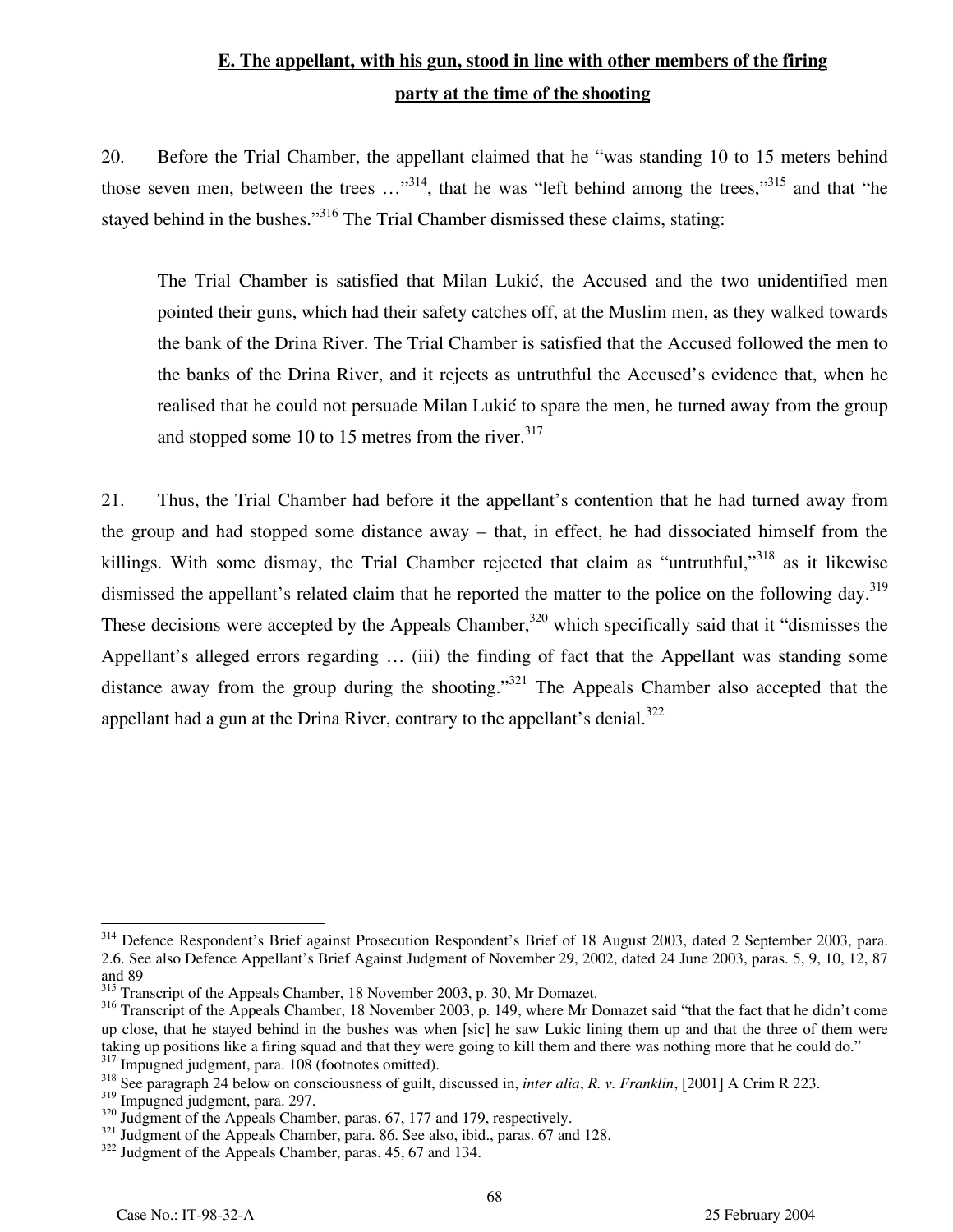## E. The appellant, with his gun, stood in line with other members of the firing party at the time of the shooting

20. Before the Trial Chamber, the appellant claimed that he "was standing 10 to 15 meters behind those seven men, between the trees …"[314], that he was "left behind among the trees,"[315] and that "he stayed behind in the bushes."[316] The Trial Chamber dismissed these claims, stating:

> The Trial Chamber is satisfied that Milan Lukić, the Accused and the two unidentified men pointed their guns, which had their safety catches off, at the Muslim men, as they walked towards the bank of the Drina River. The Trial Chamber is satisfied that the Accused followed the men to the banks of the Drina River, and it rejects as untruthful the Accused's evidence that, when he realised that he could not persuade Milan Lukić to spare the men, he turned away from the group and stopped some 10 to 15 metres from the river.[317]

21. Thus, the Trial Chamber had before it the appellant's contention that he had turned away from the group and had stopped some distance away – that, in effect, he had dissociated himself from the killings. With some dismay, the Trial Chamber rejected that claim as "untruthful,"[318] as it likewise dismissed the appellant's related claim that he reported the matter to the police on the following day.[319] These decisions were accepted by the Appeals Chamber,[320] which specifically said that it "dismisses the Appellant's alleged errors regarding … (iii) the finding of fact that the Appellant was standing some distance away from the group during the shooting."[321] The Appeals Chamber also accepted that the appellant had a gun at the Drina River, contrary to the appellant's denial.[322]

---

[314] Defence Respondent's Brief against Prosecution Respondent's Brief of 18 August 2003, dated 2 September 2003, para. 2.6. See also Defence Appellant's Brief Against Judgment of November 29, 2002, dated 24 June 2003, paras. 5, 9, 10, 12, 87 and 89

[315] Transcript of the Appeals Chamber, 18 November 2003, p. 30, Mr Domazet.

[316] Transcript of the Appeals Chamber, 18 November 2003, p. 149, where Mr Domazet said "that the fact that he didn't come up close, that he stayed behind in the bushes was when [sic] he saw Lukic lining them up and that the three of them were taking up positions like a firing squad and that they were going to kill them and there was nothing more that he could do."

[317] Impugned judgment, para. 108 (footnotes omitted).

[318] See paragraph 24 below on consciousness of guilt, discussed in, *inter alia*, *R. v. Franklin*, [2001] A Crim R 223.

[319] Impugned judgment, para. 297.

[320] Judgment of the Appeals Chamber, paras. 67, 177 and 179, respectively.

[321] Judgment of the Appeals Chamber, para. 86. See also, ibid., paras. 67 and 128.

[322] Judgment of the Appeals Chamber, paras. 45, 67 and 134.

Case No.: IT-98-32-A 25 February 2004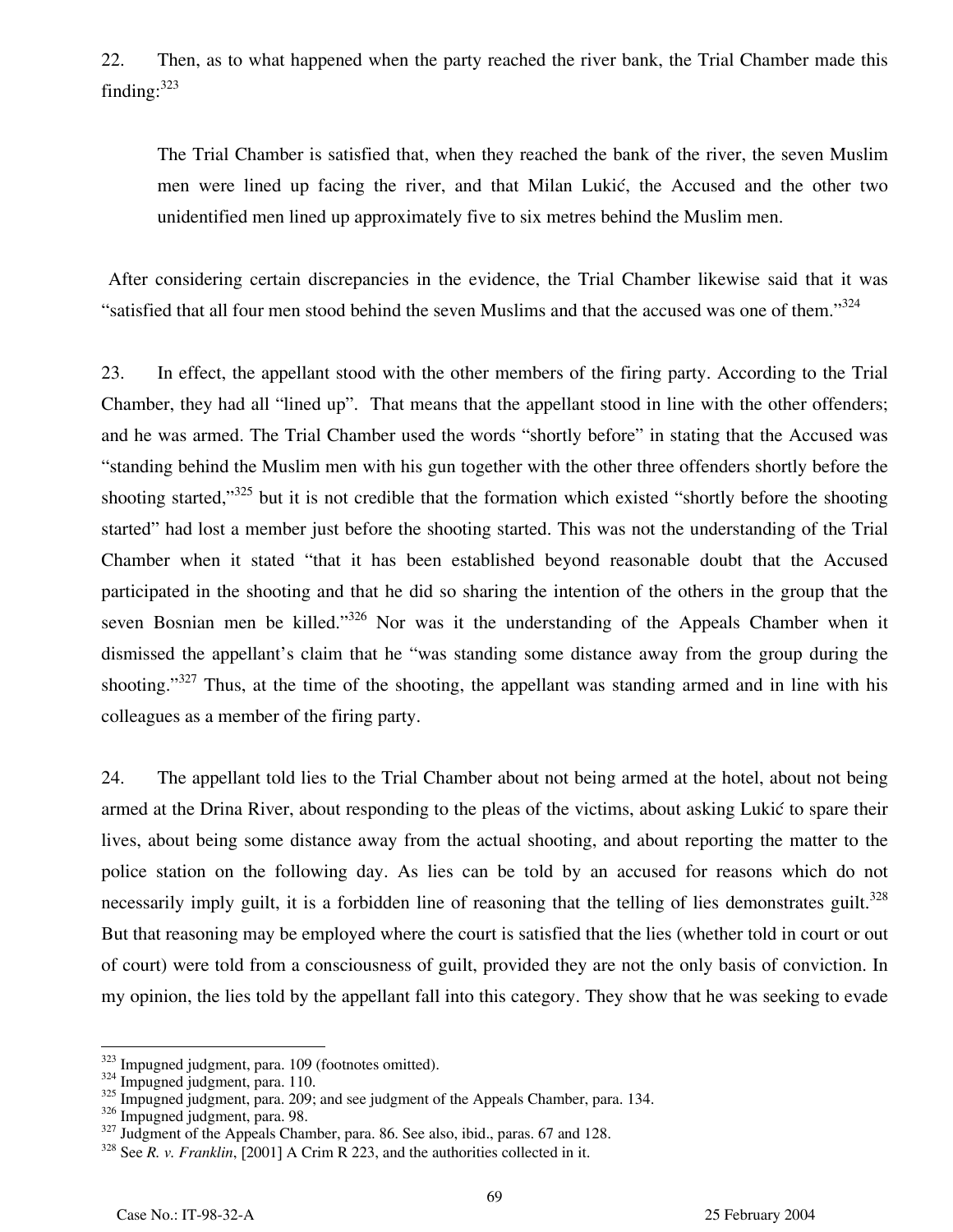22. Then, as to what happened when the party reached the river bank, the Trial Chamber made this finding:[323]

> The Trial Chamber is satisfied that, when they reached the bank of the river, the seven Muslim men were lined up facing the river, and that Milan Lukić, the Accused and the other two unidentified men lined up approximately five to six metres behind the Muslim men.

After considering certain discrepancies in the evidence, the Trial Chamber likewise said that it was "satisfied that all four men stood behind the seven Muslims and that the accused was one of them."[324]

23. In effect, the appellant stood with the other members of the firing party. According to the Trial Chamber, they had all "lined up". That means that the appellant stood in line with the other offenders; and he was armed. The Trial Chamber used the words "shortly before" in stating that the Accused was "standing behind the Muslim men with his gun together with the other three offenders shortly before the shooting started,"[325] but it is not credible that the formation which existed "shortly before the shooting started" had lost a member just before the shooting started. This was not the understanding of the Trial Chamber when it stated "that it has been established beyond reasonable doubt that the Accused participated in the shooting and that he did so sharing the intention of the others in the group that the seven Bosnian men be killed."[326] Nor was it the understanding of the Appeals Chamber when it dismissed the appellant's claim that he "was standing some distance away from the group during the shooting."[327] Thus, at the time of the shooting, the appellant was standing armed and in line with his colleagues as a member of the firing party.

24. The appellant told lies to the Trial Chamber about not being armed at the hotel, about not being armed at the Drina River, about responding to the pleas of the victims, about asking Lukić to spare their lives, about being some distance away from the actual shooting, and about reporting the matter to the police station on the following day. As lies can be told by an accused for reasons which do not necessarily imply guilt, it is a forbidden line of reasoning that the telling of lies demonstrates guilt.[328] But that reasoning may be employed where the court is satisfied that the lies (whether told in court or out of court) were told from a consciousness of guilt, provided they are not the only basis of conviction. In my opinion, the lies told by the appellant fall into this category. They show that he was seeking to evade

---

[323] Impugned judgment, para. 109 (footnotes omitted).

[324] Impugned judgment, para. 110.

[325] Impugned judgment, para. 209; and see judgment of the Appeals Chamber, para. 134.

[326] Impugned judgment, para. 98.

[327] Judgment of the Appeals Chamber, para. 86. See also, ibid., paras. 67 and 128.

[328] See *R. v. Franklin*, [2001] A Crim R 223, and the authorities collected in it.

Case No.: IT-98-32-A 25 February 2004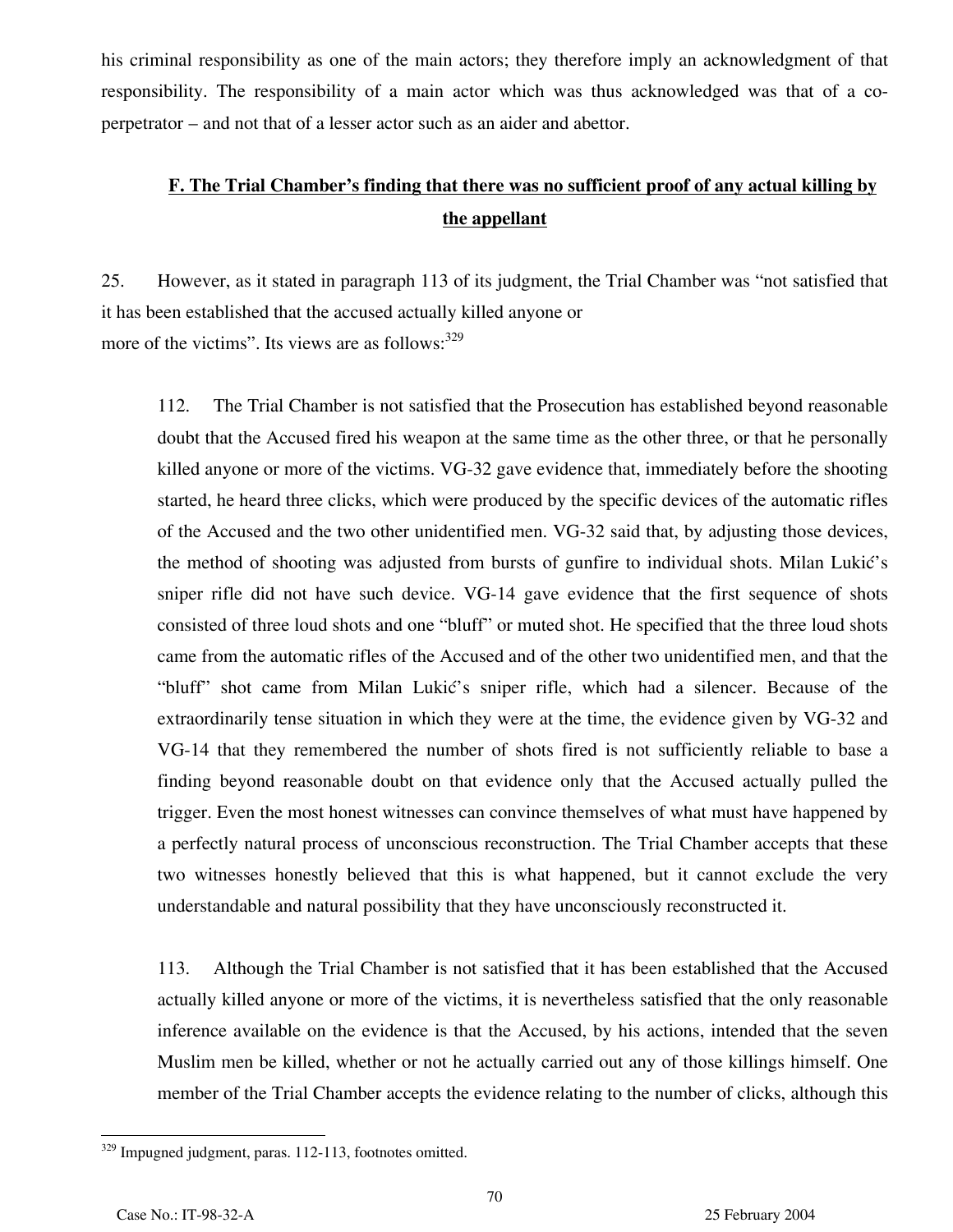his criminal responsibility as one of the main actors; they therefore imply an acknowledgment of that responsibility. The responsibility of a main actor which was thus acknowledged was that of a co-perpetrator – and not that of a lesser actor such as an aider and abettor.

## F. The Trial Chamber's finding that there was no sufficient proof of any actual killing by the appellant

25. However, as it stated in paragraph 113 of its judgment, the Trial Chamber was "not satisfied that it has been established that the accused actually killed anyone or more of the victims". Its views are as follows:[329]

> 112. The Trial Chamber is not satisfied that the Prosecution has established beyond reasonable doubt that the Accused fired his weapon at the same time as the other three, or that he personally killed anyone or more of the victims. VG-32 gave evidence that, immediately before the shooting started, he heard three clicks, which were produced by the specific devices of the automatic rifles of the Accused and the two other unidentified men. VG-32 said that, by adjusting those devices, the method of shooting was adjusted from bursts of gunfire to individual shots. Milan Lukić's sniper rifle did not have such device. VG-14 gave evidence that the first sequence of shots consisted of three loud shots and one "bluff" or muted shot. He specified that the three loud shots came from the automatic rifles of the Accused and of the other two unidentified men, and that the "bluff" shot came from Milan Lukić's sniper rifle, which had a silencer. Because of the extraordinarily tense situation in which they were at the time, the evidence given by VG-32 and VG-14 that they remembered the number of shots fired is not sufficiently reliable to base a finding beyond reasonable doubt on that evidence only that the Accused actually pulled the trigger. Even the most honest witnesses can convince themselves of what must have happened by a perfectly natural process of unconscious reconstruction. The Trial Chamber accepts that these two witnesses honestly believed that this is what happened, but it cannot exclude the very understandable and natural possibility that they have unconsciously reconstructed it.
>
> 113. Although the Trial Chamber is not satisfied that it has been established that the Accused actually killed anyone or more of the victims, it is nevertheless satisfied that the only reasonable inference available on the evidence is that the Accused, by his actions, intended that the seven Muslim men be killed, whether or not he actually carried out any of those killings himself. One member of the Trial Chamber accepts the evidence relating to the number of clicks, although this

---

[329] Impugned judgment, paras. 112-113, footnotes omitted.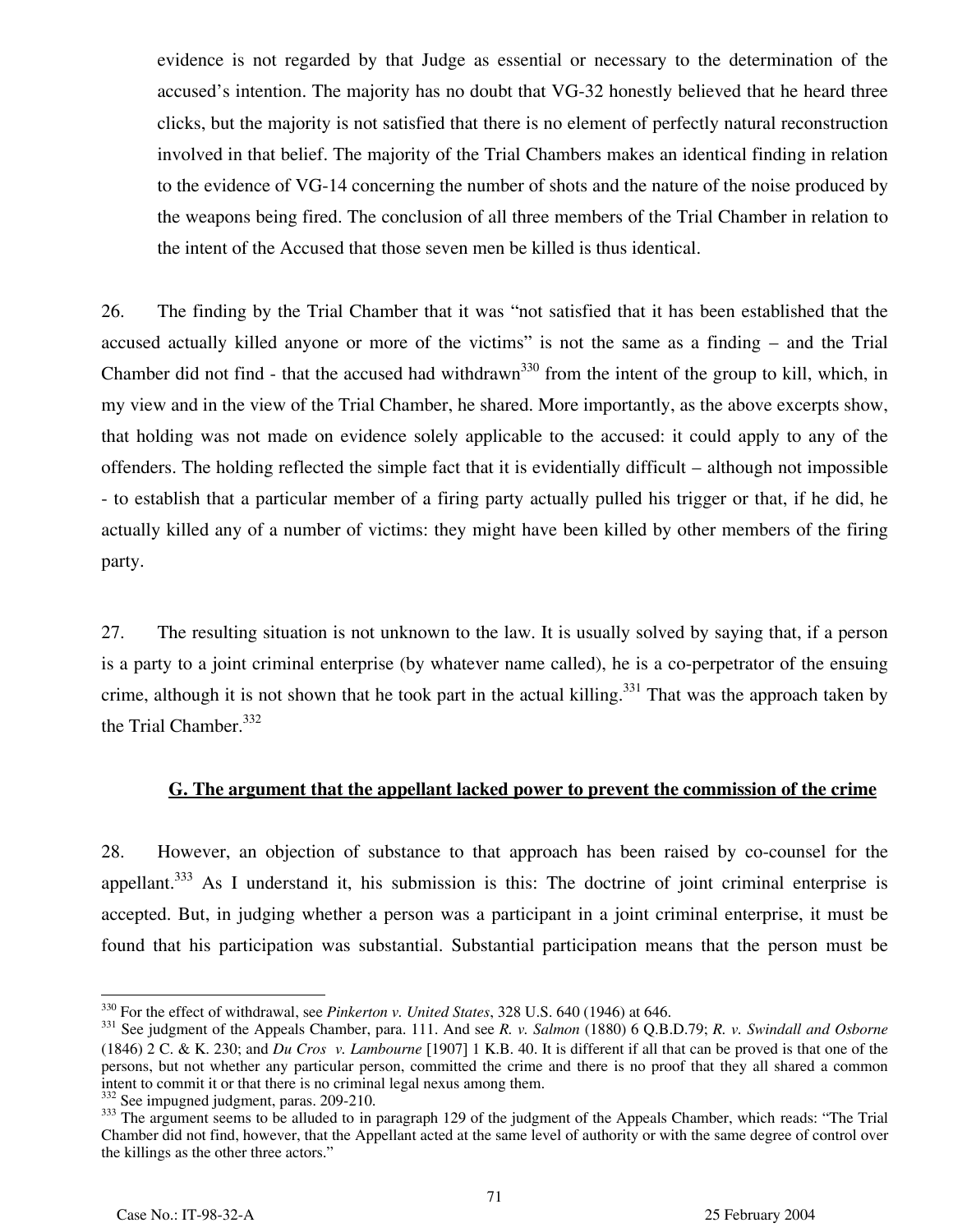evidence is not regarded by that Judge as essential or necessary to the determination of the accused's intention. The majority has no doubt that VG-32 honestly believed that he heard three clicks, but the majority is not satisfied that there is no element of perfectly natural reconstruction involved in that belief. The majority of the Trial Chambers makes an identical finding in relation to the evidence of VG-14 concerning the number of shots and the nature of the noise produced by the weapons being fired. The conclusion of all three members of the Trial Chamber in relation to the intent of the Accused that those seven men be killed is thus identical.

26. The finding by the Trial Chamber that it was "not satisfied that it has been established that the accused actually killed anyone or more of the victims" is not the same as a finding – and the Trial Chamber did not find - that the accused had withdrawn[330] from the intent of the group to kill, which, in my view and in the view of the Trial Chamber, he shared. More importantly, as the above excerpts show, that holding was not made on evidence solely applicable to the accused: it could apply to any of the offenders. The holding reflected the simple fact that it is evidentially difficult – although not impossible - to establish that a particular member of a firing party actually pulled his trigger or that, if he did, he actually killed any of a number of victims: they might have been killed by other members of the firing party.

27. The resulting situation is not unknown to the law. It is usually solved by saying that, if a person is a party to a joint criminal enterprise (by whatever name called), he is a co-perpetrator of the ensuing crime, although it is not shown that he took part in the actual killing.[331] That was the approach taken by the Trial Chamber.[332]

### G. The argument that the appellant lacked power to prevent the commission of the crime

28. However, an objection of substance to that approach has been raised by co-counsel for the appellant.[333] As I understand it, his submission is this: The doctrine of joint criminal enterprise is accepted. But, in judging whether a person was a participant in a joint criminal enterprise, it must be found that his participation was substantial. Substantial participation means that the person must be

---

[330] For the effect of withdrawal, see *Pinkerton v. United States*, 328 U.S. 640 (1946) at 646.

[331] See judgment of the Appeals Chamber, para. 111. And see *R. v. Salmon* (1880) 6 Q.B.D.79; *R. v. Swindall and Osborne* (1846) 2 C. & K. 230; and *Du Cros v. Lambourne* [1907] 1 K.B. 40. It is different if all that can be proved is that one of the persons, but not whether any particular person, committed the crime and there is no proof that they all shared a common intent to commit it or that there is no criminal legal nexus among them.

[332] See impugned judgment, paras. 209-210.

[333] The argument seems to be alluded to in paragraph 129 of the judgment of the Appeals Chamber, which reads: "The Trial Chamber did not find, however, that the Appellant acted at the same level of authority or with the same degree of control over the killings as the other three actors."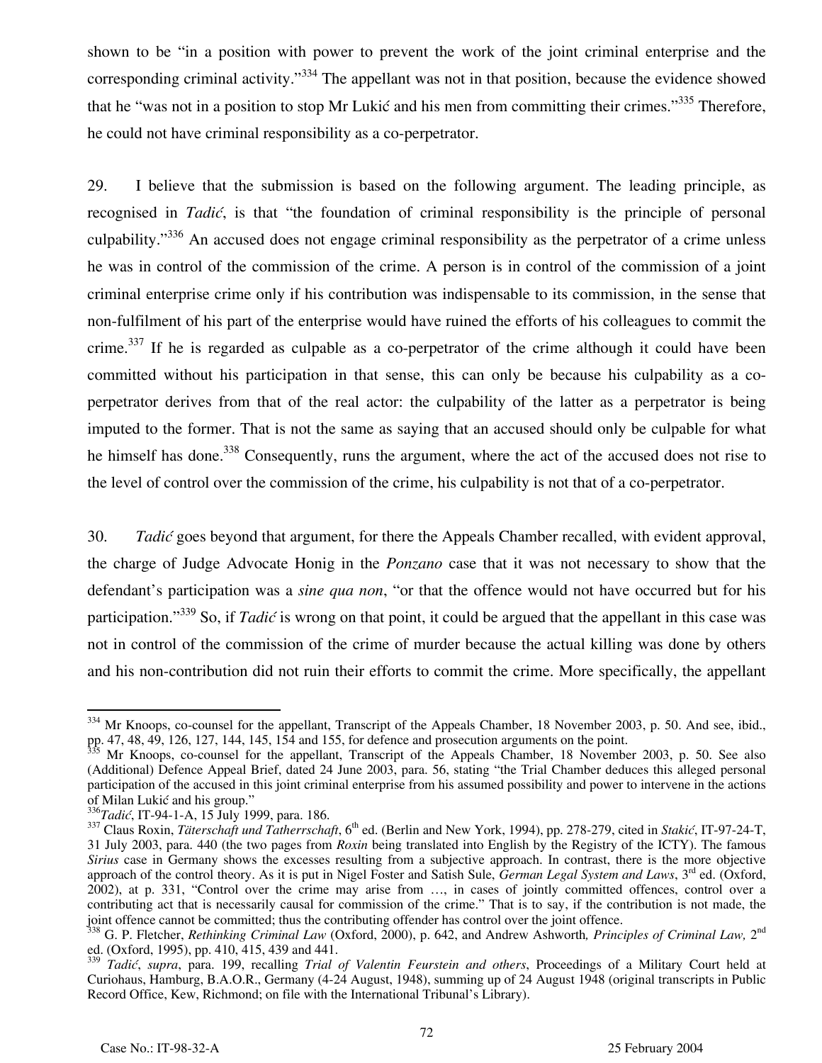shown to be "in a position with power to prevent the work of the joint criminal enterprise and the corresponding criminal activity."[334] The appellant was not in that position, because the evidence showed that he "was not in a position to stop Mr Lukić and his men from committing their crimes."[335] Therefore, he could not have criminal responsibility as a co-perpetrator.

29. I believe that the submission is based on the following argument. The leading principle, as recognised in *Tadić*, is that "the foundation of criminal responsibility is the principle of personal culpability."[336] An accused does not engage criminal responsibility as the perpetrator of a crime unless he was in control of the commission of the crime. A person is in control of the commission of a joint criminal enterprise crime only if his contribution was indispensable to its commission, in the sense that non-fulfilment of his part of the enterprise would have ruined the efforts of his colleagues to commit the crime.[337] If he is regarded as culpable as a co-perpetrator of the crime although it could have been committed without his participation in that sense, this can only be because his culpability as a co-perpetrator derives from that of the real actor: the culpability of the latter as a perpetrator is being imputed to the former. That is not the same as saying that an accused should only be culpable for what he himself has done.[338] Consequently, runs the argument, where the act of the accused does not rise to the level of control over the commission of the crime, his culpability is not that of a co-perpetrator.

30. *Tadić* goes beyond that argument, for there the Appeals Chamber recalled, with evident approval, the charge of Judge Advocate Honig in the *Ponzano* case that it was not necessary to show that the defendant's participation was a *sine qua non*, "or that the offence would not have occurred but for his participation."[339] So, if *Tadić* is wrong on that point, it could be argued that the appellant in this case was not in control of the commission of the crime of murder because the actual killing was done by others and his non-contribution did not ruin their efforts to commit the crime. More specifically, the appellant

---

[334] Mr Knoops, co-counsel for the appellant, Transcript of the Appeals Chamber, 18 November 2003, p. 50. And see, ibid., pp. 47, 48, 49, 126, 127, 144, 145, 154 and 155, for defence and prosecution arguments on the point.

[335] Mr Knoops, co-counsel for the appellant, Transcript of the Appeals Chamber, 18 November 2003, p. 50. See also (Additional) Defence Appeal Brief, dated 24 June 2003, para. 56, stating "the Trial Chamber deduces this alleged personal participation of the accused in this joint criminal enterprise from his assumed possibility and power to intervene in the actions of Milan Lukić and his group."

[336] *Tadić*, IT-94-1-A, 15 July 1999, para. 186.

[337] Claus Roxin, *Täterschaft und Tatherrschaft*, 6th ed. (Berlin and New York, 1994), pp. 278-279, cited in *Stakić*, IT-97-24-T, 31 July 2003, para. 440 (the two pages from *Roxin* being translated into English by the Registry of the ICTY). The famous *Sirius* case in Germany shows the excesses resulting from a subjective approach. In contrast, there is the more objective approach of the control theory. As it is put in Nigel Foster and Satish Sule, *German Legal System and Laws*, 3rd ed. (Oxford, 2002), at p. 331, "Control over the crime may arise from …, in cases of jointly committed offences, control over a contributing act that is necessarily causal for commission of the crime." That is to say, if the contribution is not made, the joint offence cannot be committed; thus the contributing offender has control over the joint offence.

[338] G. P. Fletcher, *Rethinking Criminal Law* (Oxford, 2000), p. 642, and Andrew Ashworth*, Principles of Criminal Law,* 2nd ed. (Oxford, 1995), pp. 410, 415, 439 and 441.

[339] *Tadić*, *supra*, para. 199, recalling *Trial of Valentin Feurstein and others*, Proceedings of a Military Court held at Curiohaus, Hamburg, B.A.O.R., Germany (4-24 August, 1948), summing up of 24 August 1948 (original transcripts in Public Record Office, Kew, Richmond; on file with the International Tribunal's Library).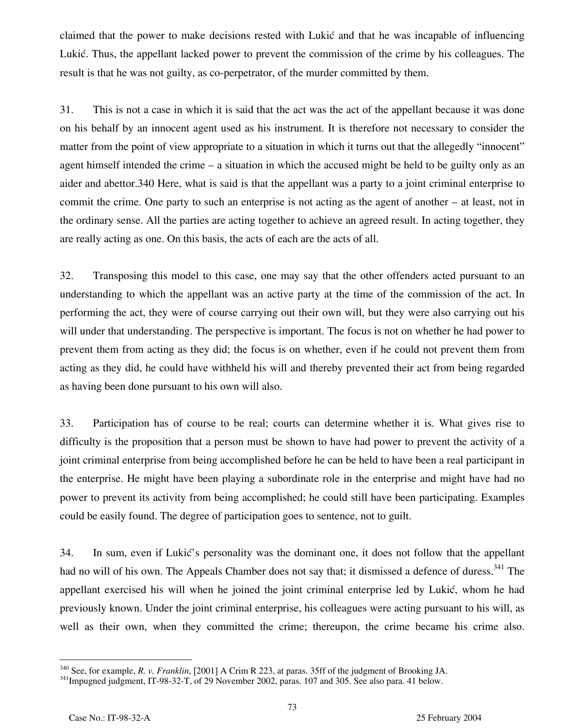claimed that the power to make decisions rested with Lukić and that he was incapable of influencing Lukić. Thus, the appellant lacked power to prevent the commission of the crime by his colleagues. The result is that he was not guilty, as co-perpetrator, of the murder committed by them.

31. This is not a case in which it is said that the act was the act of the appellant because it was done on his behalf by an innocent agent used as his instrument. It is therefore not necessary to consider the matter from the point of view appropriate to a situation in which it turns out that the allegedly "innocent" agent himself intended the crime – a situation in which the accused might be held to be guilty only as an aider and abettor.[340] Here, what is said is that the appellant was a party to a joint criminal enterprise to commit the crime. One party to such an enterprise is not acting as the agent of another – at least, not in the ordinary sense. All the parties are acting together to achieve an agreed result. In acting together, they are really acting as one. On this basis, the acts of each are the acts of all.

32. Transposing this model to this case, one may say that the other offenders acted pursuant to an understanding to which the appellant was an active party at the time of the commission of the act. In performing the act, they were of course carrying out their own will, but they were also carrying out his will under that understanding. The perspective is important. The focus is not on whether he had power to prevent them from acting as they did; the focus is on whether, even if he could not prevent them from acting as they did, he could have withheld his will and thereby prevented their act from being regarded as having been done pursuant to his own will also.

33. Participation has of course to be real; courts can determine whether it is. What gives rise to difficulty is the proposition that a person must be shown to have had power to prevent the activity of a joint criminal enterprise from being accomplished before he can be held to have been a real participant in the enterprise. He might have been playing a subordinate role in the enterprise and might have had no power to prevent its activity from being accomplished; he could still have been participating. Examples could be easily found. The degree of participation goes to sentence, not to guilt.

34. In sum, even if Lukić's personality was the dominant one, it does not follow that the appellant had no will of his own. The Appeals Chamber does not say that; it dismissed a defence of duress.[341] The appellant exercised his will when he joined the joint criminal enterprise led by Lukić, whom he had previously known. Under the joint criminal enterprise, his colleagues were acting pursuant to his will, as well as their own, when they committed the crime; thereupon, the crime became his crime also.

---

[340] See, for example, *R. v. Franklin*, [2001] A Crim R 223, at paras. 35ff of the judgment of Brooking JA.

[341] Impugned judgment, IT-98-32-T, of 29 November 2002, paras. 107 and 305. See also para. 41 below.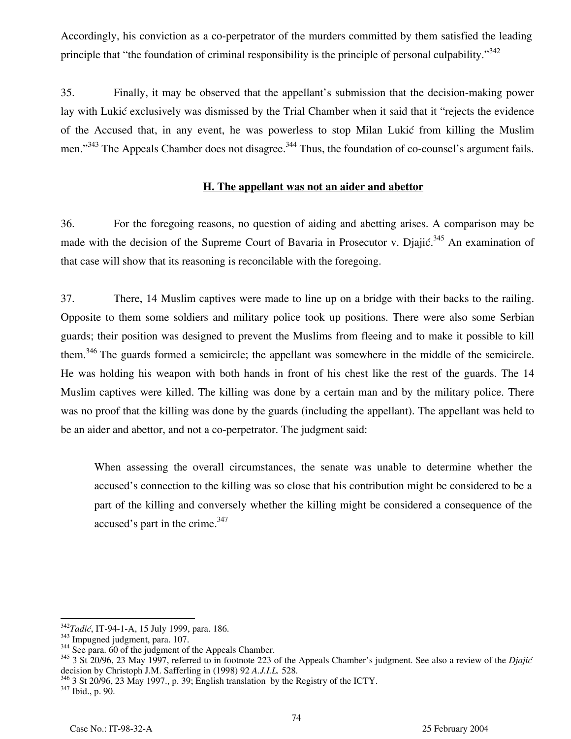Accordingly, his conviction as a co-perpetrator of the murders committed by them satisfied the leading principle that "the foundation of criminal responsibility is the principle of personal culpability."[342]

35. Finally, it may be observed that the appellant's submission that the decision-making power lay with Lukić exclusively was dismissed by the Trial Chamber when it said that it "rejects the evidence of the Accused that, in any event, he was powerless to stop Milan Lukić from killing the Muslim men."[343] The Appeals Chamber does not disagree.[344] Thus, the foundation of co-counsel's argument fails.

## H. The appellant was not an aider and abettor

36. For the foregoing reasons, no question of aiding and abetting arises. A comparison may be made with the decision of the Supreme Court of Bavaria in Prosecutor v. Djajić.[345] An examination of that case will show that its reasoning is reconcilable with the foregoing.

37. There, 14 Muslim captives were made to line up on a bridge with their backs to the railing. Opposite to them some soldiers and military police took up positions. There were also some Serbian guards; their position was designed to prevent the Muslims from fleeing and to make it possible to kill them.[346] The guards formed a semicircle; the appellant was somewhere in the middle of the semicircle. He was holding his weapon with both hands in front of his chest like the rest of the guards. The 14 Muslim captives were killed. The killing was done by a certain man and by the military police. There was no proof that the killing was done by the guards (including the appellant). The appellant was held to be an aider and abettor, and not a co-perpetrator. The judgment said:

> When assessing the overall circumstances, the senate was unable to determine whether the accused's connection to the killing was so close that his contribution might be considered to be a part of the killing and conversely whether the killing might be considered a consequence of the accused's part in the crime.[347]

---

[342] *Tadić*, IT-94-1-A, 15 July 1999, para. 186.
[343] Impugned judgment, para. 107.
[344] See para. 60 of the judgment of the Appeals Chamber.
[345] 3 St 20/96, 23 May 1997, referred to in footnote 223 of the Appeals Chamber's judgment. See also a review of the *Djajić* decision by Christoph J.M. Safferling in (1998) 92 *A.J.I.L.* 528.
[346] 3 St 20/96, 23 May 1997., p. 39; English translation by the Registry of the ICTY.
[347] Ibid., p. 90.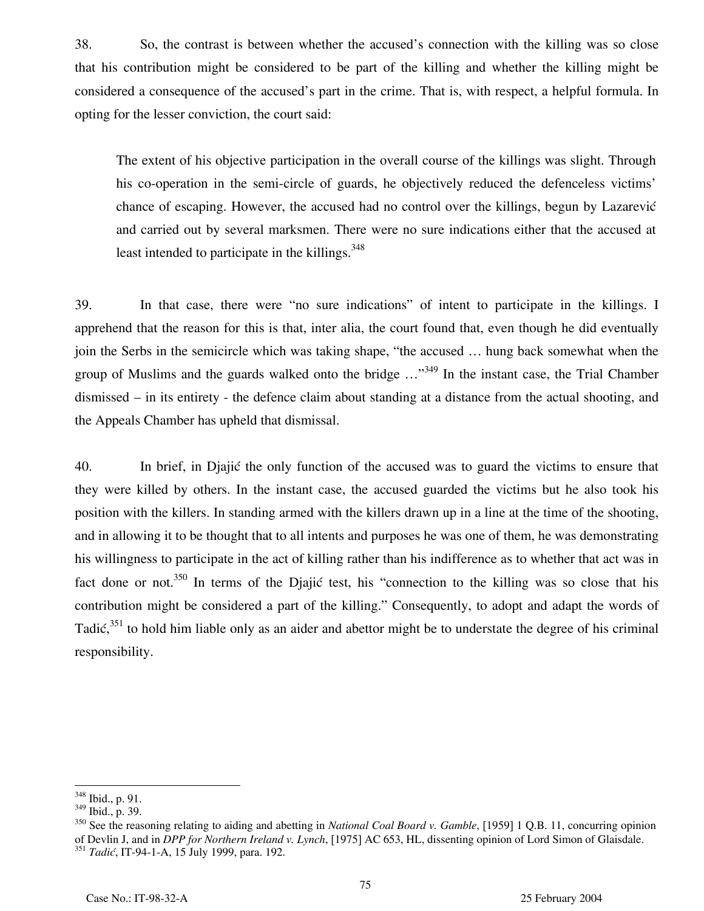38. So, the contrast is between whether the accused's connection with the killing was so close that his contribution might be considered to be part of the killing and whether the killing might be considered a consequence of the accused's part in the crime. That is, with respect, a helpful formula. In opting for the lesser conviction, the court said:

> The extent of his objective participation in the overall course of the killings was slight. Through his co-operation in the semi-circle of guards, he objectively reduced the defenceless victims' chance of escaping. However, the accused had no control over the killings, begun by Lazarević and carried out by several marksmen. There were no sure indications either that the accused at least intended to participate in the killings.[348]

39. In that case, there were "no sure indications" of intent to participate in the killings. I apprehend that the reason for this is that, inter alia, the court found that, even though he did eventually join the Serbs in the semicircle which was taking shape, "the accused … hung back somewhat when the group of Muslims and the guards walked onto the bridge …"[349] In the instant case, the Trial Chamber dismissed – in its entirety - the defence claim about standing at a distance from the actual shooting, and the Appeals Chamber has upheld that dismissal.

40. In brief, in Djajić the only function of the accused was to guard the victims to ensure that they were killed by others. In the instant case, the accused guarded the victims but he also took his position with the killers. In standing armed with the killers drawn up in a line at the time of the shooting, and in allowing it to be thought that to all intents and purposes he was one of them, he was demonstrating his willingness to participate in the act of killing rather than his indifference as to whether that act was in fact done or not.[350] In terms of the Djajić test, his "connection to the killing was so close that his contribution might be considered a part of the killing." Consequently, to adopt and adapt the words of Tadić,[351] to hold him liable only as an aider and abettor might be to understate the degree of his criminal responsibility.

---

[348] Ibid., p. 91.

[349] Ibid., p. 39.

[350] See the reasoning relating to aiding and abetting in *National Coal Board v. Gamble*, [1959] 1 Q.B. 11, concurring opinion of Devlin J, and in *DPP for Northern Ireland v. Lynch*, [1975] AC 653, HL, dissenting opinion of Lord Simon of Glaisdale.

[351] *Tadić*, IT-94-1-A, 15 July 1999, para. 192.

Case No.: IT-98-32-A 25 February 2004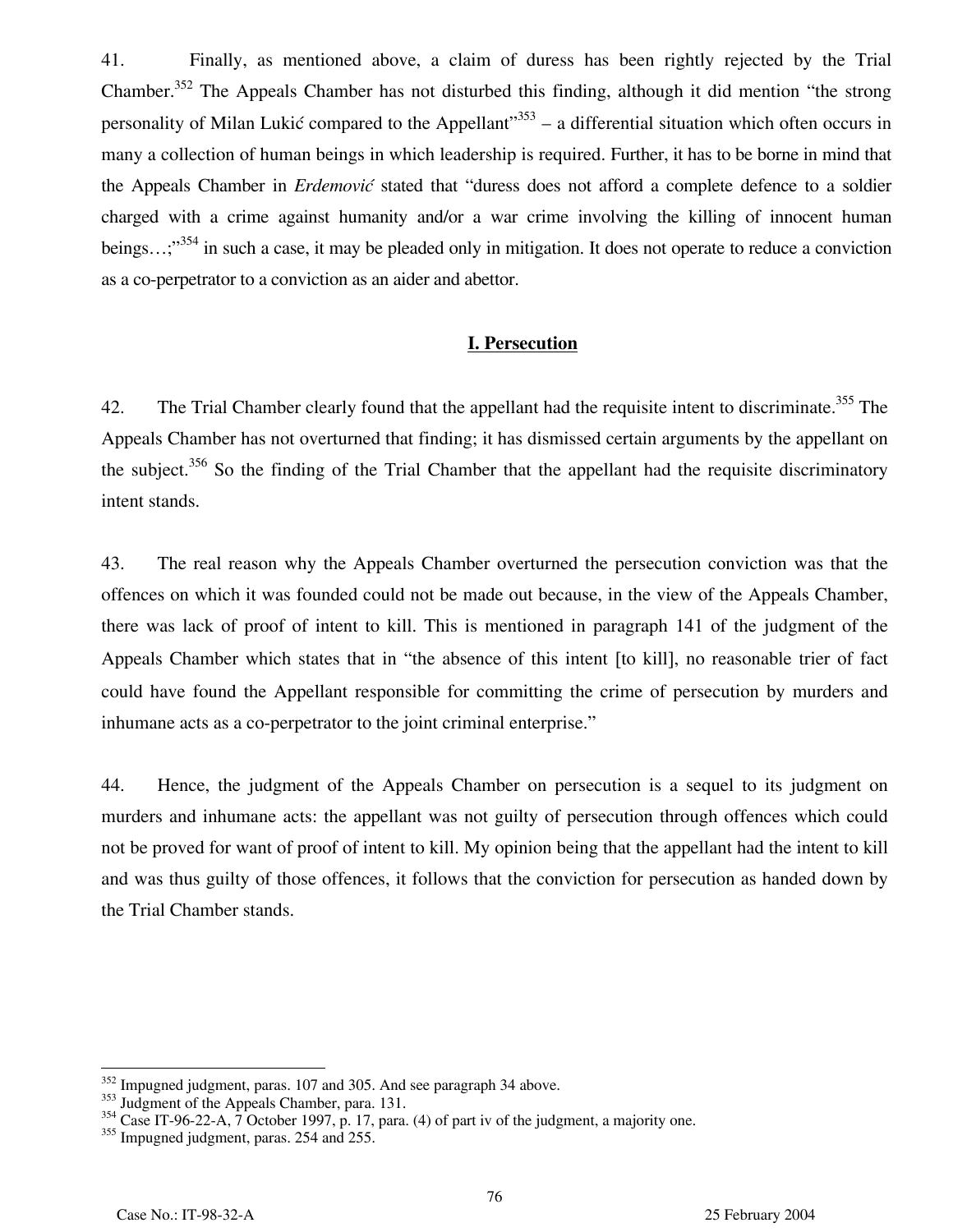41. Finally, as mentioned above, a claim of duress has been rightly rejected by the Trial Chamber.[352] The Appeals Chamber has not disturbed this finding, although it did mention "the strong personality of Milan Lukić compared to the Appellant"[353] – a differential situation which often occurs in many a collection of human beings in which leadership is required. Further, it has to be borne in mind that the Appeals Chamber in *Erdemović* stated that "duress does not afford a complete defence to a soldier charged with a crime against humanity and/or a war crime involving the killing of innocent human beings…;"[354] in such a case, it may be pleaded only in mitigation. It does not operate to reduce a conviction as a co-perpetrator to a conviction as an aider and abettor.

## I. Persecution

42. The Trial Chamber clearly found that the appellant had the requisite intent to discriminate.[355] The Appeals Chamber has not overturned that finding; it has dismissed certain arguments by the appellant on the subject.[356] So the finding of the Trial Chamber that the appellant had the requisite discriminatory intent stands.

43. The real reason why the Appeals Chamber overturned the persecution conviction was that the offences on which it was founded could not be made out because, in the view of the Appeals Chamber, there was lack of proof of intent to kill. This is mentioned in paragraph 141 of the judgment of the Appeals Chamber which states that in "the absence of this intent [to kill], no reasonable trier of fact could have found the Appellant responsible for committing the crime of persecution by murders and inhumane acts as a co-perpetrator to the joint criminal enterprise."

44. Hence, the judgment of the Appeals Chamber on persecution is a sequel to its judgment on murders and inhumane acts: the appellant was not guilty of persecution through offences which could not be proved for want of proof of intent to kill. My opinion being that the appellant had the intent to kill and was thus guilty of those offences, it follows that the conviction for persecution as handed down by the Trial Chamber stands.

---

[352] Impugned judgment, paras. 107 and 305. And see paragraph 34 above.

[353] Judgment of the Appeals Chamber, para. 131.

[354] Case IT-96-22-A, 7 October 1997, p. 17, para. (4) of part iv of the judgment, a majority one.

[355] Impugned judgment, paras. 254 and 255.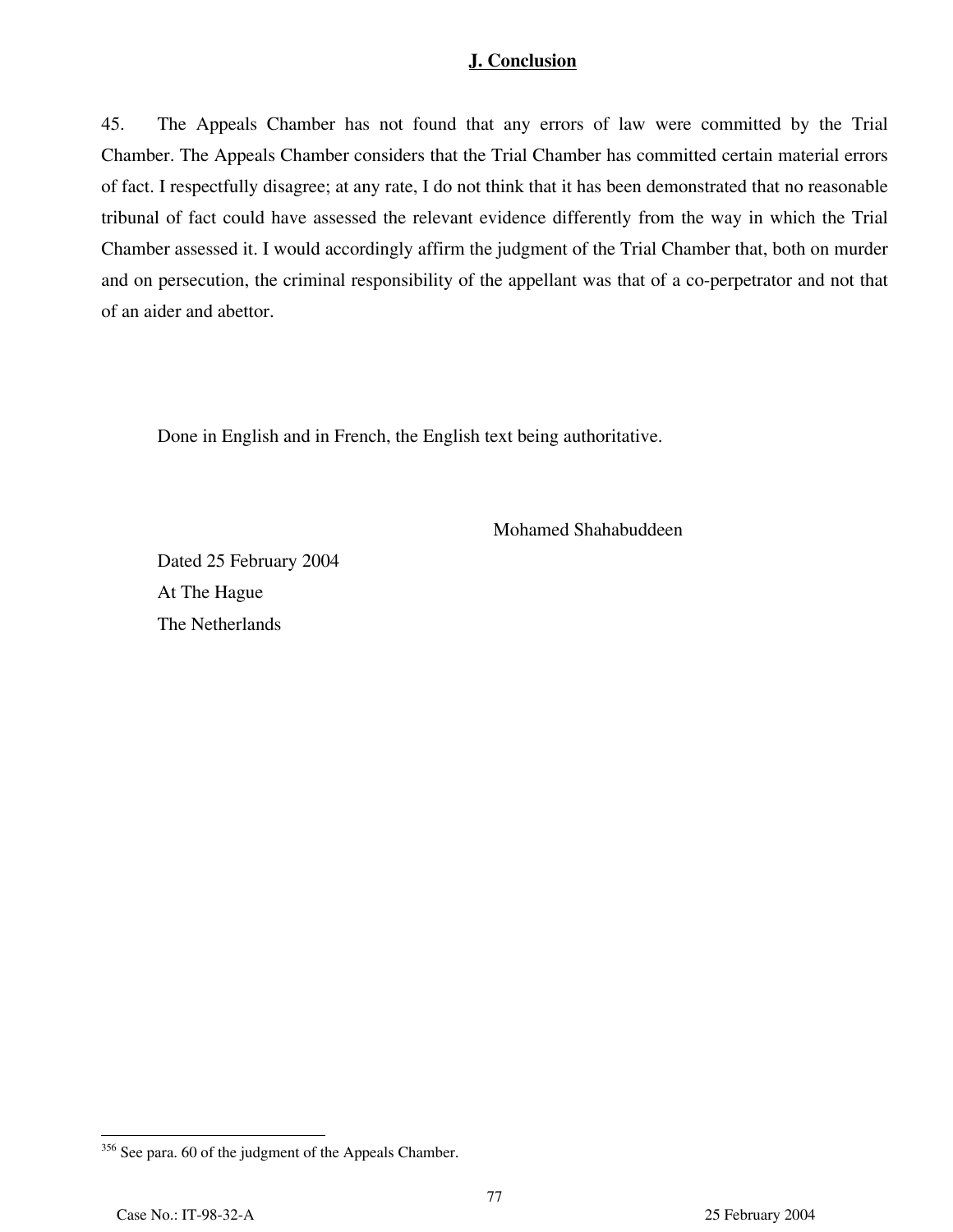## J. Conclusion

45. The Appeals Chamber has not found that any errors of law were committed by the Trial Chamber. The Appeals Chamber considers that the Trial Chamber has committed certain material errors of fact. I respectfully disagree; at any rate, I do not think that it has been demonstrated that no reasonable tribunal of fact could have assessed the relevant evidence differently from the way in which the Trial Chamber assessed it. I would accordingly affirm the judgment of the Trial Chamber that, both on murder and on persecution, the criminal responsibility of the appellant was that of a co-perpetrator and not that of an aider and abettor.

Done in English and in French, the English text being authoritative.

Mohamed Shahabuddeen

Dated 25 February 2004
At The Hague
The Netherlands

---

[356] See para. 60 of the judgment of the Appeals Chamber.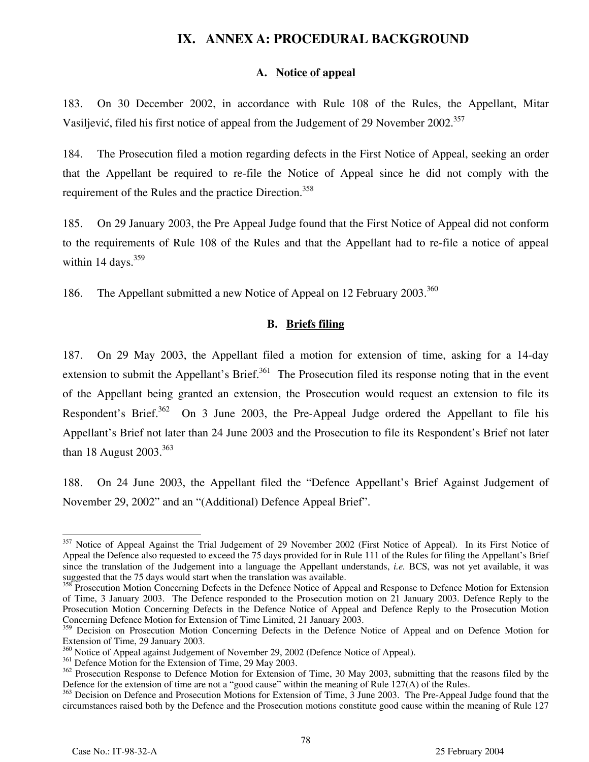# IX. ANNEX A: PROCEDURAL BACKGROUND

### A. Notice of appeal

183. On 30 December 2002, in accordance with Rule 108 of the Rules, the Appellant, Mitar Vasiljević, filed his first notice of appeal from the Judgement of 29 November 2002.[357]

184. The Prosecution filed a motion regarding defects in the First Notice of Appeal, seeking an order that the Appellant be required to re-file the Notice of Appeal since he did not comply with the requirement of the Rules and the practice Direction.[358]

185. On 29 January 2003, the Pre Appeal Judge found that the First Notice of Appeal did not conform to the requirements of Rule 108 of the Rules and that the Appellant had to re-file a notice of appeal within 14 days.[359]

186. The Appellant submitted a new Notice of Appeal on 12 February 2003.[360]

### B. Briefs filing

187. On 29 May 2003, the Appellant filed a motion for extension of time, asking for a 14-day extension to submit the Appellant's Brief.[361] The Prosecution filed its response noting that in the event of the Appellant being granted an extension, the Prosecution would request an extension to file its Respondent's Brief.[362] On 3 June 2003, the Pre-Appeal Judge ordered the Appellant to file his Appellant's Brief not later than 24 June 2003 and the Prosecution to file its Respondent's Brief not later than 18 August 2003.[363]

188. On 24 June 2003, the Appellant filed the "Defence Appellant's Brief Against Judgement of November 29, 2002" and an "(Additional) Defence Appeal Brief".

---

[357] Notice of Appeal Against the Trial Judgement of 29 November 2002 (First Notice of Appeal). In its First Notice of Appeal the Defence also requested to exceed the 75 days provided for in Rule 111 of the Rules for filing the Appellant's Brief since the translation of the Judgement into a language the Appellant understands, *i.e.* BCS, was not yet available, it was suggested that the 75 days would start when the translation was available.

[358] Prosecution Motion Concerning Defects in the Defence Notice of Appeal and Response to Defence Motion for Extension of Time, 3 January 2003. The Defence responded to the Prosecution motion on 21 January 2003. Defence Reply to the Prosecution Motion Concerning Defects in the Defence Notice of Appeal and Defence Reply to the Prosecution Motion Concerning Defence Motion for Extension of Time Limited, 21 January 2003.

[359] Decision on Prosecution Motion Concerning Defects in the Defence Notice of Appeal and on Defence Motion for Extension of Time, 29 January 2003.

[360] Notice of Appeal against Judgement of November 29, 2002 (Defence Notice of Appeal).

[361] Defence Motion for the Extension of Time, 29 May 2003.

[362] Prosecution Response to Defence Motion for Extension of Time, 30 May 2003, submitting that the reasons filed by the Defence for the extension of time are not a "good cause" within the meaning of Rule 127(A) of the Rules.

[363] Decision on Defence and Prosecution Motions for Extension of Time, 3 June 2003. The Pre-Appeal Judge found that the circumstances raised both by the Defence and the Prosecution motions constitute good cause within the meaning of Rule 127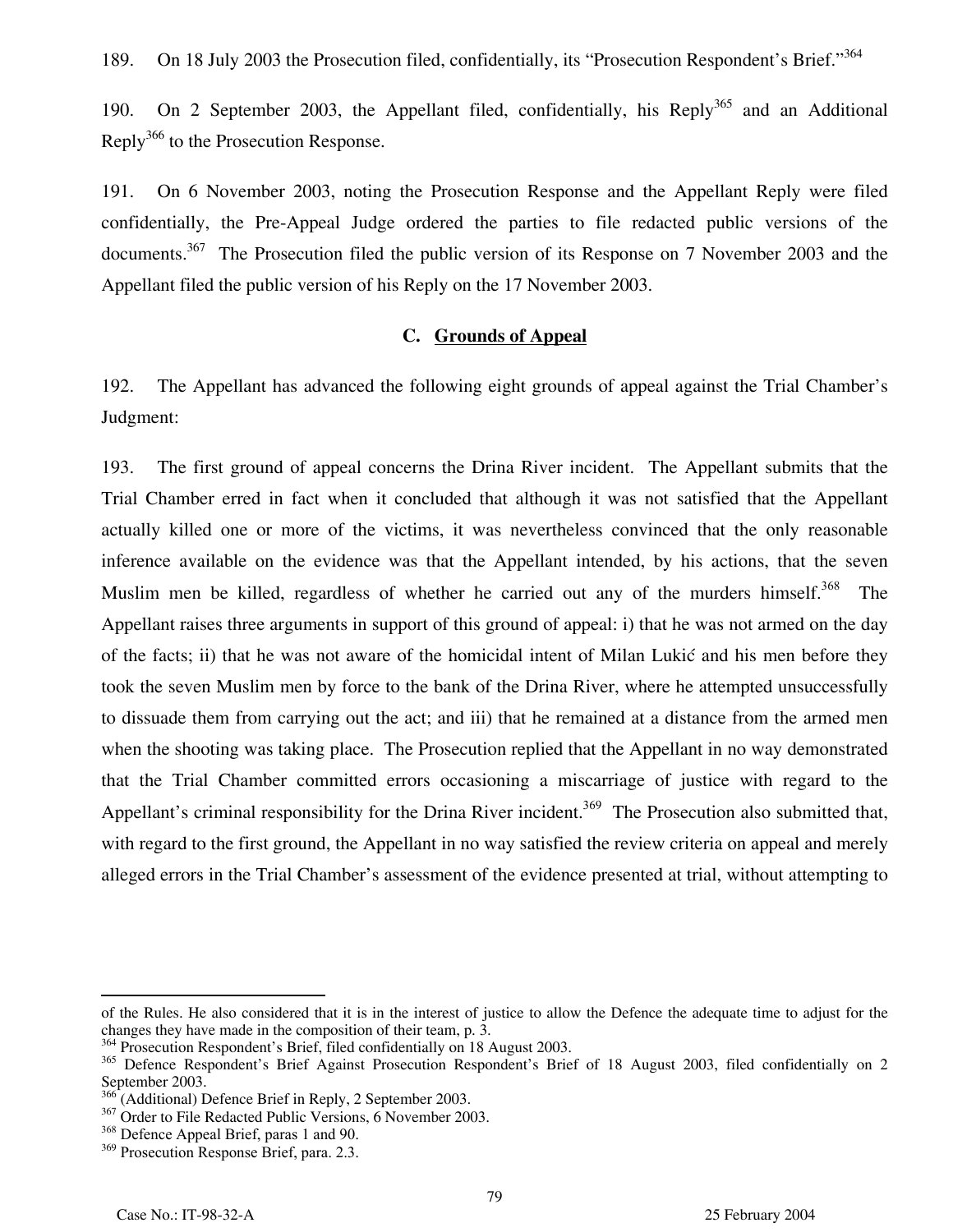189. On 18 July 2003 the Prosecution filed, confidentially, its "Prosecution Respondent's Brief."[364]

190. On 2 September 2003, the Appellant filed, confidentially, his Reply[365] and an Additional Reply[366] to the Prosecution Response.

191. On 6 November 2003, noting the Prosecution Response and the Appellant Reply were filed confidentially, the Pre-Appeal Judge ordered the parties to file redacted public versions of the documents.[367] The Prosecution filed the public version of its Response on 7 November 2003 and the Appellant filed the public version of his Reply on the 17 November 2003.

### C. Grounds of Appeal

192. The Appellant has advanced the following eight grounds of appeal against the Trial Chamber's Judgment:

193. The first ground of appeal concerns the Drina River incident. The Appellant submits that the Trial Chamber erred in fact when it concluded that although it was not satisfied that the Appellant actually killed one or more of the victims, it was nevertheless convinced that the only reasonable inference available on the evidence was that the Appellant intended, by his actions, that the seven Muslim men be killed, regardless of whether he carried out any of the murders himself.[368] The Appellant raises three arguments in support of this ground of appeal: i) that he was not armed on the day of the facts; ii) that he was not aware of the homicidal intent of Milan Lukić and his men before they took the seven Muslim men by force to the bank of the Drina River, where he attempted unsuccessfully to dissuade them from carrying out the act; and iii) that he remained at a distance from the armed men when the shooting was taking place. The Prosecution replied that the Appellant in no way demonstrated that the Trial Chamber committed errors occasioning a miscarriage of justice with regard to the Appellant's criminal responsibility for the Drina River incident.[369] The Prosecution also submitted that, with regard to the first ground, the Appellant in no way satisfied the review criteria on appeal and merely alleged errors in the Trial Chamber's assessment of the evidence presented at trial, without attempting to

---

of the Rules. He also considered that it is in the interest of justice to allow the Defence the adequate time to adjust for the changes they have made in the composition of their team, p. 3.

[364] Prosecution Respondent's Brief, filed confidentially on 18 August 2003.

[365] Defence Respondent's Brief Against Prosecution Respondent's Brief of 18 August 2003, filed confidentially on 2 September 2003.

[366] (Additional) Defence Brief in Reply, 2 September 2003.

[367] Order to File Redacted Public Versions, 6 November 2003.

[368] Defence Appeal Brief, paras 1 and 90.

[369] Prosecution Response Brief, para. 2.3.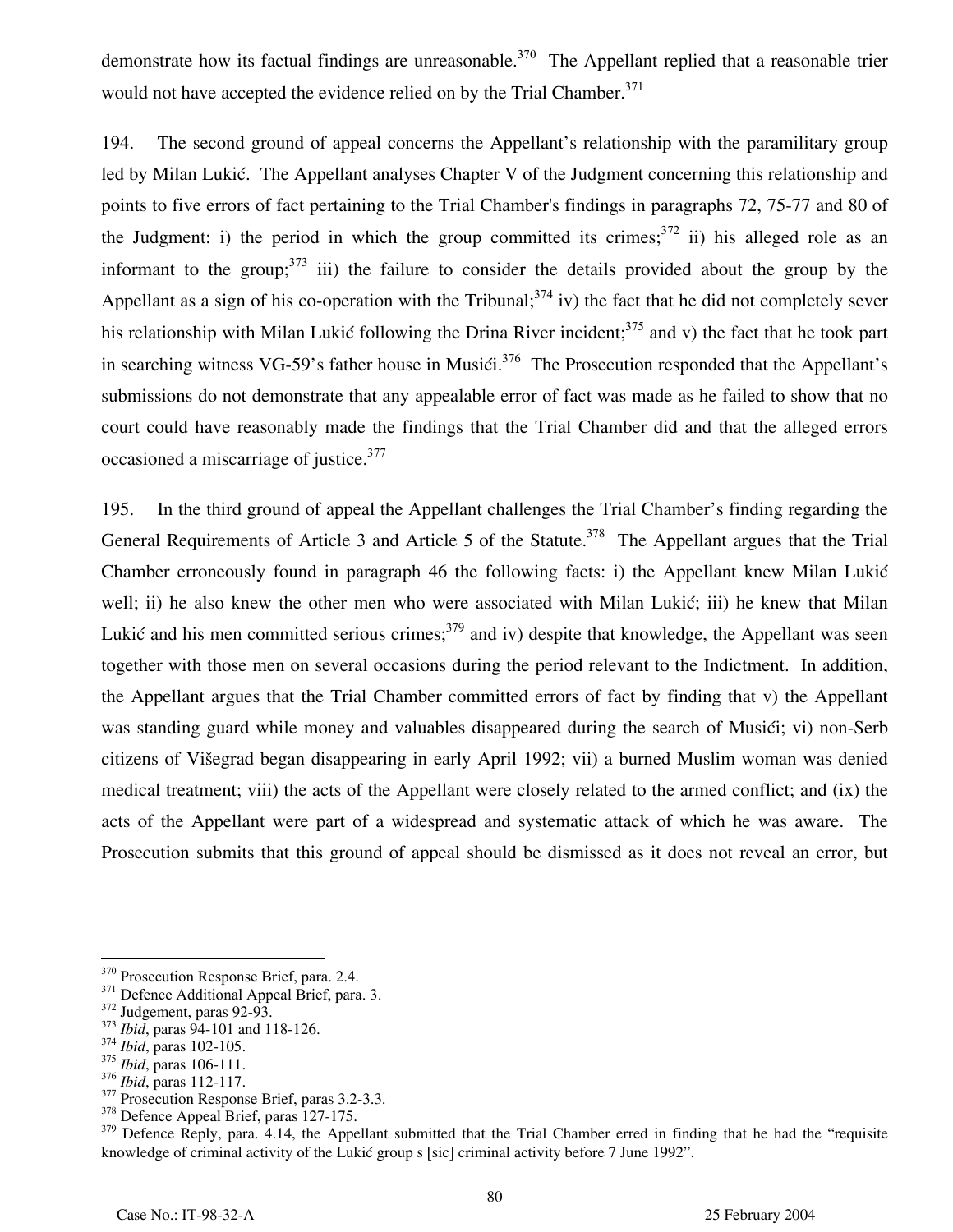demonstrate how its factual findings are unreasonable.[370] The Appellant replied that a reasonable trier would not have accepted the evidence relied on by the Trial Chamber.[371]

194. The second ground of appeal concerns the Appellant's relationship with the paramilitary group led by Milan Lukić. The Appellant analyses Chapter V of the Judgment concerning this relationship and points to five errors of fact pertaining to the Trial Chamber's findings in paragraphs 72, 75-77 and 80 of the Judgment: i) the period in which the group committed its crimes;[372] ii) his alleged role as an informant to the group;[373] iii) the failure to consider the details provided about the group by the Appellant as a sign of his co-operation with the Tribunal;[374] iv) the fact that he did not completely sever his relationship with Milan Lukić following the Drina River incident;[375] and v) the fact that he took part in searching witness VG-59's father house in Musići.[376] The Prosecution responded that the Appellant's submissions do not demonstrate that any appealable error of fact was made as he failed to show that no court could have reasonably made the findings that the Trial Chamber did and that the alleged errors occasioned a miscarriage of justice.[377]

195. In the third ground of appeal the Appellant challenges the Trial Chamber's finding regarding the General Requirements of Article 3 and Article 5 of the Statute.[378] The Appellant argues that the Trial Chamber erroneously found in paragraph 46 the following facts: i) the Appellant knew Milan Lukić well; ii) he also knew the other men who were associated with Milan Lukić; iii) he knew that Milan Lukić and his men committed serious crimes;[379] and iv) despite that knowledge, the Appellant was seen together with those men on several occasions during the period relevant to the Indictment. In addition, the Appellant argues that the Trial Chamber committed errors of fact by finding that v) the Appellant was standing guard while money and valuables disappeared during the search of Musići; vi) non-Serb citizens of Višegrad began disappearing in early April 1992; vii) a burned Muslim woman was denied medical treatment; viii) the acts of the Appellant were closely related to the armed conflict; and (ix) the acts of the Appellant were part of a widespread and systematic attack of which he was aware. The Prosecution submits that this ground of appeal should be dismissed as it does not reveal an error, but

---

[370] Prosecution Response Brief, para. 2.4.

[371] Defence Additional Appeal Brief, para. 3.

[372] Judgement, paras 92-93.

[373] *Ibid*, paras 94-101 and 118-126.

[374] *Ibid*, paras 102-105.

[375] *Ibid*, paras 106-111.

[376] *Ibid*, paras 112-117.

[377] Prosecution Response Brief, paras 3.2-3.3.

[378] Defence Appeal Brief, paras 127-175.

[379] Defence Reply, para. 4.14, the Appellant submitted that the Trial Chamber erred in finding that he had the "requisite knowledge of criminal activity of the Lukić group s [sic] criminal activity before 7 June 1992".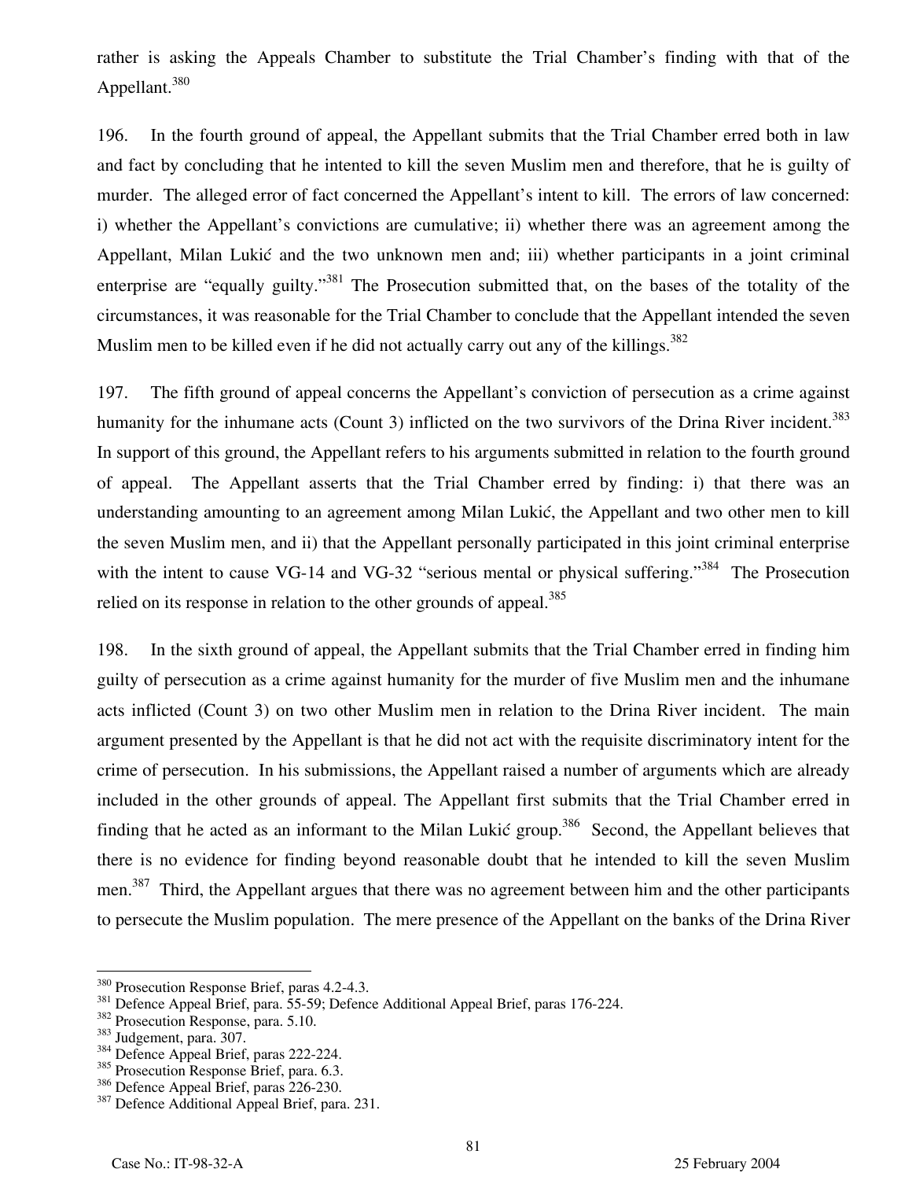rather is asking the Appeals Chamber to substitute the Trial Chamber's finding with that of the Appellant.[380]

196. In the fourth ground of appeal, the Appellant submits that the Trial Chamber erred both in law and fact by concluding that he intented to kill the seven Muslim men and therefore, that he is guilty of murder. The alleged error of fact concerned the Appellant's intent to kill. The errors of law concerned: i) whether the Appellant's convictions are cumulative; ii) whether there was an agreement among the Appellant, Milan Lukić and the two unknown men and; iii) whether participants in a joint criminal enterprise are "equally guilty."[381] The Prosecution submitted that, on the bases of the totality of the circumstances, it was reasonable for the Trial Chamber to conclude that the Appellant intended the seven Muslim men to be killed even if he did not actually carry out any of the killings.[382]

197. The fifth ground of appeal concerns the Appellant's conviction of persecution as a crime against humanity for the inhumane acts (Count 3) inflicted on the two survivors of the Drina River incident.[383] In support of this ground, the Appellant refers to his arguments submitted in relation to the fourth ground of appeal. The Appellant asserts that the Trial Chamber erred by finding: i) that there was an understanding amounting to an agreement among Milan Lukić, the Appellant and two other men to kill the seven Muslim men, and ii) that the Appellant personally participated in this joint criminal enterprise with the intent to cause VG-14 and VG-32 "serious mental or physical suffering."[384] The Prosecution relied on its response in relation to the other grounds of appeal.[385]

198. In the sixth ground of appeal, the Appellant submits that the Trial Chamber erred in finding him guilty of persecution as a crime against humanity for the murder of five Muslim men and the inhumane acts inflicted (Count 3) on two other Muslim men in relation to the Drina River incident. The main argument presented by the Appellant is that he did not act with the requisite discriminatory intent for the crime of persecution. In his submissions, the Appellant raised a number of arguments which are already included in the other grounds of appeal. The Appellant first submits that the Trial Chamber erred in finding that he acted as an informant to the Milan Lukić group.[386] Second, the Appellant believes that there is no evidence for finding beyond reasonable doubt that he intended to kill the seven Muslim men.[387] Third, the Appellant argues that there was no agreement between him and the other participants to persecute the Muslim population. The mere presence of the Appellant on the banks of the Drina River

---

[380] Prosecution Response Brief, paras 4.2-4.3.
[381] Defence Appeal Brief, para. 55-59; Defence Additional Appeal Brief, paras 176-224.
[382] Prosecution Response, para. 5.10.
[383] Judgement, para. 307.
[384] Defence Appeal Brief, paras 222-224.
[385] Prosecution Response Brief, para. 6.3.
[386] Defence Appeal Brief, paras 226-230.
[387] Defence Additional Appeal Brief, para. 231.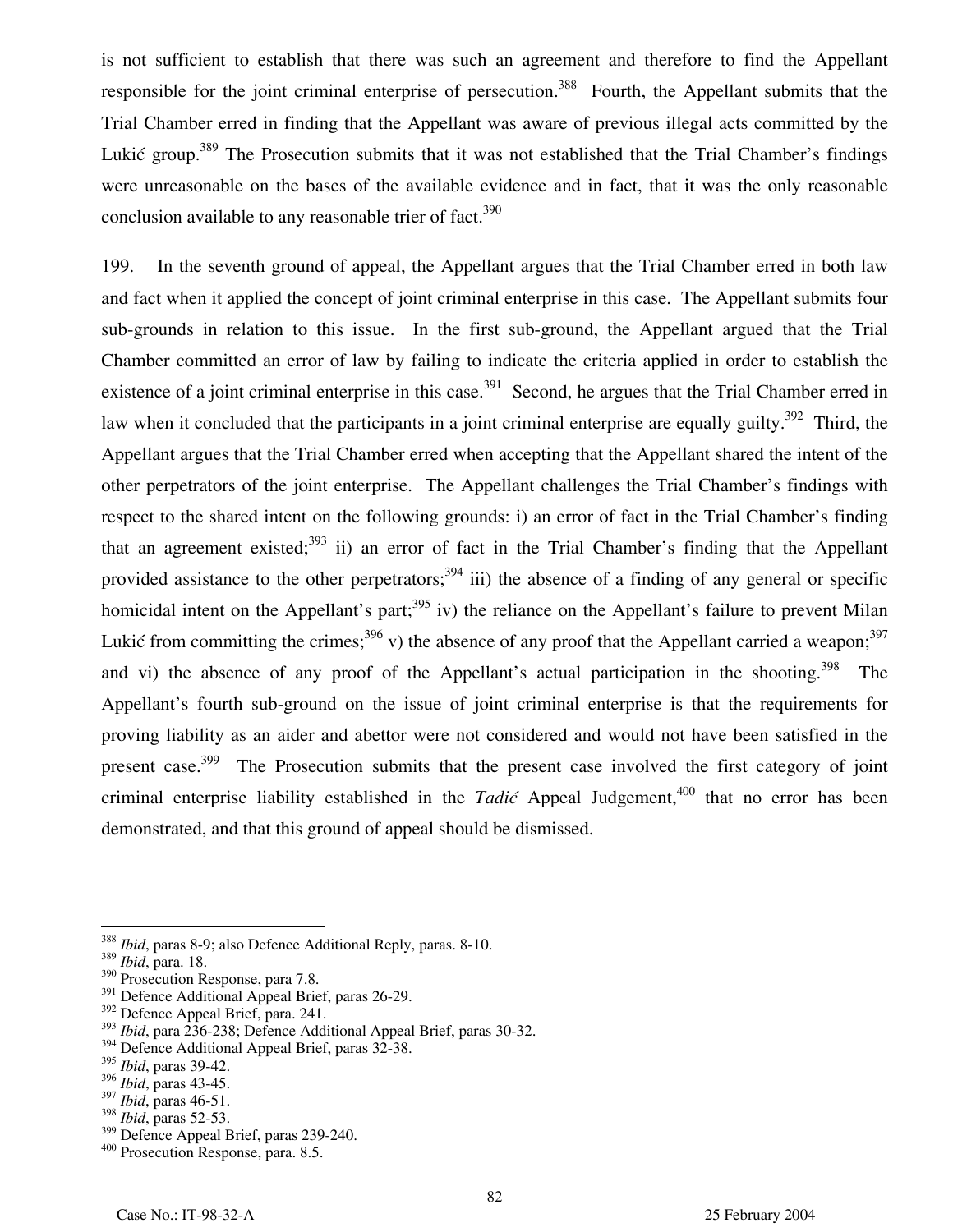is not sufficient to establish that there was such an agreement and therefore to find the Appellant responsible for the joint criminal enterprise of persecution.[388] Fourth, the Appellant submits that the Trial Chamber erred in finding that the Appellant was aware of previous illegal acts committed by the Lukić group.[389] The Prosecution submits that it was not established that the Trial Chamber's findings were unreasonable on the bases of the available evidence and in fact, that it was the only reasonable conclusion available to any reasonable trier of fact.[390]

199. In the seventh ground of appeal, the Appellant argues that the Trial Chamber erred in both law and fact when it applied the concept of joint criminal enterprise in this case. The Appellant submits four sub-grounds in relation to this issue. In the first sub-ground, the Appellant argued that the Trial Chamber committed an error of law by failing to indicate the criteria applied in order to establish the existence of a joint criminal enterprise in this case.[391] Second, he argues that the Trial Chamber erred in law when it concluded that the participants in a joint criminal enterprise are equally guilty.[392] Third, the Appellant argues that the Trial Chamber erred when accepting that the Appellant shared the intent of the other perpetrators of the joint enterprise. The Appellant challenges the Trial Chamber's findings with respect to the shared intent on the following grounds: i) an error of fact in the Trial Chamber's finding that an agreement existed;[393] ii) an error of fact in the Trial Chamber's finding that the Appellant provided assistance to the other perpetrators;[394] iii) the absence of a finding of any general or specific homicidal intent on the Appellant's part;[395] iv) the reliance on the Appellant's failure to prevent Milan Lukić from committing the crimes;[396] v) the absence of any proof that the Appellant carried a weapon;[397] and vi) the absence of any proof of the Appellant's actual participation in the shooting.[398] The Appellant's fourth sub-ground on the issue of joint criminal enterprise is that the requirements for proving liability as an aider and abettor were not considered and would not have been satisfied in the present case.[399] The Prosecution submits that the present case involved the first category of joint criminal enterprise liability established in the *Tadić* Appeal Judgement,[400] that no error has been demonstrated, and that this ground of appeal should be dismissed.

---

[388] *Ibid*, paras 8-9; also Defence Additional Reply, paras. 8-10.
[389] *Ibid*, para. 18.
[390] Prosecution Response, para 7.8.
[391] Defence Additional Appeal Brief, paras 26-29.
[392] Defence Appeal Brief, para. 241.
[393] *Ibid*, para 236-238; Defence Additional Appeal Brief, paras 30-32.
[394] Defence Additional Appeal Brief, paras 32-38.
[395] *Ibid*, paras 39-42.
[396] *Ibid*, paras 43-45.
[397] *Ibid*, paras 46-51.
[398] *Ibid*, paras 52-53.
[399] Defence Appeal Brief, paras 239-240.
[400] Prosecution Response, para. 8.5.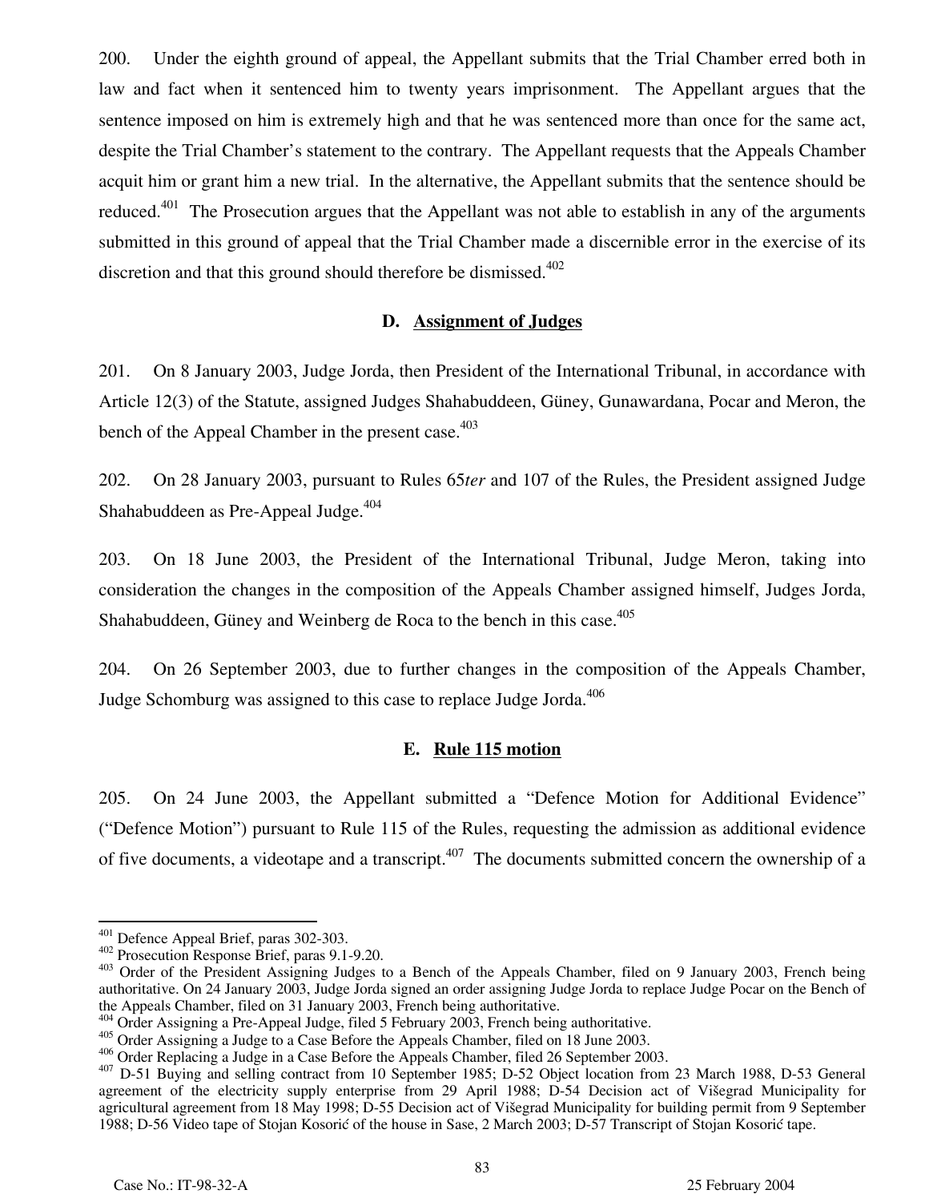200. Under the eighth ground of appeal, the Appellant submits that the Trial Chamber erred both in law and fact when it sentenced him to twenty years imprisonment. The Appellant argues that the sentence imposed on him is extremely high and that he was sentenced more than once for the same act, despite the Trial Chamber's statement to the contrary. The Appellant requests that the Appeals Chamber acquit him or grant him a new trial. In the alternative, the Appellant submits that the sentence should be reduced.[401] The Prosecution argues that the Appellant was not able to establish in any of the arguments submitted in this ground of appeal that the Trial Chamber made a discernible error in the exercise of its discretion and that this ground should therefore be dismissed.[402]

### D. Assignment of Judges

201. On 8 January 2003, Judge Jorda, then President of the International Tribunal, in accordance with Article 12(3) of the Statute, assigned Judges Shahabuddeen, Güney, Gunawardana, Pocar and Meron, the bench of the Appeal Chamber in the present case.[403]

202. On 28 January 2003, pursuant to Rules 65*ter* and 107 of the Rules, the President assigned Judge Shahabuddeen as Pre-Appeal Judge.[404]

203. On 18 June 2003, the President of the International Tribunal, Judge Meron, taking into consideration the changes in the composition of the Appeals Chamber assigned himself, Judges Jorda, Shahabuddeen, Güney and Weinberg de Roca to the bench in this case.[405]

204. On 26 September 2003, due to further changes in the composition of the Appeals Chamber, Judge Schomburg was assigned to this case to replace Judge Jorda.[406]

### E. Rule 115 motion

205. On 24 June 2003, the Appellant submitted a "Defence Motion for Additional Evidence" ("Defence Motion") pursuant to Rule 115 of the Rules, requesting the admission as additional evidence of five documents, a videotape and a transcript.[407] The documents submitted concern the ownership of a

---

[401] Defence Appeal Brief, paras 302-303.

[402] Prosecution Response Brief, paras 9.1-9.20.

[403] Order of the President Assigning Judges to a Bench of the Appeals Chamber, filed on 9 January 2003, French being authoritative. On 24 January 2003, Judge Jorda signed an order assigning Judge Jorda to replace Judge Pocar on the Bench of the Appeals Chamber, filed on 31 January 2003, French being authoritative.

[404] Order Assigning a Pre-Appeal Judge, filed 5 February 2003, French being authoritative.

[405] Order Assigning a Judge to a Case Before the Appeals Chamber, filed on 18 June 2003.

[406] Order Replacing a Judge in a Case Before the Appeals Chamber, filed 26 September 2003.

[407] D-51 Buying and selling contract from 10 September 1985; D-52 Object location from 23 March 1988, D-53 General agreement of the electricity supply enterprise from 29 April 1988; D-54 Decision act of Višegrad Municipality for agricultural agreement from 18 May 1998; D-55 Decision act of Višegrad Municipality for building permit from 9 September 1988; D-56 Video tape of Stojan Kosorić of the house in Sase, 2 March 2003; D-57 Transcript of Stojan Kosorić tape.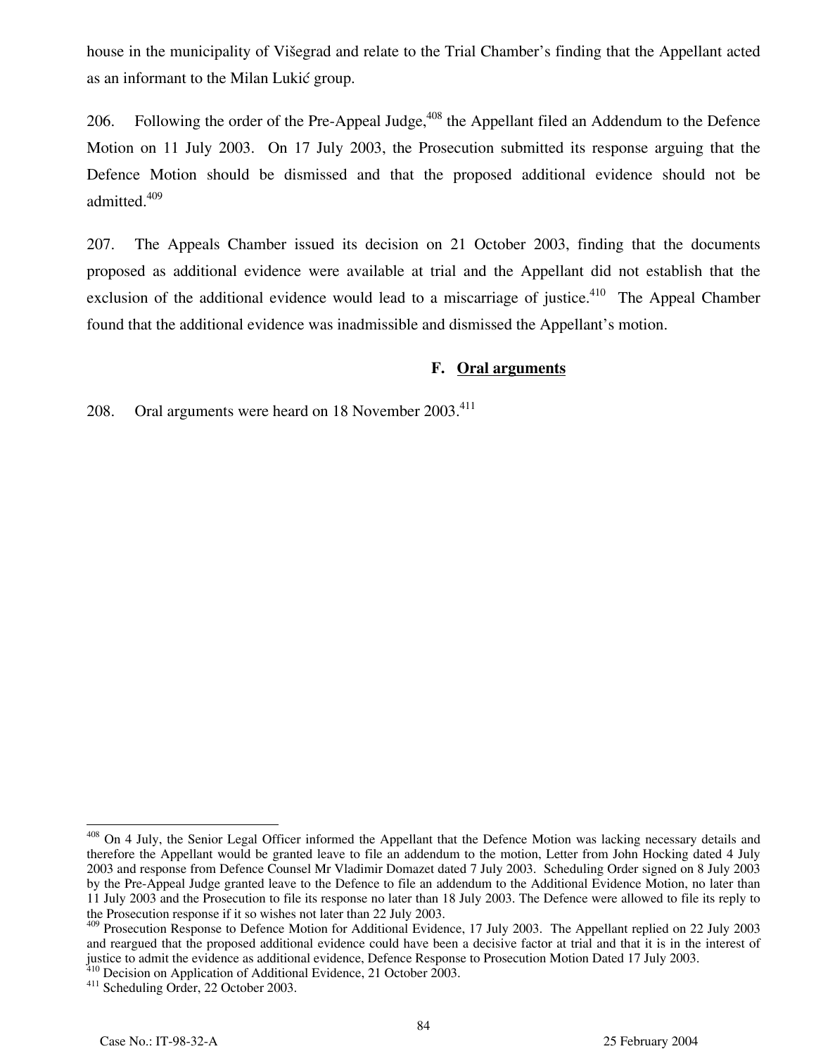house in the municipality of Višegrad and relate to the Trial Chamber's finding that the Appellant acted as an informant to the Milan Lukić group.

206. Following the order of the Pre-Appeal Judge,[408] the Appellant filed an Addendum to the Defence Motion on 11 July 2003. On 17 July 2003, the Prosecution submitted its response arguing that the Defence Motion should be dismissed and that the proposed additional evidence should not be admitted.[409]

207. The Appeals Chamber issued its decision on 21 October 2003, finding that the documents proposed as additional evidence were available at trial and the Appellant did not establish that the exclusion of the additional evidence would lead to a miscarriage of justice.[410] The Appeal Chamber found that the additional evidence was inadmissible and dismissed the Appellant's motion.

### F. Oral arguments

208. Oral arguments were heard on 18 November 2003.[411]

---

[408] On 4 July, the Senior Legal Officer informed the Appellant that the Defence Motion was lacking necessary details and therefore the Appellant would be granted leave to file an addendum to the motion, Letter from John Hocking dated 4 July 2003 and response from Defence Counsel Mr Vladimir Domazet dated 7 July 2003. Scheduling Order signed on 8 July 2003 by the Pre-Appeal Judge granted leave to the Defence to file addendum to the Additional Evidence Motion, no later than 11 July 2003 and the Prosecution to file its response no later than 18 July 2003. The Defence were allowed to file its reply to the Prosecution response if it so wishes not later than 22 July 2003.

[409] Prosecution Response to Defence Motion for Additional Evidence, 17 July 2003. The Appellant replied on 22 July 2003 and reargued that the proposed additional evidence could have been a decisive factor at trial and that it is in the interest of justice to admit the evidence as additional evidence, Defence Response to Prosecution Motion Dated 17 July 2003.

[410] Decision on Application of Additional Evidence, 21 October 2003.

[411] Scheduling Order, 22 October 2003.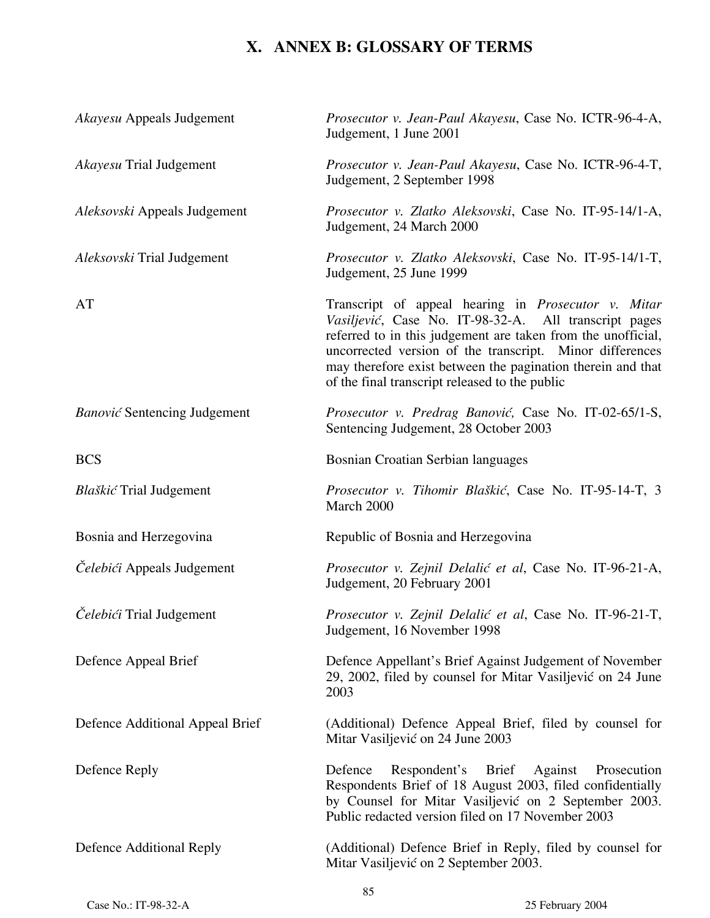# X. ANNEX B: GLOSSARY OF TERMS

| | |
|---|---|
| *Akayesu* Appeals Judgement | *Prosecutor v. Jean-Paul Akayesu*, Case No. ICTR-96-4-A, Judgement, 1 June 2001 |
| *Akayesu* Trial Judgement | *Prosecutor v. Jean-Paul Akayesu*, Case No. ICTR-96-4-T, Judgement, 2 September 1998 |
| *Aleksovski* Appeals Judgement | *Prosecutor v. Zlatko Aleksovski*, Case No. IT-95-14/1-A, Judgement, 24 March 2000 |
| *Aleksovski* Trial Judgement | *Prosecutor v. Zlatko Aleksovski*, Case No. IT-95-14/1-T, Judgement, 25 June 1999 |
| AT | Transcript of appeal hearing in *Prosecutor v. Mitar Vasiljević*, Case No. IT-98-32-A. All transcript pages referred to in this judgement are taken from the unofficial, uncorrected version of the transcript. Minor differences may therefore exist between the pagination therein and that of the final transcript released to the public |
| *Banović* Sentencing Judgement | *Prosecutor v. Predrag Banović,* Case No. IT-02-65/1-S, Sentencing Judgement, 28 October 2003 |
| BCS | Bosnian Croatian Serbian languages |
| *Blaškić* Trial Judgement | *Prosecutor v. Tihomir Blaškić*, Case No. IT-95-14-T, 3 March 2000 |
| Bosnia and Herzegovina | Republic of Bosnia and Herzegovina |
| *Čelebići* Appeals Judgement | *Prosecutor v. Zejnil Delalić et al*, Case No. IT-96-21-A, Judgement, 20 February 2001 |
| *Čelebići* Trial Judgement | *Prosecutor v. Zejnil Delalić et al*, Case No. IT-96-21-T, Judgement, 16 November 1998 |
| Defence Appeal Brief | Defence Appellant's Brief Against Judgement of November 29, 2002, filed by counsel for Mitar Vasiljević on 24 June 2003 |
| Defence Additional Appeal Brief | (Additional) Defence Appeal Brief, filed by counsel for Mitar Vasiljević on 24 June 2003 |
| Defence Reply | Defence Respondent's Brief Against Prosecution Respondents Brief of 18 August 2003, filed confidentially by Counsel for Mitar Vasiljević on 2 September 2003. Public redacted version filed on 17 November 2003 |
| Defence Additional Reply | (Additional) Defence Brief in Reply, filed by counsel for Mitar Vasiljević on 2 September 2003. |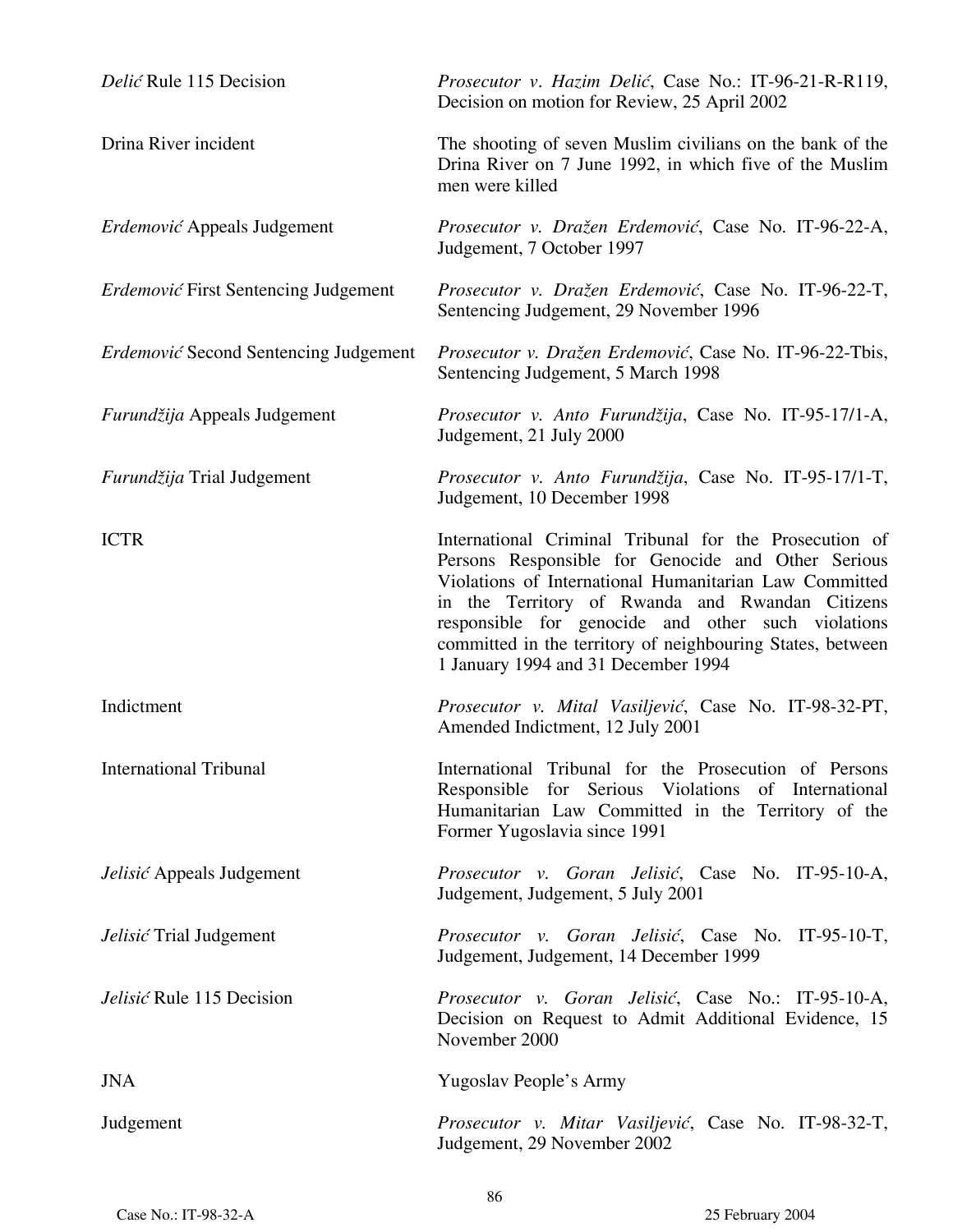| | |
|---|---|
| *Delić* Rule 115 Decision | *Prosecutor v. Hazim Delić*, Case No.: IT-96-21-R-R119, Decision on motion for Review, 25 April 2002 |
| Drina River incident | The shooting of seven Muslim civilians on the bank of the Drina River on 7 June 1992, in which five of the Muslim men were killed |
| *Erdemović* Appeals Judgement | *Prosecutor v. Dražen Erdemović*, Case No. IT-96-22-A, Judgement, 7 October 1997 |
| *Erdemović* First Sentencing Judgement | *Prosecutor v. Dražen Erdemović*, Case No. IT-96-22-T, Sentencing Judgement, 29 November 1996 |
| *Erdemović* Second Sentencing Judgement | *Prosecutor v. Dražen Erdemović*, Case No. IT-96-22-Tbis, Sentencing Judgement, 5 March 1998 |
| *Furundžija* Appeals Judgement | *Prosecutor v. Anto Furundžija*, Case No. IT-95-17/1-A, Judgement, 21 July 2000 |
| *Furundžija* Trial Judgement | *Prosecutor v. Anto Furundžija*, Case No. IT-95-17/1-T, Judgement, 10 December 1998 |
| ICTR | International Criminal Tribunal for the Prosecution of Persons Responsible for Genocide and Other Serious Violations of International Humanitarian Law Committed in the Territory of Rwanda and Rwandan Citizens responsible for genocide and other such violations committed in the territory of neighbouring States, between 1 January 1994 and 31 December 1994 |
| Indictment | *Prosecutor v. Mital Vasiljević*, Case No. IT-98-32-PT, Amended Indictment, 12 July 2001 |
| International Tribunal | International Tribunal for the Prosecution of Persons Responsible for Serious Violations of International Humanitarian Law Committed in the Territory of the Former Yugoslavia since 1991 |
| *Jelisić* Appeals Judgement | *Prosecutor v. Goran Jelisić*, Case No. IT-95-10-A, Judgement, Judgement, 5 July 2001 |
| *Jelisić* Trial Judgement | *Prosecutor v. Goran Jelisić*, Case No. IT-95-10-T, Judgement, Judgement, 14 December 1999 |
| *Jelisić* Rule 115 Decision | *Prosecutor v. Goran Jelisić*, Case No.: IT-95-10-A, Decision on Request to Admit Additional Evidence, 15 November 2000 |
| JNA | Yugoslav People's Army |
| Judgement | *Prosecutor v. Mitar Vasiljević*, Case No. IT-98-32-T, Judgement, 29 November 2002 |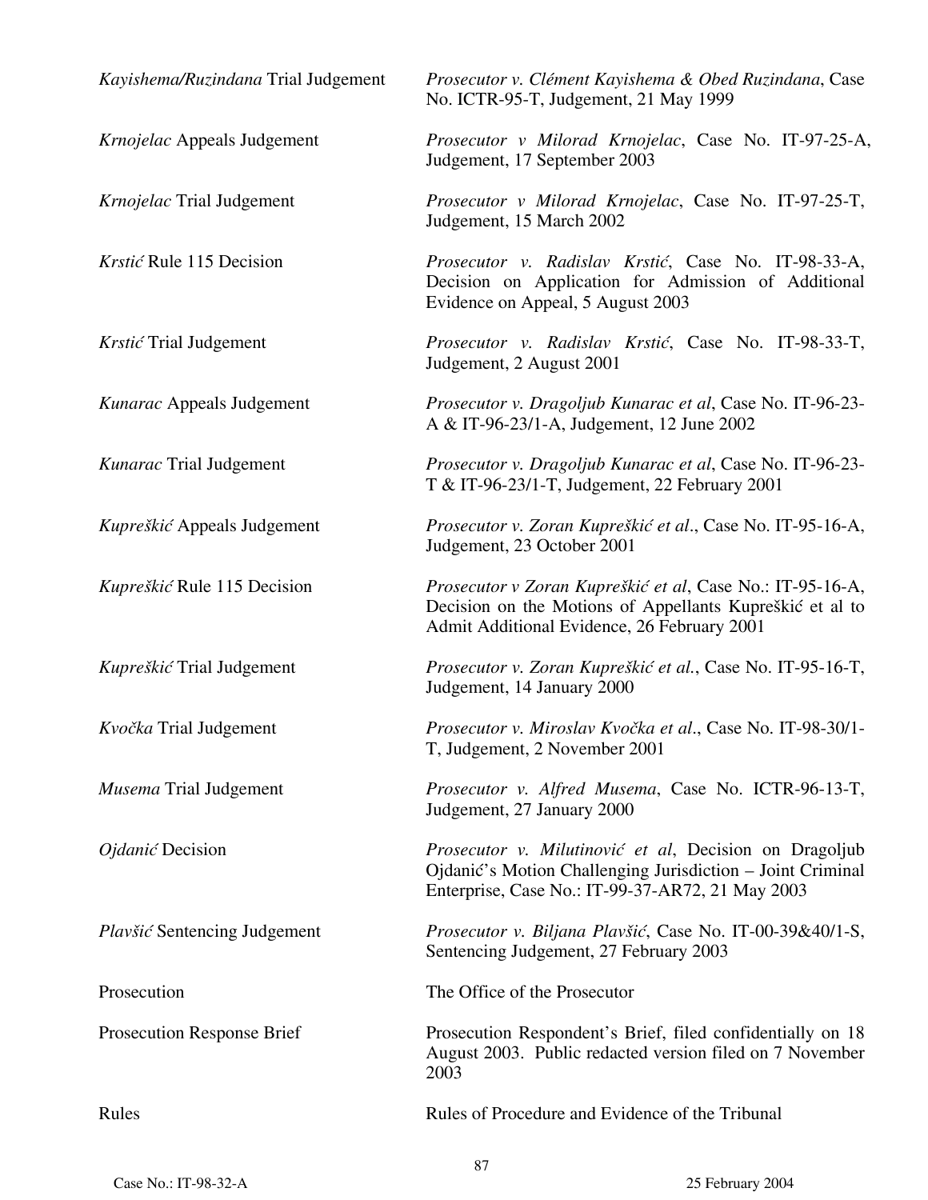| | |
|---|---|
| *Kayishema/Ruzindana* Trial Judgement | *Prosecutor v. Clément Kayishema & Obed Ruzindana*, Case No. ICTR-95-T, Judgement, 21 May 1999 |
| *Krnojelac* Appeals Judgement | *Prosecutor v Milorad Krnojelac*, Case No. IT-97-25-A, Judgement, 17 September 2003 |
| *Krnojelac* Trial Judgement | *Prosecutor v Milorad Krnojelac*, Case No. IT-97-25-T, Judgement, 15 March 2002 |
| *Krstić* Rule 115 Decision | *Prosecutor v. Radislav Krstić*, Case No. IT-98-33-A, Decision on Application for Admission of Additional Evidence on Appeal, 5 August 2003 |
| *Krstić* Trial Judgement | *Prosecutor v. Radislav Krstić*, Case No. IT-98-33-T, Judgement, 2 August 2001 |
| *Kunarac* Appeals Judgement | *Prosecutor v. Dragoljub Kunarac et al*, Case No. IT-96-23-A & IT-96-23/1-A, Judgement, 12 June 2002 |
| *Kunarac* Trial Judgement | *Prosecutor v. Dragoljub Kunarac et al*, Case No. IT-96-23-T & IT-96-23/1-T, Judgement, 22 February 2001 |
| *Kupreškić* Appeals Judgement | *Prosecutor v. Zoran Kupreškić et al.*, Case No. IT-95-16-A, Judgement, 23 October 2001 |
| *Kupreškić* Rule 115 Decision | *Prosecutor v Zoran Kupreškić et al*, Case No.: IT-95-16-A, Decision on the Motions of Appellants Kupreškić et al to Admit Additional Evidence, 26 February 2001 |
| *Kupreškić* Trial Judgement | *Prosecutor v. Zoran Kupreškić et al.*, Case No. IT-95-16-T, Judgement, 14 January 2000 |
| *Kvočka* Trial Judgement | *Prosecutor v. Miroslav Kvočka et al.*, Case No. IT-98-30/1-T, Judgement, 2 November 2001 |
| *Musema* Trial Judgement | *Prosecutor v. Alfred Musema*, Case No. ICTR-96-13-T, Judgement, 27 January 2000 |
| *Ojdanić* Decision | *Prosecutor v. Milutinović et al*, Decision on Dragoljub Ojdanić's Motion Challenging Jurisdiction – Joint Criminal Enterprise, Case No.: IT-99-37-AR72, 21 May 2003 |
| *Plavšić* Sentencing Judgement | *Prosecutor v. Biljana Plavšić*, Case No. IT-00-39&40/1-S, Sentencing Judgement, 27 February 2003 |
| Prosecution | The Office of the Prosecutor |
| Prosecution Response Brief | Prosecution Respondent's Brief, filed confidentially on 18 August 2003. Public redacted version filed on 7 November 2003 |
| Rules | Rules of Procedure and Evidence of the Tribunal |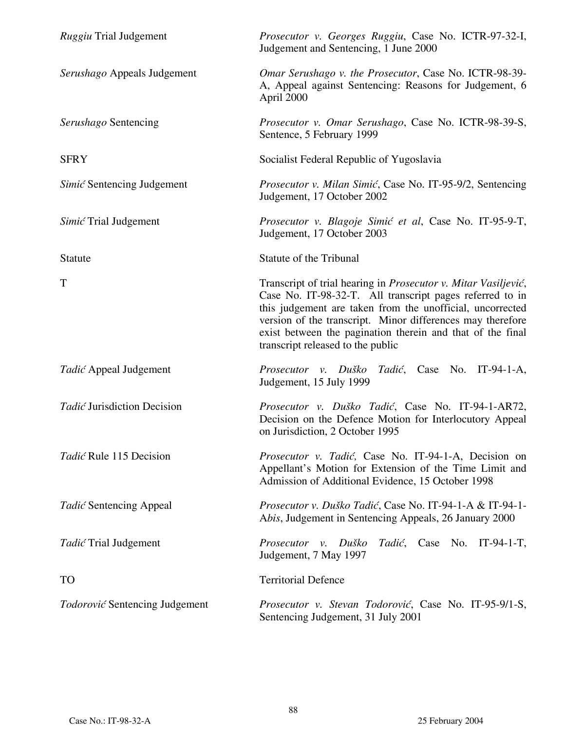| | |
|---|---|
| *Ruggiu* Trial Judgement | *Prosecutor v. Georges Ruggiu*, Case No. ICTR-97-32-I, Judgement and Sentencing, 1 June 2000 |
| *Serushago* Appeals Judgement | *Omar Serushago v. the Prosecutor*, Case No. ICTR-98-39-A, Appeal against Sentencing: Reasons for Judgement, 6 April 2000 |
| *Serushago* Sentencing | *Prosecutor v. Omar Serushago*, Case No. ICTR-98-39-S, Sentence, 5 February 1999 |
| SFRY | Socialist Federal Republic of Yugoslavia |
| *Simić* Sentencing Judgement | *Prosecutor v. Milan Simić*, Case No. IT-95-9/2, Sentencing Judgement, 17 October 2002 |
| *Simić* Trial Judgement | *Prosecutor v. Blagoje Simić et al*, Case No. IT-95-9-T, Judgement, 17 October 2003 |
| Statute | Statute of the Tribunal |
| T | Transcript of trial hearing in *Prosecutor v. Mitar Vasiljević*, Case No. IT-98-32-T. All transcript pages referred to in this judgement are taken from the unofficial, uncorrected version of the transcript. Minor differences may therefore exist between the pagination therein and that of the final transcript released to the public |
| *Tadić* Appeal Judgement | *Prosecutor v. Duško Tadić*, Case No. IT-94-1-A, Judgement, 15 July 1999 |
| *Tadić* Jurisdiction Decision | *Prosecutor v. Duško Tadić*, Case No. IT-94-1-AR72, Decision on the Defence Motion for Interlocutory Appeal on Jurisdiction, 2 October 1995 |
| *Tadić* Rule 115 Decision | *Prosecutor v. Tadić,* Case No. IT-94-1-A, Decision on Appellant's Motion for Extension of the Time Limit and Admission of Additional Evidence, 15 October 1998 |
| *Tadić* Sentencing Appeal | *Prosecutor v. Duško Tadić*, Case No. IT-94-1-A & IT-94-1-A*bis*, Judgement in Sentencing Appeals, 26 January 2000 |
| *Tadić* Trial Judgement | *Prosecutor v. Duško Tadić*, Case No. IT-94-1-T, Judgement, 7 May 1997 |
| TO | Territorial Defence |
| *Todorović* Sentencing Judgement | *Prosecutor v. Stevan Todorović*, Case No. IT-95-9/1-S, Sentencing Judgement, 31 July 2001 |